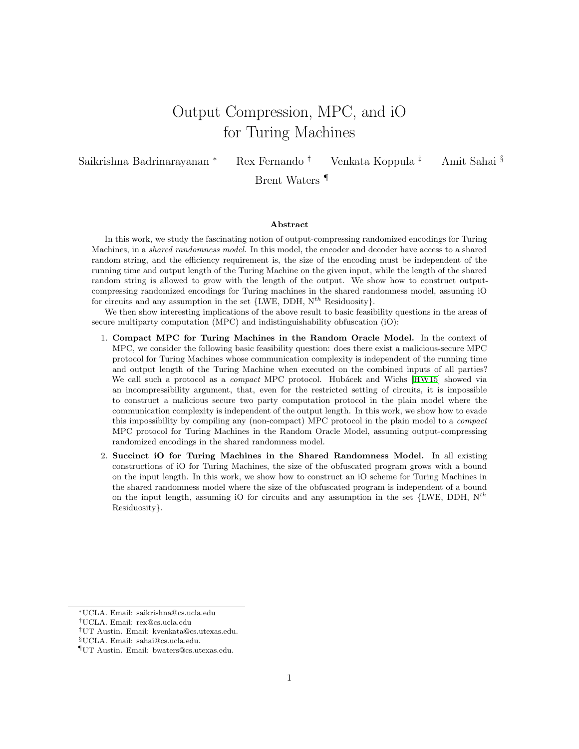# Output Compression, MPC, and iO for Turing Machines

Saikrishna Badrinarayanan [*] Rex Fernando [†] Venkata Koppula [‡] Amit Sahai [§]
Brent Waters [¶]

### Abstract

In this work, we study the fascinating notion of output-compressing randomized encodings for Turing Machines, in a *shared randomness model*. In this model, the encoder and decoder have access to a shared random string, and the efficiency requirement is, the size of the encoding must be independent of the running time and output length of the Turing Machine on the given input, while the length of the shared random string is allowed to grow with the length of the output. We show how to construct output-compressing randomized encodings for Turing machines in the shared randomness model, assuming iO for circuits and any assumption in the set {LWE, DDH, $\mathrm{N}^{th}$ Residuosity}.

We then show interesting implications of the above result to basic feasibility questions in the areas of secure multiparty computation (MPC) and indistinguishability obfuscation (iO):

1. **Compact MPC for Turing Machines in the Random Oracle Model.** In the context of MPC, we consider the following basic feasibility question: does there exist a malicious-secure MPC protocol for Turing Machines whose communication complexity is independent of the running time and output length of the Turing Machine when executed on the combined inputs of all parties? We call such a protocol as a *compact* MPC protocol. Hubácek and Wichs [HW15] showed via an incompressibility argument, that, even for the restricted setting of circuits, it is impossible to construct a malicious secure two party computation protocol in the plain model where the communication complexity is independent of the output length. In this work, we show how to evade this impossibility by compiling any (non-compact) MPC protocol in the plain model to a *compact* MPC protocol for Turing Machines in the Random Oracle Model, assuming output-compressing randomized encodings in the shared randomness model.

2. **Succinct iO for Turing Machines in the Shared Randomness Model.** In all existing constructions of iO for Turing Machines, the size of the obfuscated program grows with a bound on the input length. In this work, we show how to construct an iO scheme for Turing Machines in the shared randomness model where the size of the obfuscated program is independent of a bound on the input length, assuming iO for circuits and any assumption in the set {LWE, DDH, $\mathrm{N}^{th}$ Residuosity}.

---

[*] UCLA. Email: saikrishna@cs.ucla.edu
[†] UCLA. Email: rex@cs.ucla.edu
[‡] UT Austin. Email: kvenkata@cs.utexas.edu.
[§] UCLA. Email: sahai@cs.ucla.edu.
[¶] UT Austin. Email: bwaters@cs.utexas.edu.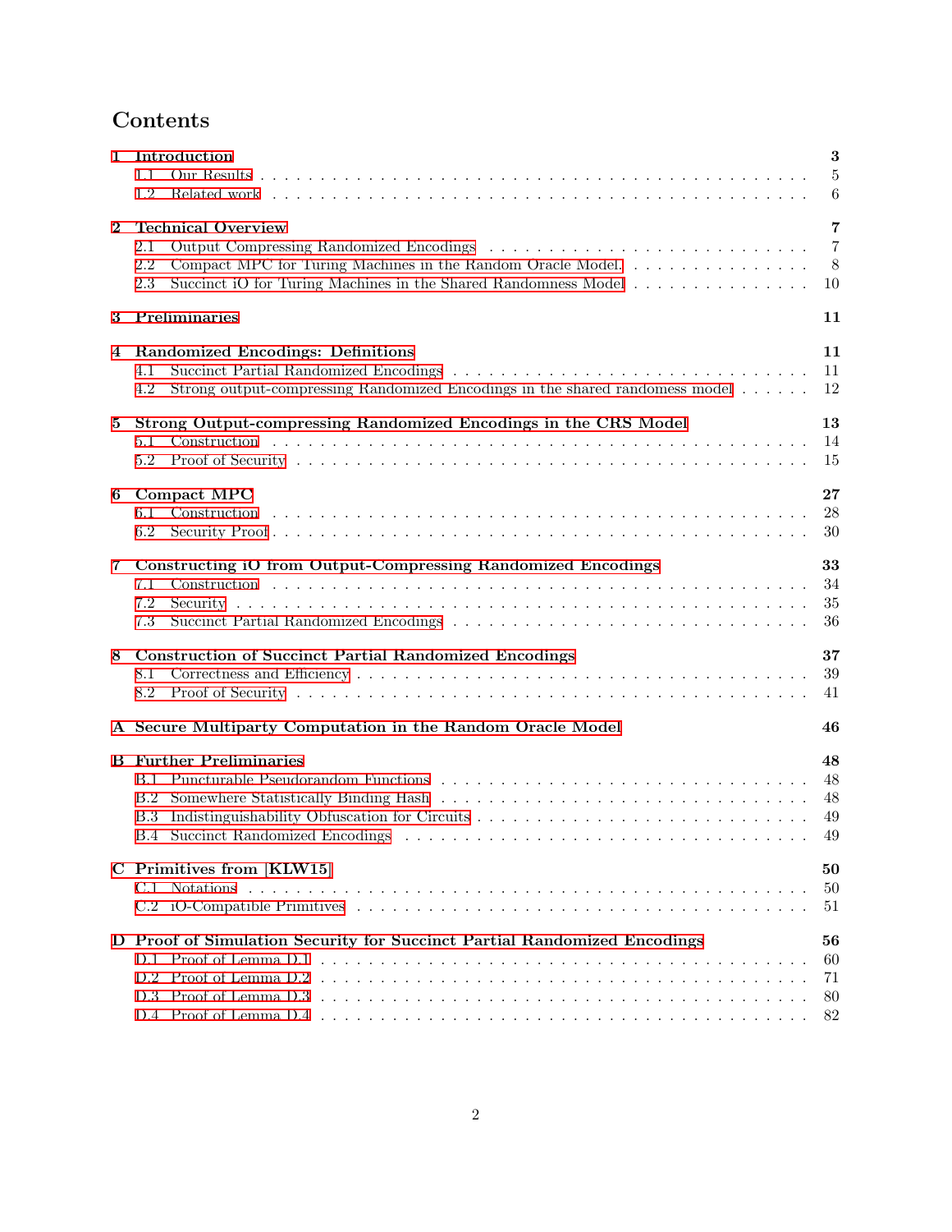# Contents

**1 Introduction** — 3
- 1.1 Our Results — 5
- 1.2 Related work — 6

**2 Technical Overview** — 7
- 2.1 Output Compressing Randomized Encodings — 7
- 2.2 Compact MPC for Turing Machines in the Random Oracle Model. — 8
- 2.3 Succinct iO for Turing Machines in the Shared Randomness Model — 10

**3 Preliminaries** — 11

**4 Randomized Encodings: Definitions** — 11
- 4.1 Succinct Partial Randomized Encodings — 11
- 4.2 Strong output-compressing Randomized Encodings in the shared randomess model — 12

**5 Strong Output-compressing Randomized Encodings in the CRS Model** — 13
- 5.1 Construction — 14
- 5.2 Proof of Security — 15

**6 Compact MPC** — 27
- 6.1 Construction — 28
- 6.2 Security Proof — 30

**7 Constructing iO from Output-Compressing Randomized Encodings** — 33
- 7.1 Construction — 34
- 7.2 Security — 35
- 7.3 Succinct Partial Randomized Encodings — 36

**8 Construction of Succinct Partial Randomized Encodings** — 37
- 8.1 Correctness and Efficiency — 39
- 8.2 Proof of Security — 41

**A Secure Multiparty Computation in the Random Oracle Model** — 46

**B Further Preliminaries** — 48
- B.1 Puncturable Pseudorandom Functions — 48
- B.2 Somewhere Statistically Binding Hash — 48
- B.3 Indistinguishability Obfuscation for Circuits — 49
- B.4 Succinct Randomized Encodings — 49

**C Primitives from [KLW15]** — 50
- C.1 Notations — 50
- C.2 iO-Compatible Primitives — 51

**D Proof of Simulation Security for Succinct Partial Randomized Encodings** — 56
- D.1 Proof of Lemma D.1 — 60
- D.2 Proof of Lemma D.2 — 71
- D.3 Proof of Lemma D.3 — 80
- D.4 Proof of Lemma D.4 — 82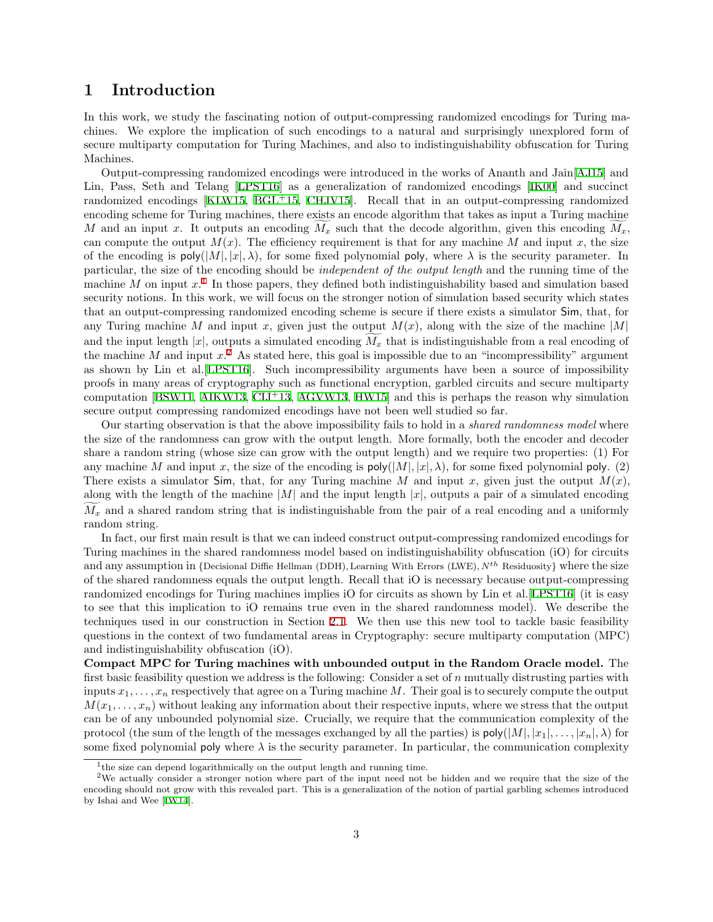# 1 Introduction

In this work, we study the fascinating notion of output-compressing randomized encodings for Turing machines. We explore the implication of such encodings to a natural and surprisingly unexplored form of secure multiparty computation for Turing Machines, and also to indistinguishability obfuscation for Turing Machines.

Output-compressing randomized encodings were introduced in the works of Ananth and Jain[AJ15] and Lin, Pass, Seth and Telang [LPST16] as a generalization of randomized encodings [IK00] and succinct randomized encodings [KLW15, BGL+15, CHJV15]. Recall that in an output-compressing randomized encoding scheme for Turing machines, there exists an encode algorithm that takes as input a Turing machine $M$ and an input $x$. It outputs an encoding $\widetilde{M_x}$ such that the decode algorithm, given this encoding $\widetilde{M_x}$, can compute the output $M(x)$. The efficiency requirement is that for any machine $M$ and input $x$, the size of the encoding is $\mathsf{poly}(|M|, |x|, \lambda)$, for some fixed polynomial $\mathsf{poly}$, where $\lambda$ is the security parameter. In particular, the size of the encoding should be *independent of the output length* and the running time of the machine $M$ on input $x$.[1] In those papers, they defined both indistinguishability based and simulation based security notions. In this work, we will focus on the stronger notion of simulation based security which states that an output-compressing randomized encoding scheme is secure if there exists a simulator $\mathsf{Sim}$, that, for any Turing machine $M$ and input $x$, given just the output $M(x)$, along with the size of the machine $|M|$ and the input length $|x|$, outputs a simulated encoding $\widetilde{M_x}$ that is indistinguishable from a real encoding of the machine $M$ and input $x$.[2] As stated here, this goal is impossible due to an "incompressibility" argument as shown by Lin et al.[LPST16]. Such incompressibility arguments have been a source of impossibility proofs in many areas of cryptography such as functional encryption, garbled circuits and secure multiparty computation [BSW11, AIKW13, CIJ+13, AGVW13, HW15] and this is perhaps the reason why simulation secure output compressing randomized encodings have not been well studied so far.

Our starting observation is that the above impossibility fails to hold in a *shared randomness model* where the size of the randomness can grow with the output length. More formally, both the encoder and decoder share a random string (whose size can grow with the output length) and we require two properties: (1) For any machine $M$ and input $x$, the size of the encoding is $\mathsf{poly}(|M|, |x|, \lambda)$, for some fixed polynomial $\mathsf{poly}$. (2) There exists a simulator $\mathsf{Sim}$, that, for any Turing machine $M$ and input $x$, given just the output $M(x)$, along with the length of the machine $|M|$ and the input length $|x|$, outputs a pair of a simulated encoding $\widetilde{M_x}$ and a shared random string that is indistinguishable from the pair of a real encoding and a uniformly random string.

In fact, our first main result is that we can indeed construct output-compressing randomized encodings for Turing machines in the shared randomness model based on indistinguishability obfuscation (iO) for circuits and any assumption in {Decisional Diffie Hellman (DDH), Learning With Errors (LWE), $N^{th}$ Residuosity} where the size of the shared randomness equals the output length. Recall that iO is necessary because output-compressing randomized encodings for Turing machines implies iO for circuits as shown by Lin et al.[LPST16] (it is easy to see that this implication to iO remains true even in the shared randomness model). We describe the techniques used in our construction in Section 2.1. We then use this new tool to tackle basic feasibility questions in the context of two fundamental areas in Cryptography: secure multiparty computation (MPC) and indistinguishability obfuscation (iO).

**Compact MPC for Turing machines with unbounded output in the Random Oracle model.** The first basic feasibility question we address is the following: Consider a set of $n$ mutually distrusting parties with inputs $x_1, \ldots, x_n$ respectively that agree on a Turing machine $M$. Their goal is to securely compute the output $M(x_1, \ldots, x_n)$ without leaking any information about their respective inputs, where we stress that the output can be of any unbounded polynomial size. Crucially, we require that the communication complexity of the protocol (the sum of the length of the messages exchanged by all the parties) is $\mathsf{poly}(|M|, |x_1|, \ldots, |x_n|, \lambda)$ for some fixed polynomial $\mathsf{poly}$ where $\lambda$ is the security parameter. In particular, the communication complexity

[1] the size can depend logarithmically on the output length and running time.

[2] We actually consider a stronger notion where part of the input need not be hidden and we require that the size of the encoding should not grow with this revealed part. This is a generalization of the notion of partial garbling schemes introduced by Ishai and Wee [IW14].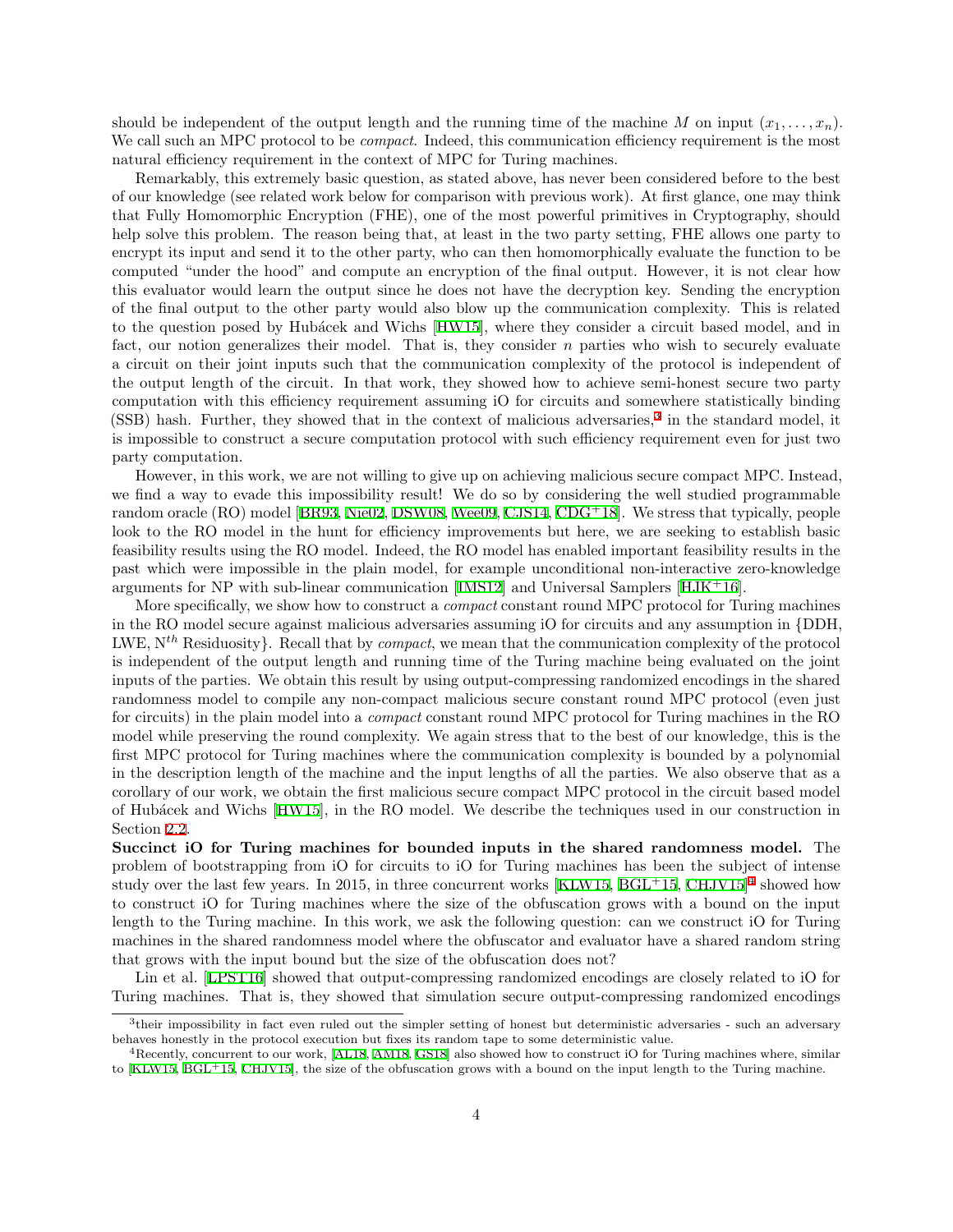should be independent of the output length and the running time of the machine $M$ on input $(x_1, \ldots, x_n)$. We call such an MPC protocol to be *compact*. Indeed, this communication efficiency requirement is the most natural efficiency requirement in the context of MPC for Turing machines.

Remarkably, this extremely basic question, as stated above, has never been considered before to the best of our knowledge (see related work below for comparison with previous work). At first glance, one may think that Fully Homomorphic Encryption (FHE), one of the most powerful primitives in Cryptography, should help solve this problem. The reason being that, at least in the two party setting, FHE allows one party to encrypt its input and send it to the other party, who can then homomorphically evaluate the function to be computed "under the hood" and compute an encryption of the final output. However, it is not clear how this evaluator would learn the output since he does not have the decryption key. Sending the encryption of the final output to the other party would also blow up the communication complexity. This is related to the question posed by Hubácek and Wichs [HW15], where they consider a circuit based model, and in fact, our notion generalizes their model. That is, they consider $n$ parties who wish to securely evaluate a circuit on their joint inputs such that the communication complexity of the protocol is independent of the output length of the circuit. In that work, they showed how to achieve semi-honest secure two party computation with this efficiency requirement assuming iO for circuits and somewhere statistically binding (SSB) hash. Further, they showed that in the context of malicious adversaries,[3] in the standard model, it is impossible to construct a secure computation protocol with such efficiency requirement even for just two party computation.

However, in this work, we are not willing to give up on achieving malicious secure compact MPC. Instead, we find a way to evade this impossibility result! We do so by considering the well studied programmable random oracle (RO) model [BR93, Nie02, DSW08, Wee09, CJS14, CDG+18]. We stress that typically, people look to the RO model in the hunt for efficiency improvements but here, we are seeking to establish basic feasibility results using the RO model. Indeed, the RO model has enabled important feasibility results in the past which were impossible in the plain model, for example unconditional non-interactive zero-knowledge arguments for NP with sub-linear communication [IMS12] and Universal Samplers [HJK+16].

More specifically, we show how to construct a *compact* constant round MPC protocol for Turing machines in the RO model secure against malicious adversaries assuming iO for circuits and any assumption in {DDH, LWE, $\mathrm{N}^{th}$ Residuosity}. Recall that by *compact*, we mean that the communication complexity of the protocol is independent of the output length and running time of the Turing machine being evaluated on the joint inputs of the parties. We obtain this result by using output-compressing randomized encodings in the shared randomness model to compile any non-compact malicious secure constant round MPC protocol (even just for circuits) in the plain model into a *compact* constant round MPC protocol for Turing machines in the RO model while preserving the round complexity. We again stress that to the best of our knowledge, this is the first MPC protocol for Turing machines where the communication complexity is bounded by a polynomial in the description length of the machine and the input lengths of all the parties. We also observe that as a corollary of our work, we obtain the first malicious secure compact MPC protocol in the circuit based model of Hubácek and Wichs [HW15], in the RO model. We describe the techniques used in our construction in Section 2.2.

**Succinct iO for Turing machines for bounded inputs in the shared randomness model.** The problem of bootstrapping from iO for circuits to iO for Turing machines has been the subject of intense study over the last few years. In 2015, in three concurrent works [KLW15, BGL+15, CHJV15][4] showed how to construct iO for Turing machines where the size of the obfuscation grows with a bound on the input length to the Turing machine. In this work, we ask the following question: can we construct iO for Turing machines in the shared randomness model where the obfuscator and evaluator have a shared random string that grows with the input bound but the size of the obfuscation does not?

Lin et al. [LPST16] showed that output-compressing randomized encodings are closely related to iO for Turing machines. That is, they showed that simulation secure output-compressing randomized encodings

[3] their impossibility in fact even ruled out the simpler setting of honest but deterministic adversaries - such an adversary behaves honestly in the protocol execution but fixes its random tape to some deterministic value.

[4] Recently, concurrent to our work, [AL18, AM18, GS18] also showed how to construct iO for Turing machines where, similar to [KLW15, BGL+15, CHJV15], the size of the obfuscation grows with a bound on the input length to the Turing machine.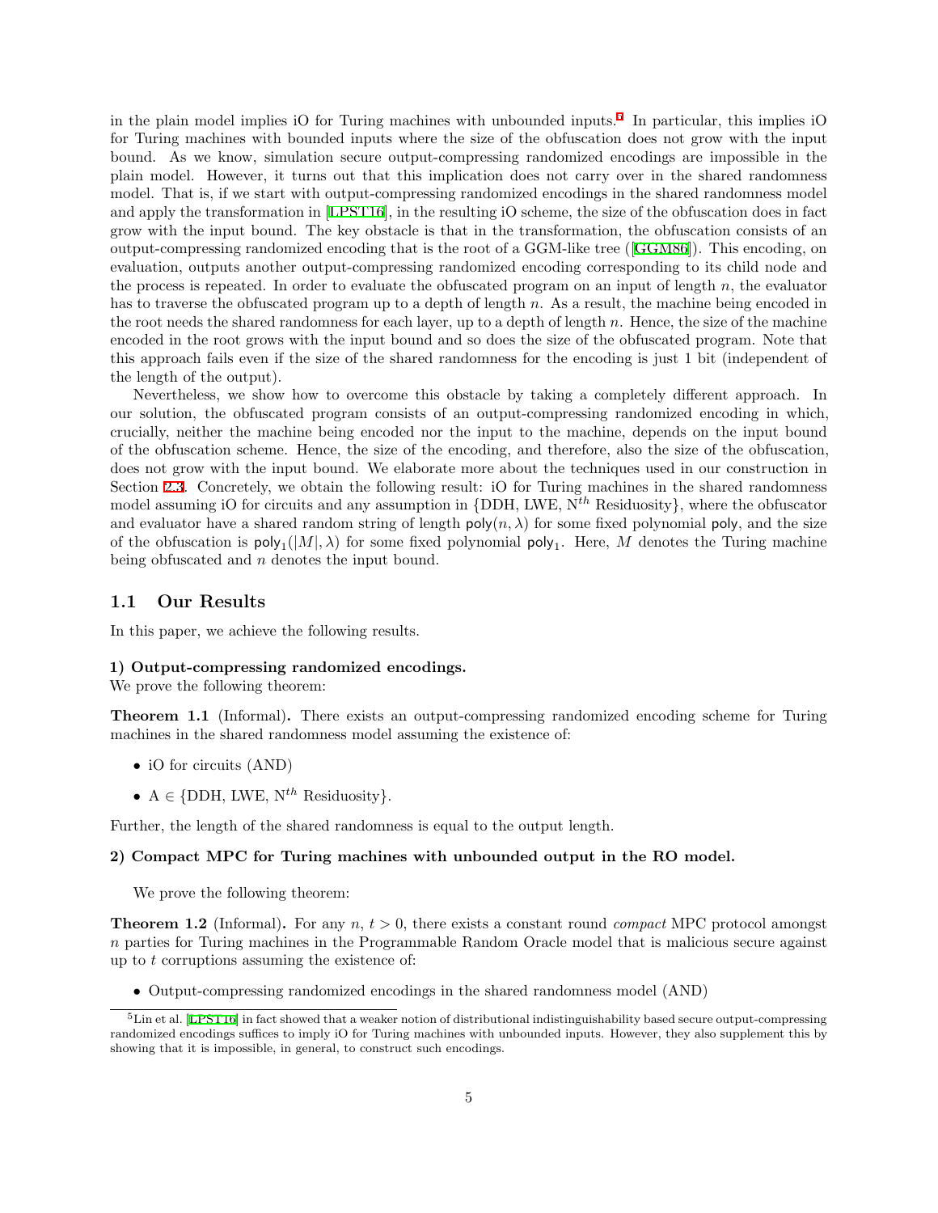in the plain model implies iO for Turing machines with unbounded inputs.[5] In particular, this implies iO for Turing machines with bounded inputs where the size of the obfuscation does not grow with the input bound. As we know, simulation secure output-compressing randomized encodings are impossible in the plain model. However, it turns out that this implication does not carry over in the shared randomness model. That is, if we start with output-compressing randomized encodings in the shared randomness model and apply the transformation in [LPST16], in the resulting iO scheme, the size of the obfuscation does in fact grow with the input bound. The key obstacle is that in the transformation, the obfuscation consists of an output-compressing randomized encoding that is the root of a GGM-like tree ([GGM86]). This encoding, on evaluation, outputs another output-compressing randomized encoding corresponding to its child node and the process is repeated. In order to evaluate the obfuscated program on an input of length $n$, the evaluator has to traverse the obfuscated program up to a depth of length $n$. As a result, the machine being encoded in the root needs the shared randomness for each layer, up to a depth of length $n$. Hence, the size of the machine encoded in the root grows with the input bound and so does the size of the obfuscated program. Note that this approach fails even if the size of the shared randomness for the encoding is just 1 bit (independent of the length of the output).

Nevertheless, we show how to overcome this obstacle by taking a completely different approach. In our solution, the obfuscated program consists of an output-compressing randomized encoding in which, crucially, neither the machine being encoded nor the input to the machine, depends on the input bound of the obfuscation scheme. Hence, the size of the encoding, and therefore, also the size of the obfuscation, does not grow with the input bound. We elaborate more about the techniques used in our construction in Section 2.3. Concretely, we obtain the following result: iO for Turing machines in the shared randomness model assuming iO for circuits and any assumption in {DDH, LWE, N$^{th}$ Residuosity}, where the obfuscator and evaluator have a shared random string of length $\mathsf{poly}(n, \lambda)$ for some fixed polynomial $\mathsf{poly}$, and the size of the obfuscation is $\mathsf{poly}_1(|M|, \lambda)$ for some fixed polynomial $\mathsf{poly}_1$. Here, $M$ denotes the Turing machine being obfuscated and $n$ denotes the input bound.

## 1.1 Our Results

In this paper, we achieve the following results.

**1) Output-compressing randomized encodings.**
We prove the following theorem:

**Theorem 1.1** (Informal)**.** There exists an output-compressing randomized encoding scheme for Turing machines in the shared randomness model assuming the existence of:

- iO for circuits (AND)
- A $\in$ {DDH, LWE, N$^{th}$ Residuosity}.

Further, the length of the shared randomness is equal to the output length.

**2) Compact MPC for Turing machines with unbounded output in the RO model.**

We prove the following theorem:

**Theorem 1.2** (Informal)**.** For any $n$, $t > 0$, there exists a constant round *compact* MPC protocol amongst $n$ parties for Turing machines in the Programmable Random Oracle model that is malicious secure against up to $t$ corruptions assuming the existence of:

- Output-compressing randomized encodings in the shared randomness model (AND)

[5] Lin et al. [LPST16] in fact showed that a weaker notion of distributional indistinguishability based secure output-compressing randomized encodings suffices to imply iO for Turing machines with unbounded inputs. However, they also supplement this by showing that it is impossible, in general, to construct such encodings.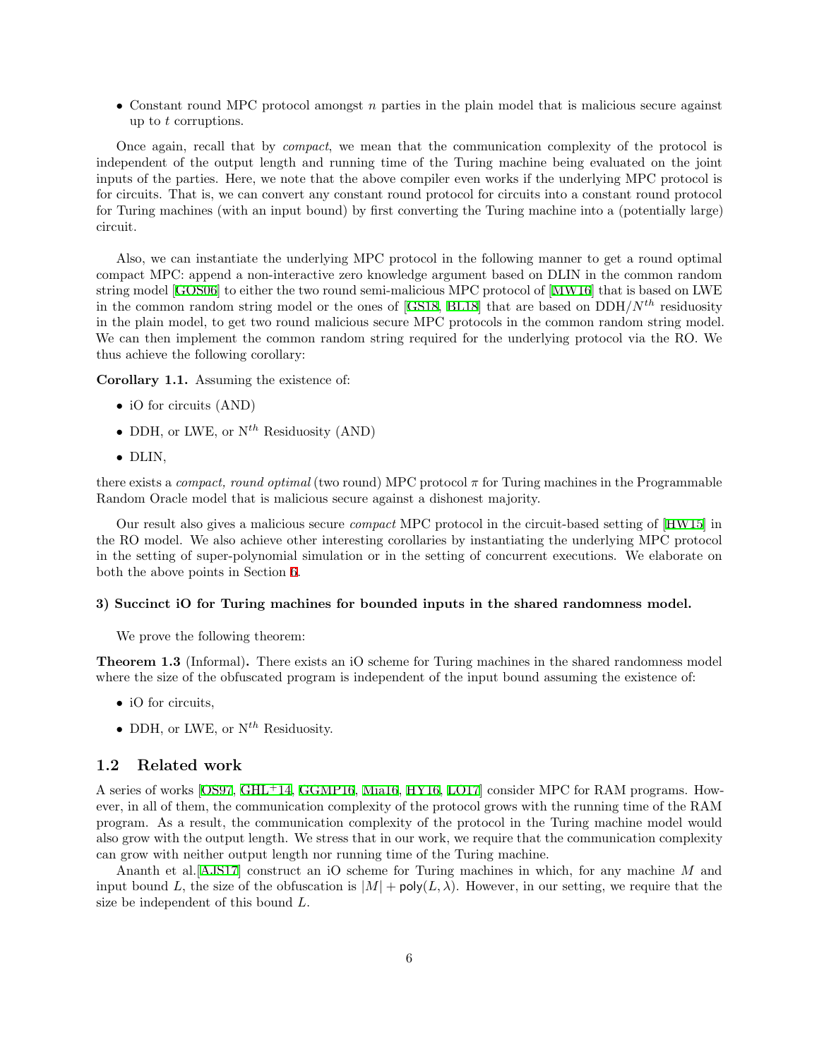- Constant round MPC protocol amongst $n$ parties in the plain model that is malicious secure against up to $t$ corruptions.

Once again, recall that by *compact*, we mean that the communication complexity of the protocol is independent of the output length and running time of the Turing machine being evaluated on the joint inputs of the parties. Here, we note that the above compiler even works if the underlying MPC protocol is for circuits. That is, we can convert any constant round protocol for circuits into a constant round protocol for Turing machines (with an input bound) by first converting the Turing machine into a (potentially large) circuit.

Also, we can instantiate the underlying MPC protocol in the following manner to get a round optimal compact MPC: append a non-interactive zero knowledge argument based on DLIN in the common random string model [GOS06] to either the two round semi-malicious MPC protocol of [MW16] that is based on LWE in the common random string model or the ones of [GS18, BL18] that are based on DDH/$N^{th}$ residuosity in the plain model, to get two round malicious secure MPC protocols in the common random string model. We can then implement the common random string required for the underlying protocol via the RO. We thus achieve the following corollary:

**Corollary 1.1.** Assuming the existence of:

- iO for circuits (AND)
- DDH, or LWE, or $\text{N}^{th}$ Residuosity (AND)
- DLIN,

there exists a *compact, round optimal* (two round) MPC protocol $\pi$ for Turing machines in the Programmable Random Oracle model that is malicious secure against a dishonest majority.

Our result also gives a malicious secure *compact* MPC protocol in the circuit-based setting of [HW15] in the RO model. We also achieve other interesting corollaries by instantiating the underlying MPC protocol in the setting of super-polynomial simulation or in the setting of concurrent executions. We elaborate on both the above points in Section 6.

**3) Succinct iO for Turing machines for bounded inputs in the shared randomness model.**

We prove the following theorem:

**Theorem 1.3** (Informal)**.** There exists an iO scheme for Turing machines in the shared randomness model where the size of the obfuscated program is independent of the input bound assuming the existence of:

- iO for circuits,
- DDH, or LWE, or $\text{N}^{th}$ Residuosity.

## 1.2 Related work

A series of works [OS97, GHL+14, GGMP16, Mia16, HY16, LO17] consider MPC for RAM programs. However, in all of them, the communication complexity of the protocol grows with the running time of the RAM program. As a result, the communication complexity of the protocol in the Turing machine model would also grow with the output length. We stress that in our work, we require that the communication complexity can grow with neither output length nor running time of the Turing machine.

Ananth et al.[AJS17] construct an iO scheme for Turing machines in which, for any machine $M$ and input bound $L$, the size of the obfuscation is $|M| + \mathsf{poly}(L, \lambda)$. However, in our setting, we require that the size be independent of this bound $L$.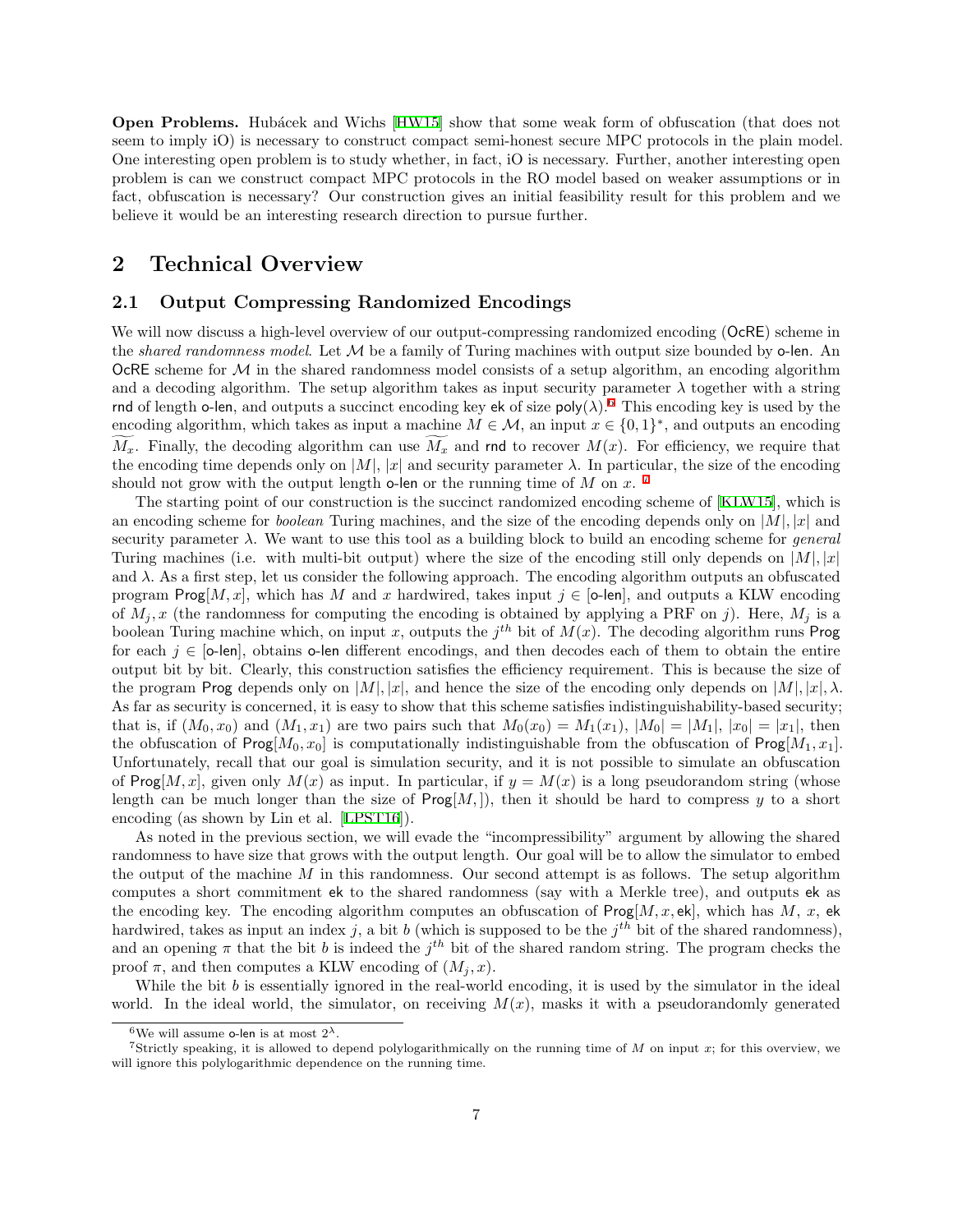**Open Problems.** Hubácek and Wichs [HW15] show that some weak form of obfuscation (that does not seem to imply iO) is necessary to construct compact semi-honest secure MPC protocols in the plain model. One interesting open problem is to study whether, in fact, iO is necessary. Further, another interesting open problem is can we construct compact MPC protocols in the RO model based on weaker assumptions or in fact, obfuscation is necessary? Our construction gives an initial feasibility result for this problem and we believe it would be an interesting research direction to pursue further.

## 2 Technical Overview

### 2.1 Output Compressing Randomized Encodings

We will now discuss a high-level overview of our output-compressing randomized encoding (OcRE) scheme in the *shared randomness model*. Let $\mathcal{M}$ be a family of Turing machines with output size bounded by o-len. An OcRE scheme for $\mathcal{M}$ in the shared randomness model consists of a setup algorithm, an encoding algorithm and a decoding algorithm. The setup algorithm takes as input security parameter $\lambda$ together with a string rnd of length o-len, and outputs a succinct encoding key ek of size $\mathsf{poly}(\lambda)$.[6] This encoding key is used by the encoding algorithm, which takes as input a machine $M \in \mathcal{M}$, an input $x \in \{0,1\}^*$, and outputs an encoding $\widetilde{M_x}$. Finally, the decoding algorithm can use $\widetilde{M_x}$ and rnd to recover $M(x)$. For efficiency, we require that the encoding time depends only on $|M|$, $|x|$ and security parameter $\lambda$. In particular, the size of the encoding should not grow with the output length o-len or the running time of $M$ on $x$. [7]

The starting point of our construction is the succinct randomized encoding scheme of [KLW15], which is an encoding scheme for *boolean* Turing machines, and the size of the encoding depends only on $|M|, |x|$ and security parameter $\lambda$. We want to use this tool as a building block to build an encoding scheme for *general* Turing machines (i.e. with multi-bit output) where the size of the encoding still only depends on $|M|, |x|$ and $\lambda$. As a first step, let us consider the following approach. The encoding algorithm outputs an obfuscated program $\mathsf{Prog}[M, x]$, which has $M$ and $x$ hardwired, takes input $j \in [\text{o-len}]$, and outputs a KLW encoding of $M_j, x$ (the randomness for computing the encoding is obtained by applying a PRF on $j$). Here, $M_j$ is a boolean Turing machine which, on input $x$, outputs the $j^{th}$ bit of $M(x)$. The decoding algorithm runs Prog for each $j \in [\text{o-len}]$, obtains o-len different encodings, and then decodes each of them to obtain the entire output bit by bit. Clearly, this construction satisfies the efficiency requirement. This is because the size of the program Prog depends only on $|M|, |x|$, and hence the size of the encoding only depends on $|M|, |x|, \lambda$. As far as security is concerned, it is easy to show that this scheme satisfies indistinguishability-based security; that is, if $(M_0, x_0)$ and $(M_1, x_1)$ are two pairs such that $M_0(x_0) = M_1(x_1)$, $|M_0| = |M_1|$, $|x_0| = |x_1|$, then the obfuscation of $\mathsf{Prog}[M_0, x_0]$ is computationally indistinguishable from the obfuscation of $\mathsf{Prog}[M_1, x_1]$. Unfortunately, recall that our goal is simulation security, and it is not possible to simulate an obfuscation of $\mathsf{Prog}[M, x]$, given only $M(x)$ as input. In particular, if $y = M(x)$ is a long pseudorandom string (whose length can be much longer than the size of $\mathsf{Prog}[M,]$), then it should be hard to compress $y$ to a short encoding (as shown by Lin et al. [LPST16]).

As noted in the previous section, we will evade the "incompressibility" argument by allowing the shared randomness to have size that grows with the output length. Our goal will be to allow the simulator to embed the output of the machine $M$ in this randomness. Our second attempt is as follows. The setup algorithm computes a short commitment ek to the shared randomness (say with a Merkle tree), and outputs ek as the encoding key. The encoding algorithm computes an obfuscation of $\mathsf{Prog}[M, x, \mathsf{ek}]$, which has $M$, $x$, ek hardwired, takes as input an index $j$, a bit $b$ (which is supposed to be the $j^{th}$ bit of the shared randomness), and an opening $\pi$ that the bit $b$ is indeed the $j^{th}$ bit of the shared random string. The program checks the proof $\pi$, and then computes a KLW encoding of $(M_j, x)$.

While the bit $b$ is essentially ignored in the real-world encoding, it is used by the simulator in the ideal world. In the ideal world, the simulator, on receiving $M(x)$, masks it with a pseudorandomly generated

[6] We will assume o-len is at most $2^\lambda$.

[7] Strictly speaking, it is allowed to depend polylogarithmically on the running time of $M$ on input $x$; for this overview, we will ignore this polylogarithmic dependence on the running time.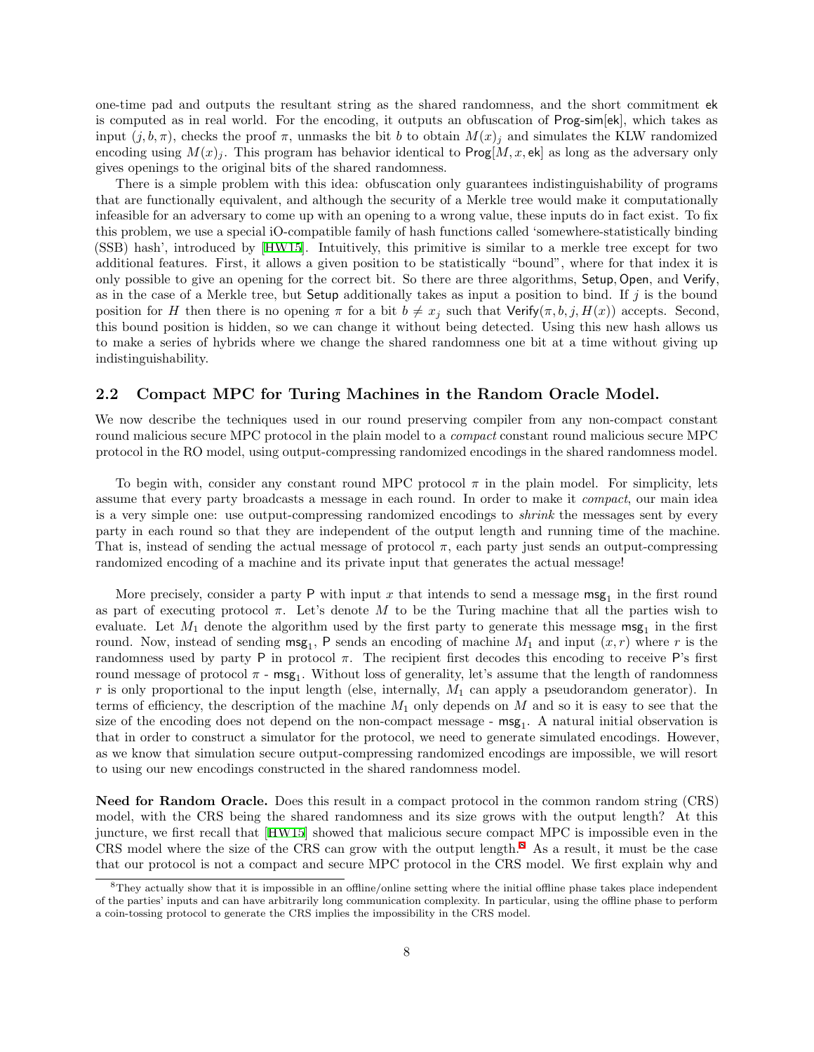one-time pad and outputs the resultant string as the shared randomness, and the short commitment $\mathsf{ek}$ is computed as in real world. For the encoding, it outputs an obfuscation of $\mathsf{Prog\text{-}sim}[\mathsf{ek}]$, which takes as input $(j, b, \pi)$, checks the proof $\pi$, unmasks the bit $b$ to obtain $M(x)_j$ and simulates the KLW randomized encoding using $M(x)_j$. This program has behavior identical to $\mathsf{Prog}[M, x, \mathsf{ek}]$ as long as the adversary only gives openings to the original bits of the shared randomness.

There is a simple problem with this idea: obfuscation only guarantees indistinguishability of programs that are functionally equivalent, and although the security of a Merkle tree would make it computationally infeasible for an adversary to come up with an opening to a wrong value, these inputs do in fact exist. To fix this problem, we use a special iO-compatible family of hash functions called 'somewhere-statistically binding (SSB) hash', introduced by [HW15]. Intuitively, this primitive is similar to a merkle tree except for two additional features. First, it allows a given position to be statistically "bound", where for that index it is only possible to give an opening for the correct bit. So there are three algorithms, $\mathsf{Setup}, \mathsf{Open}$, and $\mathsf{Verify}$, as in the case of a Merkle tree, but $\mathsf{Setup}$ additionally takes as input a position to bind. If $j$ is the bound position for $H$ then there is no opening $\pi$ for a bit $b \neq x_j$ such that $\mathsf{Verify}(\pi, b, j, H(x))$ accepts. Second, this bound position is hidden, so we can change it without being detected. Using this new hash allows us to make a series of hybrids where we change the shared randomness one bit at a time without giving up indistinguishability.

## 2.2 Compact MPC for Turing Machines in the Random Oracle Model.

We now describe the techniques used in our round preserving compiler from any non-compact constant round malicious secure MPC protocol in the plain model to a *compact* constant round malicious secure MPC protocol in the RO model, using output-compressing randomized encodings in the shared randomness model.

To begin with, consider any constant round MPC protocol $\pi$ in the plain model. For simplicity, lets assume that every party broadcasts a message in each round. In order to make it *compact*, our main idea is a very simple one: use output-compressing randomized encodings to *shrink* the messages sent by every party in each round so that they are independent of the output length and running time of the machine. That is, instead of sending the actual message of protocol $\pi$, each party just sends an output-compressing randomized encoding of a machine and its private input that generates the actual message!

More precisely, consider a party $\mathsf{P}$ with input $x$ that intends to send a message $\mathsf{msg}_1$ in the first round as part of executing protocol $\pi$. Let's denote $M$ to be the Turing machine that all the parties wish to evaluate. Let $M_1$ denote the algorithm used by the first party to generate this message $\mathsf{msg}_1$ in the first round. Now, instead of sending $\mathsf{msg}_1$, $\mathsf{P}$ sends an encoding of machine $M_1$ and input $(x, r)$ where $r$ is the randomness used by party $\mathsf{P}$ in protocol $\pi$. The recipient first decodes this encoding to receive $\mathsf{P}$'s first round message of protocol $\pi$ - $\mathsf{msg}_1$. Without loss of generality, let's assume that the length of randomness $r$ is only proportional to the input length (else, internally, $M_1$ can apply a pseudorandom generator). In terms of efficiency, the description of the machine $M_1$ only depends on $M$ and so it is easy to see that the size of the encoding does not depend on the non-compact message - $\mathsf{msg}_1$. A natural initial observation is that in order to construct a simulator for the protocol, we need to generate simulated encodings. However, as we know that simulation secure output-compressing randomized encodings are impossible, we will resort to using our new encodings constructed in the shared randomness model.

**Need for Random Oracle.** Does this result in a compact protocol in the common random string (CRS) model, with the CRS being the shared randomness and its size grows with the output length? At this juncture, we first recall that [HW15] showed that malicious secure compact MPC is impossible even in the CRS model where the size of the CRS can grow with the output length.[8] As a result, it must be the case that our protocol is not a compact and secure MPC protocol in the CRS model. We first explain why and

[8] They actually show that it is impossible in an offline/online setting where the initial offline phase takes place independent of the parties' inputs and can have arbitrarily long communication complexity. In particular, using the offline phase to perform a coin-tossing protocol to generate the CRS implies the impossibility in the CRS model.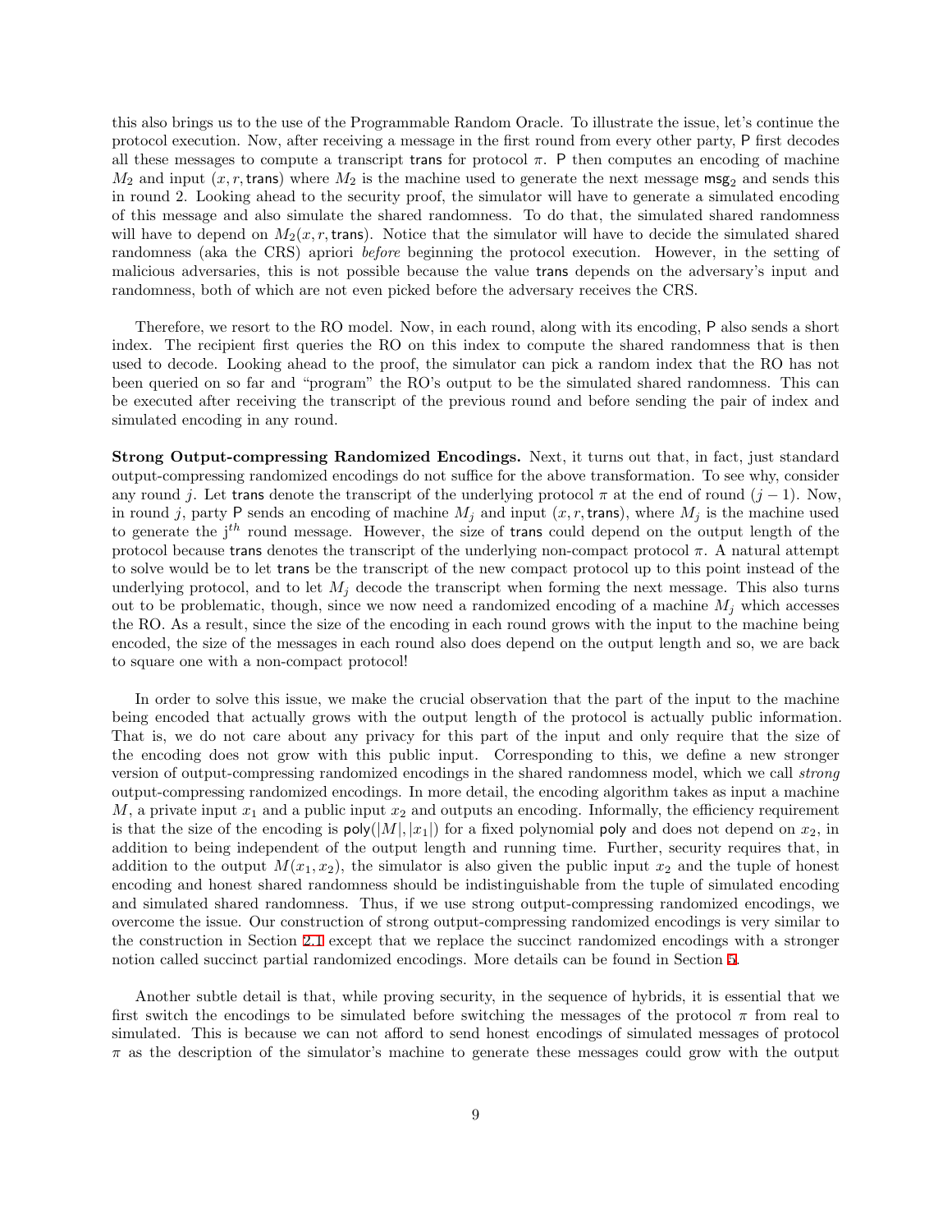this also brings us to the use of the Programmable Random Oracle. To illustrate the issue, let's continue the protocol execution. Now, after receiving a message in the first round from every other party, $\mathsf{P}$ first decodes all these messages to compute a transcript $\mathsf{trans}$ for protocol $\pi$. $\mathsf{P}$ then computes an encoding of machine $M_2$ and input $(x, r, \mathsf{trans})$ where $M_2$ is the machine used to generate the next message $\mathsf{msg}_2$ and sends this in round 2. Looking ahead to the security proof, the simulator will have to generate a simulated encoding of this message and also simulate the shared randomness. To do that, the simulated shared randomness will have to depend on $M_2(x, r, \mathsf{trans})$. Notice that the simulator will have to decide the simulated shared randomness (aka the CRS) apriori *before* beginning the protocol execution. However, in the setting of malicious adversaries, this is not possible because the value $\mathsf{trans}$ depends on the adversary's input and randomness, both of which are not even picked before the adversary receives the CRS.

Therefore, we resort to the RO model. Now, in each round, along with its encoding, $\mathsf{P}$ also sends a short index. The recipient first queries the RO on this index to compute the shared randomness that is then used to decode. Looking ahead to the proof, the simulator can pick a random index that the RO has not been queried on so far and "program" the RO's output to be the simulated shared randomness. This can be executed after receiving the transcript of the previous round and before sending the pair of index and simulated encoding in any round.

**Strong Output-compressing Randomized Encodings.** Next, it turns out that, in fact, just standard output-compressing randomized encodings do not suffice for the above transformation. To see why, consider any round $j$. Let $\mathsf{trans}$ denote the transcript of the underlying protocol $\pi$ at the end of round $(j-1)$. Now, in round $j$, party $\mathsf{P}$ sends an encoding of machine $M_j$ and input $(x, r, \mathsf{trans})$, where $M_j$ is the machine used to generate the $\mathrm{j}^{th}$ round message. However, the size of $\mathsf{trans}$ could depend on the output length of the protocol because $\mathsf{trans}$ denotes the transcript of the underlying non-compact protocol $\pi$. A natural attempt to solve would be to let $\mathsf{trans}$ be the transcript of the new compact protocol up to this point instead of the underlying protocol, and to let $M_j$ decode the transcript when forming the next message. This also turns out to be problematic, though, since we now need a randomized encoding of a machine $M_j$ which accesses the RO. As a result, since the size of the encoding in each round grows with the input to the machine being encoded, the size of the messages in each round also does depend on the output length and so, we are back to square one with a non-compact protocol!

In order to solve this issue, we make the crucial observation that the part of the input to the machine being encoded that actually grows with the output length of the protocol is actually public information. That is, we do not care about any privacy for this part of the input and only require that the size of the encoding does not grow with this public input. Corresponding to this, we define a new stronger version of output-compressing randomized encodings in the shared randomness model, which we call *strong* output-compressing randomized encodings. In more detail, the encoding algorithm takes as input a machine $M$, a private input $x_1$ and a public input $x_2$ and outputs an encoding. Informally, the efficiency requirement is that the size of the encoding is $\mathsf{poly}(|M|, |x_1|)$ for a fixed polynomial $\mathsf{poly}$ and does not depend on $x_2$, in addition to being independent of the output length and running time. Further, security requires that, in addition to the output $M(x_1, x_2)$, the simulator is also given the public input $x_2$ and the tuple of honest encoding and honest shared randomness should be indistinguishable from the tuple of simulated encoding and simulated shared randomness. Thus, if we use strong output-compressing randomized encodings, we overcome the issue. Our construction of strong output-compressing randomized encodings is very similar to the construction in Section 2.1 except that we replace the succinct randomized encodings with a stronger notion called succinct partial randomized encodings. More details can be found in Section 5.

Another subtle detail is that, while proving security, in the sequence of hybrids, it is essential that we first switch the encodings to be simulated before switching the messages of the protocol $\pi$ from real to simulated. This is because we can not afford to send honest encodings of simulated messages of protocol $\pi$ as the description of the simulator's machine to generate these messages could grow with the output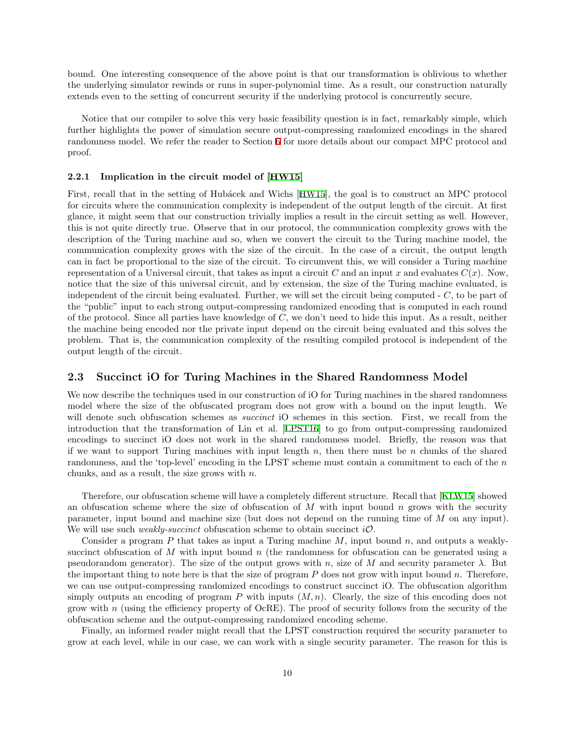bound. One interesting consequence of the above point is that our transformation is oblivious to whether the underlying simulator rewinds or runs in super-polynomial time. As a result, our construction naturally extends even to the setting of concurrent security if the underlying protocol is concurrently secure.

Notice that our compiler to solve this very basic feasibility question is in fact, remarkably simple, which further highlights the power of simulation secure output-compressing randomized encodings in the shared randomness model. We refer the reader to Section 6 for more details about our compact MPC protocol and proof.

#### 2.2.1 Implication in the circuit model of [HW15]

First, recall that in the setting of Hubácek and Wichs [HW15], the goal is to construct an MPC protocol for circuits where the communication complexity is independent of the output length of the circuit. At first glance, it might seem that our construction trivially implies a result in the circuit setting as well. However, this is not quite directly true. Observe that in our protocol, the communication complexity grows with the description of the Turing machine and so, when we convert the circuit to the Turing machine model, the communication complexity grows with the size of the circuit. In the case of a circuit, the output length can in fact be proportional to the size of the circuit. To circumvent this, we will consider a Turing machine representation of a Universal circuit, that takes as input a circuit $C$ and an input $x$ and evaluates $C(x)$. Now, notice that the size of this universal circuit, and by extension, the size of the Turing machine evaluated, is independent of the circuit being evaluated. Further, we will set the circuit being computed - $C$, to be part of the "public" input to each strong output-compressing randomized encoding that is computed in each round of the protocol. Since all parties have knowledge of $C$, we don't need to hide this input. As a result, neither the machine being encoded nor the private input depend on the circuit being evaluated and this solves the problem. That is, the communication complexity of the resulting compiled protocol is independent of the output length of the circuit.

### 2.3 Succinct iO for Turing Machines in the Shared Randomness Model

We now describe the techniques used in our construction of iO for Turing machines in the shared randomness model where the size of the obfuscated program does not grow with a bound on the input length. We will denote such obfuscation schemes as *succinct* iO schemes in this section. First, we recall from the introduction that the transformation of Lin et al. [LPST16] to go from output-compressing randomized encodings to succinct iO does not work in the shared randomness model. Briefly, the reason was that if we want to support Turing machines with input length $n$, then there must be $n$ chunks of the shared randomness, and the 'top-level' encoding in the LPST scheme must contain a commitment to each of the $n$ chunks, and as a result, the size grows with $n$.

Therefore, our obfuscation scheme will have a completely different structure. Recall that [KLW15] showed an obfuscation scheme where the size of obfuscation of $M$ with input bound $n$ grows with the security parameter, input bound and machine size (but does not depend on the running time of $M$ on any input). We will use such *weakly-succinct* obfuscation scheme to obtain succinct $i\mathcal{O}$.

Consider a program $P$ that takes as input a Turing machine $M$, input bound $n$, and outputs a weakly-succinct obfuscation of $M$ with input bound $n$ (the randomness for obfuscation can be generated using a pseudorandom generator). The size of the output grows with $n$, size of $M$ and security parameter $\lambda$. But the important thing to note here is that the size of program $P$ does not grow with input bound $n$. Therefore, we can use output-compressing randomized encodings to construct succinct iO. The obfuscation algorithm simply outputs an encoding of program $P$ with inputs $(M, n)$. Clearly, the size of this encoding does not grow with $n$ (using the efficiency property of OcRE). The proof of security follows from the security of the obfuscation scheme and the output-compressing randomized encoding scheme.

Finally, an informed reader might recall that the LPST construction required the security parameter to grow at each level, while in our case, we can work with a single security parameter. The reason for this is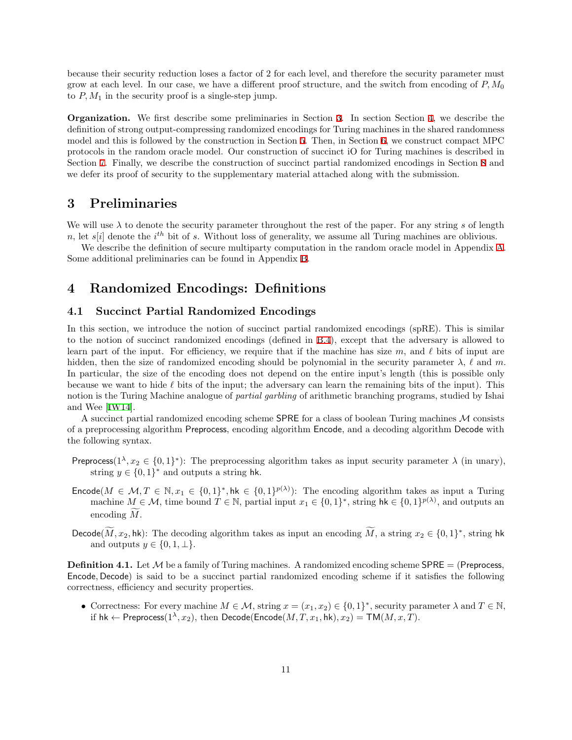because their security reduction loses a factor of 2 for each level, and therefore the security parameter must grow at each level. In our case, we have a different proof structure, and the switch from encoding of $P, M_0$ to $P, M_1$ in the security proof is a single-step jump.

**Organization.** We first describe some preliminaries in Section 3. In section Section 4, we describe the definition of strong output-compressing randomized encodings for Turing machines in the shared randomness model and this is followed by the construction in Section 5. Then, in Section 6, we construct compact MPC protocols in the random oracle model. Our construction of succinct iO for Turing machines is described in Section 7. Finally, we describe the construction of succinct partial randomized encodings in Section 8 and we defer its proof of security to the supplementary material attached along with the submission.

# 3 Preliminaries

We will use $\lambda$ to denote the security parameter throughout the rest of the paper. For any string $s$ of length $n$, let $s[i]$ denote the $i^{th}$ bit of $s$. Without loss of generality, we assume all Turing machines are oblivious.

We describe the definition of secure multiparty computation in the random oracle model in Appendix A. Some additional preliminaries can be found in Appendix B.

# 4 Randomized Encodings: Definitions

## 4.1 Succinct Partial Randomized Encodings

In this section, we introduce the notion of succinct partial randomized encodings (spRE). This is similar to the notion of succinct randomized encodings (defined in B.4), except that the adversary is allowed to learn part of the input. For efficiency, we require that if the machine has size $m$, and $\ell$ bits of input are hidden, then the size of randomized encoding should be polynomial in the security parameter $\lambda$, $\ell$ and $m$. In particular, the size of the encoding does not depend on the entire input's length (this is possible only because we want to hide $\ell$ bits of the input; the adversary can learn the remaining bits of the input). This notion is the Turing Machine analogue of *partial garbling* of arithmetic branching programs, studied by Ishai and Wee [IW14].

A succinct partial randomized encoding scheme $\mathsf{SPRE}$ for a class of boolean Turing machines $\mathcal{M}$ consists of a preprocessing algorithm $\mathsf{Preprocess}$, encoding algorithm $\mathsf{Encode}$, and a decoding algorithm $\mathsf{Decode}$ with the following syntax.

$\mathsf{Preprocess}(1^\lambda, x_2 \in \{0,1\}^*)$: The preprocessing algorithm takes as input security parameter $\lambda$ (in unary), string $y \in \{0,1\}^*$ and outputs a string $\mathsf{hk}$.

$\mathsf{Encode}(M \in \mathcal{M}, T \in \mathbb{N}, x_1 \in \{0,1\}^*, \mathsf{hk} \in \{0,1\}^{p(\lambda)})$: The encoding algorithm takes as input a Turing machine $M \in \mathcal{M}$, time bound $T \in \mathbb{N}$, partial input $x_1 \in \{0,1\}^*$, string $\mathsf{hk} \in \{0,1\}^{p(\lambda)}$, and outputs an encoding $\widetilde{M}$.

$\mathsf{Decode}(\widetilde{M}, x_2, \mathsf{hk})$: The decoding algorithm takes as input an encoding $\widetilde{M}$, a string $x_2 \in \{0,1\}^*$, string $\mathsf{hk}$ and outputs $y \in \{0, 1, \perp\}$.

**Definition 4.1.** Let $\mathcal{M}$ be a family of Turing machines. A randomized encoding scheme $\mathsf{SPRE} = (\mathsf{Preprocess}, \mathsf{Encode}, \mathsf{Decode})$ is said to be a succinct partial randomized encoding scheme if it satisfies the following correctness, efficiency and security properties.

- Correctness: For every machine $M \in \mathcal{M}$, string $x = (x_1, x_2) \in \{0,1\}^*$, security parameter $\lambda$ and $T \in \mathbb{N}$, if $\mathsf{hk} \leftarrow \mathsf{Preprocess}(1^\lambda, x_2)$, then $\mathsf{Decode}(\mathsf{Encode}(M, T, x_1, \mathsf{hk}), x_2) = \mathsf{TM}(M, x, T)$.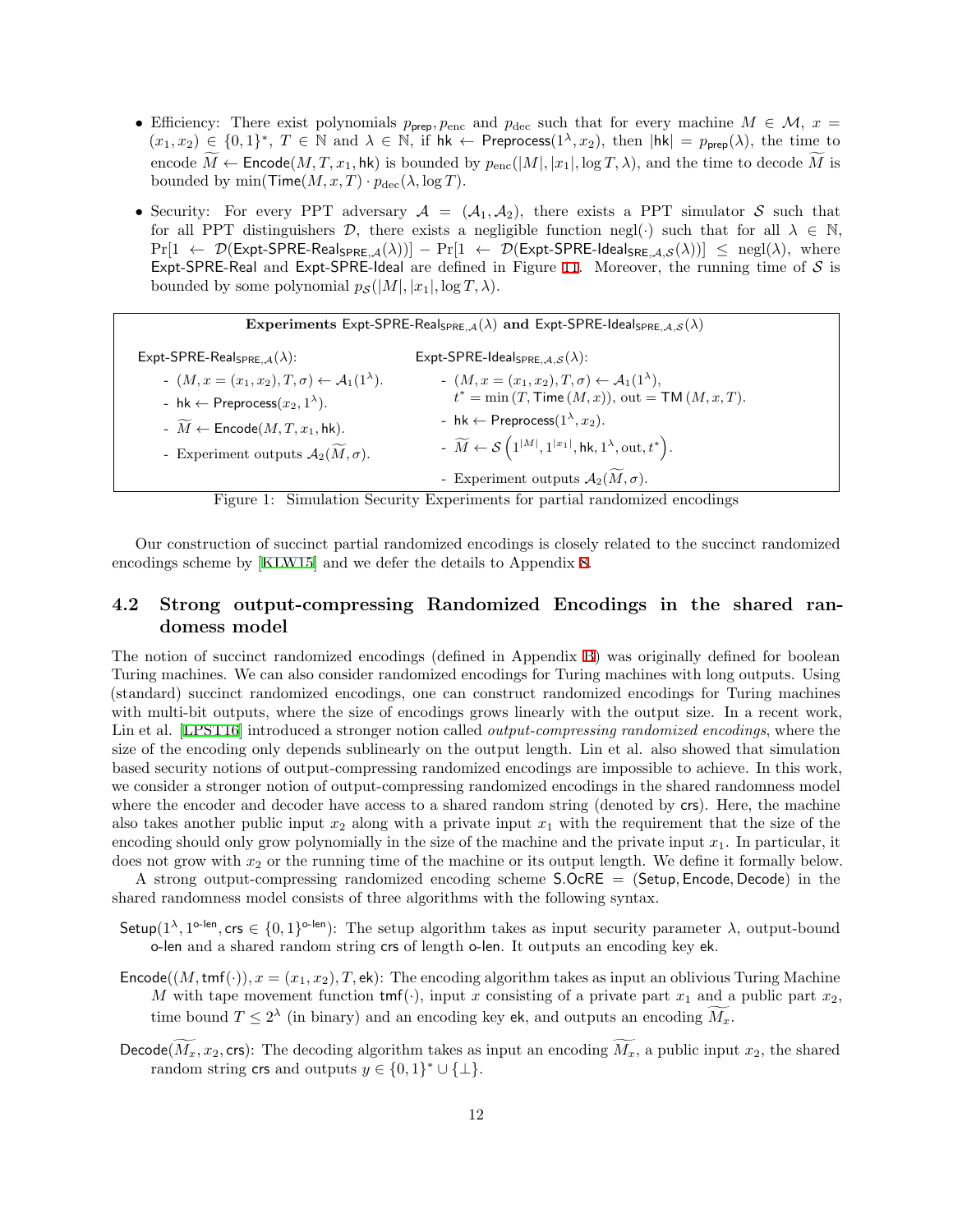- Efficiency: There exist polynomials $p_{\mathsf{prep}}, p_{\mathrm{enc}}$ and $p_{\mathrm{dec}}$ such that for every machine $M \in \mathcal{M}$, $x = (x_1, x_2) \in \{0,1\}^*$, $T \in \mathbb{N}$ and $\lambda \in \mathbb{N}$, if $\mathsf{hk} \leftarrow \mathsf{Preprocess}(1^\lambda, x_2)$, then $|\mathsf{hk}| = p_{\mathsf{prep}}(\lambda)$, the time to encode $\widetilde{M} \leftarrow \mathsf{Encode}(M, T, x_1, \mathsf{hk})$ is bounded by $p_{\mathrm{enc}}(|M|, |x_1|, \log T, \lambda)$, and the time to decode $\widetilde{M}$ is bounded by $\min(\mathsf{Time}(M, x, T) \cdot p_{\mathrm{dec}}(\lambda, \log T)$.

- Security: For every PPT adversary $\mathcal{A} = (\mathcal{A}_1, \mathcal{A}_2)$, there exists a PPT simulator $\mathcal{S}$ such that for all PPT distinguishers $\mathcal{D}$, there exists a negligible function $\mathrm{negl}(\cdot)$ such that for all $\lambda \in \mathbb{N}$, $\Pr[1 \leftarrow \mathcal{D}(\mathsf{Expt\text{-}SPRE\text{-}Real}_{\mathsf{SPRE},\mathcal{A}}(\lambda))] - \Pr[1 \leftarrow \mathcal{D}(\mathsf{Expt\text{-}SPRE\text{-}Ideal}_{\mathsf{SRE},\mathcal{A},\mathcal{S}}(\lambda))] \leq \mathrm{negl}(\lambda)$, where $\mathsf{Expt\text{-}SPRE\text{-}Real}$ and $\mathsf{Expt\text{-}SPRE\text{-}Ideal}$ are defined in Figure 11. Moreover, the running time of $\mathcal{S}$ is bounded by some polynomial $p_{\mathcal{S}}(|M|, |x_1|, \log T, \lambda)$.

**Experiments $\mathsf{Expt\text{-}SPRE\text{-}Real}_{\mathsf{SPRE},\mathcal{A}}(\lambda)$ and $\mathsf{Expt\text{-}SPRE\text{-}Ideal}_{\mathsf{SPRE},\mathcal{A},\mathcal{S}}(\lambda)$**

$\mathsf{Expt\text{-}SPRE\text{-}Real}_{\mathsf{SPRE},\mathcal{A}}(\lambda)$:

- $(M, x = (x_1, x_2), T, \sigma) \leftarrow \mathcal{A}_1(1^\lambda)$.
- $\mathsf{hk} \leftarrow \mathsf{Preprocess}(x_2, 1^\lambda)$.
- $\widetilde{M} \leftarrow \mathsf{Encode}(M, T, x_1, \mathsf{hk})$.
- Experiment outputs $\mathcal{A}_2(\widetilde{M}, \sigma)$.

$\mathsf{Expt\text{-}SPRE\text{-}Ideal}_{\mathsf{SPRE},\mathcal{A},\mathcal{S}}(\lambda)$:

- $(M, x = (x_1, x_2), T, \sigma) \leftarrow \mathcal{A}_1(1^\lambda)$, $t^* = \min(T, \mathsf{Time}(M, x))$, $\mathrm{out} = \mathsf{TM}(M, x, T)$.
- $\mathsf{hk} \leftarrow \mathsf{Preprocess}(1^\lambda, x_2)$.
- $\widetilde{M} \leftarrow \mathcal{S}\left(1^{|M|}, 1^{|x_1|}, \mathsf{hk}, 1^\lambda, \mathrm{out}, t^*\right)$.
- Experiment outputs $\mathcal{A}_2(\widetilde{M}, \sigma)$.

Figure 1: Simulation Security Experiments for partial randomized encodings

Our construction of succinct partial randomized encodings is closely related to the succinct randomized encodings scheme by [KLW15] and we defer the details to Appendix 8.

## 4.2 Strong output-compressing Randomized Encodings in the shared randomess model

The notion of succinct randomized encodings (defined in Appendix B) was originally defined for boolean Turing machines. We can also consider randomized encodings for Turing machines with long outputs. Using (standard) succinct randomized encodings, one can construct randomized encodings for Turing machines with multi-bit outputs, where the size of encodings grows linearly with the output size. In a recent work, Lin et al. [LPST16] introduced a stronger notion called *output-compressing randomized encodings*, where the size of the encoding only depends sublinearly on the output length. Lin et al. also showed that simulation based security notions of output-compressing randomized encodings are impossible to achieve. In this work, we consider a stronger notion of output-compressing randomized encodings in the shared randomness model where the encoder and decoder have access to a shared random string (denoted by $\mathsf{crs}$). Here, the machine also takes another public input $x_2$ along with a private input $x_1$ with the requirement that the size of the encoding should only grow polynomially in the size of the machine and the private input $x_1$. In particular, it does not grow with $x_2$ or the running time of the machine or its output length. We define it formally below.

A strong output-compressing randomized encoding scheme $\mathsf{S.OcRE} = (\mathsf{Setup}, \mathsf{Encode}, \mathsf{Decode})$ in the shared randomness model consists of three algorithms with the following syntax.

$\mathsf{Setup}(1^\lambda, 1^{\mathsf{o\text{-}len}}, \mathsf{crs} \in \{0,1\}^{\mathsf{o\text{-}len}})$: The setup algorithm takes as input security parameter $\lambda$, output-bound $\mathsf{o\text{-}len}$ and a shared random string $\mathsf{crs}$ of length $\mathsf{o\text{-}len}$. It outputs an encoding key $\mathsf{ek}$.

$\mathsf{Encode}((M, \mathsf{tmf}(\cdot)), x = (x_1, x_2), T, \mathsf{ek})$: The encoding algorithm takes as input an oblivious Turing Machine $M$ with tape movement function $\mathsf{tmf}(\cdot)$, input $x$ consisting of a private part $x_1$ and a public part $x_2$, time bound $T \leq 2^\lambda$ (in binary) and an encoding key $\mathsf{ek}$, and outputs an encoding $\widetilde{M_x}$.

$\mathsf{Decode}(\widetilde{M_x}, x_2, \mathsf{crs})$: The decoding algorithm takes as input an encoding $\widetilde{M_x}$, a public input $x_2$, the shared random string $\mathsf{crs}$ and outputs $y \in \{0,1\}^* \cup \{\perp\}$.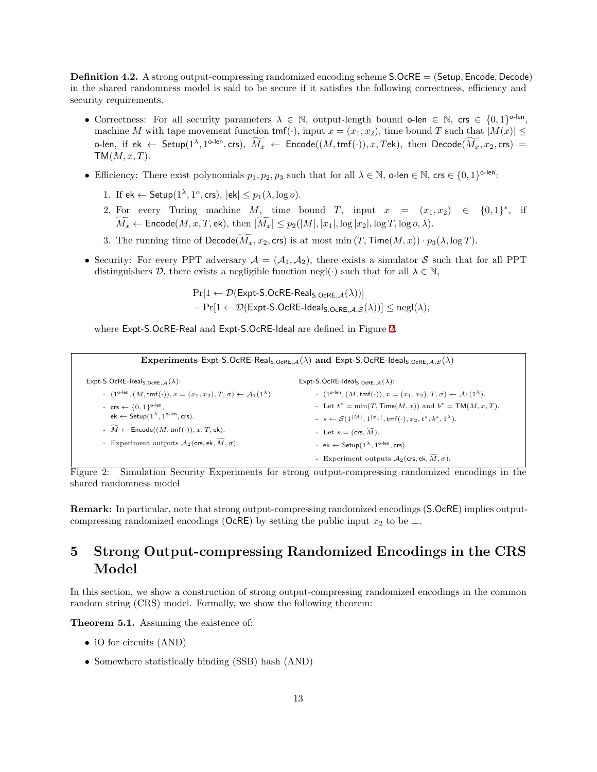**Definition 4.2.** A strong output-compressing randomized encoding scheme $\mathsf{S.OcRE} = (\mathsf{Setup}, \mathsf{Encode}, \mathsf{Decode})$ in the shared randomness model is said to be secure if it satisfies the following correctness, efficiency and security requirements.

- Correctness: For all security parameters $\lambda \in \mathbb{N}$, output-length bound $\mathsf{o\text{-}len} \in \mathbb{N}$, $\mathsf{crs} \in \{0,1\}^{\mathsf{o\text{-}len}}$, machine $M$ with tape movement function $\mathsf{tmf}(\cdot)$, input $x = (x_1, x_2)$, time bound $T$ such that $|M(x)| \leq \mathsf{o\text{-}len}$, if $\mathsf{ek} \leftarrow \mathsf{Setup}(1^\lambda, 1^{\mathsf{o\text{-}len}}, \mathsf{crs})$, $\widetilde{M_x} \leftarrow \mathsf{Encode}((M, \mathsf{tmf}(\cdot)), x, T\mathsf{ek})$, then $\mathsf{Decode}(\widetilde{M_x}, x_2, \mathsf{crs}) = \mathsf{TM}(M, x, T)$.

- Efficiency: There exist polynomials $p_1, p_2, p_3$ such that for all $\lambda \in \mathbb{N}$, $\mathsf{o\text{-}len} \in \mathbb{N}$, $\mathsf{crs} \in \{0,1\}^{\mathsf{o\text{-}len}}$:

  1. If $\mathsf{ek} \leftarrow \mathsf{Setup}(1^\lambda, 1^o, \mathsf{crs})$, $|\mathsf{ek}| \leq p_1(\lambda, \log o)$.
  2. For every Turing machine $M$, time bound $T$, input $x = (x_1, x_2) \in \{0,1\}^*$, if $\widetilde{M_x} \leftarrow \mathsf{Encode}(M, x, T, \mathsf{ek})$, then $|\widetilde{M_x}| \leq p_2(|M|, |x_1|, \log |x_2|, \log T, \log o, \lambda)$.
  3. The running time of $\mathsf{Decode}(\widetilde{M_x}, x_2, \mathsf{crs})$ is at most $\min(T, \mathsf{Time}(M, x)) \cdot p_3(\lambda, \log T)$.

- Security: For every PPT adversary $\mathcal{A} = (\mathcal{A}_1, \mathcal{A}_2)$, there exists a simulator $\mathcal{S}$ such that for all PPT distinguishers $\mathcal{D}$, there exists a negligible function $\mathrm{negl}(\cdot)$ such that for all $\lambda \in \mathbb{N}$,

$$\begin{aligned}&\Pr[1 \leftarrow \mathcal{D}(\mathsf{Expt\text{-}S.OcRE\text{-}Real}_{\mathsf{S.OcRE},\mathcal{A}}(\lambda))] \\ &- \Pr[1 \leftarrow \mathcal{D}(\mathsf{Expt\text{-}S.OcRE\text{-}Ideal}_{\mathsf{S.OcRE},\mathcal{A},\mathcal{S}}(\lambda))] \leq \mathrm{negl}(\lambda),\end{aligned}$$

  where $\mathsf{Expt\text{-}S.OcRE\text{-}Real}$ and $\mathsf{Expt\text{-}S.OcRE\text{-}Ideal}$ are defined in Figure 2.

**Experiments $\mathsf{Expt\text{-}S.OcRE\text{-}Real}_{\mathsf{S.OcRE},\mathcal{A}}(\lambda)$ and $\mathsf{Expt\text{-}S.OcRE\text{-}Ideal}_{\mathsf{S.OcRE},\mathcal{A},\mathcal{S}}(\lambda)$**

$\mathsf{Expt\text{-}S.OcRE\text{-}Real}_{\mathsf{S.OcRE},\mathcal{A}}(\lambda)$:

- $(1^{\mathsf{o\text{-}len}}, (M, \mathsf{tmf}(\cdot)), x = (x_1, x_2), T, \sigma) \leftarrow \mathcal{A}_1(1^\lambda)$.
- $\mathsf{crs} \leftarrow \{0,1\}^{\mathsf{o\text{-}len}}$, $\mathsf{ek} \leftarrow \mathsf{Setup}(1^\lambda, 1^{\mathsf{o\text{-}len}}, \mathsf{crs})$.
- $\widetilde{M} \leftarrow \mathsf{Encode}((M, \mathsf{tmf}(\cdot)), x, T, \mathsf{ek})$.
- Experiment outputs $\mathcal{A}_2(\mathsf{crs}, \mathsf{ek}, \widetilde{M}, \sigma)$.

$\mathsf{Expt\text{-}S.OcRE\text{-}Ideal}_{\mathsf{S.OcRE},\mathcal{A}}(\lambda)$:

- $(1^{\mathsf{o\text{-}len}}, (M, \mathsf{tmf}(\cdot)), x = (x_1, x_2), T, \sigma) \leftarrow \mathcal{A}_1(1^\lambda)$.
- Let $t^* = \min(T, \mathsf{Time}(M, x))$ and $b^* = \mathsf{TM}(M, x, T)$.
- $s \leftarrow \mathcal{S}(1^{|M|}, 1^{|x_1|}, \mathsf{tmf}(\cdot), x_2, t^*, b^*, 1^\lambda)$.
- Let $s = (\mathsf{crs}, \widetilde{M})$.
- $\mathsf{ek} \leftarrow \mathsf{Setup}(1^\lambda, 1^{\mathsf{o\text{-}len}}, \mathsf{crs})$.
- Experiment outputs $\mathcal{A}_2(\mathsf{crs}, \mathsf{ek}, \widetilde{M}, \sigma)$.

Figure 2: Simulation Security Experiments for strong output-compressing randomized encodings in the shared randomness model

**Remark:** In particular, note that strong output-compressing randomized encodings ($\mathsf{S.OcRE}$) implies output-compressing randomized encodings ($\mathsf{OcRE}$) by setting the public input $x_2$ to be $\perp$.

# 5 Strong Output-compressing Randomized Encodings in the CRS Model

In this section, we show a construction of strong output-compressing randomized encodings in the common random string (CRS) model. Formally, we show the following theorem:

**Theorem 5.1.** Assuming the existence of:

- iO for circuits (AND)
- Somewhere statistically binding (SSB) hash (AND)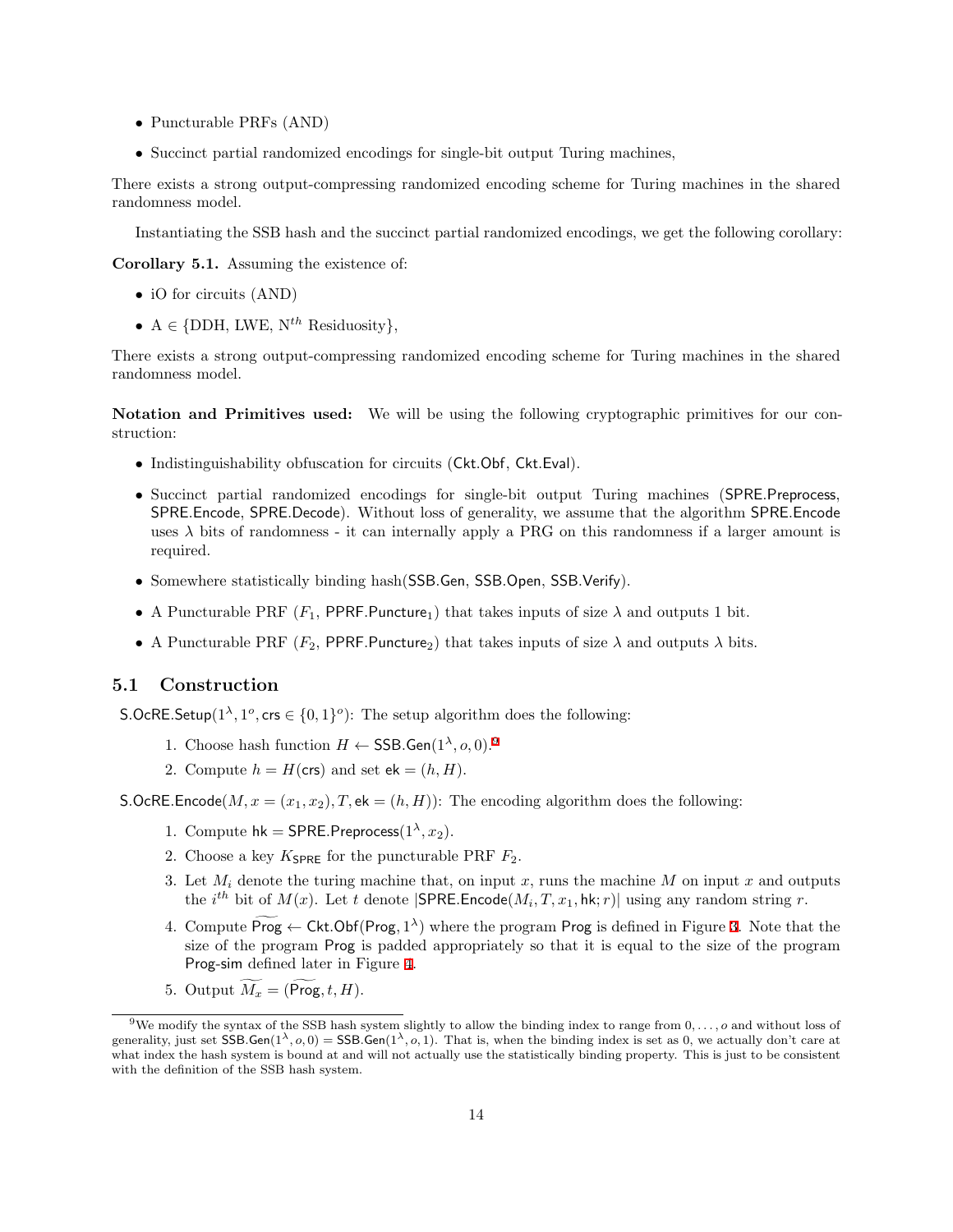- Puncturable PRFs (AND)
- Succinct partial randomized encodings for single-bit output Turing machines,

There exists a strong output-compressing randomized encoding scheme for Turing machines in the shared randomness model.

Instantiating the SSB hash and the succinct partial randomized encodings, we get the following corollary:

**Corollary 5.1.** Assuming the existence of:

- iO for circuits (AND)
- A $\in$ {DDH, LWE, N$^{th}$ Residuosity},

There exists a strong output-compressing randomized encoding scheme for Turing machines in the shared randomness model.

**Notation and Primitives used:** We will be using the following cryptographic primitives for our construction:

- Indistinguishability obfuscation for circuits ($\mathsf{Ckt.Obf}$, $\mathsf{Ckt.Eval}$).
- Succinct partial randomized encodings for single-bit output Turing machines ($\mathsf{SPRE.Preprocess}$, $\mathsf{SPRE.Encode}$, $\mathsf{SPRE.Decode}$). Without loss of generality, we assume that the algorithm $\mathsf{SPRE.Encode}$ uses $\lambda$ bits of randomness - it can internally apply a PRG on this randomness if a larger amount is required.
- Somewhere statistically binding hash($\mathsf{SSB.Gen}$, $\mathsf{SSB.Open}$, $\mathsf{SSB.Verify}$).
- A Puncturable PRF ($F_1$, $\mathsf{PPRF.Puncture}_1$) that takes inputs of size $\lambda$ and outputs 1 bit.
- A Puncturable PRF ($F_2$, $\mathsf{PPRF.Puncture}_2$) that takes inputs of size $\lambda$ and outputs $\lambda$ bits.

## 5.1 Construction

$\mathsf{S.OcRE.Setup}(1^\lambda, 1^o, \mathsf{crs} \in \{0,1\}^o)$: The setup algorithm does the following:

1. Choose hash function $H \leftarrow \mathsf{SSB.Gen}(1^\lambda, o, 0)$.[9]
2. Compute $h = H(\mathsf{crs})$ and set $\mathsf{ek} = (h, H)$.

$\mathsf{S.OcRE.Encode}(M, x = (x_1, x_2), T, \mathsf{ek} = (h, H))$: The encoding algorithm does the following:

1. Compute $\mathsf{hk} = \mathsf{SPRE.Preprocess}(1^\lambda, x_2)$.
2. Choose a key $K_{\mathsf{SPRE}}$ for the puncturable PRF $F_2$.
3. Let $M_i$ denote the turing machine that, on input $x$, runs the machine $M$ on input $x$ and outputs the $i^{th}$ bit of $M(x)$. Let $t$ denote $|\mathsf{SPRE.Encode}(M_i, T, x_1, \mathsf{hk}; r)|$ using any random string $r$.
4. Compute $\widetilde{\mathsf{Prog}} \leftarrow \mathsf{Ckt.Obf}(\mathsf{Prog}, 1^\lambda)$ where the program $\mathsf{Prog}$ is defined in Figure 3. Note that the size of the program $\mathsf{Prog}$ is padded appropriately so that it is equal to the size of the program $\mathsf{Prog\text{-}sim}$ defined later in Figure 4.
5. Output $\widetilde{M_x} = (\widetilde{\mathsf{Prog}}, t, H)$.

[9] We modify the syntax of the SSB hash system slightly to allow the binding index to range from $0, \ldots, o$ and without loss of generality, just set $\mathsf{SSB.Gen}(1^\lambda, o, 0) = \mathsf{SSB.Gen}(1^\lambda, o, 1)$. That is, when the binding index is set as 0, we actually don't care at what index the hash system is bound at and will not actually use the statistically binding property. This is just to be consistent with the definition of the SSB hash system.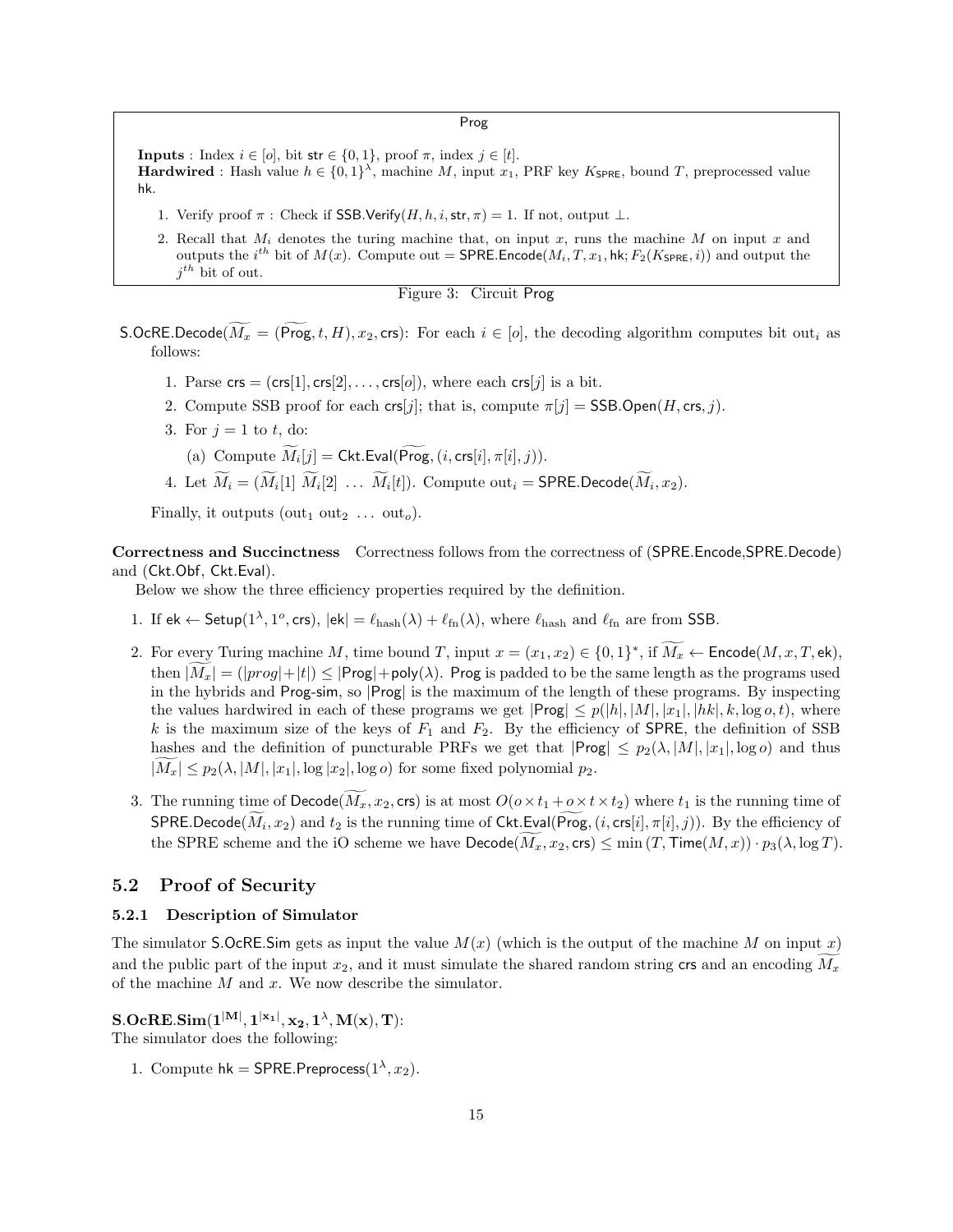**Prog**

**Inputs** : Index $i \in [o]$, bit $\mathsf{str} \in \{0,1\}$, proof $\pi$, index $j \in [t]$.
**Hardwired** : Hash value $h \in \{0,1\}^\lambda$, machine $M$, input $x_1$, PRF key $K_{\mathsf{SPRE}}$, bound $T$, preprocessed value $\mathsf{hk}$.

1. Verify proof $\pi$ : Check if $\mathsf{SSB.Verify}(H, h, i, \mathsf{str}, \pi) = 1$. If not, output $\perp$.
2. Recall that $M_i$ denotes the turing machine that, on input $x$, runs the machine $M$ on input $x$ and outputs the $i^{th}$ bit of $M(x)$. Compute out $= \mathsf{SPRE.Encode}(M_i, T, x_1, \mathsf{hk}; F_2(K_{\mathsf{SPRE}}, i))$ and output the $j^{th}$ bit of out.

Figure 3: Circuit Prog

$\mathsf{S.OcRE.Decode}(\widetilde{M_x} = (\widetilde{\mathsf{Prog}}, t, H), x_2, \mathsf{crs})$: For each $i \in [o]$, the decoding algorithm computes bit $\text{out}_i$ as follows:

1. Parse $\mathsf{crs} = (\mathsf{crs}[1], \mathsf{crs}[2], \ldots, \mathsf{crs}[o])$, where each $\mathsf{crs}[j]$ is a bit.
2. Compute SSB proof for each $\mathsf{crs}[j]$; that is, compute $\pi[j] = \mathsf{SSB.Open}(H, \mathsf{crs}, j)$.
3. For $j = 1$ to $t$, do:
   (a) Compute $\widetilde{M}_i[j] = \mathsf{Ckt.Eval}(\widetilde{\mathsf{Prog}}, (i, \mathsf{crs}[i], \pi[i], j))$.
4. Let $\widetilde{M}_i = (\widetilde{M}_i[1]\ \widetilde{M}_i[2]\ \ldots\ \widetilde{M}_i[t])$. Compute $\text{out}_i = \mathsf{SPRE.Decode}(\widetilde{M}_i, x_2)$.

Finally, it outputs $(\text{out}_1\ \text{out}_2\ \ldots\ \text{out}_o)$.

**Correctness and Succinctness** Correctness follows from the correctness of (SPRE.Encode,SPRE.Decode) and (Ckt.Obf, Ckt.Eval).

Below we show the three efficiency properties required by the definition.

1. If $\mathsf{ek} \leftarrow \mathsf{Setup}(1^\lambda, 1^o, \mathsf{crs})$, $|\mathsf{ek}| = \ell_{\text{hash}}(\lambda) + \ell_{\text{fn}}(\lambda)$, where $\ell_{\text{hash}}$ and $\ell_{\text{fn}}$ are from SSB.
2. For every Turing machine $M$, time bound $T$, input $x = (x_1, x_2) \in \{0,1\}^*$, if $\widetilde{M_x} \leftarrow \mathsf{Encode}(M, x, T, \mathsf{ek})$, then $|\widetilde{M_x}| = (|prog| + |t|) \leq |\mathsf{Prog}| + \mathsf{poly}(\lambda)$. Prog is padded to be the same length as the programs used in the hybrids and Prog-sim, so $|\mathsf{Prog}|$ is the maximum of the length of these programs. By inspecting the values hardwired in each of these programs we get $|\mathsf{Prog}| \leq p(|h|, |M|, |x_1|, |hk|, k, \log o, t)$, where $k$ is the maximum size of the keys of $F_1$ and $F_2$. By the efficiency of SPRE, the definition of SSB hashes and the definition of puncturable PRFs we get that $|\mathsf{Prog}| \leq p_2(\lambda, |M|, |x_1|, \log o)$ and thus $|\widetilde{M_x}| \leq p_2(\lambda, |M|, |x_1|, \log |x_2|, \log o)$ for some fixed polynomial $p_2$.
3. The running time of $\mathsf{Decode}(\widetilde{M_x}, x_2, \mathsf{crs})$ is at most $O(o \times t_1 + o \times t \times t_2)$ where $t_1$ is the running time of $\mathsf{SPRE.Decode}(\widetilde{M}_i, x_2)$ and $t_2$ is the running time of $\mathsf{Ckt.Eval}(\widetilde{\mathsf{Prog}}, (i, \mathsf{crs}[i], \pi[i], j))$. By the efficiency of the SPRE scheme and the iO scheme we have $\mathsf{Decode}(\widetilde{M_x}, x_2, \mathsf{crs}) \leq \min(T, \mathsf{Time}(M, x)) \cdot p_3(\lambda, \log T)$.

## 5.2 Proof of Security

### 5.2.1 Description of Simulator

The simulator S.OcRE.Sim gets as input the value $M(x)$ (which is the output of the machine $M$ on input $x$) and the public part of the input $x_2$, and it must simulate the shared random string crs and an encoding $\widetilde{M_x}$ of the machine $M$ and $x$. We now describe the simulator.

$\mathbf{S.OcRE.Sim(1^{|M|}, 1^{|x_1|}, x_2, 1^\lambda, M(x), T)}$:
The simulator does the following:

1. Compute $\mathsf{hk} = \mathsf{SPRE.Preprocess}(1^\lambda, x_2)$.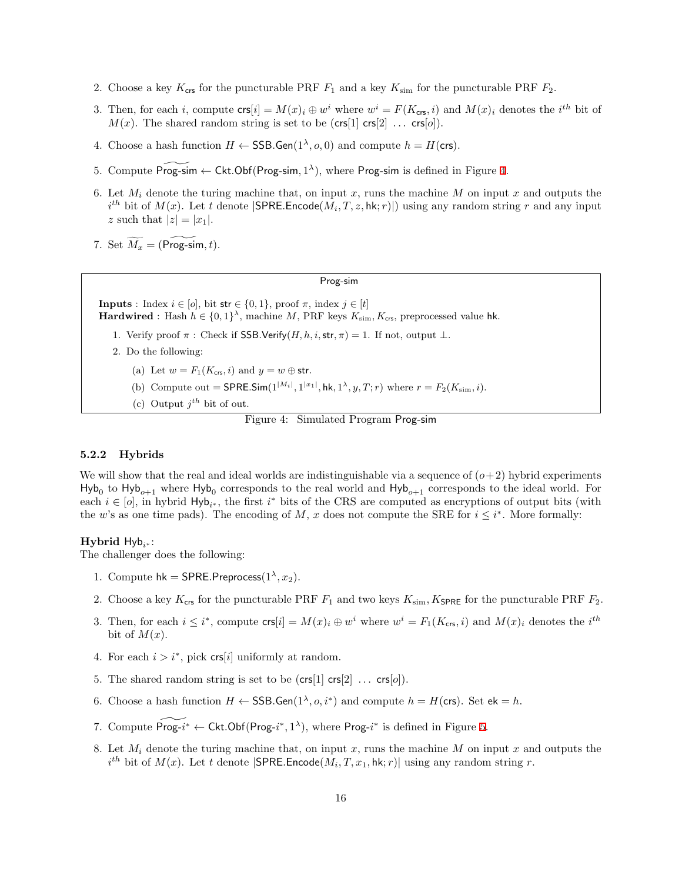2. Choose a key $K_{\mathsf{crs}}$ for the puncturable PRF $F_1$ and a key $K_{\rm sim}$ for the puncturable PRF $F_2$.

3. Then, for each $i$, compute $\mathsf{crs}[i] = M(x)_i \oplus w^i$ where $w^i = F(K_{\mathsf{crs}}, i)$ and $M(x)_i$ denotes the $i^{th}$ bit of $M(x)$. The shared random string is set to be $(\mathsf{crs}[1]\ \mathsf{crs}[2]\ \ldots\ \mathsf{crs}[o])$.

4. Choose a hash function $H \leftarrow \mathsf{SSB.Gen}(1^\lambda, o, 0)$ and compute $h = H(\mathsf{crs})$.

5. Compute $\widetilde{\mathsf{Prog\text{-}sim}} \leftarrow \mathsf{Ckt.Obf}(\mathsf{Prog\text{-}sim}, 1^\lambda)$, where $\mathsf{Prog\text{-}sim}$ is defined in Figure 4.

6. Let $M_i$ denote the turing machine that, on input $x$, runs the machine $M$ on input $x$ and outputs the $i^{th}$ bit of $M(x)$. Let $t$ denote $|\mathsf{SPRE.Encode}(M_i, T, z, \mathsf{hk}; r)|)$ using any random string $r$ and any input $z$ such that $|z| = |x_1|$.

7. Set $\widetilde{M_x} = (\widetilde{\mathsf{Prog\text{-}sim}}, t)$.

---

**Prog-sim**

**Inputs** : Index $i \in [o]$, bit $\mathsf{str} \in \{0,1\}$, proof $\pi$, index $j \in [t]$
**Hardwired** : Hash $h \in \{0,1\}^\lambda$, machine $M$, PRF keys $K_{\rm sim}, K_{\mathsf{crs}}$, preprocessed value $\mathsf{hk}$.

1. Verify proof $\pi$ : Check if $\mathsf{SSB.Verify}(H, h, i, \mathsf{str}, \pi) = 1$. If not, output $\perp$.
2. Do the following:
   (a) Let $w = F_1(K_{\mathsf{crs}}, i)$ and $y = w \oplus \mathsf{str}$.
   (b) Compute $\mathsf{out} = \mathsf{SPRE.Sim}(1^{|M_i|}, 1^{|x_1|}, \mathsf{hk}, 1^\lambda, y, T; r)$ where $r = F_2(K_{\rm sim}, i)$.
   (c) Output $j^{th}$ bit of out.

---

Figure 4: Simulated Program Prog-sim

### 5.2.2 Hybrids

We will show that the real and ideal worlds are indistinguishable via a sequence of $(o+2)$ hybrid experiments $\mathsf{Hyb}_0$ to $\mathsf{Hyb}_{o+1}$ where $\mathsf{Hyb}_0$ corresponds to the real world and $\mathsf{Hyb}_{o+1}$ corresponds to the ideal world. For each $i \in [o]$, in hybrid $\mathsf{Hyb}_{i^*}$, the first $i^*$ bits of the CRS are computed as encryptions of output bits (with the $w$'s as one time pads). The encoding of $M$, $x$ does not compute the SRE for $i \leq i^*$. More formally:

**Hybrid** $\mathsf{Hyb}_{i^*}$:
The challenger does the following:

1. Compute $\mathsf{hk} = \mathsf{SPRE.Preprocess}(1^\lambda, x_2)$.

2. Choose a key $K_{\mathsf{crs}}$ for the puncturable PRF $F_1$ and two keys $K_{\rm sim}, K_{\mathsf{SPRE}}$ for the puncturable PRF $F_2$.

3. Then, for each $i \leq i^*$, compute $\mathsf{crs}[i] = M(x)_i \oplus w^i$ where $w^i = F_1(K_{\mathsf{crs}}, i)$ and $M(x)_i$ denotes the $i^{th}$ bit of $M(x)$.

4. For each $i > i^*$, pick $\mathsf{crs}[i]$ uniformly at random.

5. The shared random string is set to be $(\mathsf{crs}[1]\ \mathsf{crs}[2]\ \ldots\ \mathsf{crs}[o])$.

6. Choose a hash function $H \leftarrow \mathsf{SSB.Gen}(1^\lambda, o, i^*)$ and compute $h = H(\mathsf{crs})$. Set $\mathsf{ek} = h$.

7. Compute $\widetilde{\mathsf{Prog\text{-}}i^*} \leftarrow \mathsf{Ckt.Obf}(\mathsf{Prog\text{-}}i^*, 1^\lambda)$, where $\mathsf{Prog\text{-}}i^*$ is defined in Figure 5.

8. Let $M_i$ denote the turing machine that, on input $x$, runs the machine $M$ on input $x$ and outputs the $i^{th}$ bit of $M(x)$. Let $t$ denote $|\mathsf{SPRE.Encode}(M_i, T, x_1, \mathsf{hk}; r)|$ using any random string $r$.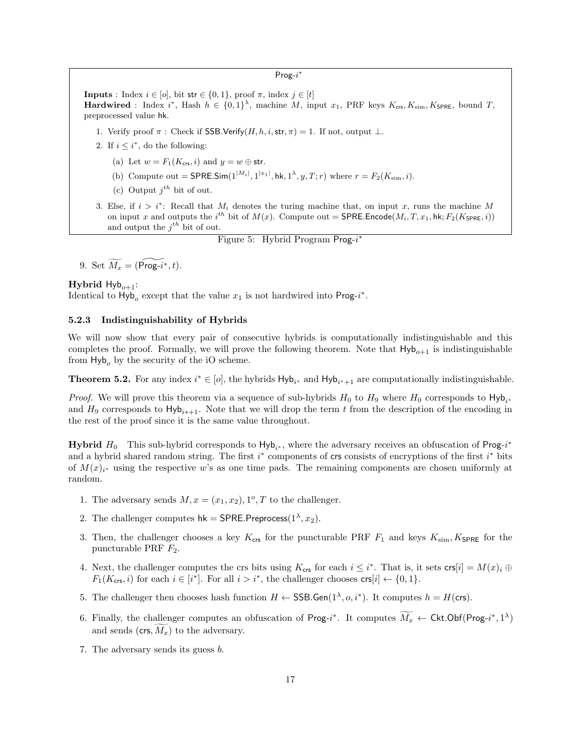**Prog-$i^*$**

**Inputs** : Index $i \in [o]$, bit $\mathsf{str} \in \{0,1\}$, proof $\pi$, index $j \in [t]$
**Hardwired** : Index $i^*$, Hash $h \in \{0,1\}^\lambda$, machine $M$, input $x_1$, PRF keys $K_{\mathsf{crs}}, K_{\mathrm{sim}}, K_{\mathsf{SPRE}}$, bound $T$, preprocessed value $\mathsf{hk}$.

1. Verify proof $\pi$ : Check if $\mathsf{SSB.Verify}(H, h, i, \mathsf{str}, \pi) = 1$. If not, output $\perp$.
2. If $i \leq i^*$, do the following:
   (a) Let $w = F_1(K_{\mathsf{crs}}, i)$ and $y = w \oplus \mathsf{str}$.
   (b) Compute out $= \mathsf{SPRE.Sim}(1^{|M_i|}, 1^{|x_1|}, \mathsf{hk}, 1^\lambda, y, T; r)$ where $r = F_2(K_{\mathrm{sim}}, i)$.
   (c) Output $j^{th}$ bit of out.
3. Else, if $i > i^*$: Recall that $M_i$ denotes the turing machine that, on input $x$, runs the machine $M$ on input $x$ and outputs the $i^{th}$ bit of $M(x)$. Compute out $= \mathsf{SPRE.Encode}(M_i, T, x_1, \mathsf{hk}; F_2(K_{\mathsf{SPRE}}, i))$ and output the $j^{th}$ bit of out.

Figure 5: Hybrid Program Prog-$i^*$

9. Set $\widetilde{M_x} = (\widetilde{\mathsf{Prog}\text{-}i^*}, t)$.

**Hybrid $\mathsf{Hyb}_{o+1}$:**
Identical to $\mathsf{Hyb}_o$ except that the value $x_1$ is not hardwired into Prog-$i^*$.

### 5.2.3 Indistinguishability of Hybrids

We will now show that every pair of consecutive hybrids is computationally indistinguishable and this completes the proof. Formally, we will prove the following theorem. Note that $\mathsf{Hyb}_{o+1}$ is indistinguishable from $\mathsf{Hyb}_o$ by the security of the iO scheme.

**Theorem 5.2.** For any index $i^* \in [o]$, the hybrids $\mathsf{Hyb}_{i^*}$ and $\mathsf{Hyb}_{i^*+1}$ are computationally indistinguishable.

*Proof.* We will prove this theorem via a sequence of sub-hybrids $H_0$ to $H_9$ where $H_0$ corresponds to $\mathsf{Hyb}_{i^*}$ and $H_9$ corresponds to $\mathsf{Hyb}_{i^*+1}$. Note that we will drop the term $t$ from the description of the encoding in the rest of the proof since it is the same value throughout.

**Hybrid $H_0$** This sub-hybrid corresponds to $\mathsf{Hyb}_{i^*}$, where the adversary receives an obfuscation of Prog-$i^*$ and a hybrid shared random string. The first $i^*$ components of $\mathsf{crs}$ consists of encryptions of the first $i^*$ bits of $M(x)_{i^*}$ using the respective $w$'s as one time pads. The remaining components are chosen uniformly at random.

1. The adversary sends $M, x = (x_1, x_2), 1^o, T$ to the challenger.
2. The challenger computes $\mathsf{hk} = \mathsf{SPRE.Preprocess}(1^\lambda, x_2)$.
3. Then, the challenger chooses a key $K_{\mathsf{crs}}$ for the puncturable PRF $F_1$ and keys $K_{\mathrm{sim}}, K_{\mathsf{SPRE}}$ for the puncturable PRF $F_2$.
4. Next, the challenger computes the crs bits using $K_{\mathsf{crs}}$ for each $i \leq i^*$. That is, it sets $\mathsf{crs}[i] = M(x)_i \oplus F_1(K_{\mathsf{crs}}, i)$ for each $i \in [i^*]$. For all $i > i^*$, the challenger chooses $\mathsf{crs}[i] \leftarrow \{0,1\}$.
5. The challenger then chooses hash function $H \leftarrow \mathsf{SSB.Gen}(1^\lambda, o, i^*)$. It computes $h = H(\mathsf{crs})$.
6. Finally, the challenger computes an obfuscation of Prog-$i^*$. It computes $\widetilde{M_x} \leftarrow \mathsf{Ckt.Obf}(\mathsf{Prog}\text{-}i^*, 1^\lambda)$ and sends $(\mathsf{crs}, \widetilde{M_x})$ to the adversary.
7. The adversary sends its guess $b$.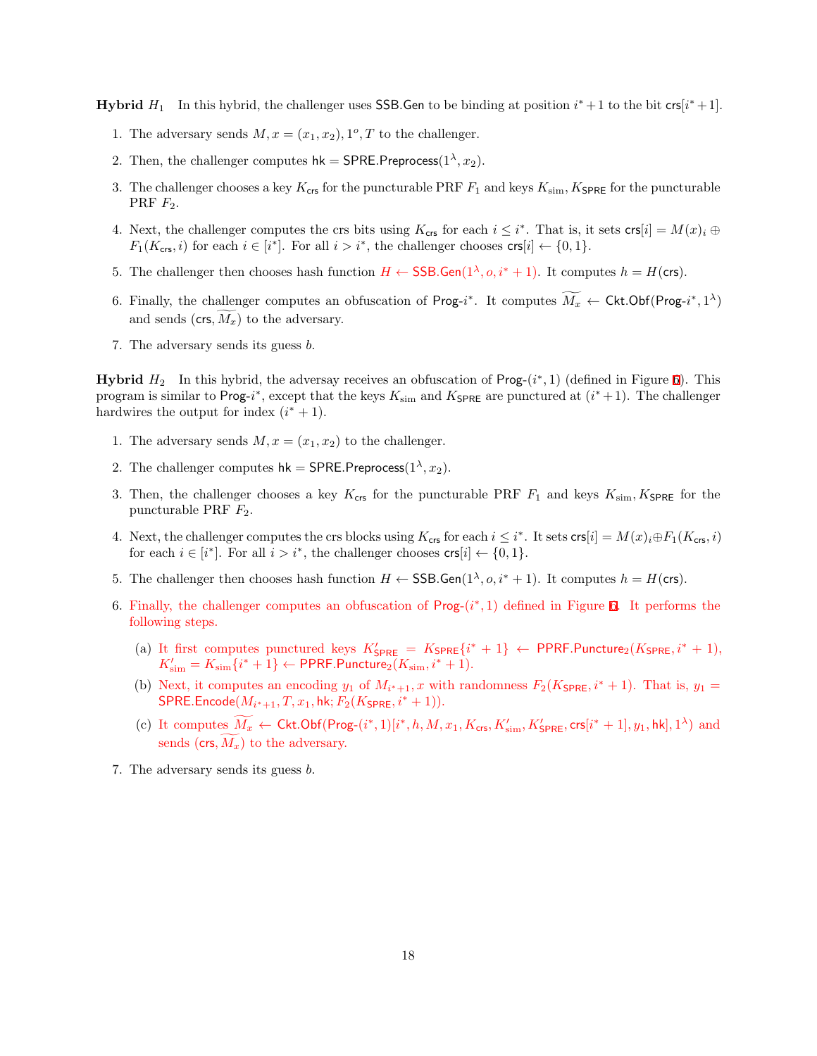**Hybrid $H_1$** In this hybrid, the challenger uses $\mathsf{SSB.Gen}$ to be binding at position $i^*+1$ to the bit $\mathsf{crs}[i^*+1]$.

1. The adversary sends $M, x = (x_1, x_2), 1^o, T$ to the challenger.
2. Then, the challenger computes $\mathsf{hk} = \mathsf{SPRE.Preprocess}(1^\lambda, x_2)$.
3. The challenger chooses a key $K_{\mathsf{crs}}$ for the puncturable PRF $F_1$ and keys $K_{\text{sim}}, K_{\mathsf{SPRE}}$ for the puncturable PRF $F_2$.
4. Next, the challenger computes the crs bits using $K_{\mathsf{crs}}$ for each $i \le i^*$. That is, it sets $\mathsf{crs}[i] = M(x)_i \oplus F_1(K_{\mathsf{crs}}, i)$ for each $i \in [i^*]$. For all $i > i^*$, the challenger chooses $\mathsf{crs}[i] \leftarrow \{0,1\}$.
5. The challenger then chooses hash function $H \leftarrow \mathsf{SSB.Gen}(1^\lambda, o, i^*+1)$. It computes $h = H(\mathsf{crs})$.
6. Finally, the challenger computes an obfuscation of $\mathsf{Prog}\text{-}i^*$. It computes $\widetilde{M_x} \leftarrow \mathsf{Ckt.Obf}(\mathsf{Prog}\text{-}i^*, 1^\lambda)$ and sends $(\mathsf{crs}, \widetilde{M_x})$ to the adversary.
7. The adversary sends its guess $b$.

**Hybrid $H_2$** In this hybrid, the adversay receives an obfuscation of $\mathsf{Prog}\text{-}(i^*, 1)$ (defined in Figure 5). This program is similar to $\mathsf{Prog}\text{-}i^*$, except that the keys $K_{\text{sim}}$ and $K_{\mathsf{SPRE}}$ are punctured at $(i^*+1)$. The challenger hardwires the output for index $(i^*+1)$.

1. The adversary sends $M, x = (x_1, x_2)$ to the challenger.
2. The challenger computes $\mathsf{hk} = \mathsf{SPRE.Preprocess}(1^\lambda, x_2)$.
3. Then, the challenger chooses a key $K_{\mathsf{crs}}$ for the puncturable PRF $F_1$ and keys $K_{\text{sim}}, K_{\mathsf{SPRE}}$ for the puncturable PRF $F_2$.
4. Next, the challenger computes the crs blocks using $K_{\mathsf{crs}}$ for each $i \le i^*$. It sets $\mathsf{crs}[i] = M(x)_i \oplus F_1(K_{\mathsf{crs}}, i)$ for each $i \in [i^*]$. For all $i > i^*$, the challenger chooses $\mathsf{crs}[i] \leftarrow \{0,1\}$.
5. The challenger then chooses hash function $H \leftarrow \mathsf{SSB.Gen}(1^\lambda, o, i^*+1)$. It computes $h = H(\mathsf{crs})$.
6. Finally, the challenger computes an obfuscation of $\mathsf{Prog}\text{-}(i^*, 1)$ defined in Figure 5. It performs the following steps.
   (a) It first computes punctured keys $K'_{\mathsf{SPRE}} = K_{\mathsf{SPRE}}\{i^*+1\} \leftarrow \mathsf{PPRF.Puncture}_2(K_{\mathsf{SPRE}}, i^*+1)$, $K'_{\text{sim}} = K_{\text{sim}}\{i^*+1\} \leftarrow \mathsf{PPRF.Puncture}_2(K_{\text{sim}}, i^*+1)$.
   (b) Next, it computes an encoding $y_1$ of $M_{i^*+1}, x$ with randomness $F_2(K_{\mathsf{SPRE}}, i^*+1)$. That is, $y_1 = \mathsf{SPRE.Encode}(M_{i^*+1}, T, x_1, \mathsf{hk}; F_2(K_{\mathsf{SPRE}}, i^*+1))$.
   (c) It computes $\widetilde{M_x} \leftarrow \mathsf{Ckt.Obf}(\mathsf{Prog}\text{-}(i^*,1)[i^*, h, M, x_1, K_{\mathsf{crs}}, K'_{\text{sim}}, K'_{\mathsf{SPRE}}, \mathsf{crs}[i^*+1], y_1, \mathsf{hk}], 1^\lambda)$ and sends $(\mathsf{crs}, \widetilde{M_x})$ to the adversary.
7. The adversary sends its guess $b$.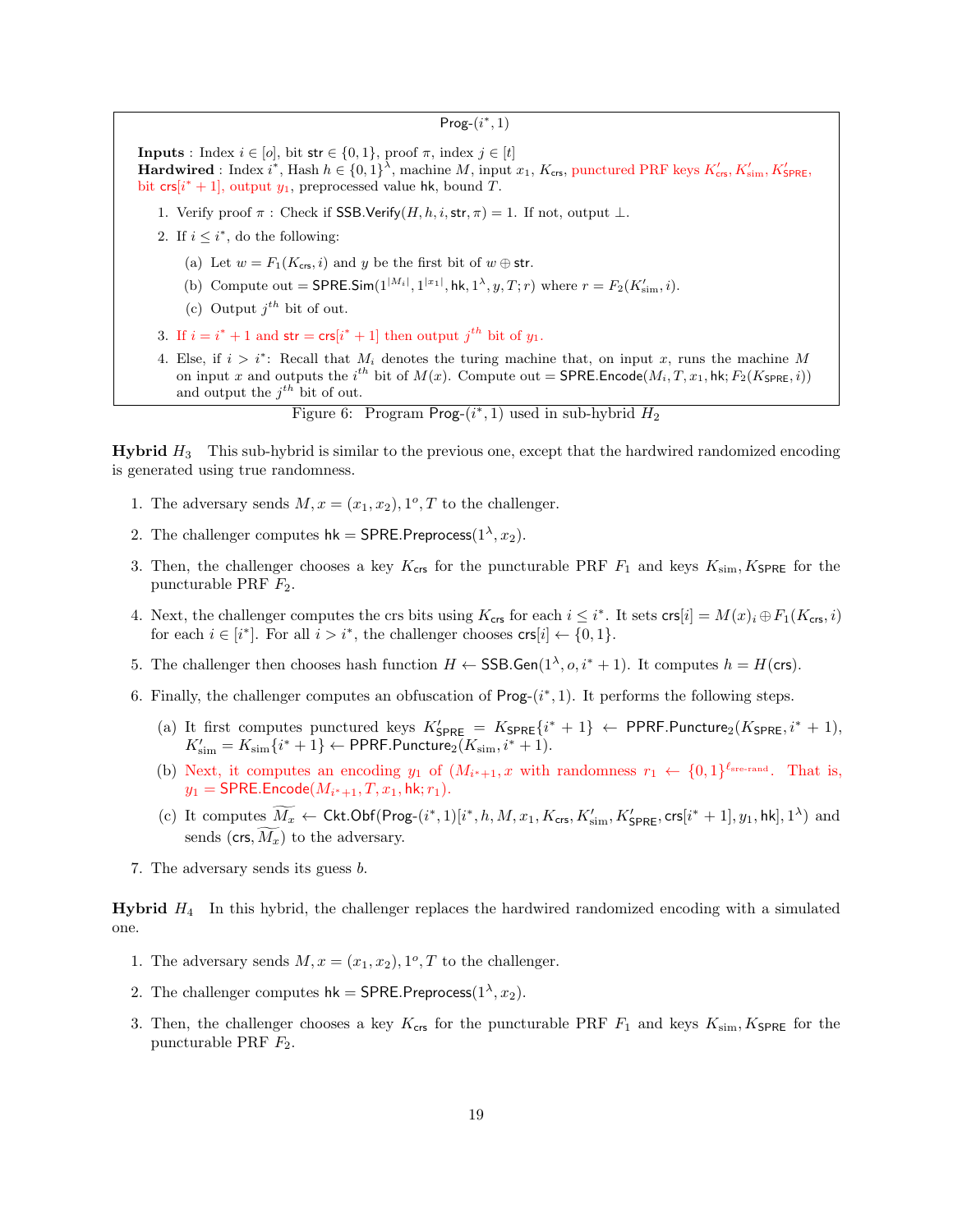**Prog-$(i^*, 1)$**

**Inputs** : Index $i \in [o]$, bit $\mathsf{str} \in \{0,1\}$, proof $\pi$, index $j \in [t]$
**Hardwired** : Index $i^*$, Hash $h \in \{0,1\}^\lambda$, machine $M$, input $x_1$, $K_{\mathsf{crs}}$, punctured PRF keys $K'_{\mathsf{crs}}, K'_{\mathrm{sim}}, K'_{\mathsf{SPRE}}$, bit $\mathsf{crs}[i^*+1]$, output $y_1$, preprocessed value $\mathsf{hk}$, bound $T$.

1. Verify proof $\pi$ : Check if $\mathsf{SSB.Verify}(H, h, i, \mathsf{str}, \pi) = 1$. If not, output $\perp$.
2. If $i \le i^*$, do the following:
   (a) Let $w = F_1(K_{\mathsf{crs}}, i)$ and $y$ be the first bit of $w \oplus \mathsf{str}$.
   (b) Compute $\mathsf{out} = \mathsf{SPRE.Sim}(1^{|M_i|}, 1^{|x_1|}, \mathsf{hk}, 1^\lambda, y, T; r)$ where $r = F_2(K'_{\mathrm{sim}}, i)$.
   (c) Output $j^{th}$ bit of out.
3. If $i = i^*+1$ and $\mathsf{str} = \mathsf{crs}[i^*+1]$ then output $j^{th}$ bit of $y_1$.
4. Else, if $i > i^*$: Recall that $M_i$ denotes the turing machine that, on input $x$, runs the machine $M$ on input $x$ and outputs the $i^{th}$ bit of $M(x)$. Compute $\mathsf{out} = \mathsf{SPRE.Encode}(M_i, T, x_1, \mathsf{hk}; F_2(K_{\mathsf{SPRE}}, i))$ and output the $j^{th}$ bit of out.

Figure 6: Program Prog-$(i^*, 1)$ used in sub-hybrid $H_2$

**Hybrid $H_3$** This sub-hybrid is similar to the previous one, except that the hardwired randomized encoding is generated using true randomness.

1. The adversary sends $M, x = (x_1, x_2), 1^o, T$ to the challenger.
2. The challenger computes $\mathsf{hk} = \mathsf{SPRE.Preprocess}(1^\lambda, x_2)$.
3. Then, the challenger chooses a key $K_{\mathsf{crs}}$ for the puncturable PRF $F_1$ and keys $K_{\mathrm{sim}}, K_{\mathsf{SPRE}}$ for the puncturable PRF $F_2$.
4. Next, the challenger computes the crs bits using $K_{\mathsf{crs}}$ for each $i \le i^*$. It sets $\mathsf{crs}[i] = M(x)_i \oplus F_1(K_{\mathsf{crs}}, i)$ for each $i \in [i^*]$. For all $i > i^*$, the challenger chooses $\mathsf{crs}[i] \leftarrow \{0,1\}$.
5. The challenger then chooses hash function $H \leftarrow \mathsf{SSB.Gen}(1^\lambda, o, i^*+1)$. It computes $h = H(\mathsf{crs})$.
6. Finally, the challenger computes an obfuscation of Prog-$(i^*, 1)$. It performs the following steps.
   (a) It first computes punctured keys $K'_{\mathsf{SPRE}} = K_{\mathsf{SPRE}}\{i^*+1\} \leftarrow \mathsf{PPRF.Puncture}_2(K_{\mathsf{SPRE}}, i^*+1)$, $K'_{\mathrm{sim}} = K_{\mathrm{sim}}\{i^*+1\} \leftarrow \mathsf{PPRF.Puncture}_2(K_{\mathrm{sim}}, i^*+1)$.
   (b) Next, it computes an encoding $y_1$ of $(M_{i^*+1}, x$ with randomness $r_1 \leftarrow \{0,1\}^{\ell_{\text{sre-rand}}}$. That is, $y_1 = \mathsf{SPRE.Encode}(M_{i^*+1}, T, x_1, \mathsf{hk}; r_1)$.
   (c) It computes $\widetilde{M_x} \leftarrow \mathsf{Ckt.Obf}(\text{Prog-}(i^*, 1)[i^*, h, M, x_1, K_{\mathsf{crs}}, K'_{\mathrm{sim}}, K'_{\mathsf{SPRE}}, \mathsf{crs}[i^*+1], y_1, \mathsf{hk}], 1^\lambda)$ and sends $(\mathsf{crs}, \widetilde{M_x})$ to the adversary.
7. The adversary sends its guess $b$.

**Hybrid $H_4$** In this hybrid, the challenger replaces the hardwired randomized encoding with a simulated one.

1. The adversary sends $M, x = (x_1, x_2), 1^o, T$ to the challenger.
2. The challenger computes $\mathsf{hk} = \mathsf{SPRE.Preprocess}(1^\lambda, x_2)$.
3. Then, the challenger chooses a key $K_{\mathsf{crs}}$ for the puncturable PRF $F_1$ and keys $K_{\mathrm{sim}}, K_{\mathsf{SPRE}}$ for the puncturable PRF $F_2$.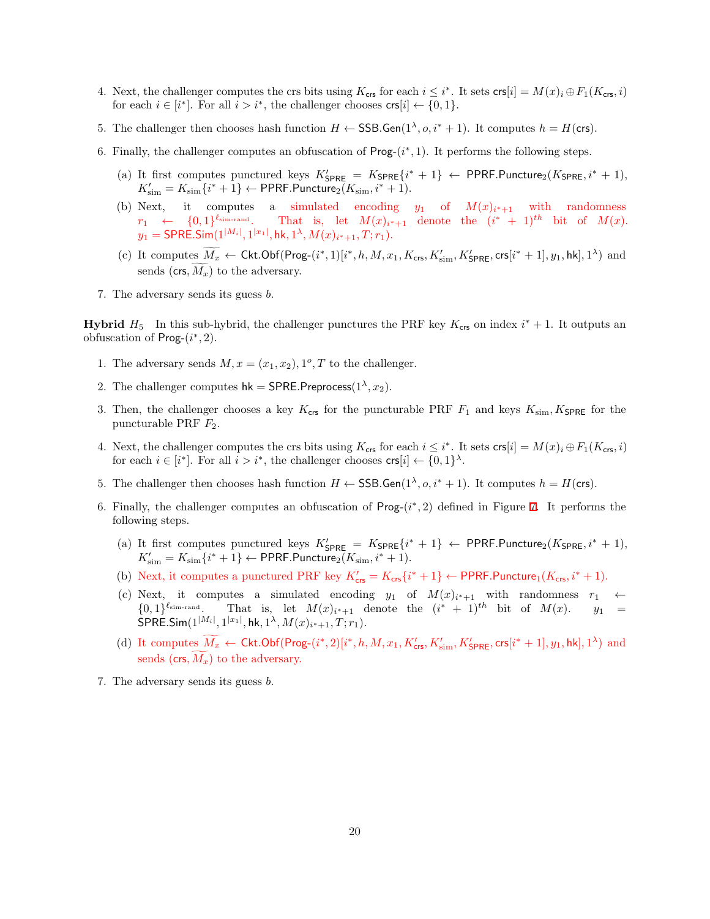4. Next, the challenger computes the crs bits using $K_{\mathsf{crs}}$ for each $i \leq i^*$. It sets $\mathsf{crs}[i] = M(x)_i \oplus F_1(K_{\mathsf{crs}}, i)$ for each $i \in [i^*]$. For all $i > i^*$, the challenger chooses $\mathsf{crs}[i] \leftarrow \{0,1\}$.

5. The challenger then chooses hash function $H \leftarrow \mathsf{SSB.Gen}(1^\lambda, o, i^*+1)$. It computes $h = H(\mathsf{crs})$.

6. Finally, the challenger computes an obfuscation of $\mathsf{Prog}\text{-}(i^*, 1)$. It performs the following steps.

   (a) It first computes punctured keys $K'_{\mathsf{SPRE}} = K_{\mathsf{SPRE}}\{i^*+1\} \leftarrow \mathsf{PPRF.Puncture}_2(K_{\mathsf{SPRE}}, i^*+1)$, $K'_{\mathrm{sim}} = K_{\mathrm{sim}}\{i^*+1\} \leftarrow \mathsf{PPRF.Puncture}_2(K_{\mathrm{sim}}, i^*+1)$.

   (b) Next, it computes a simulated encoding $y_1$ of $M(x)_{i^*+1}$ with randomness $r_1 \leftarrow \{0,1\}^{\ell_{\text{sim-rand}}}$. That is, let $M(x)_{i^*+1}$ denote the $(i^*+1)^{th}$ bit of $M(x)$. $y_1 = \mathsf{SPRE.Sim}(1^{|M_i|}, 1^{|x_1|}, \mathsf{hk}, 1^\lambda, M(x)_{i^*+1}, T; r_1)$.

   (c) It computes $\widetilde{M_x} \leftarrow \mathsf{Ckt.Obf}(\mathsf{Prog}\text{-}(i^*, 1)[i^*, h, M, x_1, K_{\mathsf{crs}}, K'_{\mathrm{sim}}, K'_{\mathsf{SPRE}}, \mathsf{crs}[i^*+1], y_1, \mathsf{hk}], 1^\lambda)$ and sends $(\mathsf{crs}, \widetilde{M_x})$ to the adversary.

7. The adversary sends its guess $b$.

**Hybrid $H_5$** In this sub-hybrid, the challenger punctures the PRF key $K_{\mathsf{crs}}$ on index $i^*+1$. It outputs an obfuscation of $\mathsf{Prog}\text{-}(i^*, 2)$.

1. The adversary sends $M, x = (x_1, x_2), 1^o, T$ to the challenger.

2. The challenger computes $\mathsf{hk} = \mathsf{SPRE.Preprocess}(1^\lambda, x_2)$.

3. Then, the challenger chooses a key $K_{\mathsf{crs}}$ for the puncturable PRF $F_1$ and keys $K_{\mathrm{sim}}, K_{\mathsf{SPRE}}$ for the puncturable PRF $F_2$.

4. Next, the challenger computes the crs bits using $K_{\mathsf{crs}}$ for each $i \leq i^*$. It sets $\mathsf{crs}[i] = M(x)_i \oplus F_1(K_{\mathsf{crs}}, i)$ for each $i \in [i^*]$. For all $i > i^*$, the challenger chooses $\mathsf{crs}[i] \leftarrow \{0,1\}^\lambda$.

5. The challenger then chooses hash function $H \leftarrow \mathsf{SSB.Gen}(1^\lambda, o, i^*+1)$. It computes $h = H(\mathsf{crs})$.

6. Finally, the challenger computes an obfuscation of $\mathsf{Prog}\text{-}(i^*, 2)$ defined in Figure 7. It performs the following steps.

   (a) It first computes punctured keys $K'_{\mathsf{SPRE}} = K_{\mathsf{SPRE}}\{i^*+1\} \leftarrow \mathsf{PPRF.Puncture}_2(K_{\mathsf{SPRE}}, i^*+1)$, $K'_{\mathrm{sim}} = K_{\mathrm{sim}}\{i^*+1\} \leftarrow \mathsf{PPRF.Puncture}_2(K_{\mathrm{sim}}, i^*+1)$.

   (b) Next, it computes a punctured PRF key $K'_{\mathsf{crs}} = K_{\mathsf{crs}}\{i^*+1\} \leftarrow \mathsf{PPRF.Puncture}_1(K_{\mathsf{crs}}, i^*+1)$.

   (c) Next, it computes a simulated encoding $y_1$ of $M(x)_{i^*+1}$ with randomness $r_1 \leftarrow \{0,1\}^{\ell_{\text{sim-rand}}}$. That is, let $M(x)_{i^*+1}$ denote the $(i^*+1)^{th}$ bit of $M(x)$. $y_1 = \mathsf{SPRE.Sim}(1^{|M_i|}, 1^{|x_1|}, \mathsf{hk}, 1^\lambda, M(x)_{i^*+1}, T; r_1)$.

   (d) It computes $\widetilde{M_x} \leftarrow \mathsf{Ckt.Obf}(\mathsf{Prog}\text{-}(i^*, 2)[i^*, h, M, x_1, K'_{\mathsf{crs}}, K'_{\mathrm{sim}}, K'_{\mathsf{SPRE}}, \mathsf{crs}[i^*+1], y_1, \mathsf{hk}], 1^\lambda)$ and sends $(\mathsf{crs}, \widetilde{M_x})$ to the adversary.

7. The adversary sends its guess $b$.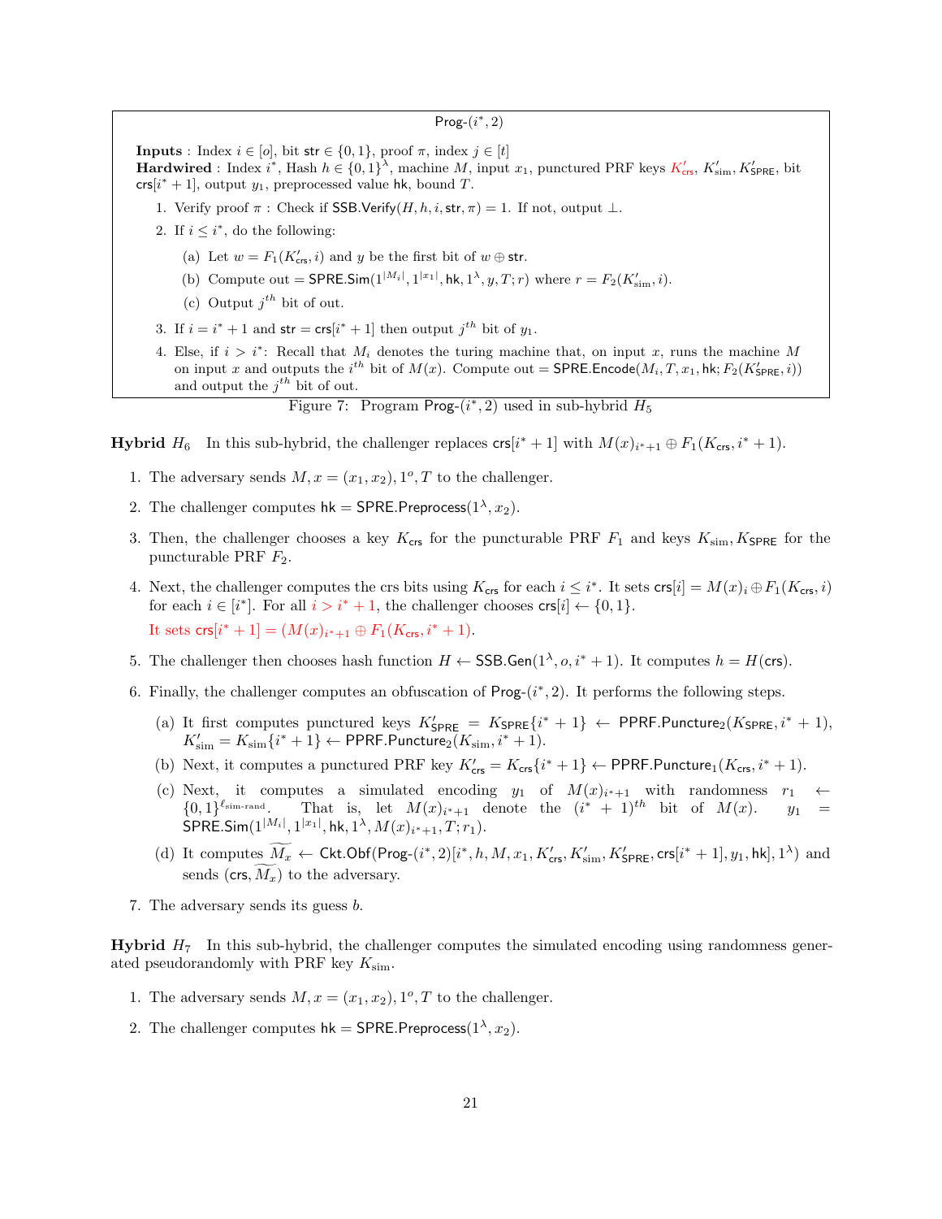**Prog-$(i^*, 2)$**

**Inputs** : Index $i \in [o]$, bit $\mathsf{str} \in \{0,1\}$, proof $\pi$, index $j \in [t]$
**Hardwired** : Index $i^*$, Hash $h \in \{0,1\}^\lambda$, machine $M$, input $x_1$, punctured PRF keys $K'_{\mathsf{crs}}$, $K'_{\mathrm{sim}}$, $K'_{\mathsf{SPRE}}$, bit $\mathsf{crs}[i^*+1]$, output $y_1$, preprocessed value $\mathsf{hk}$, bound $T$.

1. Verify proof $\pi$ : Check if $\mathsf{SSB.Verify}(H, h, i, \mathsf{str}, \pi) = 1$. If not, output $\perp$.
2. If $i \le i^*$, do the following:
   (a) Let $w = F_1(K'_{\mathsf{crs}}, i)$ and $y$ be the first bit of $w \oplus \mathsf{str}$.
   (b) Compute $\mathsf{out} = \mathsf{SPRE.Sim}(1^{|M_i|}, 1^{|x_1|}, \mathsf{hk}, 1^\lambda, y, T; r)$ where $r = F_2(K'_{\mathrm{sim}}, i)$.
   (c) Output $j^{th}$ bit of out.
3. If $i = i^*+1$ and $\mathsf{str} = \mathsf{crs}[i^*+1]$ then output $j^{th}$ bit of $y_1$.
4. Else, if $i > i^*$: Recall that $M_i$ denotes the turing machine that, on input $x$, runs the machine $M$ on input $x$ and outputs the $i^{th}$ bit of $M(x)$. Compute $\mathsf{out} = \mathsf{SPRE.Encode}(M_i, T, x_1, \mathsf{hk}; F_2(K'_{\mathsf{SPRE}}, i))$ and output the $j^{th}$ bit of out.

Figure 7: Program Prog-$(i^*, 2)$ used in sub-hybrid $H_5$

**Hybrid $H_6$** In this sub-hybrid, the challenger replaces $\mathsf{crs}[i^*+1]$ with $M(x)_{i^*+1} \oplus F_1(K_{\mathsf{crs}}, i^*+1)$.

1. The adversary sends $M, x = (x_1, x_2), 1^o, T$ to the challenger.
2. The challenger computes $\mathsf{hk} = \mathsf{SPRE.Preprocess}(1^\lambda, x_2)$.
3. Then, the challenger chooses a key $K_{\mathsf{crs}}$ for the puncturable PRF $F_1$ and keys $K_{\mathrm{sim}}, K_{\mathsf{SPRE}}$ for the puncturable PRF $F_2$.
4. Next, the challenger computes the crs bits using $K_{\mathsf{crs}}$ for each $i \le i^*$. It sets $\mathsf{crs}[i] = M(x)_i \oplus F_1(K_{\mathsf{crs}}, i)$ for each $i \in [i^*]$. For all $i > i^*+1$, the challenger chooses $\mathsf{crs}[i] \leftarrow \{0,1\}$.
   It sets $\mathsf{crs}[i^*+1] = (M(x)_{i^*+1} \oplus F_1(K_{\mathsf{crs}}, i^*+1)$.
5. The challenger then chooses hash function $H \leftarrow \mathsf{SSB.Gen}(1^\lambda, o, i^*+1)$. It computes $h = H(\mathsf{crs})$.
6. Finally, the challenger computes an obfuscation of Prog-$(i^*, 2)$. It performs the following steps.
   (a) It first computes punctured keys $K'_{\mathsf{SPRE}} = K_{\mathsf{SPRE}}\{i^*+1\} \leftarrow \mathsf{PPRF.Puncture}_2(K_{\mathsf{SPRE}}, i^*+1)$, $K'_{\mathrm{sim}} = K_{\mathrm{sim}}\{i^*+1\} \leftarrow \mathsf{PPRF.Puncture}_2(K_{\mathrm{sim}}, i^*+1)$.
   (b) Next, it computes a punctured PRF key $K'_{\mathsf{crs}} = K_{\mathsf{crs}}\{i^*+1\} \leftarrow \mathsf{PPRF.Puncture}_1(K_{\mathsf{crs}}, i^*+1)$.
   (c) Next, it computes a simulated encoding $y_1$ of $M(x)_{i^*+1}$ with randomness $r_1 \leftarrow \{0,1\}^{\ell_{\text{sim-rand}}}$. That is, let $M(x)_{i^*+1}$ denote the $(i^*+1)^{th}$ bit of $M(x)$. $y_1 = \mathsf{SPRE.Sim}(1^{|M_i|}, 1^{|x_1|}, \mathsf{hk}, 1^\lambda, M(x)_{i^*+1}, T; r_1)$.
   (d) It computes $\widetilde{M_x} \leftarrow \mathsf{Ckt.Obf}(\text{Prog-}(i^*, 2)[i^*, h, M, x_1, K'_{\mathsf{crs}}, K'_{\mathrm{sim}}, K'_{\mathsf{SPRE}}, \mathsf{crs}[i^*+1], y_1, \mathsf{hk}], 1^\lambda)$ and sends $(\mathsf{crs}, \widetilde{M_x})$ to the adversary.
7. The adversary sends its guess $b$.

**Hybrid $H_7$** In this sub-hybrid, the challenger computes the simulated encoding using randomness generated pseudorandomly with PRF key $K_{\mathrm{sim}}$.

1. The adversary sends $M, x = (x_1, x_2), 1^o, T$ to the challenger.
2. The challenger computes $\mathsf{hk} = \mathsf{SPRE.Preprocess}(1^\lambda, x_2)$.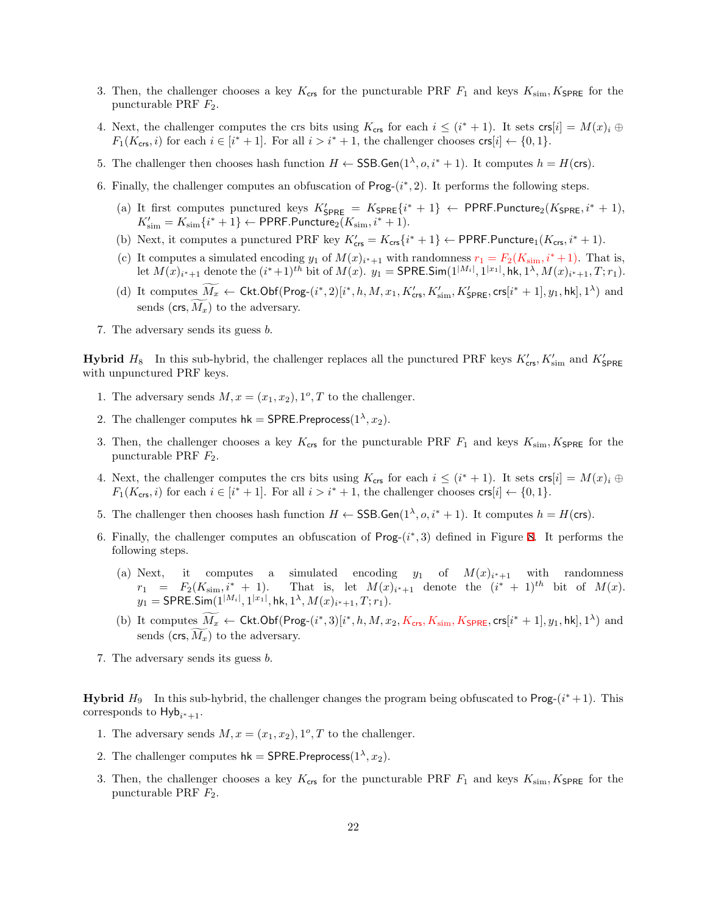3. Then, the challenger chooses a key $K_{\mathsf{crs}}$ for the puncturable PRF $F_1$ and keys $K_{\mathrm{sim}}, K_{\mathsf{SPRE}}$ for the puncturable PRF $F_2$.

4. Next, the challenger computes the crs bits using $K_{\mathsf{crs}}$ for each $i \leq (i^*+1)$. It sets $\mathsf{crs}[i] = M(x)_i \oplus F_1(K_{\mathsf{crs}}, i)$ for each $i \in [i^*+1]$. For all $i > i^*+1$, the challenger chooses $\mathsf{crs}[i] \leftarrow \{0,1\}$.

5. The challenger then chooses hash function $H \leftarrow \mathsf{SSB.Gen}(1^\lambda, o, i^*+1)$. It computes $h = H(\mathsf{crs})$.

6. Finally, the challenger computes an obfuscation of $\mathsf{Prog}\text{-}(i^*, 2)$. It performs the following steps.

   (a) It first computes punctured keys $K'_{\mathsf{SPRE}} = K_{\mathsf{SPRE}}\{i^*+1\} \leftarrow \mathsf{PPRF.Puncture}_2(K_{\mathsf{SPRE}}, i^*+1)$, $K'_{\mathrm{sim}} = K_{\mathrm{sim}}\{i^*+1\} \leftarrow \mathsf{PPRF.Puncture}_2(K_{\mathrm{sim}}, i^*+1)$.

   (b) Next, it computes a punctured PRF key $K'_{\mathsf{crs}} = K_{\mathsf{crs}}\{i^*+1\} \leftarrow \mathsf{PPRF.Puncture}_1(K_{\mathsf{crs}}, i^*+1)$.

   (c) It computes a simulated encoding $y_1$ of $M(x)_{i^*+1}$ with randomness $r_1 = F_2(K_{\mathrm{sim}}, i^*+1)$. That is, let $M(x)_{i^*+1}$ denote the $(i^*+1)^{th}$ bit of $M(x)$. $y_1 = \mathsf{SPRE.Sim}(1^{|M_i|}, 1^{|x_1|}, \mathsf{hk}, 1^\lambda, M(x)_{i^*+1}, T; r_1)$.

   (d) It computes $\widetilde{M_x} \leftarrow \mathsf{Ckt.Obf}(\mathsf{Prog}\text{-}(i^*, 2)[i^*, h, M, x_1, K'_{\mathsf{crs}}, K'_{\mathrm{sim}}, K'_{\mathsf{SPRE}}, \mathsf{crs}[i^*+1], y_1, \mathsf{hk}], 1^\lambda)$ and sends $(\mathsf{crs}, \widetilde{M_x})$ to the adversary.

7. The adversary sends its guess $b$.

**Hybrid $H_8$** In this sub-hybrid, the challenger replaces all the punctured PRF keys $K'_{\mathsf{crs}}, K'_{\mathrm{sim}}$ and $K'_{\mathsf{SPRE}}$ with unpunctured PRF keys.

1. The adversary sends $M, x = (x_1, x_2), 1^o, T$ to the challenger.

2. The challenger computes $\mathsf{hk} = \mathsf{SPRE.Preprocess}(1^\lambda, x_2)$.

3. Then, the challenger chooses a key $K_{\mathsf{crs}}$ for the puncturable PRF $F_1$ and keys $K_{\mathrm{sim}}, K_{\mathsf{SPRE}}$ for the puncturable PRF $F_2$.

4. Next, the challenger computes the crs bits using $K_{\mathsf{crs}}$ for each $i \leq (i^*+1)$. It sets $\mathsf{crs}[i] = M(x)_i \oplus F_1(K_{\mathsf{crs}}, i)$ for each $i \in [i^*+1]$. For all $i > i^*+1$, the challenger chooses $\mathsf{crs}[i] \leftarrow \{0,1\}$.

5. The challenger then chooses hash function $H \leftarrow \mathsf{SSB.Gen}(1^\lambda, o, i^*+1)$. It computes $h = H(\mathsf{crs})$.

6. Finally, the challenger computes an obfuscation of $\mathsf{Prog}\text{-}(i^*, 3)$ defined in Figure 8. It performs the following steps.

   (a) Next, it computes a simulated encoding $y_1$ of $M(x)_{i^*+1}$ with randomness $r_1 = F_2(K_{\mathrm{sim}}, i^*+1)$. That is, let $M(x)_{i^*+1}$ denote the $(i^*+1)^{th}$ bit of $M(x)$. $y_1 = \mathsf{SPRE.Sim}(1^{|M_i|}, 1^{|x_1|}, \mathsf{hk}, 1^\lambda, M(x)_{i^*+1}, T; r_1)$.

   (b) It computes $\widetilde{M_x} \leftarrow \mathsf{Ckt.Obf}(\mathsf{Prog}\text{-}(i^*, 3)[i^*, h, M, x_2, K_{\mathsf{crs}}, K_{\mathrm{sim}}, K_{\mathsf{SPRE}}, \mathsf{crs}[i^*+1], y_1, \mathsf{hk}], 1^\lambda)$ and sends $(\mathsf{crs}, \widetilde{M_x})$ to the adversary.

7. The adversary sends its guess $b$.

**Hybrid $H_9$** In this sub-hybrid, the challenger changes the program being obfuscated to $\mathsf{Prog}\text{-}(i^*+1)$. This corresponds to $\mathsf{Hyb}_{i^*+1}$.

1. The adversary sends $M, x = (x_1, x_2), 1^o, T$ to the challenger.

2. The challenger computes $\mathsf{hk} = \mathsf{SPRE.Preprocess}(1^\lambda, x_2)$.

3. Then, the challenger chooses a key $K_{\mathsf{crs}}$ for the puncturable PRF $F_1$ and keys $K_{\mathrm{sim}}, K_{\mathsf{SPRE}}$ for the puncturable PRF $F_2$.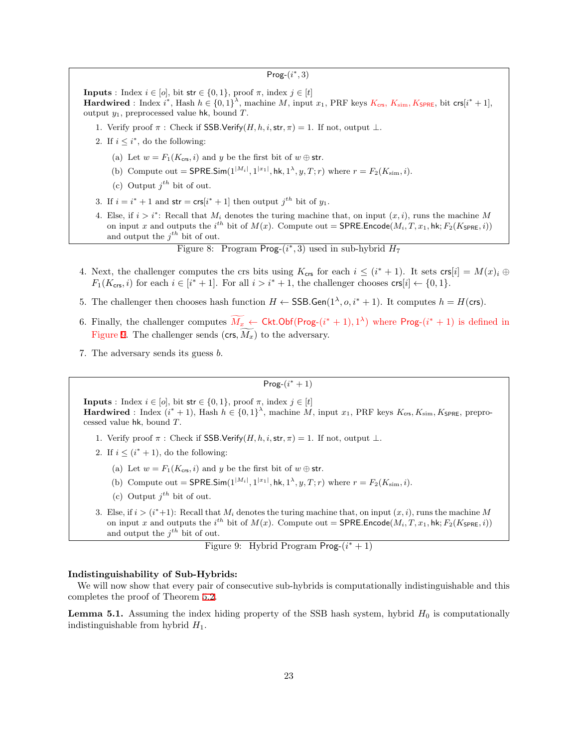**Prog-$(i^*, 3)$**

**Inputs** : Index $i \in [o]$, bit $\mathsf{str} \in \{0,1\}$, proof $\pi$, index $j \in [t]$
**Hardwired** : Index $i^*$, Hash $h \in \{0,1\}^\lambda$, machine $M$, input $x_1$, PRF keys $K_{\mathsf{crs}}$, $K_{\mathrm{sim}}$, $K_{\mathsf{SPRE}}$, bit $\mathsf{crs}[i^*+1]$, output $y_1$, preprocessed value $\mathsf{hk}$, bound $T$.

1. Verify proof $\pi$ : Check if $\mathsf{SSB.Verify}(H, h, i, \mathsf{str}, \pi) = 1$. If not, output $\perp$.
2. If $i \leq i^*$, do the following:
   (a) Let $w = F_1(K_{\mathsf{crs}}, i)$ and $y$ be the first bit of $w \oplus \mathsf{str}$.
   (b) Compute $\mathsf{out} = \mathsf{SPRE.Sim}(1^{|M_i|}, 1^{|x_1|}, \mathsf{hk}, 1^\lambda, y, T; r)$ where $r = F_2(K_{\mathrm{sim}}, i)$.
   (c) Output $j^{th}$ bit of out.
3. If $i = i^* + 1$ and $\mathsf{str} = \mathsf{crs}[i^*+1]$ then output $j^{th}$ bit of $y_1$.
4. Else, if $i > i^*$: Recall that $M_i$ denotes the turing machine that, on input $(x, i)$, runs the machine $M$ on input $x$ and outputs the $i^{th}$ bit of $M(x)$. Compute $\mathsf{out} = \mathsf{SPRE.Encode}(M_i, T, x_1, \mathsf{hk}; F_2(K_{\mathsf{SPRE}}, i))$ and output the $j^{th}$ bit of out.

Figure 8: Program Prog-$(i^*, 3)$ used in sub-hybrid $H_7$

4. Next, the challenger computes the crs bits using $K_{\mathsf{crs}}$ for each $i \leq (i^*+1)$. It sets $\mathsf{crs}[i] = M(x)_i \oplus F_1(K_{\mathsf{crs}}, i)$ for each $i \in [i^*+1]$. For all $i > i^*+1$, the challenger chooses $\mathsf{crs}[i] \leftarrow \{0,1\}$.
5. The challenger then chooses hash function $H \leftarrow \mathsf{SSB.Gen}(1^\lambda, o, i^*+1)$. It computes $h = H(\mathsf{crs})$.
6. Finally, the challenger computes $\widetilde{M_x} \leftarrow \mathsf{Ckt.Obf}(\text{Prog-}(i^*+1), 1^\lambda)$ where Prog-$(i^*+1)$ is defined in Figure 9. The challenger sends $(\mathsf{crs}, \widetilde{M_x})$ to the adversary.
7. The adversary sends its guess $b$.

**Prog-$(i^*+1)$**

**Inputs** : Index $i \in [o]$, bit $\mathsf{str} \in \{0,1\}$, proof $\pi$, index $j \in [t]$
**Hardwired** : Index $(i^*+1)$, Hash $h \in \{0,1\}^\lambda$, machine $M$, input $x_1$, PRF keys $K_{\mathsf{crs}}, K_{\mathrm{sim}}, K_{\mathsf{SPRE}}$, preprocessed value $\mathsf{hk}$, bound $T$.

1. Verify proof $\pi$ : Check if $\mathsf{SSB.Verify}(H, h, i, \mathsf{str}, \pi) = 1$. If not, output $\perp$.
2. If $i \leq (i^*+1)$, do the following:
   (a) Let $w = F_1(K_{\mathsf{crs}}, i)$ and $y$ be the first bit of $w \oplus \mathsf{str}$.
   (b) Compute $\mathsf{out} = \mathsf{SPRE.Sim}(1^{|M_i|}, 1^{|x_1|}, \mathsf{hk}, 1^\lambda, y, T; r)$ where $r = F_2(K_{\mathrm{sim}}, i)$.
   (c) Output $j^{th}$ bit of out.
3. Else, if $i > (i^*+1)$: Recall that $M_i$ denotes the turing machine that, on input $(x, i)$, runs the machine $M$ on input $x$ and outputs the $i^{th}$ bit of $M(x)$. Compute $\mathsf{out} = \mathsf{SPRE.Encode}(M_i, T, x_1, \mathsf{hk}; F_2(K_{\mathsf{SPRE}}, i))$ and output the $j^{th}$ bit of out.

Figure 9: Hybrid Program Prog-$(i^*+1)$

**Indistinguishability of Sub-Hybrids:**
We will now show that every pair of consecutive sub-hybrids is computationally indistinguishable and this completes the proof of Theorem 5.2.

**Lemma 5.1.** Assuming the index hiding property of the SSB hash system, hybrid $H_0$ is computationally indistinguishable from hybrid $H_1$.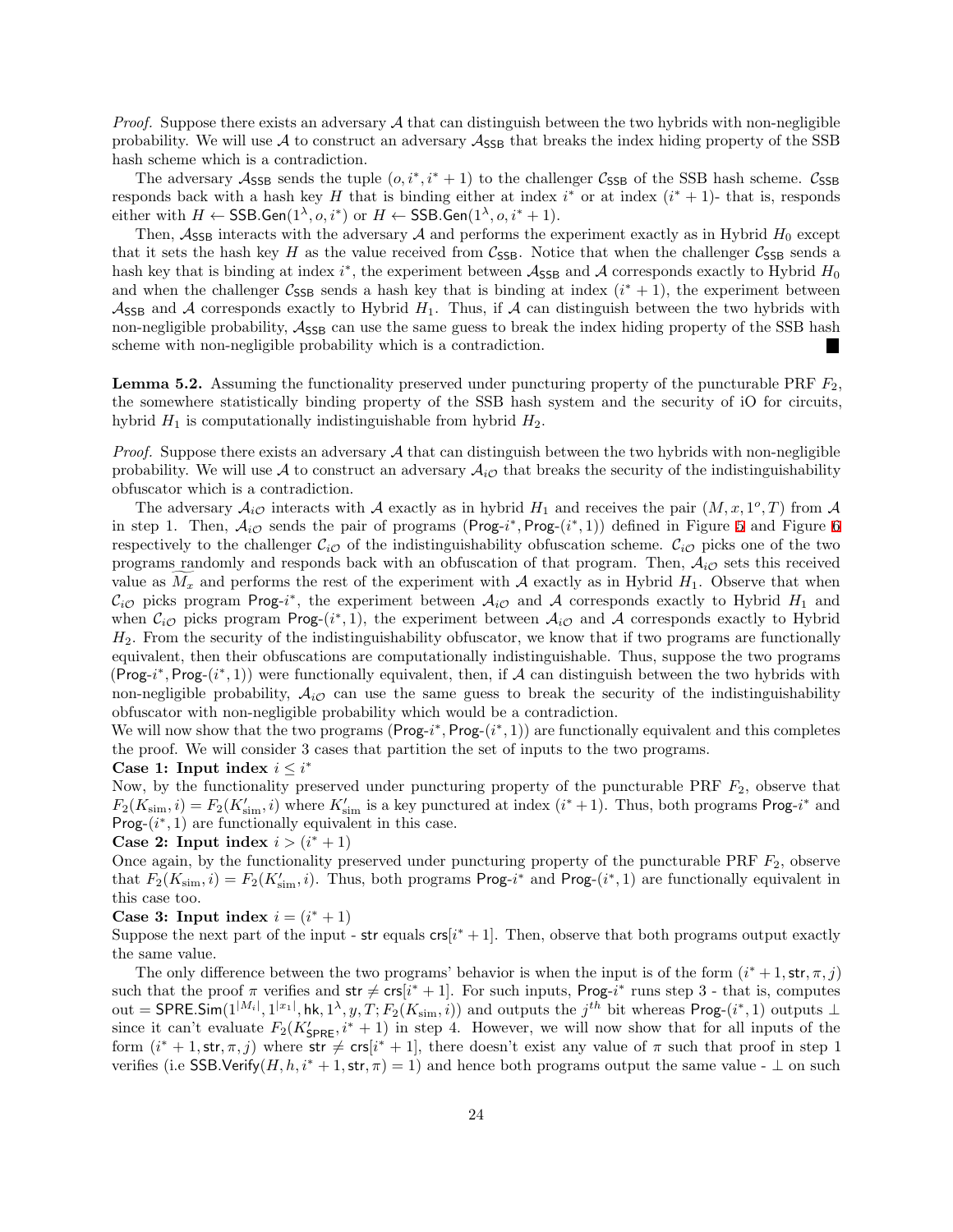*Proof.* Suppose there exists an adversary $\mathcal{A}$ that can distinguish between the two hybrids with non-negligible probability. We will use $\mathcal{A}$ to construct an adversary $\mathcal{A}_{\mathsf{SSB}}$ that breaks the index hiding property of the SSB hash scheme which is a contradiction.

The adversary $\mathcal{A}_{\mathsf{SSB}}$ sends the tuple $(o, i^*, i^*+1)$ to the challenger $\mathcal{C}_{\mathsf{SSB}}$ of the SSB hash scheme. $\mathcal{C}_{\mathsf{SSB}}$ responds back with a hash key $H$ that is binding either at index $i^*$ or at index $(i^*+1)$- that is, responds either with $H \leftarrow \mathsf{SSB.Gen}(1^\lambda, o, i^*)$ or $H \leftarrow \mathsf{SSB.Gen}(1^\lambda, o, i^*+1)$.

Then, $\mathcal{A}_{\mathsf{SSB}}$ interacts with the adversary $\mathcal{A}$ and performs the experiment exactly as in Hybrid $H_0$ except that it sets the hash key $H$ as the value received from $\mathcal{C}_{\mathsf{SSB}}$. Notice that when the challenger $\mathcal{C}_{\mathsf{SSB}}$ sends a hash key that is binding at index $i^*$, the experiment between $\mathcal{A}_{\mathsf{SSB}}$ and $\mathcal{A}$ corresponds exactly to Hybrid $H_0$ and when the challenger $\mathcal{C}_{\mathsf{SSB}}$ sends a hash key that is binding at index $(i^*+1)$, the experiment between $\mathcal{A}_{\mathsf{SSB}}$ and $\mathcal{A}$ corresponds exactly to Hybrid $H_1$. Thus, if $\mathcal{A}$ can distinguish between the two hybrids with non-negligible probability, $\mathcal{A}_{\mathsf{SSB}}$ can use the same guess to break the index hiding property of the SSB hash scheme with non-negligible probability which is a contradiction. ∎

**Lemma 5.2.** Assuming the functionality preserved under puncturing property of the puncturable PRF $F_2$, the somewhere statistically binding property of the SSB hash system and the security of iO for circuits, hybrid $H_1$ is computationally indistinguishable from hybrid $H_2$.

*Proof.* Suppose there exists an adversary $\mathcal{A}$ that can distinguish between the two hybrids with non-negligible probability. We will use $\mathcal{A}$ to construct an adversary $\mathcal{A}_{i\mathcal{O}}$ that breaks the security of the indistinguishability obfuscator which is a contradiction.

The adversary $\mathcal{A}_{i\mathcal{O}}$ interacts with $\mathcal{A}$ exactly as in hybrid $H_1$ and receives the pair $(M, x, 1^o, T)$ from $\mathcal{A}$ in step 1. Then, $\mathcal{A}_{i\mathcal{O}}$ sends the pair of programs $(\mathsf{Prog}\text{-}i^*, \mathsf{Prog}\text{-}(i^*,1))$ defined in Figure 5 and Figure 6 respectively to the challenger $\mathcal{C}_{i\mathcal{O}}$ of the indistinguishability obfuscation scheme. $\mathcal{C}_{i\mathcal{O}}$ picks one of the two programs randomly and responds back with an obfuscation of that program. Then, $\mathcal{A}_{i\mathcal{O}}$ sets this received value as $\widetilde{M_x}$ and performs the rest of the experiment with $\mathcal{A}$ exactly as in Hybrid $H_1$. Observe that when $\mathcal{C}_{i\mathcal{O}}$ picks program $\mathsf{Prog}\text{-}i^*$, the experiment between $\mathcal{A}_{i\mathcal{O}}$ and $\mathcal{A}$ corresponds exactly to Hybrid $H_1$ and when $\mathcal{C}_{i\mathcal{O}}$ picks program $\mathsf{Prog}\text{-}(i^*,1)$, the experiment between $\mathcal{A}_{i\mathcal{O}}$ and $\mathcal{A}$ corresponds exactly to Hybrid $H_2$. From the security of the indistinguishability obfuscator, we know that if two programs are functionally equivalent, then their obfuscations are computationally indistinguishable. Thus, suppose the two programs $(\mathsf{Prog}\text{-}i^*, \mathsf{Prog}\text{-}(i^*,1))$ were functionally equivalent, then, if $\mathcal{A}$ can distinguish between the two hybrids with non-negligible probability, $\mathcal{A}_{i\mathcal{O}}$ can use the same guess to break the security of the indistinguishability obfuscator with non-negligible probability which would be a contradiction.

We will now show that the two programs $(\mathsf{Prog}\text{-}i^*, \mathsf{Prog}\text{-}(i^*,1))$ are functionally equivalent and this completes the proof. We will consider 3 cases that partition the set of inputs to the two programs.

**Case 1: Input index $i \leq i^*$**

Now, by the functionality preserved under puncturing property of the puncturable PRF $F_2$, observe that $F_2(K_{\text{sim}}, i) = F_2(K'_{\text{sim}}, i)$ where $K'_{\text{sim}}$ is a key punctured at index $(i^*+1)$. Thus, both programs $\mathsf{Prog}\text{-}i^*$ and $\mathsf{Prog}\text{-}(i^*,1)$ are functionally equivalent in this case.

**Case 2: Input index $i > (i^*+1)$**

Once again, by the functionality preserved under puncturing property of the puncturable PRF $F_2$, observe that $F_2(K_{\text{sim}}, i) = F_2(K'_{\text{sim}}, i)$. Thus, both programs $\mathsf{Prog}\text{-}i^*$ and $\mathsf{Prog}\text{-}(i^*,1)$ are functionally equivalent in this case too.

**Case 3: Input index $i = (i^*+1)$**

Suppose the next part of the input - $\mathsf{str}$ equals $\mathsf{crs}[i^*+1]$. Then, observe that both programs output exactly the same value.

The only difference between the two programs' behavior is when the input is of the form $(i^*+1, \mathsf{str}, \pi, j)$ such that the proof $\pi$ verifies and $\mathsf{str} \neq \mathsf{crs}[i^*+1]$. For such inputs, $\mathsf{Prog}\text{-}i^*$ runs step 3 - that is, computes $\mathsf{out} = \mathsf{SPRE.Sim}(1^{|M_i|}, 1^{|x_1|}, \mathsf{hk}, 1^\lambda, y, T; F_2(K_{\text{sim}}, i))$ and outputs the $j^{th}$ bit whereas $\mathsf{Prog}\text{-}(i^*,1)$ outputs $\perp$ since it can't evaluate $F_2(K'_{\mathsf{SPRE}}, i^*+1)$ in step 4. However, we will now show that for all inputs of the form $(i^*+1, \mathsf{str}, \pi, j)$ where $\mathsf{str} \neq \mathsf{crs}[i^*+1]$, there doesn't exist any value of $\pi$ such that proof in step 1 verifies (i.e $\mathsf{SSB.Verify}(H, h, i^*+1, \mathsf{str}, \pi) = 1$) and hence both programs output the same value - $\perp$ on such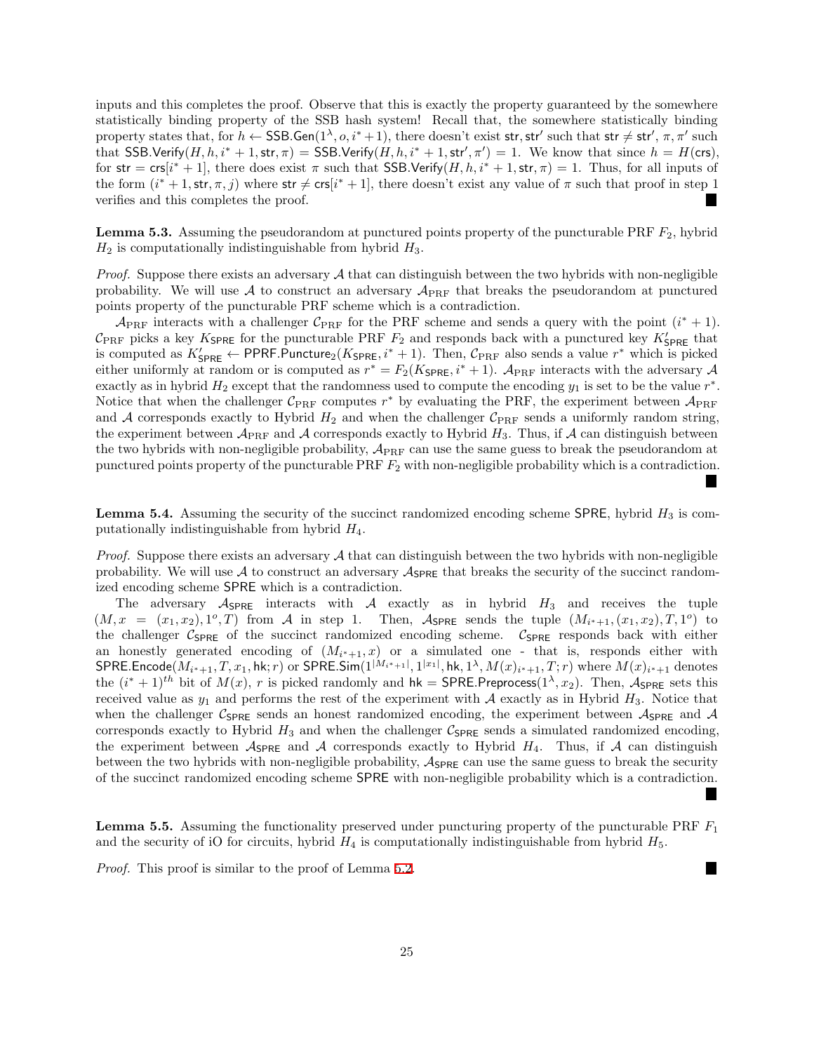inputs and this completes the proof. Observe that this is exactly the property guaranteed by the somewhere statistically binding property of the SSB hash system! Recall that, the somewhere statistically binding property states that, for $h \leftarrow \mathsf{SSB.Gen}(1^\lambda, o, i^*+1)$, there doesn't exist $\mathsf{str}, \mathsf{str}'$ such that $\mathsf{str} \neq \mathsf{str}'$, $\pi, \pi'$ such that $\mathsf{SSB.Verify}(H, h, i^*+1, \mathsf{str}, \pi) = \mathsf{SSB.Verify}(H, h, i^*+1, \mathsf{str}', \pi') = 1$. We know that since $h = H(\mathsf{crs})$, for $\mathsf{str} = \mathsf{crs}[i^*+1]$, there does exist $\pi$ such that $\mathsf{SSB.Verify}(H, h, i^*+1, \mathsf{str}, \pi) = 1$. Thus, for all inputs of the form $(i^*+1, \mathsf{str}, \pi, j)$ where $\mathsf{str} \neq \mathsf{crs}[i^*+1]$, there doesn't exist any value of $\pi$ such that proof in step 1 verifies and this completes the proof. ∎

**Lemma 5.3.** Assuming the pseudorandom at punctured points property of the puncturable PRF $F_2$, hybrid $H_2$ is computationally indistinguishable from hybrid $H_3$.

*Proof.* Suppose there exists an adversary $\mathcal{A}$ that can distinguish between the two hybrids with non-negligible probability. We will use $\mathcal{A}$ to construct an adversary $\mathcal{A}_{\text{PRF}}$ that breaks the pseudorandom at punctured points property of the puncturable PRF scheme which is a contradiction.

$\mathcal{A}_{\text{PRF}}$ interacts with a challenger $\mathcal{C}_{\text{PRF}}$ for the PRF scheme and sends a query with the point $(i^*+1)$. $\mathcal{C}_{\text{PRF}}$ picks a key $K_{\mathsf{SPRE}}$ for the puncturable PRF $F_2$ and responds back with a punctured key $K'_{\mathsf{SPRE}}$ that is computed as $K'_{\mathsf{SPRE}} \leftarrow \mathsf{PPRF.Puncture}_2(K_{\mathsf{SPRE}}, i^*+1)$. Then, $\mathcal{C}_{\text{PRF}}$ also sends a value $r^*$ which is picked either uniformly at random or is computed as $r^* = F_2(K_{\mathsf{SPRE}}, i^*+1)$. $\mathcal{A}_{\text{PRF}}$ interacts with the adversary $\mathcal{A}$ exactly as in hybrid $H_2$ except that the randomness used to compute the encoding $y_1$ is set to be the value $r^*$. Notice that when the challenger $\mathcal{C}_{\text{PRF}}$ computes $r^*$ by evaluating the PRF, the experiment between $\mathcal{A}_{\text{PRF}}$ and $\mathcal{A}$ corresponds exactly to Hybrid $H_2$ and when the challenger $\mathcal{C}_{\text{PRF}}$ sends a uniformly random string, the experiment between $\mathcal{A}_{\text{PRF}}$ and $\mathcal{A}$ corresponds exactly to Hybrid $H_3$. Thus, if $\mathcal{A}$ can distinguish between the two hybrids with non-negligible probability, $\mathcal{A}_{\text{PRF}}$ can use the same guess to break the pseudorandom at punctured points property of the puncturable PRF $F_2$ with non-negligible probability which is a contradiction. ∎

**Lemma 5.4.** Assuming the security of the succinct randomized encoding scheme $\mathsf{SPRE}$, hybrid $H_3$ is computationally indistinguishable from hybrid $H_4$.

*Proof.* Suppose there exists an adversary $\mathcal{A}$ that can distinguish between the two hybrids with non-negligible probability. We will use $\mathcal{A}$ to construct an adversary $\mathcal{A}_{\mathsf{SPRE}}$ that breaks the security of the succinct randomized encoding scheme $\mathsf{SPRE}$ which is a contradiction.

The adversary $\mathcal{A}_{\mathsf{SPRE}}$ interacts with $\mathcal{A}$ exactly as in hybrid $H_3$ and receives the tuple $(M, x = (x_1, x_2), 1^o, T)$ from $\mathcal{A}$ in step 1. Then, $\mathcal{A}_{\mathsf{SPRE}}$ sends the tuple $(M_{i^*+1}, (x_1, x_2), T, 1^o)$ to the challenger $\mathcal{C}_{\mathsf{SPRE}}$ of the succinct randomized encoding scheme. $\mathcal{C}_{\mathsf{SPRE}}$ responds back with either an honestly generated encoding of $(M_{i^*+1}, x)$ or a simulated one - that is, responds either with $\mathsf{SPRE.Encode}(M_{i^*+1}, T, x_1, \mathsf{hk}; r)$ or $\mathsf{SPRE.Sim}(1^{|M_{i^*+1}|}, 1^{|x_1|}, \mathsf{hk}, 1^\lambda, M(x)_{i^*+1}, T; r)$ where $M(x)_{i^*+1}$ denotes the $(i^*+1)^{th}$ bit of $M(x)$, $r$ is picked randomly and $\mathsf{hk} = \mathsf{SPRE.Preprocess}(1^\lambda, x_2)$. Then, $\mathcal{A}_{\mathsf{SPRE}}$ sets this received value as $y_1$ and performs the rest of the experiment with $\mathcal{A}$ exactly as in Hybrid $H_3$. Notice that when the challenger $\mathcal{C}_{\mathsf{SPRE}}$ sends an honest randomized encoding, the experiment between $\mathcal{A}_{\mathsf{SPRE}}$ and $\mathcal{A}$ corresponds exactly to Hybrid $H_3$ and when the challenger $\mathcal{C}_{\mathsf{SPRE}}$ sends a simulated randomized encoding, the experiment between $\mathcal{A}_{\mathsf{SPRE}}$ and $\mathcal{A}$ corresponds exactly to Hybrid $H_4$. Thus, if $\mathcal{A}$ can distinguish between the two hybrids with non-negligible probability, $\mathcal{A}_{\mathsf{SPRE}}$ can use the same guess to break the security of the succinct randomized encoding scheme $\mathsf{SPRE}$ with non-negligible probability which is a contradiction. ∎

**Lemma 5.5.** Assuming the functionality preserved under puncturing property of the puncturable PRF $F_1$ and the security of iO for circuits, hybrid $H_4$ is computationally indistinguishable from hybrid $H_5$.

*Proof.* This proof is similar to the proof of Lemma 5.2. ∎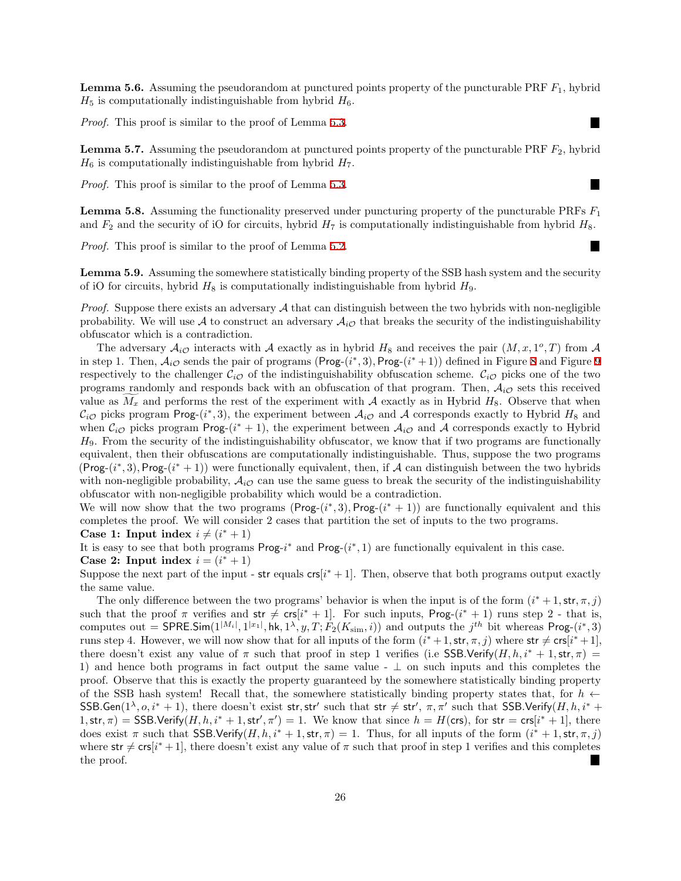**Lemma 5.6.** Assuming the pseudorandom at punctured points property of the puncturable PRF $F_1$, hybrid $H_5$ is computationally indistinguishable from hybrid $H_6$.

*Proof.* This proof is similar to the proof of Lemma 5.3. ■

**Lemma 5.7.** Assuming the pseudorandom at punctured points property of the puncturable PRF $F_2$, hybrid $H_6$ is computationally indistinguishable from hybrid $H_7$.

*Proof.* This proof is similar to the proof of Lemma 5.3. ■

**Lemma 5.8.** Assuming the functionality preserved under puncturing property of the puncturable PRFs $F_1$ and $F_2$ and the security of iO for circuits, hybrid $H_7$ is computationally indistinguishable from hybrid $H_8$.

*Proof.* This proof is similar to the proof of Lemma 5.2. ■

**Lemma 5.9.** Assuming the somewhere statistically binding property of the SSB hash system and the security of iO for circuits, hybrid $H_8$ is computationally indistinguishable from hybrid $H_9$.

*Proof.* Suppose there exists an adversary $\mathcal{A}$ that can distinguish between the two hybrids with non-negligible probability. We will use $\mathcal{A}$ to construct an adversary $\mathcal{A}_{i\mathcal{O}}$ that breaks the security of the indistinguishability obfuscator which is a contradiction.

The adversary $\mathcal{A}_{i\mathcal{O}}$ interacts with $\mathcal{A}$ exactly as in hybrid $H_8$ and receives the pair $(M, x, 1^o, T)$ from $\mathcal{A}$ in step 1. Then, $\mathcal{A}_{i\mathcal{O}}$ sends the pair of programs $(\mathsf{Prog}\text{-}(i^*, 3), \mathsf{Prog}\text{-}(i^*+1))$ defined in Figure 8 and Figure 9 respectively to the challenger $\mathcal{C}_{i\mathcal{O}}$ of the indistinguishability obfuscation scheme. $\mathcal{C}_{i\mathcal{O}}$ picks one of the two programs randomly and responds back with an obfuscation of that program. Then, $\mathcal{A}_{i\mathcal{O}}$ sets this received value as $\widetilde{M}_x$ and performs the rest of the experiment with $\mathcal{A}$ exactly as in Hybrid $H_8$. Observe that when $\mathcal{C}_{i\mathcal{O}}$ picks program $\mathsf{Prog}\text{-}(i^*, 3)$, the experiment between $\mathcal{A}_{i\mathcal{O}}$ and $\mathcal{A}$ corresponds exactly to Hybrid $H_8$ and when $\mathcal{C}_{i\mathcal{O}}$ picks program $\mathsf{Prog}\text{-}(i^*+1)$, the experiment between $\mathcal{A}_{i\mathcal{O}}$ and $\mathcal{A}$ corresponds exactly to Hybrid $H_9$. From the security of the indistinguishability obfuscator, we know that if two programs are functionally equivalent, then their obfuscations are computationally indistinguishable. Thus, suppose the two programs $(\mathsf{Prog}\text{-}(i^*, 3), \mathsf{Prog}\text{-}(i^*+1))$ were functionally equivalent, then, if $\mathcal{A}$ can distinguish between the two hybrids with non-negligible probability, $\mathcal{A}_{i\mathcal{O}}$ can use the same guess to break the security of the indistinguishability obfuscator with non-negligible probability which would be a contradiction.

We will now show that the two programs $(\mathsf{Prog}\text{-}(i^*, 3), \mathsf{Prog}\text{-}(i^*+1))$ are functionally equivalent and this completes the proof. We will consider 2 cases that partition the set of inputs to the two programs.

**Case 1: Input index $i \neq (i^*+1)$**

It is easy to see that both programs $\mathsf{Prog}\text{-}i^*$ and $\mathsf{Prog}\text{-}(i^*, 1)$ are functionally equivalent in this case.

**Case 2: Input index $i = (i^*+1)$**

Suppose the next part of the input - $\mathsf{str}$ equals $\mathsf{crs}[i^*+1]$. Then, observe that both programs output exactly the same value.

The only difference between the two programs' behavior is when the input is of the form $(i^*+1, \mathsf{str}, \pi, j)$ such that the proof $\pi$ verifies and $\mathsf{str} \neq \mathsf{crs}[i^*+1]$. For such inputs, $\mathsf{Prog}\text{-}(i^*+1)$ runs step 2 - that is, computes out $= \mathsf{SPRE.Sim}(1^{|M_i|}, 1^{|x_1|}, \mathsf{hk}, 1^\lambda, y, T; F_2(K_{\mathrm{sim}}, i))$ and outputs the $j^{th}$ bit whereas $\mathsf{Prog}\text{-}(i^*, 3)$ runs step 4. However, we will now show that for all inputs of the form $(i^*+1, \mathsf{str}, \pi, j)$ where $\mathsf{str} \neq \mathsf{crs}[i^*+1]$, there doesn't exist any value of $\pi$ such that proof in step 1 verifies (i.e $\mathsf{SSB.Verify}(H, h, i^*+1, \mathsf{str}, \pi) = 1$) and hence both programs in fact output the same value - $\perp$ on such inputs and this completes the proof. Observe that this is exactly the property guaranteed by the somewhere statistically binding property of the SSB hash system! Recall that, the somewhere statistically binding property states that, for $h \leftarrow \mathsf{SSB.Gen}(1^\lambda, o, i^*+1)$, there doesn't exist $\mathsf{str}, \mathsf{str}'$ such that $\mathsf{str} \neq \mathsf{str}'$, $\pi, \pi'$ such that $\mathsf{SSB.Verify}(H, h, i^*+1, \mathsf{str}, \pi) = \mathsf{SSB.Verify}(H, h, i^*+1, \mathsf{str}', \pi') = 1$. We know that since $h = H(\mathsf{crs})$, for $\mathsf{str} = \mathsf{crs}[i^*+1]$, there does exist $\pi$ such that $\mathsf{SSB.Verify}(H, h, i^*+1, \mathsf{str}, \pi) = 1$. Thus, for all inputs of the form $(i^*+1, \mathsf{str}, \pi, j)$ where $\mathsf{str} \neq \mathsf{crs}[i^*+1]$, there doesn't exist any value of $\pi$ such that proof in step 1 verifies and this completes the proof. ■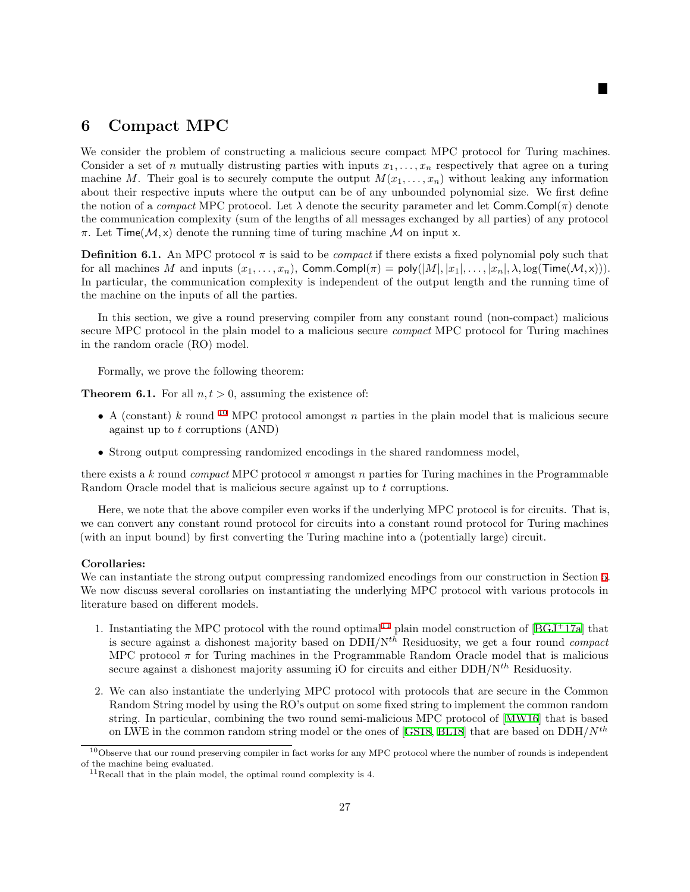## 6 Compact MPC

We consider the problem of constructing a malicious secure compact MPC protocol for Turing machines. Consider a set of $n$ mutually distrusting parties with inputs $x_1, \ldots, x_n$ respectively that agree on a turing machine $M$. Their goal is to securely compute the output $M(x_1, \ldots, x_n)$ without leaking any information about their respective inputs where the output can be of any unbounded polynomial size. We first define the notion of a *compact* MPC protocol. Let $\lambda$ denote the security parameter and let $\mathsf{Comm.Compl}(\pi)$ denote the communication complexity (sum of the lengths of all messages exchanged by all parties) of any protocol $\pi$. Let $\mathsf{Time}(\mathcal{M}, \mathsf{x})$ denote the running time of turing machine $\mathcal{M}$ on input $\mathsf{x}$.

**Definition 6.1.** An MPC protocol $\pi$ is said to be *compact* if there exists a fixed polynomial $\mathsf{poly}$ such that for all machines $M$ and inputs $(x_1, \ldots, x_n)$, $\mathsf{Comm.Compl}(\pi) = \mathsf{poly}(|M|, |x_1|, \ldots, |x_n|, \lambda, \log(\mathsf{Time}(\mathcal{M}, \mathsf{x})))$. In particular, the communication complexity is independent of the output length and the running time of the machine on the inputs of all the parties.

In this section, we give a round preserving compiler from any constant round (non-compact) malicious secure MPC protocol in the plain model to a malicious secure *compact* MPC protocol for Turing machines in the random oracle (RO) model.

Formally, we prove the following theorem:

**Theorem 6.1.** For all $n, t > 0$, assuming the existence of:

- A (constant) $k$ round [10] MPC protocol amongst $n$ parties in the plain model that is malicious secure against up to $t$ corruptions (AND)
- Strong output compressing randomized encodings in the shared randomness model,

there exists a $k$ round *compact* MPC protocol $\pi$ amongst $n$ parties for Turing machines in the Programmable Random Oracle model that is malicious secure against up to $t$ corruptions.

Here, we note that the above compiler even works if the underlying MPC protocol is for circuits. That is, we can convert any constant round protocol for circuits into a constant round protocol for Turing machines (with an input bound) by first converting the Turing machine into a (potentially large) circuit.

**Corollaries:**
We can instantiate the strong output compressing randomized encodings from our construction in Section 5. We now discuss several corollaries on instantiating the underlying MPC protocol with various protocols in literature based on different models.

1. Instantiating the MPC protocol with the round optimal[11] plain model construction of [BGJ+17a] that is secure against a dishonest majority based on DDH/N$^{th}$ Residuosity, we get a four round *compact* MPC protocol $\pi$ for Turing machines in the Programmable Random Oracle model that is malicious secure against a dishonest majority assuming iO for circuits and either DDH/N$^{th}$ Residuosity.
2. We can also instantiate the underlying MPC protocol with protocols that are secure in the Common Random String model by using the RO's output on some fixed string to implement the common random string. In particular, combining the two round semi-malicious MPC protocol of [MW16] that is based on LWE in the common random string model or the ones of [GS18, BL18] that are based on DDH/$N^{th}$

[10] Observe that our round preserving compiler in fact works for any MPC protocol where the number of rounds is independent of the machine being evaluated.

[11] Recall that in the plain model, the optimal round complexity is 4.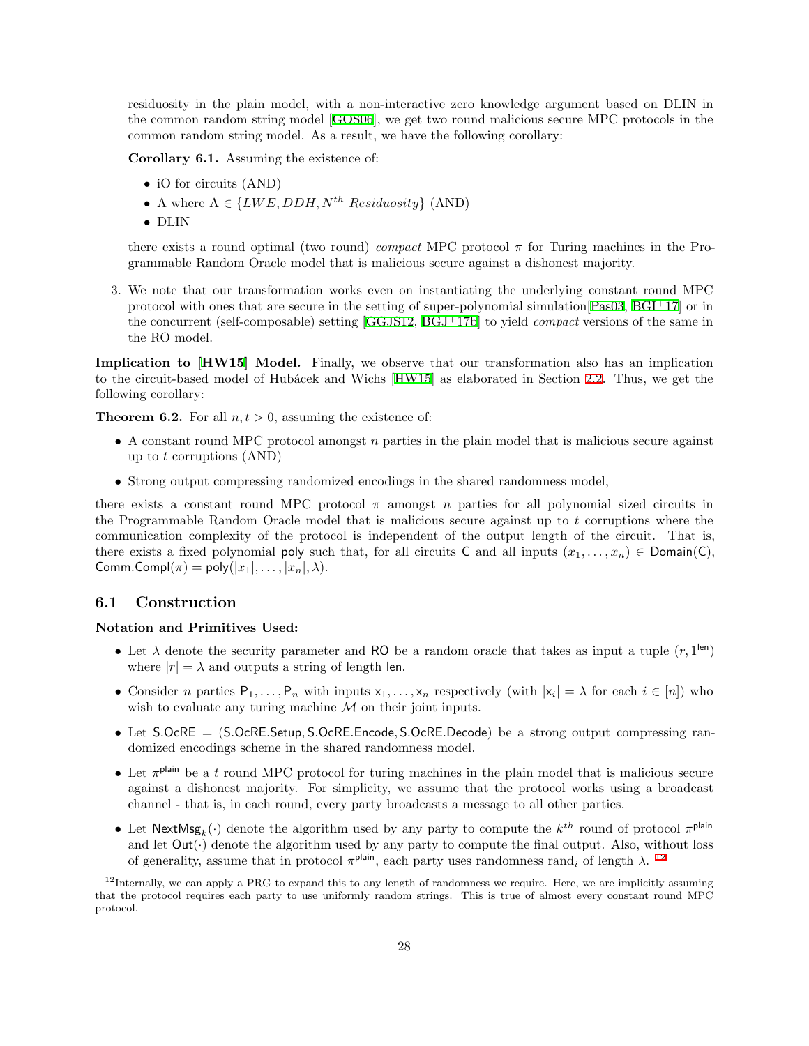residuosity in the plain model, with a non-interactive zero knowledge argument based on DLIN in the common random string model [GOS06], we get two round malicious secure MPC protocols in the common random string model. As a result, we have the following corollary:

**Corollary 6.1.** Assuming the existence of:

- iO for circuits (AND)
- A where $A \in \{LWE, DDH, N^{th}\ Residuosity\}$ (AND)
- DLIN

there exists a round optimal (two round) *compact* MPC protocol $\pi$ for Turing machines in the Programmable Random Oracle model that is malicious secure against a dishonest majority.

3. We note that our transformation works even on instantiating the underlying constant round MPC protocol with ones that are secure in the setting of super-polynomial simulation[Pas03, BGI+17] or in the concurrent (self-composable) setting [GGJS12, BGJ+17b] to yield *compact* versions of the same in the RO model.

**Implication to [HW15] Model.** Finally, we observe that our transformation also has an implication to the circuit-based model of Hubácek and Wichs [HW15] as elaborated in Section 2.2. Thus, we get the following corollary:

**Theorem 6.2.** For all $n, t > 0$, assuming the existence of:

- A constant round MPC protocol amongst $n$ parties in the plain model that is malicious secure against up to $t$ corruptions (AND)
- Strong output compressing randomized encodings in the shared randomness model,

there exists a constant round MPC protocol $\pi$ amongst $n$ parties for all polynomial sized circuits in the Programmable Random Oracle model that is malicious secure against up to $t$ corruptions where the communication complexity of the protocol is independent of the output length of the circuit. That is, there exists a fixed polynomial $\mathsf{poly}$ such that, for all circuits $\mathsf{C}$ and all inputs $(x_1, \ldots, x_n) \in \mathsf{Domain}(\mathsf{C})$, $\mathsf{Comm.Compl}(\pi) = \mathsf{poly}(|x_1|, \ldots, |x_n|, \lambda)$.

## 6.1 Construction

**Notation and Primitives Used:**

- Let $\lambda$ denote the security parameter and $\mathsf{RO}$ be a random oracle that takes as input a tuple $(r, 1^{\mathsf{len}})$ where $|r| = \lambda$ and outputs a string of length $\mathsf{len}$.
- Consider $n$ parties $\mathsf{P}_1, \ldots, \mathsf{P}_n$ with inputs $\mathsf{x}_1, \ldots, \mathsf{x}_n$ respectively (with $|\mathsf{x}_i| = \lambda$ for each $i \in [n]$) who wish to evaluate any turing machine $\mathcal{M}$ on their joint inputs.
- Let $\mathsf{S.OcRE} = (\mathsf{S.OcRE.Setup}, \mathsf{S.OcRE.Encode}, \mathsf{S.OcRE.Decode})$ be a strong output compressing randomized encodings scheme in the shared randomness model.
- Let $\pi^{\mathsf{plain}}$ be a $t$ round MPC protocol for turing machines in the plain model that is malicious secure against a dishonest majority. For simplicity, we assume that the protocol works using a broadcast channel - that is, in each round, every party broadcasts a message to all other parties.
- Let $\mathsf{NextMsg}_k(\cdot)$ denote the algorithm used by any party to compute the $k^{th}$ round of protocol $\pi^{\mathsf{plain}}$ and let $\mathsf{Out}(\cdot)$ denote the algorithm used by any party to compute the final output. Also, without loss of generality, assume that in protocol $\pi^{\mathsf{plain}}$, each party uses randomness $\mathrm{rand}_i$ of length $\lambda$. [12]

[12] Internally, we can apply a PRG to expand this to any length of randomness we require. Here, we are implicitly assuming that the protocol requires each party to use uniformly random strings. This is true of almost every constant round MPC protocol.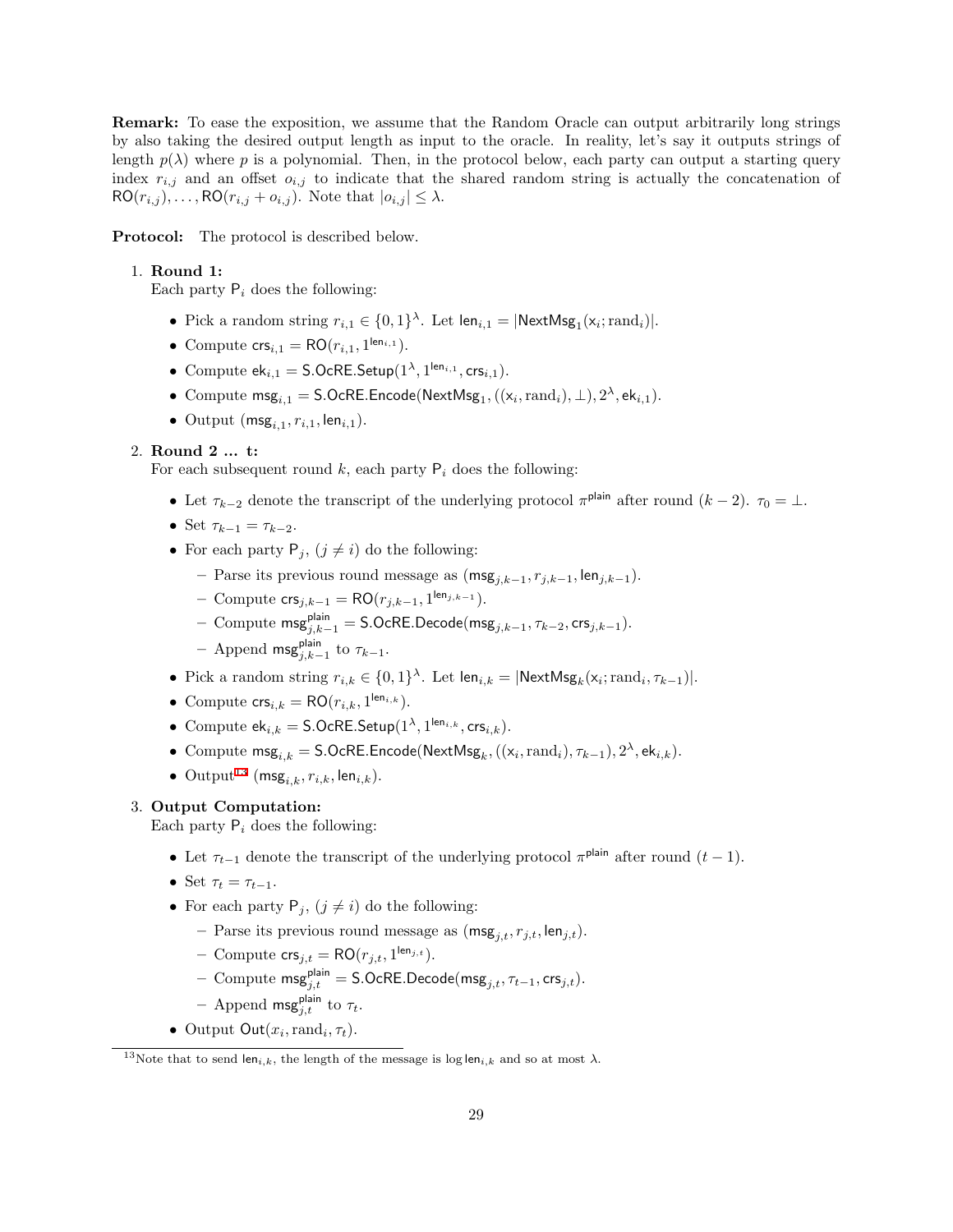**Remark:** To ease the exposition, we assume that the Random Oracle can output arbitrarily long strings by also taking the desired output length as input to the oracle. In reality, let's say it outputs strings of length $p(\lambda)$ where $p$ is a polynomial. Then, in the protocol below, each party can output a starting query index $r_{i,j}$ and an offset $o_{i,j}$ to indicate that the shared random string is actually the concatenation of $\mathsf{RO}(r_{i,j}), \ldots, \mathsf{RO}(r_{i,j} + o_{i,j})$. Note that $|o_{i,j}| \leq \lambda$.

**Protocol:** The protocol is described below.

1. **Round 1:**
   Each party $\mathsf{P}_i$ does the following:
   - Pick a random string $r_{i,1} \in \{0,1\}^\lambda$. Let $\mathsf{len}_{i,1} = |\mathsf{NextMsg}_1(\mathsf{x}_i; \mathrm{rand}_i)|$.
   - Compute $\mathsf{crs}_{i,1} = \mathsf{RO}(r_{i,1}, 1^{\mathsf{len}_{i,1}})$.
   - Compute $\mathsf{ek}_{i,1} = \mathsf{S.OcRE.Setup}(1^\lambda, 1^{\mathsf{len}_{i,1}}, \mathsf{crs}_{i,1})$.
   - Compute $\mathsf{msg}_{i,1} = \mathsf{S.OcRE.Encode}(\mathsf{NextMsg}_1, ((\mathsf{x}_i, \mathrm{rand}_i), \bot), 2^\lambda, \mathsf{ek}_{i,1})$.
   - Output $(\mathsf{msg}_{i,1}, r_{i,1}, \mathsf{len}_{i,1})$.

2. **Round 2 ... t:**
   For each subsequent round $k$, each party $\mathsf{P}_i$ does the following:
   - Let $\tau_{k-2}$ denote the transcript of the underlying protocol $\pi^{\mathsf{plain}}$ after round $(k-2)$. $\tau_0 = \bot$.
   - Set $\tau_{k-1} = \tau_{k-2}$.
   - For each party $\mathsf{P}_j$, $(j \neq i)$ do the following:
     - Parse its previous round message as $(\mathsf{msg}_{j,k-1}, r_{j,k-1}, \mathsf{len}_{j,k-1})$.
     - Compute $\mathsf{crs}_{j,k-1} = \mathsf{RO}(r_{j,k-1}, 1^{\mathsf{len}_{j,k-1}})$.
     - Compute $\mathsf{msg}^{\mathsf{plain}}_{j,k-1} = \mathsf{S.OcRE.Decode}(\mathsf{msg}_{j,k-1}, \tau_{k-2}, \mathsf{crs}_{j,k-1})$.
     - Append $\mathsf{msg}^{\mathsf{plain}}_{j,k-1}$ to $\tau_{k-1}$.
   - Pick a random string $r_{i,k} \in \{0,1\}^\lambda$. Let $\mathsf{len}_{i,k} = |\mathsf{NextMsg}_k(\mathsf{x}_i; \mathrm{rand}_i, \tau_{k-1})|$.
   - Compute $\mathsf{crs}_{i,k} = \mathsf{RO}(r_{i,k}, 1^{\mathsf{len}_{i,k}})$.
   - Compute $\mathsf{ek}_{i,k} = \mathsf{S.OcRE.Setup}(1^\lambda, 1^{\mathsf{len}_{i,k}}, \mathsf{crs}_{i,k})$.
   - Compute $\mathsf{msg}_{i,k} = \mathsf{S.OcRE.Encode}(\mathsf{NextMsg}_k, ((\mathsf{x}_i, \mathrm{rand}_i), \tau_{k-1}), 2^\lambda, \mathsf{ek}_{i,k})$.
   - Output[13] $(\mathsf{msg}_{i,k}, r_{i,k}, \mathsf{len}_{i,k})$.

3. **Output Computation:**
   Each party $\mathsf{P}_i$ does the following:
   - Let $\tau_{t-1}$ denote the transcript of the underlying protocol $\pi^{\mathsf{plain}}$ after round $(t-1)$.
   - Set $\tau_t = \tau_{t-1}$.
   - For each party $\mathsf{P}_j$, $(j \neq i)$ do the following:
     - Parse its previous round message as $(\mathsf{msg}_{j,t}, r_{j,t}, \mathsf{len}_{j,t})$.
     - Compute $\mathsf{crs}_{j,t} = \mathsf{RO}(r_{j,t}, 1^{\mathsf{len}_{j,t}})$.
     - Compute $\mathsf{msg}^{\mathsf{plain}}_{j,t} = \mathsf{S.OcRE.Decode}(\mathsf{msg}_{j,t}, \tau_{t-1}, \mathsf{crs}_{j,t})$.
     - Append $\mathsf{msg}^{\mathsf{plain}}_{j,t}$ to $\tau_t$.
   - Output $\mathsf{Out}(x_i, \mathrm{rand}_i, \tau_t)$.

[13] Note that to send $\mathsf{len}_{i,k}$, the length of the message is $\log \mathsf{len}_{i,k}$ and so at most $\lambda$.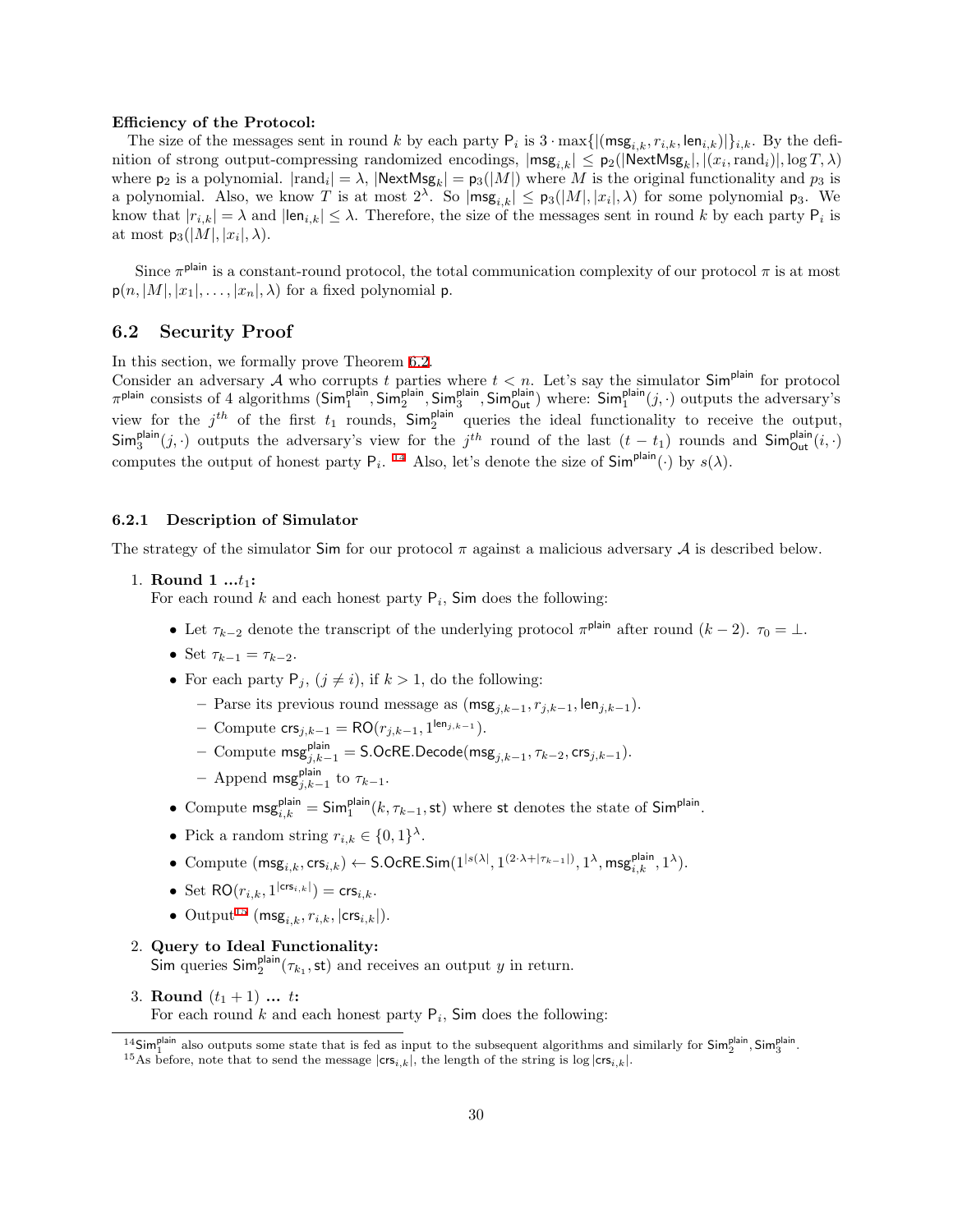**Efficiency of the Protocol:**

The size of the messages sent in round $k$ by each party $\mathsf{P}_i$ is $3 \cdot \max\{|(\mathsf{msg}_{i,k}, r_{i,k}, \mathsf{len}_{i,k})|\}_{i,k}$. By the definition of strong output-compressing randomized encodings, $|\mathsf{msg}_{i,k}| \leq \mathsf{p}_2(|\mathsf{NextMsg}_k|, |(x_i, \text{rand}_i)|, \log T, \lambda)$ where $\mathsf{p}_2$ is a polynomial. $|\text{rand}_i| = \lambda$, $|\mathsf{NextMsg}_k| = \mathsf{p}_3(|M|)$ where $M$ is the original functionality and $p_3$ is a polynomial. Also, we know $T$ is at most $2^\lambda$. So $|\mathsf{msg}_{i,k}| \leq \mathsf{p}_3(|M|, |x_i|, \lambda)$ for some polynomial $\mathsf{p}_3$. We know that $|r_{i,k}| = \lambda$ and $|\mathsf{len}_{i,k}| \leq \lambda$. Therefore, the size of the messages sent in round $k$ by each party $\mathsf{P}_i$ is at most $\mathsf{p}_3(|M|, |x_i|, \lambda)$.

Since $\pi^{\mathsf{plain}}$ is a constant-round protocol, the total communication complexity of our protocol $\pi$ is at most $\mathsf{p}(n, |M|, |x_1|, \ldots, |x_n|, \lambda)$ for a fixed polynomial $\mathsf{p}$.

## 6.2 Security Proof

In this section, we formally prove Theorem 6.2.

Consider an adversary $\mathcal{A}$ who corrupts $t$ parties where $t < n$. Let's say the simulator $\mathsf{Sim}^{\mathsf{plain}}$ for protocol $\pi^{\mathsf{plain}}$ consists of 4 algorithms $(\mathsf{Sim}_1^{\mathsf{plain}}, \mathsf{Sim}_2^{\mathsf{plain}}, \mathsf{Sim}_3^{\mathsf{plain}}, \mathsf{Sim}_{\mathsf{Out}}^{\mathsf{plain}})$ where: $\mathsf{Sim}_1^{\mathsf{plain}}(j, \cdot)$ outputs the adversary's view for the $j^{th}$ of the first $t_1$ rounds, $\mathsf{Sim}_2^{\mathsf{plain}}$ queries the ideal functionality to receive the output, $\mathsf{Sim}_3^{\mathsf{plain}}(j, \cdot)$ outputs the adversary's view for the $j^{th}$ round of the last $(t - t_1)$ rounds and $\mathsf{Sim}_{\mathsf{Out}}^{\mathsf{plain}}(i, \cdot)$ computes the output of honest party $\mathsf{P}_i$. [14] Also, let's denote the size of $\mathsf{Sim}^{\mathsf{plain}}(\cdot)$ by $s(\lambda)$.

### 6.2.1 Description of Simulator

The strategy of the simulator $\mathsf{Sim}$ for our protocol $\pi$ against a malicious adversary $\mathcal{A}$ is described below.

1. **Round 1 ...$t_1$:**
   For each round $k$ and each honest party $\mathsf{P}_i$, $\mathsf{Sim}$ does the following:
   - Let $\tau_{k-2}$ denote the transcript of the underlying protocol $\pi^{\mathsf{plain}}$ after round $(k-2)$. $\tau_0 = \perp$.
   - Set $\tau_{k-1} = \tau_{k-2}$.
   - For each party $\mathsf{P}_j$, $(j \neq i)$, if $k > 1$, do the following:
     - Parse its previous round message as $(\mathsf{msg}_{j,k-1}, r_{j,k-1}, \mathsf{len}_{j,k-1})$.
     - Compute $\mathsf{crs}_{j,k-1} = \mathsf{RO}(r_{j,k-1}, 1^{\mathsf{len}_{j,k-1}})$.
     - Compute $\mathsf{msg}_{j,k-1}^{\mathsf{plain}} = \mathsf{S.OcRE.Decode}(\mathsf{msg}_{j,k-1}, \tau_{k-2}, \mathsf{crs}_{j,k-1})$.
     - Append $\mathsf{msg}_{j,k-1}^{\mathsf{plain}}$ to $\tau_{k-1}$.
   - Compute $\mathsf{msg}_{i,k}^{\mathsf{plain}} = \mathsf{Sim}_1^{\mathsf{plain}}(k, \tau_{k-1}, \mathsf{st})$ where $\mathsf{st}$ denotes the state of $\mathsf{Sim}^{\mathsf{plain}}$.
   - Pick a random string $r_{i,k} \in \{0,1\}^\lambda$.
   - Compute $(\mathsf{msg}_{i,k}, \mathsf{crs}_{i,k}) \leftarrow \mathsf{S.OcRE.Sim}(1^{|s(\lambda|}, 1^{(2 \cdot \lambda + |\tau_{k-1}|)}, 1^\lambda, \mathsf{msg}_{i,k}^{\mathsf{plain}}, 1^\lambda)$.
   - Set $\mathsf{RO}(r_{i,k}, 1^{|\mathsf{crs}_{i,k}|}) = \mathsf{crs}_{i,k}$.
   - Output[15] $(\mathsf{msg}_{i,k}, r_{i,k}, |\mathsf{crs}_{i,k}|)$.
2. **Query to Ideal Functionality:**
   $\mathsf{Sim}$ queries $\mathsf{Sim}_2^{\mathsf{plain}}(\tau_{k_1}, \mathsf{st})$ and receives an output $y$ in return.
3. **Round $(t_1 + 1)$ ... $t$:**
   For each round $k$ and each honest party $\mathsf{P}_i$, $\mathsf{Sim}$ does the following:

---

[14] $\mathsf{Sim}_1^{\mathsf{plain}}$ also outputs some state that is fed as input to the subsequent algorithms and similarly for $\mathsf{Sim}_2^{\mathsf{plain}}, \mathsf{Sim}_3^{\mathsf{plain}}$.

[15] As before, note that to send the message $|\mathsf{crs}_{i,k}|$, the length of the string is $\log |\mathsf{crs}_{i,k}|$.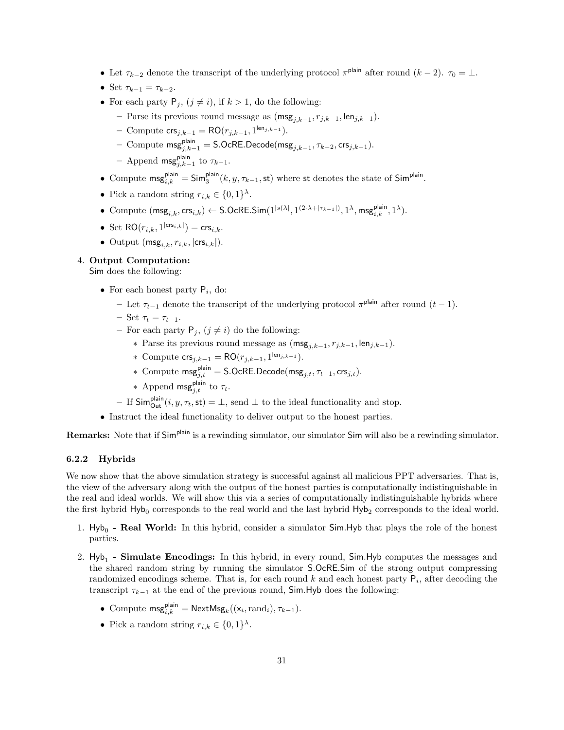- Let $\tau_{k-2}$ denote the transcript of the underlying protocol $\pi^{\mathsf{plain}}$ after round $(k-2)$. $\tau_0 = \perp$.
- Set $\tau_{k-1} = \tau_{k-2}$.
- For each party $\mathsf{P}_j$, $(j \neq i)$, if $k > 1$, do the following:
  - Parse its previous round message as $(\mathsf{msg}_{j,k-1}, r_{j,k-1}, \mathsf{len}_{j,k-1})$.
  - Compute $\mathsf{crs}_{j,k-1} = \mathsf{RO}(r_{j,k-1}, 1^{\mathsf{len}_{j,k-1}})$.
  - Compute $\mathsf{msg}^{\mathsf{plain}}_{j,k-1} = \mathsf{S.OcRE.Decode}(\mathsf{msg}_{j,k-1}, \tau_{k-2}, \mathsf{crs}_{j,k-1})$.
  - Append $\mathsf{msg}^{\mathsf{plain}}_{j,k-1}$ to $\tau_{k-1}$.
- Compute $\mathsf{msg}^{\mathsf{plain}}_{i,k} = \mathsf{Sim}^{\mathsf{plain}}_3(k, y, \tau_{k-1}, \mathsf{st})$ where $\mathsf{st}$ denotes the state of $\mathsf{Sim}^{\mathsf{plain}}$.
- Pick a random string $r_{i,k} \in \{0,1\}^\lambda$.
- Compute $(\mathsf{msg}_{i,k}, \mathsf{crs}_{i,k}) \leftarrow \mathsf{S.OcRE.Sim}(1^{|s(\lambda|}, 1^{(2\cdot\lambda+|\tau_{k-1}|)}, 1^\lambda, \mathsf{msg}^{\mathsf{plain}}_{i,k}, 1^\lambda)$.
- Set $\mathsf{RO}(r_{i,k}, 1^{|\mathsf{crs}_{i,k}|}) = \mathsf{crs}_{i,k}$.
- Output $(\mathsf{msg}_{i,k}, r_{i,k}, |\mathsf{crs}_{i,k}|)$.

4. **Output Computation:**
   $\mathsf{Sim}$ does the following:

   - For each honest party $\mathsf{P}_i$, do:
     - Let $\tau_{t-1}$ denote the transcript of the underlying protocol $\pi^{\mathsf{plain}}$ after round $(t-1)$.
     - Set $\tau_t = \tau_{t-1}$.
     - For each party $\mathsf{P}_j$, $(j \neq i)$ do the following:
       - Parse its previous round message as $(\mathsf{msg}_{j,k-1}, r_{j,k-1}, \mathsf{len}_{j,k-1})$.
       - Compute $\mathsf{crs}_{j,k-1} = \mathsf{RO}(r_{j,k-1}, 1^{\mathsf{len}_{j,k-1}})$.
       - Compute $\mathsf{msg}^{\mathsf{plain}}_{j,t} = \mathsf{S.OcRE.Decode}(\mathsf{msg}_{j,t}, \tau_{t-1}, \mathsf{crs}_{j,t})$.
       - Append $\mathsf{msg}^{\mathsf{plain}}_{j,t}$ to $\tau_t$.
     - If $\mathsf{Sim}^{\mathsf{plain}}_{\mathsf{Out}}(i, y, \tau_t, \mathsf{st}) = \perp$, send $\perp$ to the ideal functionality and stop.
   - Instruct the ideal functionality to deliver output to the honest parties.

**Remarks:** Note that if $\mathsf{Sim}^{\mathsf{plain}}$ is a rewinding simulator, our simulator $\mathsf{Sim}$ will also be a rewinding simulator.

### 6.2.2 Hybrids

We now show that the above simulation strategy is successful against all malicious PPT adversaries. That is, the view of the adversary along with the output of the honest parties is computationally indistinguishable in the real and ideal worlds. We will show this via a series of computationally indistinguishable hybrids where the first hybrid $\mathsf{Hyb}_0$ corresponds to the real world and the last hybrid $\mathsf{Hyb}_2$ corresponds to the ideal world.

1. $\mathsf{Hyb}_0$ **- Real World:** In this hybrid, consider a simulator $\mathsf{Sim.Hyb}$ that plays the role of the honest parties.

2. $\mathsf{Hyb}_1$ **- Simulate Encodings:** In this hybrid, in every round, $\mathsf{Sim.Hyb}$ computes the messages and the shared random string by running the simulator $\mathsf{S.OcRE.Sim}$ of the strong output compressing randomized encodings scheme. That is, for each round $k$ and each honest party $\mathsf{P}_i$, after decoding the transcript $\tau_{k-1}$ at the end of the previous round, $\mathsf{Sim.Hyb}$ does the following:

   - Compute $\mathsf{msg}^{\mathsf{plain}}_{i,k} = \mathsf{NextMsg}_k((\mathsf{x}_i, \mathrm{rand}_i), \tau_{k-1})$.
   - Pick a random string $r_{i,k} \in \{0,1\}^\lambda$.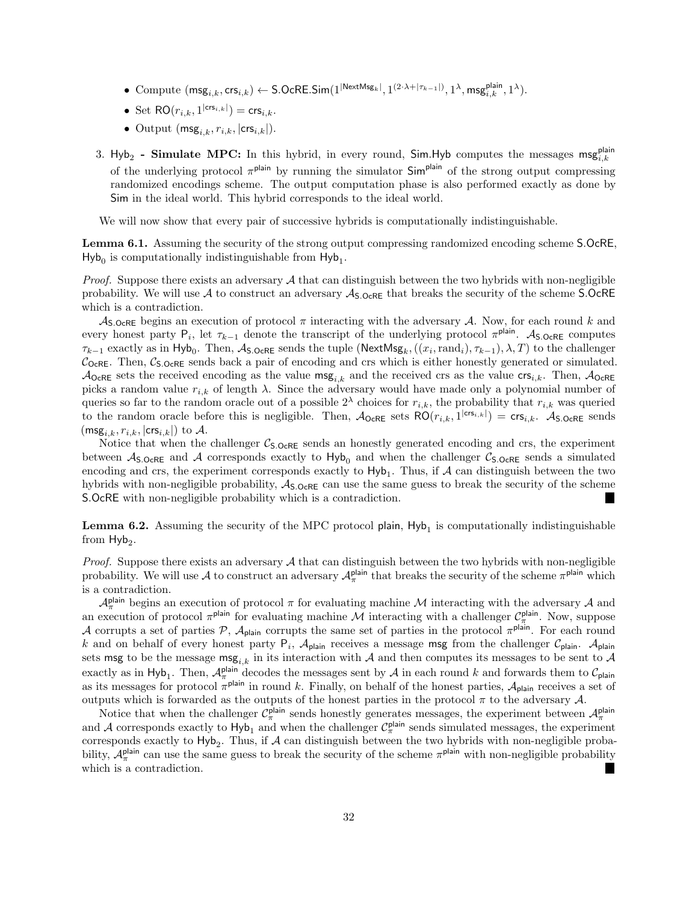- Compute $(\mathsf{msg}_{i,k}, \mathsf{crs}_{i,k}) \leftarrow \mathsf{S.OcRE.Sim}(1^{|\mathsf{NextMsg}_k|}, 1^{(2\cdot\lambda+|\tau_{k-1}|)}, 1^\lambda, \mathsf{msg}^{\mathsf{plain}}_{i,k}, 1^\lambda)$.
- Set $\mathsf{RO}(r_{i,k}, 1^{|\mathsf{crs}_{i,k}|}) = \mathsf{crs}_{i,k}$.
- Output $(\mathsf{msg}_{i,k}, r_{i,k}, |\mathsf{crs}_{i,k}|)$.

3. $\mathsf{Hyb}_2$ **- Simulate MPC:** In this hybrid, in every round, $\mathsf{Sim.Hyb}$ computes the messages $\mathsf{msg}^{\mathsf{plain}}_{i,k}$ of the underlying protocol $\pi^{\mathsf{plain}}$ by running the simulator $\mathsf{Sim}^{\mathsf{plain}}$ of the strong output compressing randomized encodings scheme. The output computation phase is also performed exactly as done by $\mathsf{Sim}$ in the ideal world. This hybrid corresponds to the ideal world.

We will now show that every pair of successive hybrids is computationally indistinguishable.

**Lemma 6.1.** Assuming the security of the strong output compressing randomized encoding scheme $\mathsf{S.OcRE}$, $\mathsf{Hyb}_0$ is computationally indistinguishable from $\mathsf{Hyb}_1$.

*Proof.* Suppose there exists an adversary $\mathcal{A}$ that can distinguish between the two hybrids with non-negligible probability. We will use $\mathcal{A}$ to construct an adversary $\mathcal{A}_{\mathsf{S.OcRE}}$ that breaks the security of the scheme $\mathsf{S.OcRE}$ which is a contradiction.

$\mathcal{A}_{\mathsf{S.OcRE}}$ begins an execution of protocol $\pi$ interacting with the adversary $\mathcal{A}$. Now, for each round $k$ and every honest party $\mathsf{P}_i$, let $\tau_{k-1}$ denote the transcript of the underlying protocol $\pi^{\mathsf{plain}}$. $\mathcal{A}_{\mathsf{S.OcRE}}$ computes $\tau_{k-1}$ exactly as in $\mathsf{Hyb}_0$. Then, $\mathcal{A}_{\mathsf{S.OcRE}}$ sends the tuple $(\mathsf{NextMsg}_k, ((x_i, \mathrm{rand}_i), \tau_{k-1}), \lambda, T)$ to the challenger $\mathcal{C}_{\mathsf{OcRE}}$. Then, $\mathcal{C}_{\mathsf{S.OcRE}}$ sends back a pair of encoding and crs which is either honestly generated or simulated. $\mathcal{A}_{\mathsf{OcRE}}$ sets the received encoding as the value $\mathsf{msg}_{i,k}$ and the received crs as the value $\mathsf{crs}_{i,k}$. Then, $\mathcal{A}_{\mathsf{OcRE}}$ picks a random value $r_{i,k}$ of length $\lambda$. Since the adversary would have made only a polynomial number of queries so far to the random oracle out of a possible $2^\lambda$ choices for $r_{i,k}$, the probability that $r_{i,k}$ was queried to the random oracle before this is negligible. Then, $\mathcal{A}_{\mathsf{OcRE}}$ sets $\mathsf{RO}(r_{i,k}, 1^{|\mathsf{crs}_{i,k}|}) = \mathsf{crs}_{i,k}$. $\mathcal{A}_{\mathsf{S.OcRE}}$ sends $(\mathsf{msg}_{i,k}, r_{i,k}, |\mathsf{crs}_{i,k}|)$ to $\mathcal{A}$.

Notice that when the challenger $\mathcal{C}_{\mathsf{S.OcRE}}$ sends an honestly generated encoding and crs, the experiment between $\mathcal{A}_{\mathsf{S.OcRE}}$ and $\mathcal{A}$ corresponds to $\mathsf{Hyb}_0$ and when the challenger $\mathcal{C}_{\mathsf{S.OcRE}}$ sends a simulated encoding and crs, the experiment corresponds exactly to $\mathsf{Hyb}_1$. Thus, if $\mathcal{A}$ can distinguish between the two hybrids with non-negligible probability, $\mathcal{A}_{\mathsf{S.OcRE}}$ can use the same guess to break the security of the scheme $\mathsf{S.OcRE}$ with non-negligible probability which is a contradiction. ∎

**Lemma 6.2.** Assuming the security of the MPC protocol $\mathsf{plain}$, $\mathsf{Hyb}_1$ is computationally indistinguishable from $\mathsf{Hyb}_2$.

*Proof.* Suppose there exists an adversary $\mathcal{A}$ that can distinguish between the two hybrids with non-negligible probability. We will use $\mathcal{A}$ to construct an adversary $\mathcal{A}^{\mathsf{plain}}_\pi$ that breaks the security of the scheme $\pi^{\mathsf{plain}}$ which is a contradiction.

$\mathcal{A}^{\mathsf{plain}}_\pi$ begins an execution of protocol $\pi$ for evaluating machine $\mathcal{M}$ interacting with the adversary $\mathcal{A}$ and an execution of protocol $\pi^{\mathsf{plain}}$ for evaluating machine $\mathcal{M}$ interacting with a challenger $\mathcal{C}^{\mathsf{plain}}_\pi$. Now, suppose $\mathcal{A}$ corrupts a set of parties $\mathcal{P}$, $\mathcal{A}_{\mathsf{plain}}$ corrupts the same set of parties in the protocol $\pi^{\mathsf{plain}}$. For each round $k$ and on behalf of every honest party $\mathsf{P}_i$, $\mathcal{A}_{\mathsf{plain}}$ receives a message $\mathsf{msg}$ from the challenger $\mathcal{C}_{\mathsf{plain}}$. $\mathcal{A}_{\mathsf{plain}}$ sets $\mathsf{msg}$ to be the message $\mathsf{msg}_{i,k}$ in its interaction with $\mathcal{A}$ and then computes its messages to be sent to $\mathcal{A}$ exactly as in $\mathsf{Hyb}_1$. Then, $\mathcal{A}^{\mathsf{plain}}_\pi$ decodes the messages sent by $\mathcal{A}$ in each round $k$ and forwards them to $\mathcal{C}_{\mathsf{plain}}$ as its messages for protocol $\pi^{\mathsf{plain}}$ in round $k$. Finally, on behalf of the honest parties, $\mathcal{A}_{\mathsf{plain}}$ receives a set of outputs which is forwarded as the outputs of the honest parties in the protocol $\pi$ to the adversary $\mathcal{A}$.

Notice that when the challenger $\mathcal{C}^{\mathsf{plain}}_\pi$ sends honestly generates messages, the experiment between $\mathcal{A}^{\mathsf{plain}}_\pi$ and $\mathcal{A}$ corresponds exactly to $\mathsf{Hyb}_1$ and when the challenger $\mathcal{C}^{\mathsf{plain}}_\pi$ sends simulated messages, the experiment corresponds exactly to $\mathsf{Hyb}_2$. Thus, if $\mathcal{A}$ can distinguish between the two hybrids with non-negligible probability, $\mathcal{A}^{\mathsf{plain}}_\pi$ can use the same guess to break the security of the scheme $\pi^{\mathsf{plain}}$ with non-negligible probability which is a contradiction. ∎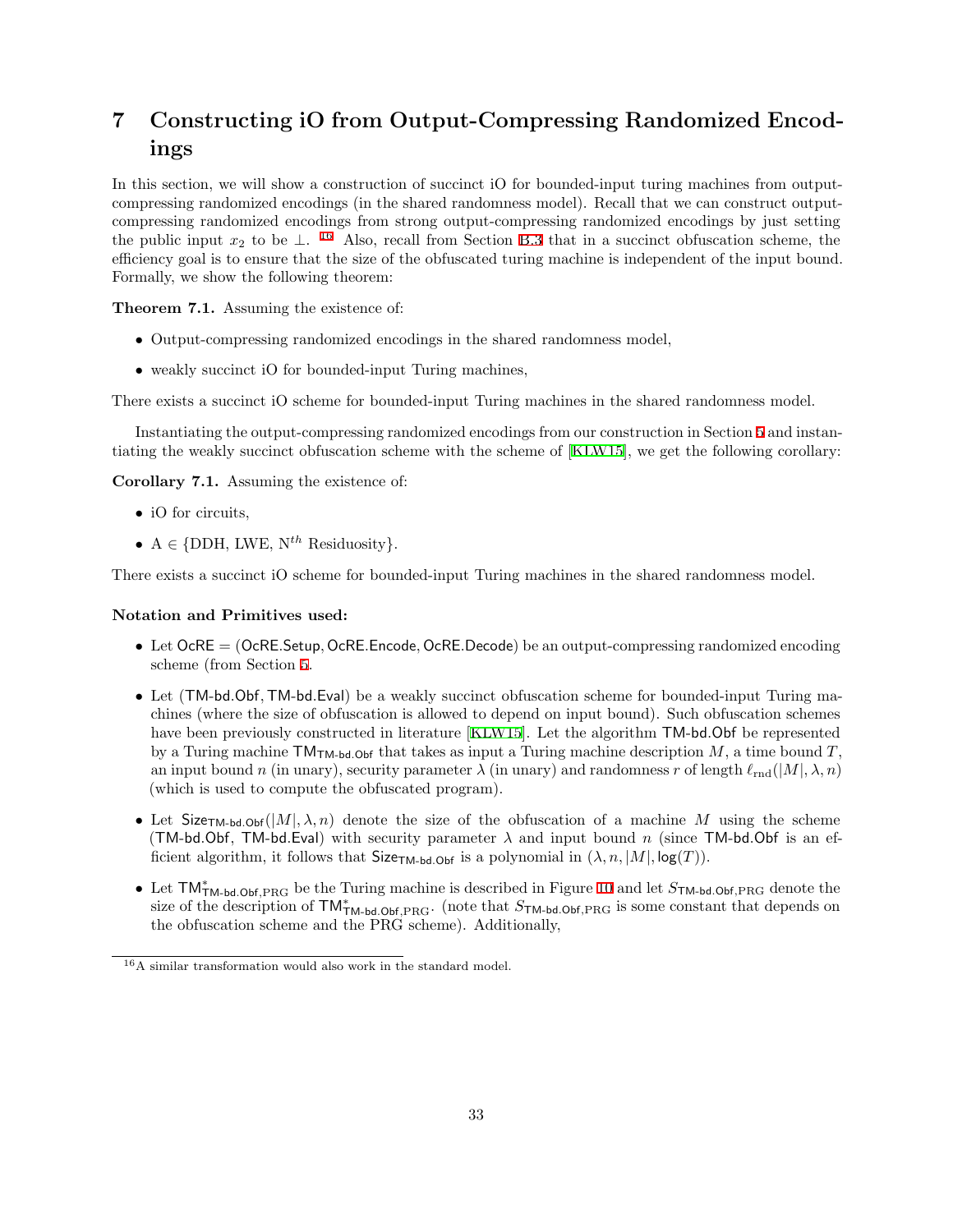# 7 Constructing iO from Output-Compressing Randomized Encodings

In this section, we will show a construction of succinct iO for bounded-input turing machines from output-compressing randomized encodings (in the shared randomness model). Recall that we can construct output-compressing randomized encodings from strong output-compressing randomized encodings by just setting the public input $x_2$ to be $\perp$. [16] Also, recall from Section B.3 that in a succinct obfuscation scheme, the efficiency goal is to ensure that the size of the obfuscated turing machine is independent of the input bound. Formally, we show the following theorem:

**Theorem 7.1.** Assuming the existence of:

- Output-compressing randomized encodings in the shared randomness model,
- weakly succinct iO for bounded-input Turing machines,

There exists a succinct iO scheme for bounded-input Turing machines in the shared randomness model.

Instantiating the output-compressing randomized encodings from our construction in Section 5 and instantiating the weakly succinct obfuscation scheme with the scheme of [KLW15], we get the following corollary:

**Corollary 7.1.** Assuming the existence of:

- iO for circuits,
- A $\in$ {DDH, LWE, N$^{th}$ Residuosity}.

There exists a succinct iO scheme for bounded-input Turing machines in the shared randomness model.

**Notation and Primitives used:**

- Let $\mathsf{OcRE} = (\mathsf{OcRE.Setup}, \mathsf{OcRE.Encode}, \mathsf{OcRE.Decode})$ be an output-compressing randomized encoding scheme (from Section 5.
- Let $(\mathsf{TM\text{-}bd.Obf}, \mathsf{TM\text{-}bd.Eval})$ be a weakly succinct obfuscation scheme for bounded-input Turing machines (where the size of obfuscation is allowed to depend on input bound). Such obfuscation schemes have been previously constructed in literature [KLW15]. Let the algorithm $\mathsf{TM\text{-}bd.Obf}$ be represented by a Turing machine $\mathsf{TM}_{\mathsf{TM\text{-}bd.Obf}}$ that takes as input a Turing machine description $M$, a time bound $T$, an input bound $n$ (in unary), security parameter $\lambda$ (in unary) and randomness $r$ of length $\ell_{\mathrm{rnd}}(|M|, \lambda, n)$ (which is used to compute the obfuscated program).
- Let $\mathsf{Size}_{\mathsf{TM\text{-}bd.Obf}}(|M|, \lambda, n)$ denote the size of the obfuscation of a machine $M$ using the scheme ($\mathsf{TM\text{-}bd.Obf}$, $\mathsf{TM\text{-}bd.Eval}$) with security parameter $\lambda$ and input bound $n$ (since $\mathsf{TM\text{-}bd.Obf}$ is an efficient algorithm, it follows that $\mathsf{Size}_{\mathsf{TM\text{-}bd.Obf}}$ is a polynomial in $(\lambda, n, |M|, \log(T))$.
- Let $\mathsf{TM}^*_{\mathsf{TM\text{-}bd.Obf},\mathrm{PRG}}$ be the Turing machine is described in Figure 10 and let $S_{\mathsf{TM\text{-}bd.Obf},\mathrm{PRG}}$ denote the size of the description of $\mathsf{TM}^*_{\mathsf{TM\text{-}bd.Obf},\mathrm{PRG}}$. (note that $S_{\mathsf{TM\text{-}bd.Obf},\mathrm{PRG}}$ is some constant that depends on the obfuscation scheme and the PRG scheme). Additionally,

[16] A similar transformation would also work in the standard model.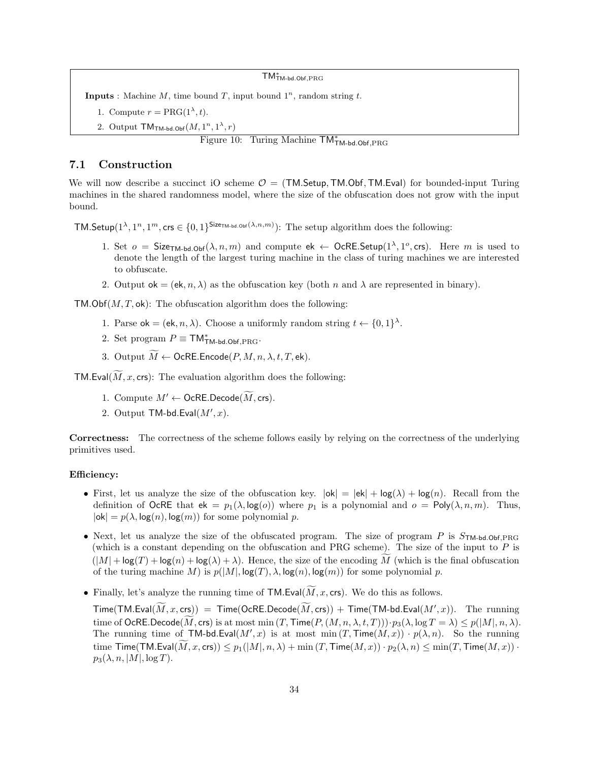$\mathsf{TM}^*_{\mathsf{TM\text{-}bd.Obf},\mathrm{PRG}}$

**Inputs** : Machine $M$, time bound $T$, input bound $1^n$, random string $t$.

1. Compute $r = \mathrm{PRG}(1^\lambda, t)$.
2. Output $\mathsf{TM}_{\mathsf{TM\text{-}bd.Obf}}(M, 1^n, 1^\lambda, r)$

Figure 10: Turing Machine $\mathsf{TM}^*_{\mathsf{TM\text{-}bd.Obf},\mathrm{PRG}}$

## 7.1 Construction

We will now describe a succinct iO scheme $\mathcal{O} = (\mathsf{TM.Setup}, \mathsf{TM.Obf}, \mathsf{TM.Eval})$ for bounded-input Turing machines in the shared randomness model, where the size of the obfuscation does not grow with the input bound.

$\mathsf{TM.Setup}(1^\lambda, 1^n, 1^m, \mathsf{crs} \in \{0,1\}^{\mathsf{Size}_{\mathsf{TM\text{-}bd.Obf}}(\lambda,n,m)})$: The setup algorithm does the following:

1. Set $o = \mathsf{Size}_{\mathsf{TM\text{-}bd.Obf}}(\lambda, n, m)$ and compute $\mathsf{ek} \leftarrow \mathsf{OcRE.Setup}(1^\lambda, 1^o, \mathsf{crs})$. Here $m$ is used to denote the length of the largest turing machine in the class of turing machines we are interested to obfuscate.
2. Output $\mathsf{ok} = (\mathsf{ek}, n, \lambda)$ as the obfuscation key (both $n$ and $\lambda$ are represented in binary).

$\mathsf{TM.Obf}(M, T, \mathsf{ok})$: The obfuscation algorithm does the following:

1. Parse $\mathsf{ok} = (\mathsf{ek}, n, \lambda)$. Choose a uniformly random string $t \leftarrow \{0,1\}^\lambda$.
2. Set program $P \equiv \mathsf{TM}^*_{\mathsf{TM\text{-}bd.Obf},\mathrm{PRG}}$.
3. Output $\widetilde{M} \leftarrow \mathsf{OcRE.Encode}(P, M, n, \lambda, t, T, \mathsf{ek})$.

$\mathsf{TM.Eval}(\widetilde{M}, x, \mathsf{crs})$: The evaluation algorithm does the following:

1. Compute $M' \leftarrow \mathsf{OcRE.Decode}(\widetilde{M}, \mathsf{crs})$.
2. Output $\mathsf{TM\text{-}bd.Eval}(M', x)$.

**Correctness:** The correctness of the scheme follows easily by relying on the correctness of the underlying primitives used.

**Efficiency:**

- First, let us analyze the size of the obfuscation key. $|\mathsf{ok}| = |\mathsf{ek}| + \mathsf{log}(\lambda) + \mathsf{log}(n)$. Recall from the definition of $\mathsf{OcRE}$ that $\mathsf{ek} = p_1(\lambda, \mathsf{log}(o))$ where $p_1$ is a polynomial and $o = \mathsf{Poly}(\lambda, n, m)$. Thus, $|\mathsf{ok}| = p(\lambda, \mathsf{log}(n), \mathsf{log}(m))$ for some polynomial $p$.
- Next, let us analyze the size of the obfuscated program. The size of program $P$ is $S_{\mathsf{TM\text{-}bd.Obf},\mathrm{PRG}}$ (which is a constant depending on the obfuscation and PRG scheme). The size of the input to $P$ is $(|M| + \mathsf{log}(T) + \mathsf{log}(n) + \mathsf{log}(\lambda) + \lambda)$. Hence, the size of the encoding $\widetilde{M}$ (which is the final obfuscation of the turing machine $M$) is $p(|M|, \mathsf{log}(T), \lambda, \mathsf{log}(n), \mathsf{log}(m))$ for some polynomial $p$.
- Finally, let's analyze the running time of $\mathsf{TM.Eval}(\widetilde{M}, x, \mathsf{crs})$. We do this as follows.

  $\mathsf{Time}(\mathsf{TM.Eval}(\widetilde{M}, x, \mathsf{crs})) = \mathsf{Time}(\mathsf{OcRE.Decode}(\widetilde{M}, \mathsf{crs})) + \mathsf{Time}(\mathsf{TM\text{-}bd.Eval}(M', x))$. The running time of $\mathsf{OcRE.Decode}(\widetilde{M}, \mathsf{crs})$ is at most $\min(T, \mathsf{Time}(P, (M, n, \lambda, t, T))) \cdot p_3(\lambda, \log T = \lambda) \leq p(|M|, n, \lambda)$. The running time of $\mathsf{TM\text{-}bd.Eval}(M', x)$ is at most $\min(T, \mathsf{Time}(M, x)) \cdot p(\lambda, n)$. So the running time $\mathsf{Time}(\mathsf{TM.Eval}(\widetilde{M}, x, \mathsf{crs})) \leq p_1(|M|, n, \lambda) + \min(T, \mathsf{Time}(M, x)) \cdot p_2(\lambda, n) \leq \min(T, \mathsf{Time}(M, x)) \cdot p_3(\lambda, n, |M|, \log T)$.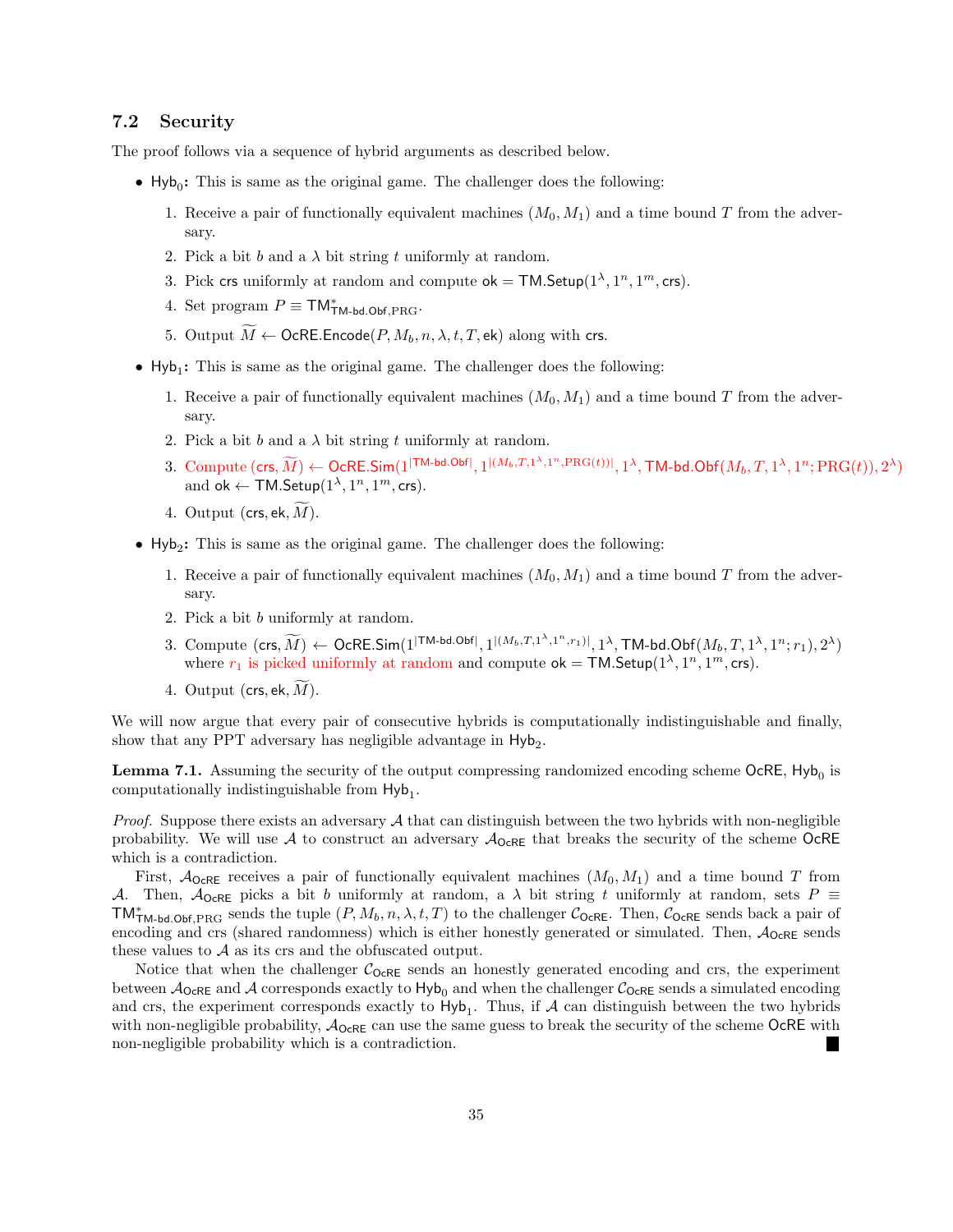### 7.2 Security

The proof follows via a sequence of hybrid arguments as described below.

- $\mathsf{Hyb}_0$**:** This is same as the original game. The challenger does the following:
  1. Receive a pair of functionally equivalent machines $(M_0, M_1)$ and a time bound $T$ from the adversary.
  2. Pick a bit $b$ and a $\lambda$ bit string $t$ uniformly at random.
  3. Pick $\mathsf{crs}$ uniformly at random and compute $\mathsf{ok} = \mathsf{TM.Setup}(1^\lambda, 1^n, 1^m, \mathsf{crs})$.
  4. Set program $P \equiv \mathsf{TM}^*_{\mathsf{TM\text{-}bd.Obf},\mathrm{PRG}}$.
  5. Output $\widetilde{M} \leftarrow \mathsf{OcRE.Encode}(P, M_b, n, \lambda, t, T, \mathsf{ek})$ along with $\mathsf{crs}$.

- $\mathsf{Hyb}_1$**:** This is same as the original game. The challenger does the following:
  1. Receive a pair of functionally equivalent machines $(M_0, M_1)$ and a time bound $T$ from the adversary.
  2. Pick a bit $b$ and a $\lambda$ bit string $t$ uniformly at random.
  3. Compute $(\mathsf{crs}, \widetilde{M}) \leftarrow \mathsf{OcRE.Sim}(1^{|\mathsf{TM\text{-}bd.Obf}|}, 1^{|(M_b, T, 1^\lambda, 1^n, \mathrm{PRG}(t))|}, 1^\lambda, \mathsf{TM\text{-}bd.Obf}(M_b, T, 1^\lambda, 1^n; \mathrm{PRG}(t)), 2^\lambda)$ and $\mathsf{ok} \leftarrow \mathsf{TM.Setup}(1^\lambda, 1^n, 1^m, \mathsf{crs})$.
  4. Output $(\mathsf{crs}, \mathsf{ek}, \widetilde{M})$.

- $\mathsf{Hyb}_2$**:** This is same as the original game. The challenger does the following:
  1. Receive a pair of functionally equivalent machines $(M_0, M_1)$ and a time bound $T$ from the adversary.
  2. Pick a bit $b$ uniformly at random.
  3. Compute $(\mathsf{crs}, \widetilde{M}) \leftarrow \mathsf{OcRE.Sim}(1^{|\mathsf{TM\text{-}bd.Obf}|}, 1^{|(M_b, T, 1^\lambda, 1^n, r_1)|}, 1^\lambda, \mathsf{TM\text{-}bd.Obf}(M_b, T, 1^\lambda, 1^n; r_1), 2^\lambda)$ where $r_1$ is picked uniformly at random and compute $\mathsf{ok} = \mathsf{TM.Setup}(1^\lambda, 1^n, 1^m, \mathsf{crs})$.
  4. Output $(\mathsf{crs}, \mathsf{ek}, \widetilde{M})$.

We will now argue that every pair of consecutive hybrids is computationally indistinguishable and finally, show that any PPT adversary has negligible advantage in $\mathsf{Hyb}_2$.

**Lemma 7.1.** Assuming the security of the output compressing randomized encoding scheme $\mathsf{OcRE}$, $\mathsf{Hyb}_0$ is computationally indistinguishable from $\mathsf{Hyb}_1$.

*Proof.* Suppose there exists an adversary $\mathcal{A}$ that can distinguish between the two hybrids with non-negligible probability. We will use $\mathcal{A}$ to construct an adversary $\mathcal{A}_{\mathsf{OcRE}}$ that breaks the security of the scheme $\mathsf{OcRE}$ which is a contradiction.

First, $\mathcal{A}_{\mathsf{OcRE}}$ receives a pair of functionally equivalent machines $(M_0, M_1)$ and a time bound $T$ from $\mathcal{A}$. Then, $\mathcal{A}_{\mathsf{OcRE}}$ picks a bit $b$ uniformly at random, a $\lambda$ bit string $t$ uniformly at random, sets $P \equiv \mathsf{TM}^*_{\mathsf{TM\text{-}bd.Obf},\mathrm{PRG}}$ sends the tuple $(P, M_b, n, \lambda, t, T)$ to the challenger $\mathcal{C}_{\mathsf{OcRE}}$. Then, $\mathcal{C}_{\mathsf{OcRE}}$ sends back a pair of encoding and crs (shared randomness) which is either honestly generated or simulated. Then, $\mathcal{A}_{\mathsf{OcRE}}$ sends these values to $\mathcal{A}$ as its crs and the obfuscated output.

Notice that when the challenger $\mathcal{C}_{\mathsf{OcRE}}$ sends an honestly generated encoding and crs, the experiment between $\mathcal{A}_{\mathsf{OcRE}}$ and $\mathcal{A}$ corresponds exactly to $\mathsf{Hyb}_0$ and when the challenger $\mathcal{C}_{\mathsf{OcRE}}$ sends a simulated encoding and crs, the experiment corresponds exactly to $\mathsf{Hyb}_1$. Thus, if $\mathcal{A}$ can distinguish between the two hybrids with non-negligible probability, $\mathcal{A}_{\mathsf{OcRE}}$ can use the same guess to break the security of the scheme $\mathsf{OcRE}$ with non-negligible probability which is a contradiction. ∎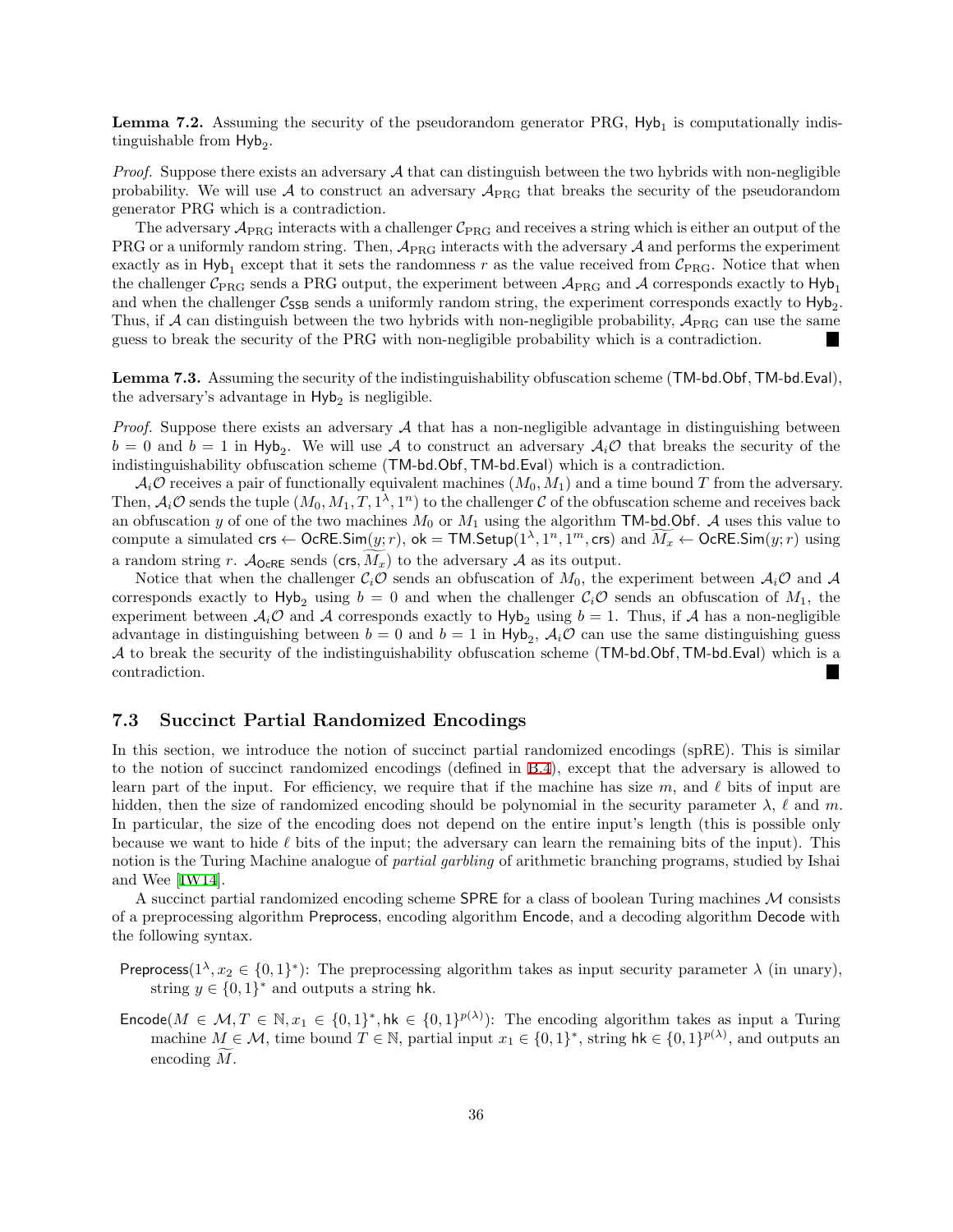**Lemma 7.2.** Assuming the security of the pseudorandom generator PRG, $\mathsf{Hyb}_1$ is computationally indistinguishable from $\mathsf{Hyb}_2$.

*Proof.* Suppose there exists an adversary $\mathcal{A}$ that can distinguish between the two hybrids with non-negligible probability. We will use $\mathcal{A}$ to construct an adversary $\mathcal{A}_{\mathrm{PRG}}$ that breaks the security of the pseudorandom generator PRG which is a contradiction.

The adversary $\mathcal{A}_{\mathrm{PRG}}$ interacts with a challenger $\mathcal{C}_{\mathrm{PRG}}$ and receives a string which is either an output of the PRG or a uniformly random string. Then, $\mathcal{A}_{\mathrm{PRG}}$ interacts with the adversary $\mathcal{A}$ and performs the experiment exactly as in $\mathsf{Hyb}_1$ except that it sets the randomness $r$ as the value received from $\mathcal{C}_{\mathrm{PRG}}$. Notice that when the challenger $\mathcal{C}_{\mathrm{PRG}}$ sends a PRG output, the experiment between $\mathcal{A}_{\mathrm{PRG}}$ and $\mathcal{A}$ corresponds exactly to $\mathsf{Hyb}_1$ and when the challenger $\mathcal{C}_{\mathsf{SSB}}$ sends a uniformly random string, the experiment corresponds exactly to $\mathsf{Hyb}_2$. Thus, if $\mathcal{A}$ can distinguish between the two hybrids with non-negligible probability, $\mathcal{A}_{\mathrm{PRG}}$ can use the same guess to break the security of the PRG with non-negligible probability which is a contradiction. ■

**Lemma 7.3.** Assuming the security of the indistinguishability obfuscation scheme ($\mathsf{TM\text{-}bd.Obf}, \mathsf{TM\text{-}bd.Eval}$), the adversary's advantage in $\mathsf{Hyb}_2$ is negligible.

*Proof.* Suppose there exists an adversary $\mathcal{A}$ that has a non-negligible advantage in distinguishing between $b = 0$ and $b = 1$ in $\mathsf{Hyb}_2$. We will use $\mathcal{A}$ to construct an adversary $\mathcal{A}_i\mathcal{O}$ that breaks the security of the indistinguishability obfuscation scheme ($\mathsf{TM\text{-}bd.Obf}, \mathsf{TM\text{-}bd.Eval}$) which is a contradiction.

$\mathcal{A}_i\mathcal{O}$ receives a pair of functionally equivalent machines $(M_0, M_1)$ and a time bound $T$ from the adversary. Then, $\mathcal{A}_i\mathcal{O}$ sends the tuple $(M_0, M_1, T, 1^\lambda, 1^n)$ to the challenger $\mathcal{C}$ of the obfuscation scheme and receives back an obfuscation $y$ of one of the two machines $M_0$ or $M_1$ using the algorithm $\mathsf{TM\text{-}bd.Obf}$. $\mathcal{A}$ uses this value to compute a simulated $\mathsf{crs} \leftarrow \mathsf{OcRE.Sim}(y; r)$, $\mathsf{ok} = \mathsf{TM.Setup}(1^\lambda, 1^n, 1^m, \mathsf{crs})$ and $\widetilde{M_x} \leftarrow \mathsf{OcRE.Sim}(y; r)$ using a random string $r$. $\mathcal{A}_{\mathsf{OcRE}}$ sends $(\mathsf{crs}, \widetilde{M_x})$ to the adversary $\mathcal{A}$ as its output.

Notice that when the challenger $\mathcal{C}_i\mathcal{O}$ sends an obfuscation of $M_0$, the experiment between $\mathcal{A}_i\mathcal{O}$ and $\mathcal{A}$ corresponds exactly to $\mathsf{Hyb}_2$ using $b = 0$ and when the challenger $\mathcal{C}_i\mathcal{O}$ sends an obfuscation of $M_1$, the experiment between $\mathcal{A}_i\mathcal{O}$ and $\mathcal{A}$ corresponds exactly to $\mathsf{Hyb}_2$ using $b = 1$. Thus, if $\mathcal{A}$ has a non-negligible advantage in distinguishing between $b = 0$ and $b = 1$ in $\mathsf{Hyb}_2$, $\mathcal{A}_i\mathcal{O}$ can use the same distinguishing guess $\mathcal{A}$ to break the security of the indistinguishability obfuscation scheme ($\mathsf{TM\text{-}bd.Obf}, \mathsf{TM\text{-}bd.Eval}$) which is a contradiction. ■

### 7.3 Succinct Partial Randomized Encodings

In this section, we introduce the notion of succinct partial randomized encodings (spRE). This is similar to the notion of succinct randomized encodings (defined in B.4), except that the adversary is allowed to learn part of the input. For efficiency, we require that if the machine has size $m$, and $\ell$ bits of input are hidden, then the size of randomized encoding should be polynomial in the security parameter $\lambda$, $\ell$ and $m$. In particular, the size of the encoding does not depend on the entire input's length (this is possible only because we want to hide $\ell$ bits of the input; the adversary can learn the remaining bits of the input). This notion is the Turing Machine analogue of *partial garbling* of arithmetic branching programs, studied by Ishai and Wee [IW14].

A succinct partial randomized encoding scheme $\mathsf{SPRE}$ for a class of boolean Turing machines $\mathcal{M}$ consists of a preprocessing algorithm $\mathsf{Preprocess}$, encoding algorithm $\mathsf{Encode}$, and a decoding algorithm $\mathsf{Decode}$ with the following syntax.

- $\mathsf{Preprocess}(1^\lambda, x_2 \in \{0,1\}^*)$: The preprocessing algorithm takes as input security parameter $\lambda$ (in unary), string $y \in \{0,1\}^*$ and outputs a string $\mathsf{hk}$.
- $\mathsf{Encode}(M \in \mathcal{M}, T \in \mathbb{N}, x_1 \in \{0,1\}^*, \mathsf{hk} \in \{0,1\}^{p(\lambda)})$: The encoding algorithm takes as input a Turing machine $M \in \mathcal{M}$, time bound $T \in \mathbb{N}$, partial input $x_1 \in \{0,1\}^*$, string $\mathsf{hk} \in \{0,1\}^{p(\lambda)}$, and outputs an encoding $\widetilde{M}$.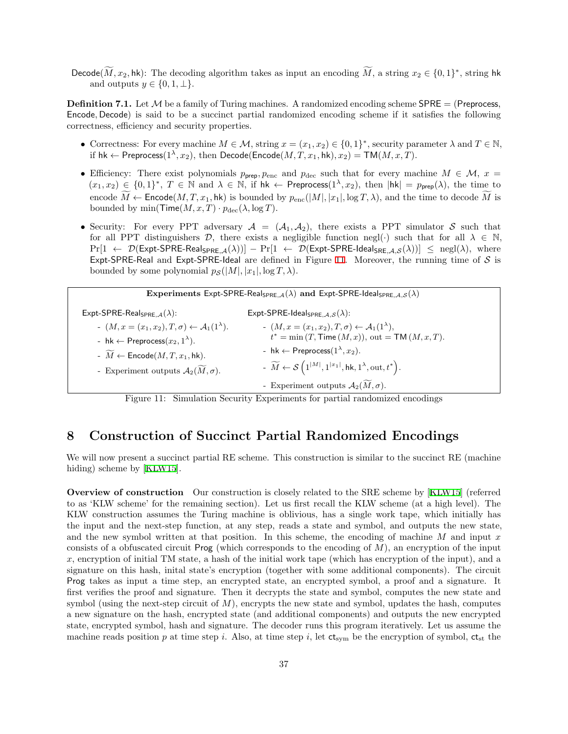$\mathsf{Decode}(\widetilde{M}, x_2, \mathsf{hk})$: The decoding algorithm takes as input an encoding $\widetilde{M}$, a string $x_2 \in \{0,1\}^*$, string $\mathsf{hk}$ and outputs $y \in \{0, 1, \perp\}$.

**Definition 7.1.** Let $\mathcal{M}$ be a family of Turing machines. A randomized encoding scheme $\mathsf{SPRE} = (\mathsf{Preprocess}, \mathsf{Encode}, \mathsf{Decode})$ is said to be a succinct partial randomized encoding scheme if it satisfies the following correctness, efficiency and security properties.

- Correctness: For every machine $M \in \mathcal{M}$, string $x = (x_1, x_2) \in \{0,1\}^*$, security parameter $\lambda$ and $T \in \mathbb{N}$, if $\mathsf{hk} \leftarrow \mathsf{Preprocess}(1^\lambda, x_2)$, then $\mathsf{Decode}(\mathsf{Encode}(M, T, x_1, \mathsf{hk}), x_2) = \mathsf{TM}(M, x, T)$.
- Efficiency: There exist polynomials $p_{\mathsf{prep}}, p_{\mathrm{enc}}$ and $p_{\mathrm{dec}}$ such that for every machine $M \in \mathcal{M}$, $x = (x_1, x_2) \in \{0,1\}^*$, $T \in \mathbb{N}$ and $\lambda \in \mathbb{N}$, if $\mathsf{hk} \leftarrow \mathsf{Preprocess}(1^\lambda, x_2)$, then $|\mathsf{hk}| = p_{\mathsf{prep}}(\lambda)$, the time to encode $\widetilde{M} \leftarrow \mathsf{Encode}(M, T, x_1, \mathsf{hk})$ is bounded by $p_{\mathrm{enc}}(|M|, |x_1|, \log T, \lambda)$, and the time to decode $\widetilde{M}$ is bounded by $\min(\mathsf{Time}(M, x, T) \cdot p_{\mathrm{dec}}(\lambda, \log T)$.
- Security: For every PPT adversary $\mathcal{A} = (\mathcal{A}_1, \mathcal{A}_2)$, there exists a PPT simulator $\mathcal{S}$ such that for all PPT distinguishers $\mathcal{D}$, there exists a negligible function $\mathrm{negl}(\cdot)$ such that for all $\lambda \in \mathbb{N}$, $\Pr[1 \leftarrow \mathcal{D}(\mathsf{Expt\text{-}SPRE\text{-}Real}_{\mathsf{SPRE},\mathcal{A}}(\lambda))] - \Pr[1 \leftarrow \mathcal{D}(\mathsf{Expt\text{-}SPRE\text{-}Ideal}_{\mathsf{SRE},\mathcal{A},\mathcal{S}}(\lambda))] \leq \mathrm{negl}(\lambda)$, where Expt-SPRE-Real and Expt-SPRE-Ideal are defined in Figure 11. Moreover, the running time of $\mathcal{S}$ is bounded by some polynomial $p_{\mathcal{S}}(|M|, |x_1|, \log T, \lambda)$.

**Experiments $\mathsf{Expt\text{-}SPRE\text{-}Real}_{\mathsf{SPRE},\mathcal{A}}(\lambda)$ and $\mathsf{Expt\text{-}SPRE\text{-}Ideal}_{\mathsf{SPRE},\mathcal{A},\mathcal{S}}(\lambda)$**

$\mathsf{Expt\text{-}SPRE\text{-}Real}_{\mathsf{SPRE},\mathcal{A}}(\lambda)$:

- $(M, x = (x_1, x_2), T, \sigma) \leftarrow \mathcal{A}_1(1^\lambda)$.
- $\mathsf{hk} \leftarrow \mathsf{Preprocess}(x_2, 1^\lambda)$.
- $\widetilde{M} \leftarrow \mathsf{Encode}(M, T, x_1, \mathsf{hk})$.
- Experiment outputs $\mathcal{A}_2(\widetilde{M}, \sigma)$.

$\mathsf{Expt\text{-}SPRE\text{-}Ideal}_{\mathsf{SPRE},\mathcal{A},\mathcal{S}}(\lambda)$:

- $(M, x = (x_1, x_2), T, \sigma) \leftarrow \mathcal{A}_1(1^\lambda)$, $t^* = \min(T, \mathsf{Time}(M, x))$, $\mathrm{out} = \mathsf{TM}(M, x, T)$.
- $\mathsf{hk} \leftarrow \mathsf{Preprocess}(1^\lambda, x_2)$.
- $\widetilde{M} \leftarrow \mathcal{S}\left(1^{|M|}, 1^{|x_1|}, \mathsf{hk}, 1^\lambda, \mathrm{out}, t^*\right)$.
- Experiment outputs $\mathcal{A}_2(\widetilde{M}, \sigma)$.

Figure 11: Simulation Security Experiments for partial randomized encodings

# 8 Construction of Succinct Partial Randomized Encodings

We will now present a succinct partial RE scheme. This construction is similar to the succinct RE (machine hiding) scheme by [KLW15].

**Overview of construction** Our construction is closely related to the SRE scheme by [KLW15] (referred to as 'KLW scheme' for the remaining section). Let us first recall the KLW scheme (at a high level). The KLW construction assumes the Turing machine is oblivious, has a single work tape, which initially has the input and the next-step function, at any step, reads a state and symbol, and outputs the new state, and the new symbol written at that position. In this scheme, the encoding of machine $M$ and input $x$ consists of a obfuscated circuit $\mathsf{Prog}$ (which corresponds to the encoding of $M$), an encryption of the input $x$, encryption of initial TM state, a hash of the initial work tape (which has encryption of the input), and a signature on this hash, inital state's encryption (together with some additional components). The circuit $\mathsf{Prog}$ takes as input a time step, an encrypted state, an encrypted symbol, a proof and a signature. It first verifies the proof and signature. Then it decrypts the state and symbol, computes the new state and symbol (using the next-step circuit of $M$), encrypts the new state and symbol, updates the hash, computes a new signature on the hash, encrypted state (and additional components) and outputs the new encrypted state, encrypted symbol, hash and signature. The decoder runs this program iteratively. Let us assume the machine reads position $p$ at time step $i$. Also, at time step $i$, let $\mathsf{ct}_{\mathrm{sym}}$ be the encryption of symbol, $\mathsf{ct}_{\mathrm{st}}$ the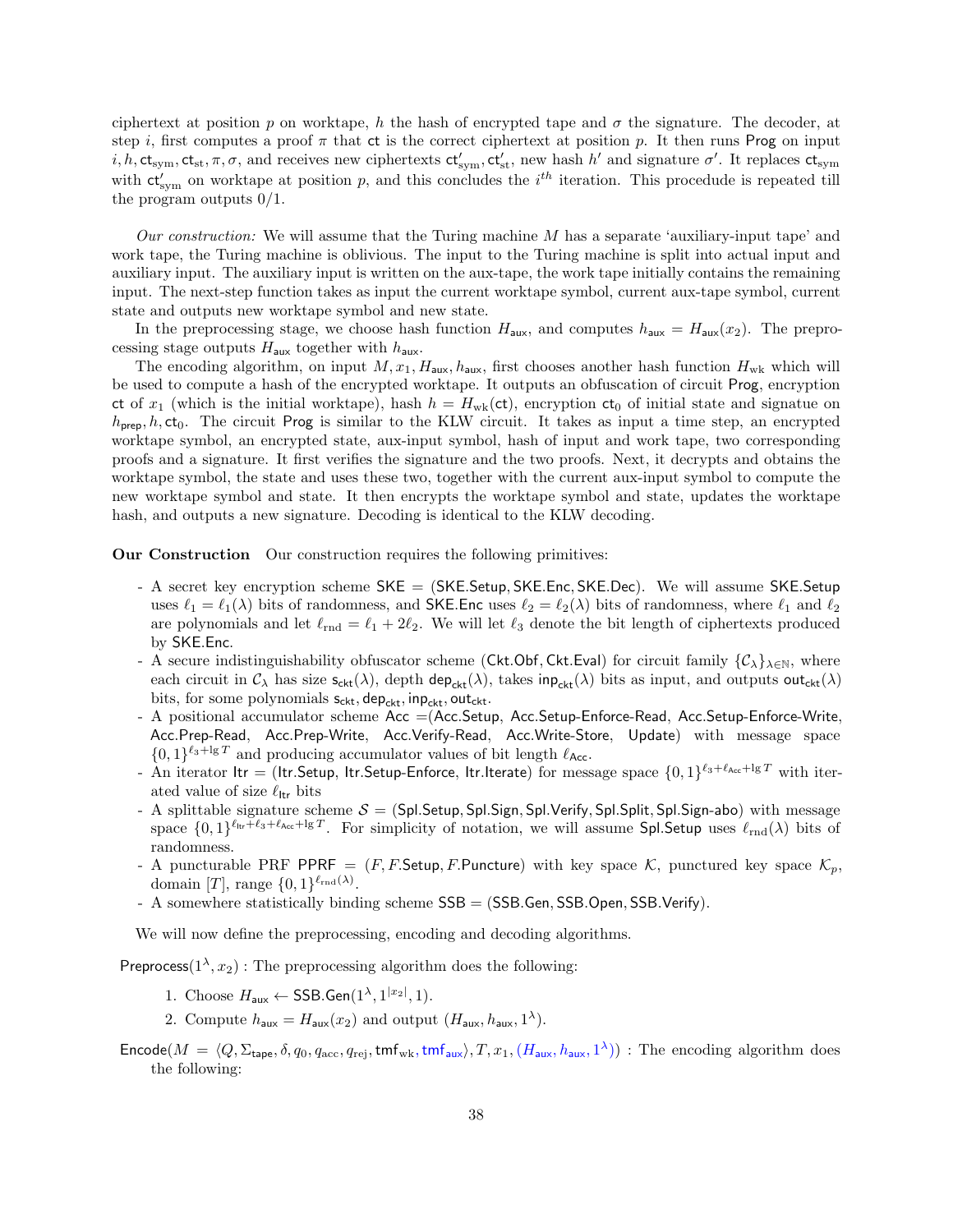ciphertext at position $p$ on worktape, $h$ the hash of encrypted tape and $\sigma$ the signature. The decoder, at step $i$, first computes a proof $\pi$ that $\mathsf{ct}$ is the correct ciphertext at position $p$. It then runs $\mathsf{Prog}$ on input $i, h, \mathsf{ct}_{\rm sym}, \mathsf{ct}_{\rm st}, \pi, \sigma$, and receives new ciphertexts $\mathsf{ct}'_{\rm sym}, \mathsf{ct}'_{\rm st}$, new hash $h'$ and signature $\sigma'$. It replaces $\mathsf{ct}_{\rm sym}$ with $\mathsf{ct}'_{\rm sym}$ on worktape at position $p$, and this concludes the $i^{th}$ iteration. This procedude is repeated till the program outputs 0/1.

*Our construction:* We will assume that the Turing machine $M$ has a separate 'auxiliary-input tape' and work tape, the Turing machine is oblivious. The input to the Turing machine is split into actual input and auxiliary input. The auxiliary input is written on the aux-tape, the work tape initially contains the remaining input. The next-step function takes as input the current worktape symbol, current aux-tape symbol, current state and outputs new worktape symbol and new state.

In the preprocessing stage, we choose hash function $H_{\mathsf{aux}}$, and computes $h_{\mathsf{aux}} = H_{\mathsf{aux}}(x_2)$. The preprocessing stage outputs $H_{\mathsf{aux}}$ together with $h_{\mathsf{aux}}$.

The encoding algorithm, on input $M, x_1, H_{\mathsf{aux}}, h_{\mathsf{aux}}$, first chooses another hash function $H_{\rm wk}$ which will be used to compute a hash of the encrypted worktape. It outputs an obfuscation of circuit $\mathsf{Prog}$, encryption $\mathsf{ct}$ of $x_1$ (which is the initial worktape), hash $h = H_{\rm wk}(\mathsf{ct})$, encryption $\mathsf{ct}_0$ of initial state and signatue on $h_{\mathsf{prep}}, h, \mathsf{ct}_0$. The circuit $\mathsf{Prog}$ is similar to the KLW circuit. It takes as input a time step, an encrypted worktape symbol, an encrypted state, aux-input symbol, hash of input and work tape, two corresponding proofs and a signature. It first verifies the signature and the two proofs. Next, it decrypts and obtains the worktape symbol, the state and uses these two, together with the current aux-input symbol to compute the new worktape symbol and state. It then encrypts the worktape symbol and state, updates the worktape hash, and outputs a new signature. Decoding is identical to the KLW decoding.

**Our Construction** Our construction requires the following primitives:

- A secret key encryption scheme $\mathsf{SKE} = (\mathsf{SKE.Setup}, \mathsf{SKE.Enc}, \mathsf{SKE.Dec})$. We will assume $\mathsf{SKE.Setup}$ uses $\ell_1 = \ell_1(\lambda)$ bits of randomness, and $\mathsf{SKE.Enc}$ uses $\ell_2 = \ell_2(\lambda)$ bits of randomness, where $\ell_1$ and $\ell_2$ are polynomials and let $\ell_{\rm rnd} = \ell_1 + 2\ell_2$. We will let $\ell_3$ denote the bit length of ciphertexts produced by $\mathsf{SKE.Enc}$.
- A secure indistinguishability obfuscator scheme $(\mathsf{Ckt.Obf}, \mathsf{Ckt.Eval})$ for circuit family $\{\mathcal{C}_\lambda\}_{\lambda\in\mathbb{N}}$, where each circuit in $\mathcal{C}_\lambda$ has size $\mathsf{s}_{\mathsf{ckt}}(\lambda)$, depth $\mathsf{dep}_{\mathsf{ckt}}(\lambda)$, takes $\mathsf{inp}_{\mathsf{ckt}}(\lambda)$ bits as input, and outputs $\mathsf{out}_{\mathsf{ckt}}(\lambda)$ bits, for some polynomials $\mathsf{s}_{\mathsf{ckt}}, \mathsf{dep}_{\mathsf{ckt}}, \mathsf{inp}_{\mathsf{ckt}}, \mathsf{out}_{\mathsf{ckt}}$.
- A positional accumulator scheme $\mathsf{Acc}$ =($\mathsf{Acc.Setup}$, $\mathsf{Acc.Setup\text{-}Enforce\text{-}Read}$, $\mathsf{Acc.Setup\text{-}Enforce\text{-}Write}$, $\mathsf{Acc.Prep\text{-}Read}$, $\mathsf{Acc.Prep\text{-}Write}$, $\mathsf{Acc.Verify\text{-}Read}$, $\mathsf{Acc.Write\text{-}Store}$, $\mathsf{Update}$) with message space $\{0,1\}^{\ell_3+\lg T}$ and producing accumulator values of bit length $\ell_{\mathsf{Acc}}$.
- An iterator $\mathsf{Itr} = (\mathsf{Itr.Setup}, \mathsf{Itr.Setup\text{-}Enforce}, \mathsf{Itr.Iterate})$ for message space $\{0,1\}^{\ell_3+\ell_{\mathsf{Acc}}+\lg T}$ with iterated value of size $\ell_{\mathsf{Itr}}$ bits
- A splittable signature scheme $\mathcal{S} = (\mathsf{Spl.Setup}, \mathsf{Spl.Sign}, \mathsf{Spl.Verify}, \mathsf{Spl.Split}, \mathsf{Spl.Sign\text{-}abo})$ with message space $\{0,1\}^{\ell_{\mathsf{Itr}}+\ell_3+\ell_{\mathsf{Acc}}+\lg T}$. For simplicity of notation, we will assume $\mathsf{Spl.Setup}$ uses $\ell_{\rm rnd}(\lambda)$ bits of randomness.
- A puncturable PRF $\mathsf{PPRF} = (F, F.\mathsf{Setup}, F.\mathsf{Puncture})$ with key space $\mathcal{K}$, punctured key space $\mathcal{K}_p$, domain $[T]$, range $\{0,1\}^{\ell_{\rm rnd}(\lambda)}$.
- A somewhere statistically binding scheme $\mathsf{SSB} = (\mathsf{SSB.Gen}, \mathsf{SSB.Open}, \mathsf{SSB.Verify})$.

We will now define the preprocessing, encoding and decoding algorithms.

$\mathsf{Preprocess}(1^\lambda, x_2)$ : The preprocessing algorithm does the following:

1. Choose $H_{\mathsf{aux}} \leftarrow \mathsf{SSB.Gen}(1^\lambda, 1^{|x_2|}, 1)$.
2. Compute $h_{\mathsf{aux}} = H_{\mathsf{aux}}(x_2)$ and output $(H_{\mathsf{aux}}, h_{\mathsf{aux}}, 1^\lambda)$.

$\mathsf{Encode}(M = \langle Q, \Sigma_{\mathsf{tape}}, \delta, q_0, q_{\rm acc}, q_{\rm rej}, \mathsf{tmf}_{\rm wk}, \mathsf{tmf}_{\mathsf{aux}}\rangle, T, x_1, (H_{\mathsf{aux}}, h_{\mathsf{aux}}, 1^\lambda))$ : The encoding algorithm does the following: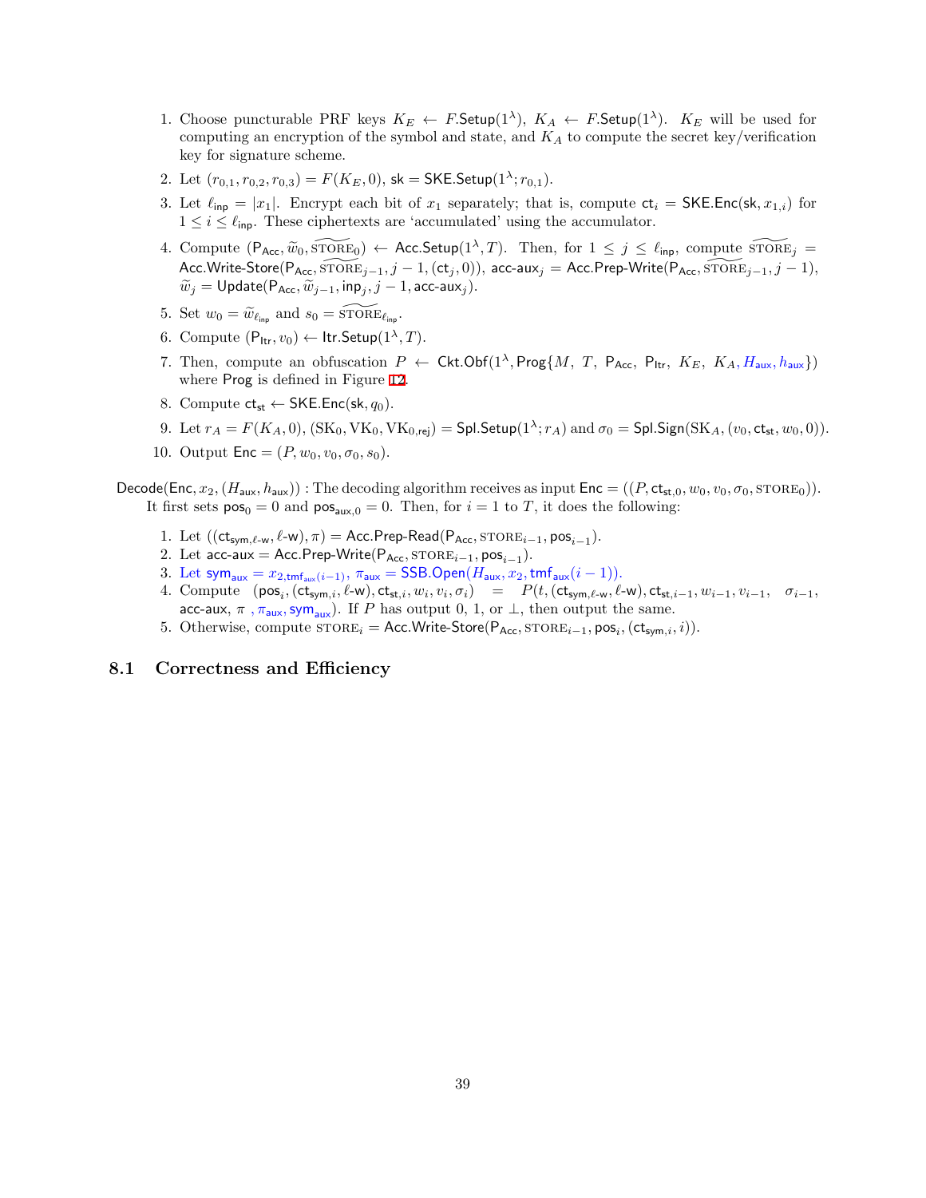1. Choose puncturable PRF keys $K_E \leftarrow F.\mathsf{Setup}(1^\lambda)$, $K_A \leftarrow F.\mathsf{Setup}(1^\lambda)$. $K_E$ will be used for computing an encryption of the symbol and state, and $K_A$ to compute the secret key/verification key for signature scheme.
2. Let $(r_{0,1}, r_{0,2}, r_{0,3}) = F(K_E, 0)$, $\mathsf{sk} = \mathsf{SKE.Setup}(1^\lambda; r_{0,1})$.
3. Let $\ell_{\mathsf{inp}} = |x_1|$. Encrypt each bit of $x_1$ separately; that is, compute $\mathsf{ct}_i = \mathsf{SKE.Enc}(\mathsf{sk}, x_{1,i})$ for $1 \le i \le \ell_{\mathsf{inp}}$. These ciphertexts are 'accumulated' using the accumulator.
4. Compute $(\mathsf{P}_{\mathsf{Acc}}, \widetilde{w}_0, \widetilde{\text{STORE}_0}) \leftarrow \mathsf{Acc.Setup}(1^\lambda, T)$. Then, for $1 \le j \le \ell_{\mathsf{inp}}$, compute $\widetilde{\text{STORE}_j} = \mathsf{Acc.Write\text{-}Store}(\mathsf{P}_{\mathsf{Acc}}, \widetilde{\text{STORE}_{j-1}}, j-1, (\mathsf{ct}_j, 0))$, $\mathsf{acc\text{-}aux}_j = \mathsf{Acc.Prep\text{-}Write}(\mathsf{P}_{\mathsf{Acc}}, \widetilde{\text{STORE}_{j-1}}, j-1)$, $\widetilde{w}_j = \mathsf{Update}(\mathsf{P}_{\mathsf{Acc}}, \widetilde{w}_{j-1}, \mathsf{inp}_j, j-1, \mathsf{acc\text{-}aux}_j)$.
5. Set $w_0 = \widetilde{w}_{\ell_{\mathsf{inp}}}$ and $s_0 = \widetilde{\text{STORE}_{\ell_{\mathsf{inp}}}}$.
6. Compute $(\mathsf{P}_{\mathsf{Itr}}, v_0) \leftarrow \mathsf{Itr.Setup}(1^\lambda, T)$.
7. Then, compute an obfuscation $P \leftarrow \mathsf{Ckt.Obf}(1^\lambda, \mathsf{Prog}\{M,\ T,\ \mathsf{P}_{\mathsf{Acc}},\ \mathsf{P}_{\mathsf{Itr}},\ K_E,\ K_A, H_{\mathsf{aux}}, h_{\mathsf{aux}}\})$ where $\mathsf{Prog}$ is defined in Figure 12.
8. Compute $\mathsf{ct}_{\mathsf{st}} \leftarrow \mathsf{SKE.Enc}(\mathsf{sk}, q_0)$.
9. Let $r_A = F(K_A, 0)$, $(\mathrm{SK}_0, \mathrm{VK}_0, \mathrm{VK}_{0,\mathsf{rej}}) = \mathsf{Spl.Setup}(1^\lambda; r_A)$ and $\sigma_0 = \mathsf{Spl.Sign}(\mathrm{SK}_A, (v_0, \mathsf{ct}_{\mathsf{st}}, w_0, 0))$.
10. Output $\mathsf{Enc} = (P, w_0, v_0, \sigma_0, s_0)$.

$\mathsf{Decode}(\mathsf{Enc}, x_2, (H_{\mathsf{aux}}, h_{\mathsf{aux}}))$ : The decoding algorithm receives as input $\mathsf{Enc} = ((P, \mathsf{ct}_{\mathsf{st},0}, w_0, v_0, \sigma_0, \text{STORE}_0))$. It first sets $\mathsf{pos}_0 = 0$ and $\mathsf{pos}_{\mathsf{aux},0} = 0$. Then, for $i = 1$ to $T$, it does the following:

1. Let $((\mathsf{ct}_{\mathsf{sym},\ell\text{-}\mathsf{w}}, \ell\text{-}\mathsf{w}), \pi) = \mathsf{Acc.Prep\text{-}Read}(\mathsf{P}_{\mathsf{Acc}}, \text{STORE}_{i-1}, \mathsf{pos}_{i-1})$.
2. Let $\mathsf{acc\text{-}aux} = \mathsf{Acc.Prep\text{-}Write}(\mathsf{P}_{\mathsf{Acc}}, \text{STORE}_{i-1}, \mathsf{pos}_{i-1})$.
3. Let $\mathsf{sym}_{\mathsf{aux}} = x_{2,\mathsf{tmf}_{\mathsf{aux}}(i-1)}$, $\pi_{\mathsf{aux}} = \mathsf{SSB.Open}(H_{\mathsf{aux}}, x_2, \mathsf{tmf}_{\mathsf{aux}}(i-1))$.
4. Compute $(\mathsf{pos}_i, (\mathsf{ct}_{\mathsf{sym},i}, \ell\text{-}\mathsf{w}), \mathsf{ct}_{\mathsf{st},i}, w_i, v_i, \sigma_i) = P(t, (\mathsf{ct}_{\mathsf{sym},\ell\text{-}\mathsf{w}}, \ell\text{-}\mathsf{w}), \mathsf{ct}_{\mathsf{st},i-1}, w_{i-1}, v_{i-1}, \sigma_{i-1}, \mathsf{acc\text{-}aux}, \pi, \pi_{\mathsf{aux}}, \mathsf{sym}_{\mathsf{aux}})$. If $P$ has output 0, 1, or $\perp$, then output the same.
5. Otherwise, compute $\text{STORE}_i = \mathsf{Acc.Write\text{-}Store}(\mathsf{P}_{\mathsf{Acc}}, \text{STORE}_{i-1}, \mathsf{pos}_i, (\mathsf{ct}_{\mathsf{sym},i}, i))$.

## 8.1 Correctness and Efficiency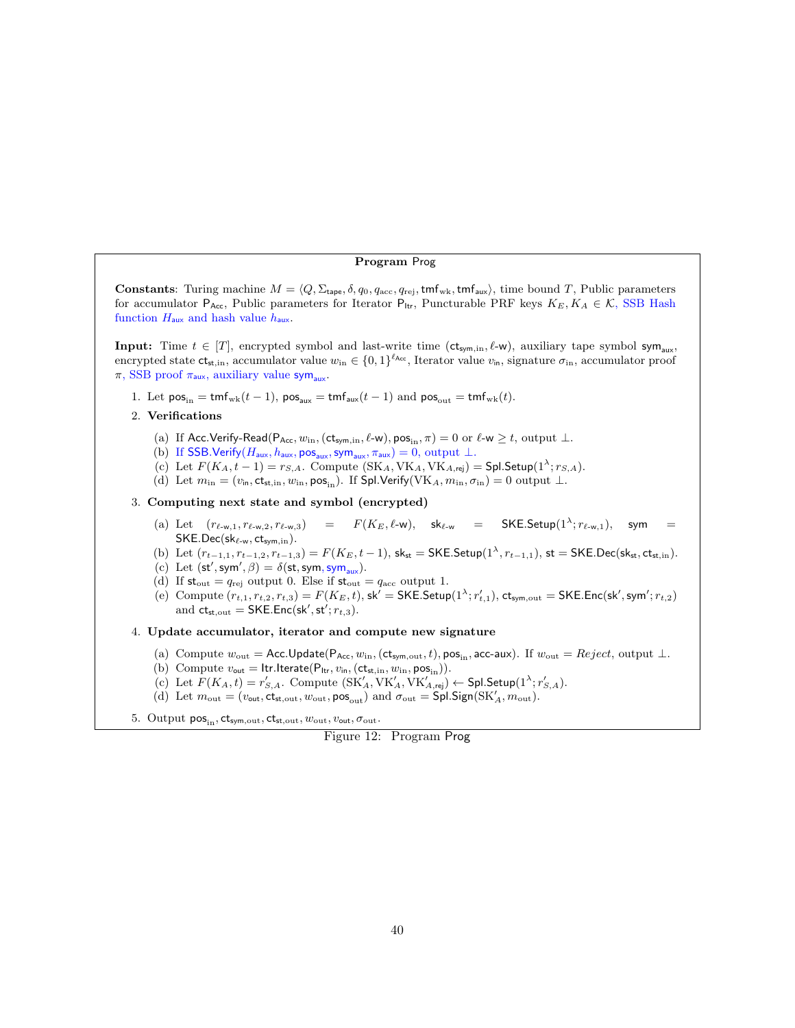**Program** Prog

**Constants**: Turing machine $M = \langle Q, \Sigma_{\mathsf{tape}}, \delta, q_0, q_{\mathrm{acc}}, q_{\mathrm{rej}}, \mathsf{tmf}_{\mathrm{wk}}, \mathsf{tmf}_{\mathsf{aux}} \rangle$, time bound $T$, Public parameters for accumulator $\mathsf{P}_{\mathsf{Acc}}$, Public parameters for Iterator $\mathsf{P}_{\mathsf{Itr}}$, Puncturable PRF keys $K_E, K_A \in \mathcal{K}$, SSB Hash function $H_{\mathsf{aux}}$ and hash value $h_{\mathsf{aux}}$.

**Input:** Time $t \in [T]$, encrypted symbol and last-write time $(\mathsf{ct}_{\mathsf{sym},\mathrm{in}}, \ell\text{-}\mathsf{w})$, auxiliary tape symbol $\mathsf{sym}_{\mathsf{aux}}$, encrypted state $\mathsf{ct}_{\mathsf{st},\mathrm{in}}$, accumulator value $w_{\mathrm{in}} \in \{0,1\}^{\ell_{\mathsf{Acc}}}$, Iterator value $v_{\mathsf{in}}$, signature $\sigma_{\mathrm{in}}$, accumulator proof $\pi$, SSB proof $\pi_{\mathsf{aux}}$, auxiliary value $\mathsf{sym}_{\mathsf{aux}}$.

1. Let $\mathsf{pos}_{\mathrm{in}} = \mathsf{tmf}_{\mathrm{wk}}(t-1)$, $\mathsf{pos}_{\mathsf{aux}} = \mathsf{tmf}_{\mathsf{aux}}(t-1)$ and $\mathsf{pos}_{\mathrm{out}} = \mathsf{tmf}_{\mathrm{wk}}(t)$.
2. **Verifications**
   (a) If $\mathsf{Acc.Verify\text{-}Read}(\mathsf{P}_{\mathsf{Acc}}, w_{\mathrm{in}}, (\mathsf{ct}_{\mathsf{sym},\mathrm{in}}, \ell\text{-}\mathsf{w}), \mathsf{pos}_{\mathrm{in}}, \pi) = 0$ or $\ell\text{-}\mathsf{w} \geq t$, output $\perp$.
   (b) If $\mathsf{SSB.Verify}(H_{\mathsf{aux}}, h_{\mathsf{aux}}, \mathsf{pos}_{\mathsf{aux}}, \mathsf{sym}_{\mathsf{aux}}, \pi_{\mathsf{aux}}) = 0$, output $\perp$.
   (c) Let $F(K_A, t-1) = r_{S,A}$. Compute $(\mathrm{SK}_A, \mathrm{VK}_A, \mathrm{VK}_{A,\mathsf{rej}}) = \mathsf{Spl.Setup}(1^\lambda; r_{S,A})$.
   (d) Let $m_{\mathrm{in}} = (v_{\mathsf{in}}, \mathsf{ct}_{\mathsf{st},\mathrm{in}}, w_{\mathrm{in}}, \mathsf{pos}_{\mathrm{in}})$. If $\mathsf{Spl.Verify}(\mathrm{VK}_A, m_{\mathrm{in}}, \sigma_{\mathrm{in}}) = 0$ output $\perp$.
3. **Computing next state and symbol (encrypted)**
   (a) Let $(r_{\ell\text{-}\mathsf{w},1}, r_{\ell\text{-}\mathsf{w},2}, r_{\ell\text{-}\mathsf{w},3}) = F(K_E, \ell\text{-}\mathsf{w})$, $\mathsf{sk}_{\ell\text{-}\mathsf{w}} = \mathsf{SKE.Setup}(1^\lambda; r_{\ell\text{-}\mathsf{w},1})$, $\mathsf{sym} = \mathsf{SKE.Dec}(\mathsf{sk}_{\ell\text{-}\mathsf{w}}, \mathsf{ct}_{\mathsf{sym},\mathrm{in}})$.
   (b) Let $(r_{t-1,1}, r_{t-1,2}, r_{t-1,3}) = F(K_E, t-1)$, $\mathsf{sk}_{\mathsf{st}} = \mathsf{SKE.Setup}(1^\lambda, r_{t-1,1})$, $\mathsf{st} = \mathsf{SKE.Dec}(\mathsf{sk}_{\mathsf{st}}, \mathsf{ct}_{\mathsf{st},\mathrm{in}})$.
   (c) Let $(\mathsf{st}', \mathsf{sym}', \beta) = \delta(\mathsf{st}, \mathsf{sym}, \mathsf{sym}_{\mathsf{aux}})$.
   (d) If $\mathsf{st}_{\mathrm{out}} = q_{\mathrm{rej}}$ output 0. Else if $\mathsf{st}_{\mathrm{out}} = q_{\mathrm{acc}}$ output 1.
   (e) Compute $(r_{t,1}, r_{t,2}, r_{t,3}) = F(K_E, t)$, $\mathsf{sk}' = \mathsf{SKE.Setup}(1^\lambda; r'_{t,1})$, $\mathsf{ct}_{\mathsf{sym},\mathrm{out}} = \mathsf{SKE.Enc}(\mathsf{sk}', \mathsf{sym}'; r_{t,2})$ and $\mathsf{ct}_{\mathsf{st},\mathrm{out}} = \mathsf{SKE.Enc}(\mathsf{sk}', \mathsf{st}'; r_{t,3})$.
4. **Update accumulator, iterator and compute new signature**
   (a) Compute $w_{\mathrm{out}} = \mathsf{Acc.Update}(\mathsf{P}_{\mathsf{Acc}}, w_{\mathrm{in}}, (\mathsf{ct}_{\mathsf{sym},\mathrm{out}}, t), \mathsf{pos}_{\mathrm{in}}, \mathsf{acc\text{-}aux})$. If $w_{\mathrm{out}} = Reject$, output $\perp$.
   (b) Compute $v_{\mathsf{out}} = \mathsf{Itr.Iterate}(\mathsf{P}_{\mathsf{Itr}}, v_{\mathsf{in}}, (\mathsf{ct}_{\mathsf{st},\mathrm{in}}, w_{\mathrm{in}}, \mathsf{pos}_{\mathrm{in}}))$.
   (c) Let $F(K_A, t) = r'_{S,A}$. Compute $(\mathrm{SK}'_A, \mathrm{VK}'_A, \mathrm{VK}'_{A,\mathsf{rej}}) \leftarrow \mathsf{Spl.Setup}(1^\lambda; r'_{S,A})$.
   (d) Let $m_{\mathrm{out}} = (v_{\mathsf{out}}, \mathsf{ct}_{\mathsf{st},\mathrm{out}}, w_{\mathrm{out}}, \mathsf{pos}_{\mathrm{out}})$ and $\sigma_{\mathrm{out}} = \mathsf{Spl.Sign}(\mathrm{SK}'_A, m_{\mathrm{out}})$.
5. Output $\mathsf{pos}_{\mathrm{in}}, \mathsf{ct}_{\mathsf{sym},\mathrm{out}}, \mathsf{ct}_{\mathsf{st},\mathrm{out}}, w_{\mathrm{out}}, v_{\mathsf{out}}, \sigma_{\mathrm{out}}$.

Figure 12: Program Prog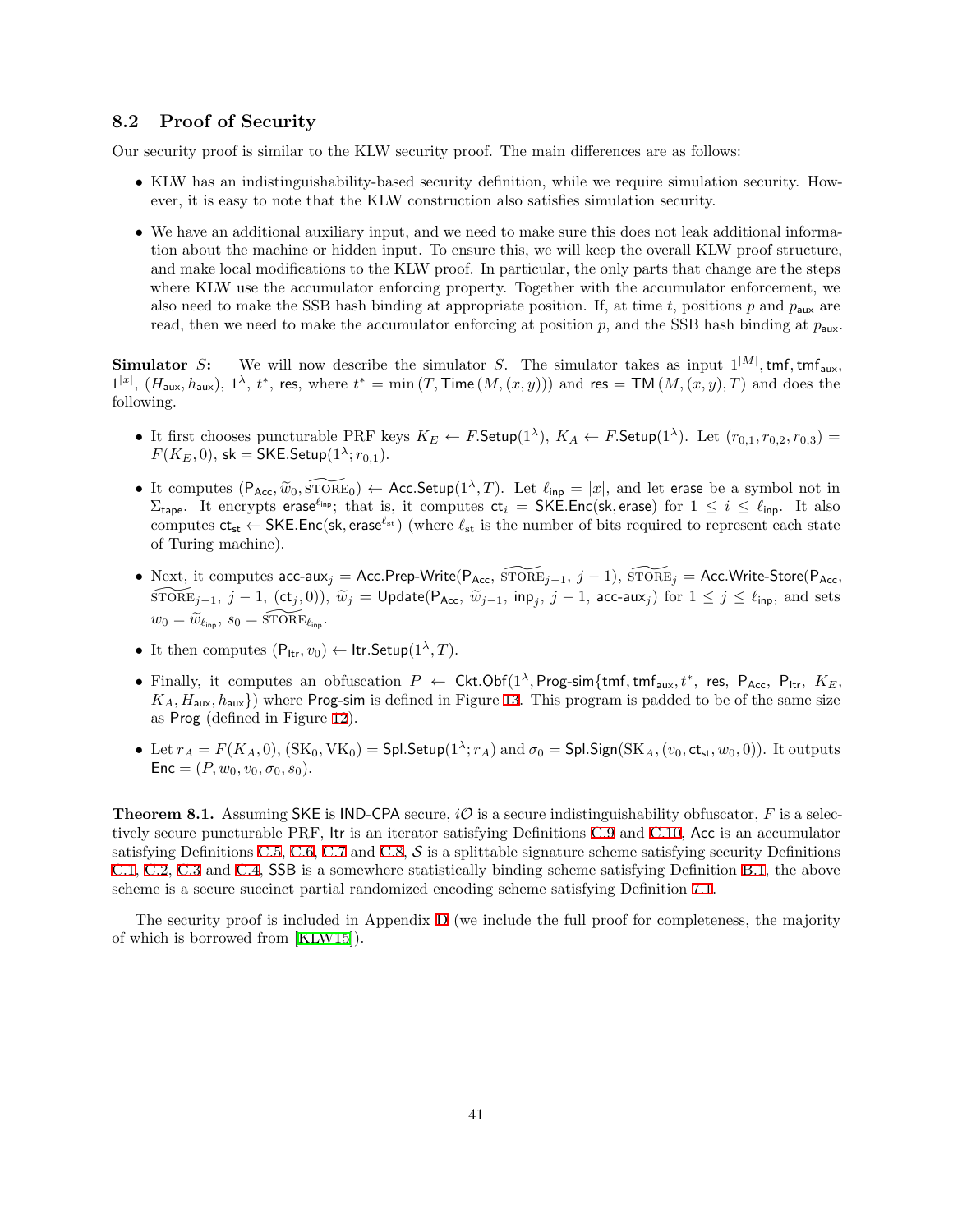## 8.2 Proof of Security

Our security proof is similar to the KLW security proof. The main differences are as follows:

- KLW has an indistinguishability-based security definition, while we require simulation security. However, it is easy to note that the KLW construction also satisfies simulation security.
- We have an additional auxiliary input, and we need to make sure this does not leak additional information about the machine or hidden input. To ensure this, we will keep the overall KLW proof structure, and make local modifications to the KLW proof. In particular, the only parts that change are the steps where KLW use the accumulator enforcing property. Together with the accumulator enforcement, we also need to make the SSB hash binding at appropriate position. If, at time $t$, positions $p$ and $p_{\mathsf{aux}}$ are read, then we need to make the accumulator enforcing at position $p$, and the SSB hash binding at $p_{\mathsf{aux}}$.

**Simulator $S$:** We will now describe the simulator $S$. The simulator takes as input $1^{|M|}$, $\mathsf{tmf}, \mathsf{tmf}_{\mathsf{aux}}$, $1^{|x|}$, $(H_{\mathsf{aux}}, h_{\mathsf{aux}})$, $1^{\lambda}$, $t^*$, $\mathsf{res}$, where $t^* = \min(T, \mathsf{Time}(M,(x,y)))$ and $\mathsf{res} = \mathsf{TM}(M,(x,y),T)$ and does the following.

- It first chooses puncturable PRF keys $K_E \leftarrow F.\mathsf{Setup}(1^{\lambda})$, $K_A \leftarrow F.\mathsf{Setup}(1^{\lambda})$. Let $(r_{0,1}, r_{0,2}, r_{0,3}) = F(K_E, 0)$, $\mathsf{sk} = \mathsf{SKE.Setup}(1^{\lambda}; r_{0,1})$.
- It computes $(\mathsf{P}_{\mathsf{Acc}}, \widetilde{w}_0, \widetilde{\mathrm{STORE}}_0) \leftarrow \mathsf{Acc.Setup}(1^{\lambda}, T)$. Let $\ell_{\mathsf{inp}} = |x|$, and let $\mathsf{erase}$ be a symbol not in $\Sigma_{\mathsf{tape}}$. It encrypts $\mathsf{erase}^{\ell_{\mathsf{inp}}}$; that is, it computes $\mathsf{ct}_i = \mathsf{SKE.Enc}(\mathsf{sk}, \mathsf{erase})$ for $1 \le i \le \ell_{\mathsf{inp}}$. It also computes $\mathsf{ct}_{\mathsf{st}} \leftarrow \mathsf{SKE.Enc}(\mathsf{sk}, \mathsf{erase}^{\ell_{\mathsf{st}}})$ (where $\ell_{\mathsf{st}}$ is the number of bits required to represent each state of Turing machine).
- Next, it computes $\mathsf{acc\text{-}aux}_j = \mathsf{Acc.Prep\text{-}Write}(\mathsf{P}_{\mathsf{Acc}}, \widetilde{\mathrm{STORE}}_{j-1}, j-1)$, $\widetilde{\mathrm{STORE}}_j = \mathsf{Acc.Write\text{-}Store}(\mathsf{P}_{\mathsf{Acc}}, \widetilde{\mathrm{STORE}}_{j-1}, j-1, (\mathsf{ct}_j, 0))$, $\widetilde{w}_j = \mathsf{Update}(\mathsf{P}_{\mathsf{Acc}}, \widetilde{w}_{j-1}, \mathsf{inp}_j, j-1, \mathsf{acc\text{-}aux}_j)$ for $1 \le j \le \ell_{\mathsf{inp}}$, and sets $w_0 = \widetilde{w}_{\ell_{\mathsf{inp}}}$, $s_0 = \widetilde{\mathrm{STORE}}_{\ell_{\mathsf{inp}}}$.
- It then computes $(\mathsf{P}_{\mathsf{Itr}}, v_0) \leftarrow \mathsf{Itr.Setup}(1^{\lambda}, T)$.
- Finally, it computes an obfuscation $P \leftarrow \mathsf{Ckt.Obf}(1^{\lambda}, \mathsf{Prog\text{-}sim}\{\mathsf{tmf}, \mathsf{tmf}_{\mathsf{aux}}, t^*, \mathsf{res}, \mathsf{P}_{\mathsf{Acc}}, \mathsf{P}_{\mathsf{Itr}}, K_E, K_A, H_{\mathsf{aux}}, h_{\mathsf{aux}}\})$ where $\mathsf{Prog\text{-}sim}$ is defined in Figure 13. This program is padded to be of the same size as $\mathsf{Prog}$ (defined in Figure 12).
- Let $r_A = F(K_A, 0)$, $(\mathrm{SK}_0, \mathrm{VK}_0) = \mathsf{Spl.Setup}(1^{\lambda}; r_A)$ and $\sigma_0 = \mathsf{Spl.Sign}(\mathrm{SK}_A, (v_0, \mathsf{ct}_{\mathsf{st}}, w_0, 0))$. It outputs $\mathsf{Enc} = (P, w_0, v_0, \sigma_0, s_0)$.

**Theorem 8.1.** Assuming $\mathsf{SKE}$ is $\mathsf{IND\text{-}CPA}$ secure, $i\mathcal{O}$ is a secure indistinguishability obfuscator, $F$ is a selectively secure puncturable PRF, $\mathsf{Itr}$ is an iterator satisfying Definitions C.9 and C.10, $\mathsf{Acc}$ is an accumulator satisfying Definitions C.5, C.6, C.7 and C.8, $\mathcal{S}$ is a splittable signature scheme satisfying security Definitions C.1, C.2, C.3 and C.4, SSB is a somewhere statistically binding scheme satisfying Definition B.1, the above scheme is a secure succinct partial randomized encoding scheme satisfying Definition 7.1.

The security proof is included in Appendix D (we include the full proof for completeness, the majority of which is borrowed from [KLW15]).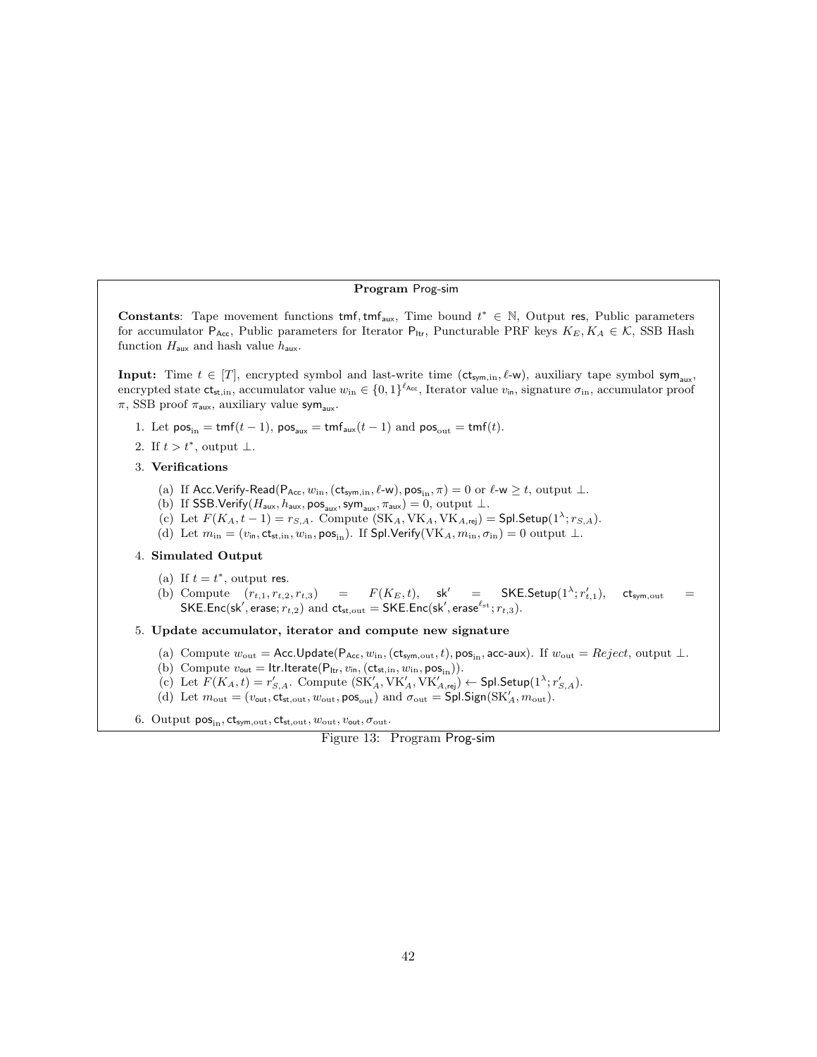**Program** Prog-sim

**Constants**: Tape movement functions $\mathsf{tmf}, \mathsf{tmf}_{\mathsf{aux}}$, Time bound $t^* \in \mathbb{N}$, Output $\mathsf{res}$, Public parameters for accumulator $\mathsf{P}_{\mathsf{Acc}}$, Public parameters for Iterator $\mathsf{P}_{\mathsf{Itr}}$, Puncturable PRF keys $K_E, K_A \in \mathcal{K}$, SSB Hash function $H_{\mathsf{aux}}$ and hash value $h_{\mathsf{aux}}$.

**Input:** Time $t \in [T]$, encrypted symbol and last-write time $(\mathsf{ct}_{\mathsf{sym},\mathrm{in}}, \ell\text{-}\mathsf{w})$, auxiliary tape symbol $\mathsf{sym}_{\mathsf{aux}}$, encrypted state $\mathsf{ct}_{\mathsf{st},\mathrm{in}}$, accumulator value $w_{\mathrm{in}} \in \{0,1\}^{\ell_{\mathsf{Acc}}}$, Iterator value $v_{\mathsf{in}}$, signature $\sigma_{\mathrm{in}}$, accumulator proof $\pi$, SSB proof $\pi_{\mathsf{aux}}$, auxiliary value $\mathsf{sym}_{\mathsf{aux}}$.

1. Let $\mathsf{pos}_{\mathrm{in}} = \mathsf{tmf}(t-1)$, $\mathsf{pos}_{\mathsf{aux}} = \mathsf{tmf}_{\mathsf{aux}}(t-1)$ and $\mathsf{pos}_{\mathrm{out}} = \mathsf{tmf}(t)$.
2. If $t > t^*$, output $\perp$.
3. **Verifications**
   (a) If $\mathsf{Acc.Verify\text{-}Read}(\mathsf{P}_{\mathsf{Acc}}, w_{\mathrm{in}}, (\mathsf{ct}_{\mathsf{sym},\mathrm{in}}, \ell\text{-}\mathsf{w}), \mathsf{pos}_{\mathrm{in}}, \pi) = 0$ or $\ell\text{-}\mathsf{w} \geq t$, output $\perp$.
   (b) If $\mathsf{SSB.Verify}(H_{\mathsf{aux}}, h_{\mathsf{aux}}, \mathsf{pos}_{\mathsf{aux}}, \mathsf{sym}_{\mathsf{aux}}, \pi_{\mathsf{aux}}) = 0$, output $\perp$.
   (c) Let $F(K_A, t-1) = r_{S,A}$. Compute $(\mathrm{SK}_A, \mathrm{VK}_A, \mathrm{VK}_{A,\mathsf{rej}}) = \mathsf{Spl.Setup}(1^\lambda; r_{S,A})$.
   (d) Let $m_{\mathrm{in}} = (v_{\mathsf{in}}, \mathsf{ct}_{\mathsf{st},\mathrm{in}}, w_{\mathrm{in}}, \mathsf{pos}_{\mathrm{in}})$. If $\mathsf{Spl.Verify}(\mathrm{VK}_A, m_{\mathrm{in}}, \sigma_{\mathrm{in}}) = 0$ output $\perp$.
4. **Simulated Output**
   (a) If $t = t^*$, output $\mathsf{res}$.
   (b) Compute $(r_{t,1}, r_{t,2}, r_{t,3}) = F(K_E, t)$, $\mathsf{sk}' = \mathsf{SKE.Setup}(1^\lambda; r'_{t,1})$, $\mathsf{ct}_{\mathsf{sym},\mathrm{out}} = \mathsf{SKE.Enc}(\mathsf{sk}', \mathsf{erase}; r_{t,2})$ and $\mathsf{ct}_{\mathsf{st},\mathrm{out}} = \mathsf{SKE.Enc}(\mathsf{sk}', \mathsf{erase}^{\ell_{\mathsf{st}}}; r_{t,3})$.
5. **Update accumulator, iterator and compute new signature**
   (a) Compute $w_{\mathrm{out}} = \mathsf{Acc.Update}(\mathsf{P}_{\mathsf{Acc}}, w_{\mathrm{in}}, (\mathsf{ct}_{\mathsf{sym},\mathrm{out}}, t), \mathsf{pos}_{\mathrm{in}}, \mathsf{acc\text{-}aux})$. If $w_{\mathrm{out}} = Reject$, output $\perp$.
   (b) Compute $v_{\mathsf{out}} = \mathsf{Itr.Iterate}(\mathsf{P}_{\mathsf{Itr}}, v_{\mathsf{in}}, (\mathsf{ct}_{\mathsf{st},\mathrm{in}}, w_{\mathrm{in}}, \mathsf{pos}_{\mathrm{in}}))$.
   (c) Let $F(K_A, t) = r'_{S,A}$. Compute $(\mathrm{SK}'_A, \mathrm{VK}'_A, \mathrm{VK}'_{A,\mathsf{rej}}) \leftarrow \mathsf{Spl.Setup}(1^\lambda; r'_{S,A})$.
   (d) Let $m_{\mathrm{out}} = (v_{\mathsf{out}}, \mathsf{ct}_{\mathsf{st},\mathrm{out}}, w_{\mathrm{out}}, \mathsf{pos}_{\mathrm{out}})$ and $\sigma_{\mathrm{out}} = \mathsf{Spl.Sign}(\mathrm{SK}'_A, m_{\mathrm{out}})$.
6. Output $\mathsf{pos}_{\mathrm{in}}, \mathsf{ct}_{\mathsf{sym},\mathrm{out}}, \mathsf{ct}_{\mathsf{st},\mathrm{out}}, w_{\mathrm{out}}, v_{\mathsf{out}}, \sigma_{\mathrm{out}}$.

Figure 13: Program Prog-sim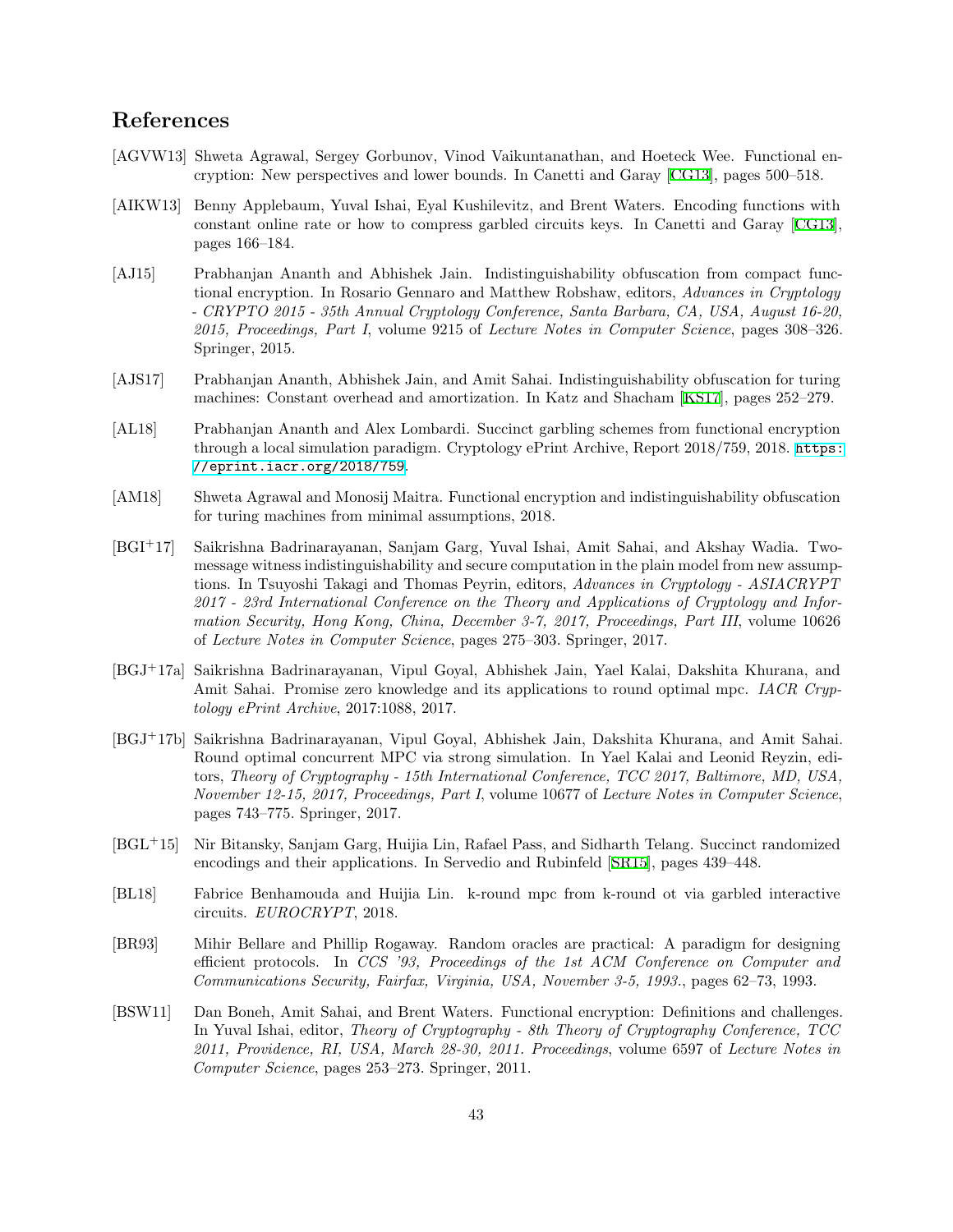# References

[AGVW13] Shweta Agrawal, Sergey Gorbunov, Vinod Vaikuntanathan, and Hoeteck Wee. Functional encryption: New perspectives and lower bounds. In Canetti and Garay [CG13], pages 500–518.

[AIKW13] Benny Applebaum, Yuval Ishai, Eyal Kushilevitz, and Brent Waters. Encoding functions with constant online rate or how to compress garbled circuits keys. In Canetti and Garay [CG13], pages 166–184.

[AJ15] Prabhanjan Ananth and Abhishek Jain. Indistinguishability obfuscation from compact functional encryption. In Rosario Gennaro and Matthew Robshaw, editors, *Advances in Cryptology - CRYPTO 2015 - 35th Annual Cryptology Conference, Santa Barbara, CA, USA, August 16-20, 2015, Proceedings, Part I*, volume 9215 of *Lecture Notes in Computer Science*, pages 308–326. Springer, 2015.

[AJS17] Prabhanjan Ananth, Abhishek Jain, and Amit Sahai. Indistinguishability obfuscation for turing machines: Constant overhead and amortization. In Katz and Shacham [KS17], pages 252–279.

[AL18] Prabhanjan Ananth and Alex Lombardi. Succinct garbling schemes from functional encryption through a local simulation paradigm. Cryptology ePrint Archive, Report 2018/759, 2018. https://eprint.iacr.org/2018/759.

[AM18] Shweta Agrawal and Monosij Maitra. Functional encryption and indistinguishability obfuscation for turing machines from minimal assumptions, 2018.

[BGI+17] Saikrishna Badrinarayanan, Sanjam Garg, Yuval Ishai, Amit Sahai, and Akshay Wadia. Two-message witness indistinguishability and secure computation in the plain model from new assumptions. In Tsuyoshi Takagi and Thomas Peyrin, editors, *Advances in Cryptology - ASIACRYPT 2017 - 23rd International Conference on the Theory and Applications of Cryptology and Information Security, Hong Kong, China, December 3-7, 2017, Proceedings, Part III*, volume 10626 of *Lecture Notes in Computer Science*, pages 275–303. Springer, 2017.

[BGJ+17a] Saikrishna Badrinarayanan, Vipul Goyal, Abhishek Jain, Yael Kalai, Dakshita Khurana, and Amit Sahai. Promise zero knowledge and its applications to round optimal mpc. *IACR Cryptology ePrint Archive*, 2017:1088, 2017.

[BGJ+17b] Saikrishna Badrinarayanan, Vipul Goyal, Abhishek Jain, Dakshita Khurana, and Amit Sahai. Round optimal concurrent MPC via strong simulation. In Yael Kalai and Leonid Reyzin, editors, *Theory of Cryptography - 15th International Conference, TCC 2017, Baltimore, MD, USA, November 12-15, 2017, Proceedings, Part I*, volume 10677 of *Lecture Notes in Computer Science*, pages 743–775. Springer, 2017.

[BGL+15] Nir Bitansky, Sanjam Garg, Huijia Lin, Rafael Pass, and Sidharth Telang. Succinct randomized encodings and their applications. In Servedio and Rubinfeld [SR15], pages 439–448.

[BL18] Fabrice Benhamouda and Huijia Lin. k-round mpc from k-round ot via garbled interactive circuits. *EUROCRYPT*, 2018.

[BR93] Mihir Bellare and Phillip Rogaway. Random oracles are practical: A paradigm for designing efficient protocols. In *CCS '93, Proceedings of the 1st ACM Conference on Computer and Communications Security, Fairfax, Virginia, USA, November 3-5, 1993.*, pages 62–73, 1993.

[BSW11] Dan Boneh, Amit Sahai, and Brent Waters. Functional encryption: Definitions and challenges. In Yuval Ishai, editor, *Theory of Cryptography - 8th Theory of Cryptography Conference, TCC 2011, Providence, RI, USA, March 28-30, 2011. Proceedings*, volume 6597 of *Lecture Notes in Computer Science*, pages 253–273. Springer, 2011.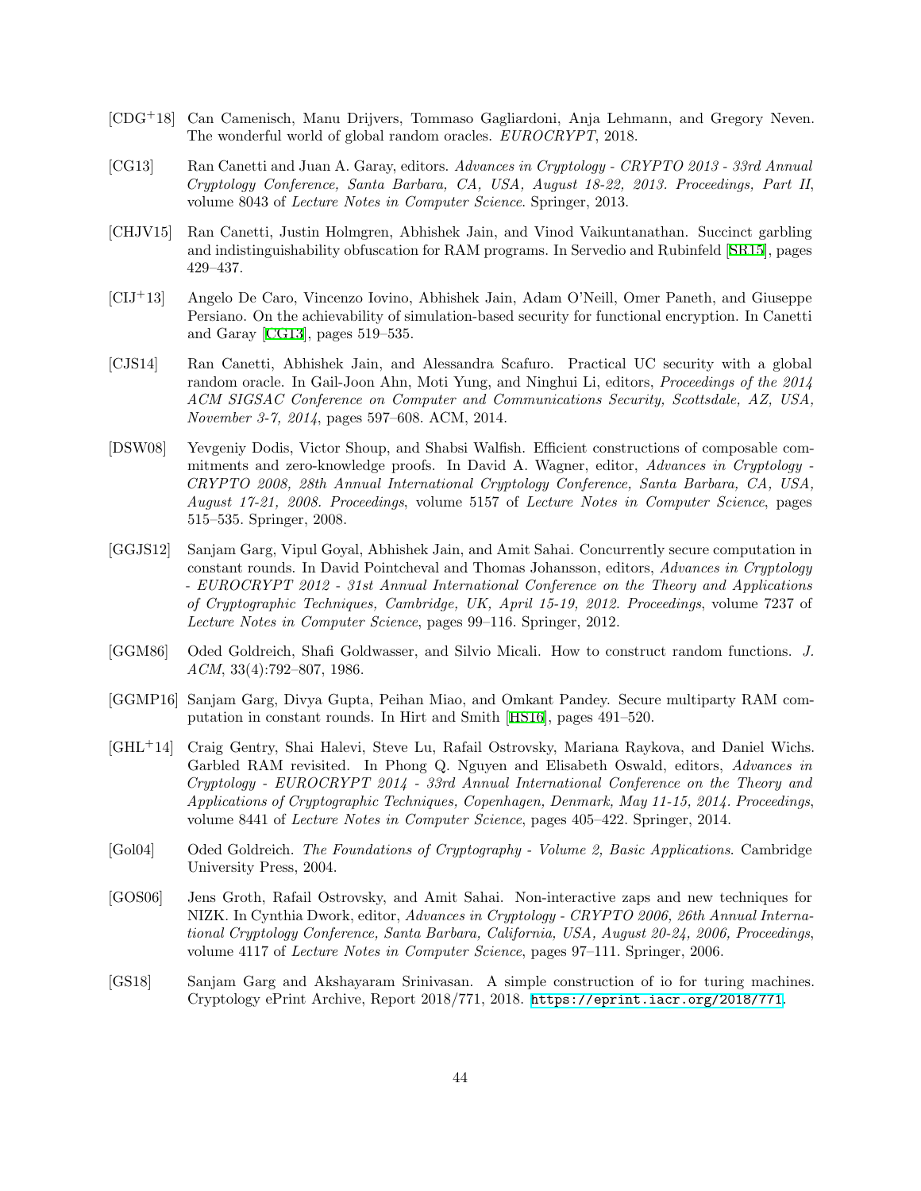[CDG+18] Can Camenisch, Manu Drijvers, Tommaso Gagliardoni, Anja Lehmann, and Gregory Neven. The wonderful world of global random oracles. *EUROCRYPT*, 2018.

[CG13] Ran Canetti and Juan A. Garay, editors. *Advances in Cryptology - CRYPTO 2013 - 33rd Annual Cryptology Conference, Santa Barbara, CA, USA, August 18-22, 2013. Proceedings, Part II*, volume 8043 of *Lecture Notes in Computer Science*. Springer, 2013.

[CHJV15] Ran Canetti, Justin Holmgren, Abhishek Jain, and Vinod Vaikuntanathan. Succinct garbling and indistinguishability obfuscation for RAM programs. In Servedio and Rubinfeld [SR15], pages 429–437.

[CIJ+13] Angelo De Caro, Vincenzo Iovino, Abhishek Jain, Adam O'Neill, Omer Paneth, and Giuseppe Persiano. On the achievability of simulation-based security for functional encryption. In Canetti and Garay [CG13], pages 519–535.

[CJS14] Ran Canetti, Abhishek Jain, and Alessandra Scafuro. Practical UC security with a global random oracle. In Gail-Joon Ahn, Moti Yung, and Ninghui Li, editors, *Proceedings of the 2014 ACM SIGSAC Conference on Computer and Communications Security, Scottsdale, AZ, USA, November 3-7, 2014*, pages 597–608. ACM, 2014.

[DSW08] Yevgeniy Dodis, Victor Shoup, and Shabsi Walfish. Efficient constructions of composable commitments and zero-knowledge proofs. In David A. Wagner, editor, *Advances in Cryptology - CRYPTO 2008, 28th Annual International Cryptology Conference, Santa Barbara, CA, USA, August 17-21, 2008. Proceedings*, volume 5157 of *Lecture Notes in Computer Science*, pages 515–535. Springer, 2008.

[GGJS12] Sanjam Garg, Vipul Goyal, Abhishek Jain, and Amit Sahai. Concurrently secure computation in constant rounds. In David Pointcheval and Thomas Johansson, editors, *Advances in Cryptology - EUROCRYPT 2012 - 31st Annual International Conference on the Theory and Applications of Cryptographic Techniques, Cambridge, UK, April 15-19, 2012. Proceedings*, volume 7237 of *Lecture Notes in Computer Science*, pages 99–116. Springer, 2012.

[GGM86] Oded Goldreich, Shafi Goldwasser, and Silvio Micali. How to construct random functions. *J. ACM*, 33(4):792–807, 1986.

[GGMP16] Sanjam Garg, Divya Gupta, Peihan Miao, and Omkant Pandey. Secure multiparty RAM computation in constant rounds. In Hirt and Smith [HS16], pages 491–520.

[GHL+14] Craig Gentry, Shai Halevi, Steve Lu, Rafail Ostrovsky, Mariana Raykova, and Daniel Wichs. Garbled RAM revisited. In Phong Q. Nguyen and Elisabeth Oswald, editors, *Advances in Cryptology - EUROCRYPT 2014 - 33rd Annual International Conference on the Theory and Applications of Cryptographic Techniques, Copenhagen, Denmark, May 11-15, 2014. Proceedings*, volume 8441 of *Lecture Notes in Computer Science*, pages 405–422. Springer, 2014.

[Gol04] Oded Goldreich. *The Foundations of Cryptography - Volume 2, Basic Applications*. Cambridge University Press, 2004.

[GOS06] Jens Groth, Rafail Ostrovsky, and Amit Sahai. Non-interactive zaps and new techniques for NIZK. In Cynthia Dwork, editor, *Advances in Cryptology - CRYPTO 2006, 26th Annual International Cryptology Conference, Santa Barbara, California, USA, August 20-24, 2006, Proceedings*, volume 4117 of *Lecture Notes in Computer Science*, pages 97–111. Springer, 2006.

[GS18] Sanjam Garg and Akshayaram Srinivasan. A simple construction of io for turing machines. Cryptology ePrint Archive, Report 2018/771, 2018. https://eprint.iacr.org/2018/771.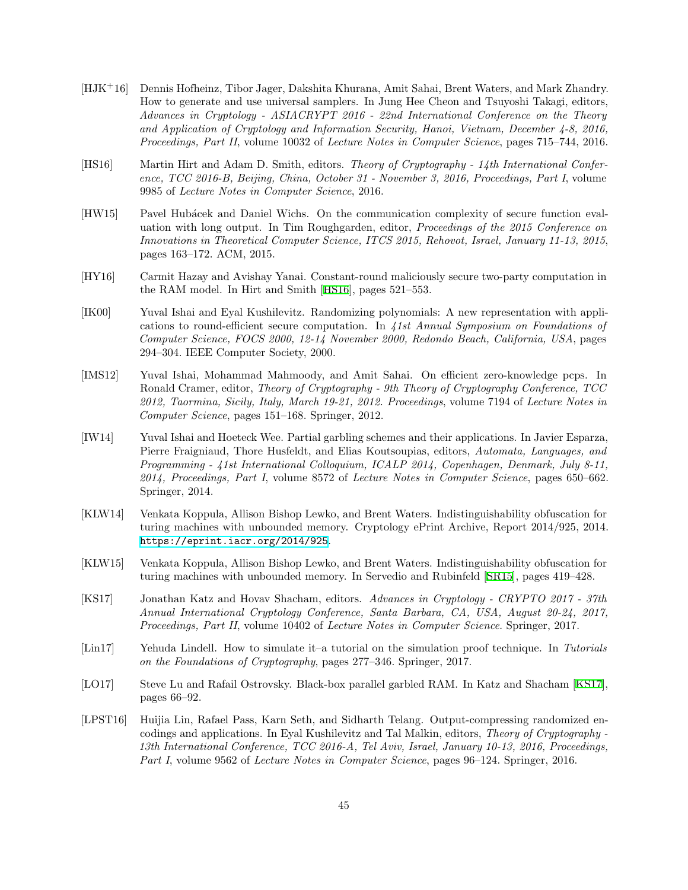[HJK$^+$16] Dennis Hofheinz, Tibor Jager, Dakshita Khurana, Amit Sahai, Brent Waters, and Mark Zhandry. How to generate and use universal samplers. In Jung Hee Cheon and Tsuyoshi Takagi, editors, *Advances in Cryptology - ASIACRYPT 2016 - 22nd International Conference on the Theory and Application of Cryptology and Information Security, Hanoi, Vietnam, December 4-8, 2016, Proceedings, Part II*, volume 10032 of *Lecture Notes in Computer Science*, pages 715–744, 2016.

[HS16] Martin Hirt and Adam D. Smith, editors. *Theory of Cryptography - 14th International Conference, TCC 2016-B, Beijing, China, October 31 - November 3, 2016, Proceedings, Part I*, volume 9985 of *Lecture Notes in Computer Science*, 2016.

[HW15] Pavel Hubácek and Daniel Wichs. On the communication complexity of secure function evaluation with long output. In Tim Roughgarden, editor, *Proceedings of the 2015 Conference on Innovations in Theoretical Computer Science, ITCS 2015, Rehovot, Israel, January 11-13, 2015*, pages 163–172. ACM, 2015.

[HY16] Carmit Hazay and Avishay Yanai. Constant-round maliciously secure two-party computation in the RAM model. In Hirt and Smith [HS16], pages 521–553.

[IK00] Yuval Ishai and Eyal Kushilevitz. Randomizing polynomials: A new representation with applications to round-efficient secure computation. In *41st Annual Symposium on Foundations of Computer Science, FOCS 2000, 12-14 November 2000, Redondo Beach, California, USA*, pages 294–304. IEEE Computer Society, 2000.

[IMS12] Yuval Ishai, Mohammad Mahmoody, and Amit Sahai. On efficient zero-knowledge pcps. In Ronald Cramer, editor, *Theory of Cryptography - 9th Theory of Cryptography Conference, TCC 2012, Taormina, Sicily, Italy, March 19-21, 2012. Proceedings*, volume 7194 of *Lecture Notes in Computer Science*, pages 151–168. Springer, 2012.

[IW14] Yuval Ishai and Hoeteck Wee. Partial garbling schemes and their applications. In Javier Esparza, Pierre Fraigniaud, Thore Husfeldt, and Elias Koutsoupias, editors, *Automata, Languages, and Programming - 41st International Colloquium, ICALP 2014, Copenhagen, Denmark, July 8-11, 2014, Proceedings, Part I*, volume 8572 of *Lecture Notes in Computer Science*, pages 650–662. Springer, 2014.

[KLW14] Venkata Koppula, Allison Bishop Lewko, and Brent Waters. Indistinguishability obfuscation for turing machines with unbounded memory. Cryptology ePrint Archive, Report 2014/925, 2014. https://eprint.iacr.org/2014/925.

[KLW15] Venkata Koppula, Allison Bishop Lewko, and Brent Waters. Indistinguishability obfuscation for turing machines with unbounded memory. In Servedio and Rubinfeld [SR15], pages 419–428.

[KS17] Jonathan Katz and Hovav Shacham, editors. *Advances in Cryptology - CRYPTO 2017 - 37th Annual International Cryptology Conference, Santa Barbara, CA, USA, August 20-24, 2017, Proceedings, Part II*, volume 10402 of *Lecture Notes in Computer Science*. Springer, 2017.

[Lin17] Yehuda Lindell. How to simulate it–a tutorial on the simulation proof technique. In *Tutorials on the Foundations of Cryptography*, pages 277–346. Springer, 2017.

[LO17] Steve Lu and Rafail Ostrovsky. Black-box parallel garbled RAM. In Katz and Shacham [KS17], pages 66–92.

[LPST16] Huijia Lin, Rafael Pass, Karn Seth, and Sidharth Telang. Output-compressing randomized encodings and applications. In Eyal Kushilevitz and Tal Malkin, editors, *Theory of Cryptography - 13th International Conference, TCC 2016-A, Tel Aviv, Israel, January 10-13, 2016, Proceedings, Part I*, volume 9562 of *Lecture Notes in Computer Science*, pages 96–124. Springer, 2016.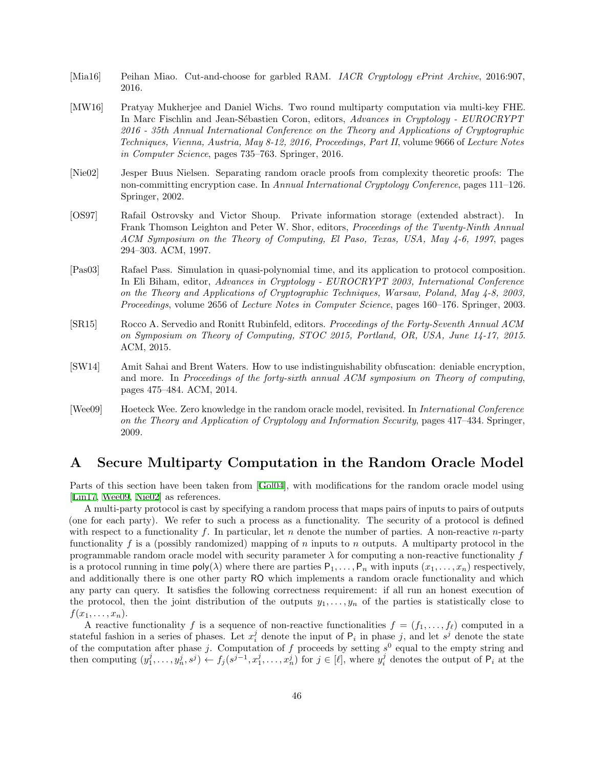[Mia16] Peihan Miao. Cut-and-choose for garbled RAM. *IACR Cryptology ePrint Archive*, 2016:907, 2016.

[MW16] Pratyay Mukherjee and Daniel Wichs. Two round multiparty computation via multi-key FHE. In Marc Fischlin and Jean-Sébastien Coron, editors, *Advances in Cryptology - EUROCRYPT 2016 - 35th Annual International Conference on the Theory and Applications of Cryptographic Techniques, Vienna, Austria, May 8-12, 2016, Proceedings, Part II*, volume 9666 of *Lecture Notes in Computer Science*, pages 735–763. Springer, 2016.

[Nie02] Jesper Buus Nielsen. Separating random oracle proofs from complexity theoretic proofs: The non-committing encryption case. In *Annual International Cryptology Conference*, pages 111–126. Springer, 2002.

[OS97] Rafail Ostrovsky and Victor Shoup. Private information storage (extended abstract). In Frank Thomson Leighton and Peter W. Shor, editors, *Proceedings of the Twenty-Ninth Annual ACM Symposium on the Theory of Computing, El Paso, Texas, USA, May 4-6, 1997*, pages 294–303. ACM, 1997.

[Pas03] Rafael Pass. Simulation in quasi-polynomial time, and its application to protocol composition. In Eli Biham, editor, *Advances in Cryptology - EUROCRYPT 2003, International Conference on the Theory and Applications of Cryptographic Techniques, Warsaw, Poland, May 4-8, 2003, Proceedings*, volume 2656 of *Lecture Notes in Computer Science*, pages 160–176. Springer, 2003.

[SR15] Rocco A. Servedio and Ronitt Rubinfeld, editors. *Proceedings of the Forty-Seventh Annual ACM on Symposium on Theory of Computing, STOC 2015, Portland, OR, USA, June 14-17, 2015*. ACM, 2015.

[SW14] Amit Sahai and Brent Waters. How to use indistinguishability obfuscation: deniable encryption, and more. In *Proceedings of the forty-sixth annual ACM symposium on Theory of computing*, pages 475–484. ACM, 2014.

[Wee09] Hoeteck Wee. Zero knowledge in the random oracle model, revisited. In *International Conference on the Theory and Application of Cryptology and Information Security*, pages 417–434. Springer, 2009.

# A Secure Multiparty Computation in the Random Oracle Model

Parts of this section have been taken from [Gol04], with modifications for the random oracle model using [Lin17, Wee09, Nie02] as references.

A multi-party protocol is cast by specifying a random process that maps pairs of inputs to pairs of outputs (one for each party). We refer to such a process as a functionality. The security of a protocol is defined with respect to a functionality $f$. In particular, let $n$ denote the number of parties. A non-reactive $n$-party functionality $f$ is a (possibly randomized) mapping of $n$ inputs to $n$ outputs. A multiparty protocol in the programmable random oracle model with security parameter $\lambda$ for computing a non-reactive functionality $f$ is a protocol running in time $\mathsf{poly}(\lambda)$ where there are parties $\mathsf{P}_1, \ldots, \mathsf{P}_n$ with inputs $(x_1, \ldots, x_n)$ respectively, and additionally there is one other party $\mathsf{RO}$ which implements a random oracle functionality and which any party can query. It satisfies the following correctness requirement: if all run an honest execution of the protocol, then the joint distribution of the outputs $y_1, \ldots, y_n$ of the parties is statistically close to $f(x_1, \ldots, x_n)$.

A reactive functionality $f$ is a sequence of non-reactive functionalities $f = (f_1, \ldots, f_\ell)$ computed in a stateful fashion in a series of phases. Let $x_i^j$ denote the input of $\mathsf{P}_i$ in phase $j$, and let $s^j$ denote the state of the computation after phase $j$. Computation of $f$ proceeds by setting $s^0$ equal to the empty string and then computing $(y_1^j, \ldots, y_n^j, s^j) \leftarrow f_j(s^{j-1}, x_1^j, \ldots, x_n^j)$ for $j \in [\ell]$, where $y_i^j$ denotes the output of $\mathsf{P}_i$ at the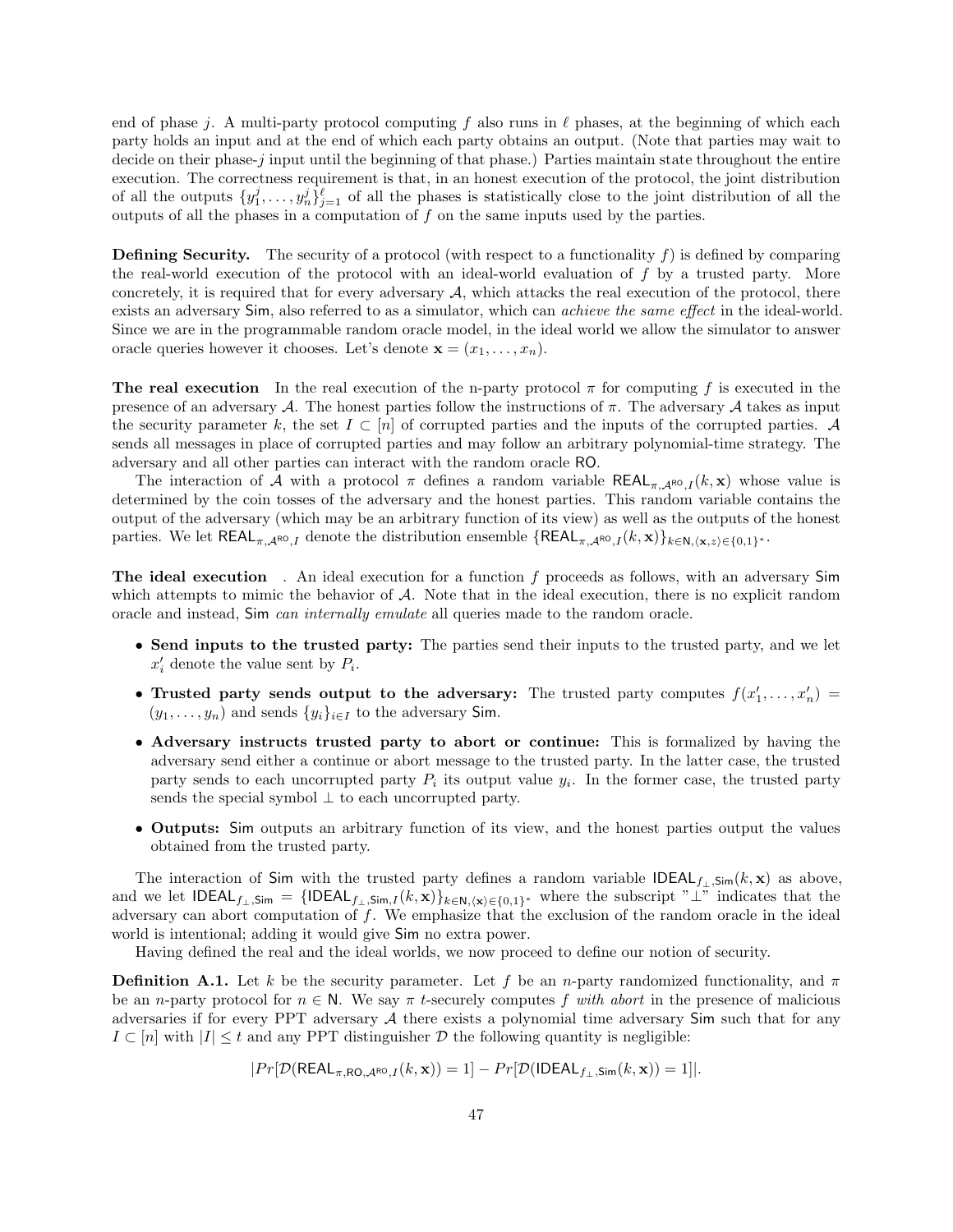end of phase $j$. A multi-party protocol computing $f$ also runs in $\ell$ phases, at the beginning of which each party holds an input and at the end of which each party obtains an output. (Note that parties may wait to decide on their phase-$j$ input until the beginning of that phase.) Parties maintain state throughout the entire execution. The correctness requirement is that, in an honest execution of the protocol, the joint distribution of all the outputs $\{y_1^j, \ldots, y_n^j\}_{j=1}^{\ell}$ of all the phases is statistically close to the joint distribution of all the outputs of all the phases in a computation of $f$ on the same inputs used by the parties.

**Defining Security.** The security of a protocol (with respect to a functionality $f$) is defined by comparing the real-world execution of the protocol with an ideal-world evaluation of $f$ by a trusted party. More concretely, it is required that for every adversary $\mathcal{A}$, which attacks the real execution of the protocol, there exists an adversary $\mathsf{Sim}$, also referred to as a simulator, which can *achieve the same effect* in the ideal-world. Since we are in the programmable random oracle model, in the ideal world we allow the simulator to answer oracle queries however it chooses. Let's denote $\mathbf{x} = (x_1, \ldots, x_n)$.

**The real execution** In the real execution of the n-party protocol $\pi$ for computing $f$ is executed in the presence of an adversary $\mathcal{A}$. The honest parties follow the instructions of $\pi$. The adversary $\mathcal{A}$ takes as input the security parameter $k$, the set $I \subset [n]$ of corrupted parties and the inputs of the corrupted parties. $\mathcal{A}$ sends all messages in place of corrupted parties and may follow an arbitrary polynomial-time strategy. The adversary and all other parties can interact with the random oracle $\mathsf{RO}$.

The interaction of $\mathcal{A}$ with a protocol $\pi$ defines a random variable $\mathsf{REAL}_{\pi,\mathcal{A}^{\mathsf{RO}},I}(k, \mathbf{x})$ whose value is determined by the coin tosses of the adversary and the honest parties. This random variable contains the output of the adversary (which may be an arbitrary function of its view) as well as the outputs of the honest parties. We let $\mathsf{REAL}_{\pi,\mathcal{A}^{\mathsf{RO}},I}$ denote the distribution ensemble $\{\mathsf{REAL}_{\pi,\mathcal{A}^{\mathsf{RO}},I}(k, \mathbf{x})\}_{k\in\mathsf{N},\langle\mathbf{x},z\rangle\in\{0,1\}^*}$.

**The ideal execution** . An ideal execution for a function $f$ proceeds as follows, with an adversary $\mathsf{Sim}$ which attempts to mimic the behavior of $\mathcal{A}$. Note that in the ideal execution, there is no explicit random oracle and instead, $\mathsf{Sim}$ *can internally emulate* all queries made to the random oracle.

- **Send inputs to the trusted party:** The parties send their inputs to the trusted party, and we let $x_i'$ denote the value sent by $P_i$.
- **Trusted party sends output to the adversary:** The trusted party computes $f(x_1', \ldots, x_n') = (y_1, \ldots, y_n)$ and sends $\{y_i\}_{i\in I}$ to the adversary $\mathsf{Sim}$.
- **Adversary instructs trusted party to abort or continue:** This is formalized by having the adversary send either a continue or abort message to the trusted party. In the latter case, the trusted party sends to each uncorrupted party $P_i$ its output value $y_i$. In the former case, the trusted party sends the special symbol $\perp$ to each uncorrupted party.
- **Outputs:** $\mathsf{Sim}$ outputs an arbitrary function of its view, and the honest parties output the values obtained from the trusted party.

The interaction of $\mathsf{Sim}$ with the trusted party defines a random variable $\mathsf{IDEAL}_{f_\perp,\mathsf{Sim}}(k, \mathbf{x})$ as above, and we let $\mathsf{IDEAL}_{f_\perp,\mathsf{Sim}} = \{\mathsf{IDEAL}_{f_\perp,\mathsf{Sim},I}(k, \mathbf{x})\}_{k\in\mathsf{N},\langle\mathbf{x}\rangle\in\{0,1\}^*}$ where the subscript "$\perp$" indicates that the adversary can abort computation of $f$. We emphasize that the exclusion of the random oracle in the ideal world is intentional; adding it would give $\mathsf{Sim}$ no extra power.

Having defined the real and the ideal worlds, we now proceed to define our notion of security.

**Definition A.1.** Let $k$ be the security parameter. Let $f$ be an $n$-party randomized functionality, and $\pi$ be an $n$-party protocol for $n \in \mathsf{N}$. We say $\pi$ $t$-securely computes $f$ *with abort* in the presence of malicious adversaries if for every PPT adversary $\mathcal{A}$ there exists a polynomial time adversary $\mathsf{Sim}$ such that for any $I \subset [n]$ with $|I| \leq t$ and any PPT distinguisher $\mathcal{D}$ the following quantity is negligible:

$$|Pr[\mathcal{D}(\mathsf{REAL}_{\pi,\mathsf{RO},\mathcal{A}^{\mathsf{RO}},I}(k, \mathbf{x})) = 1] - Pr[\mathcal{D}(\mathsf{IDEAL}_{f_\perp,\mathsf{Sim}}(k, \mathbf{x})) = 1]|.$$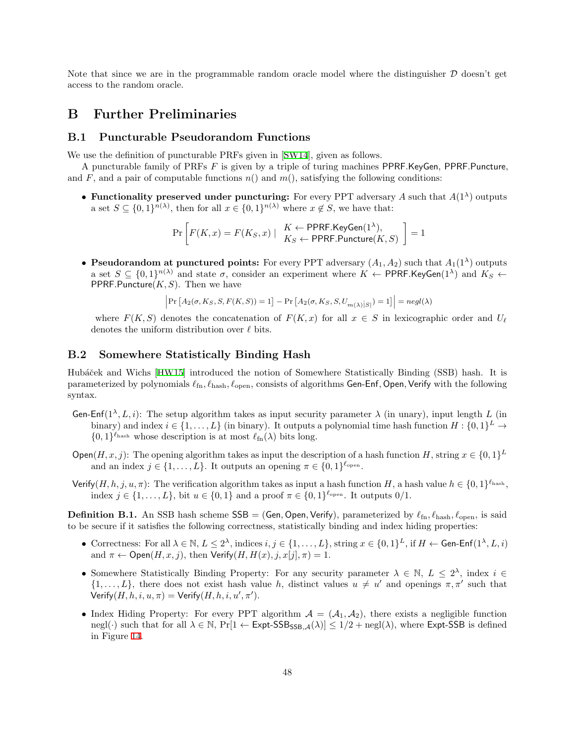Note that since we are in the programmable random oracle model where the distinguisher $\mathcal{D}$ doesn't get access to the random oracle.

# B Further Preliminaries

## B.1 Puncturable Pseudorandom Functions

We use the definition of puncturable PRFs given in [SW14], given as follows.

A puncturable family of PRFs $F$ is given by a triple of turing machines $\mathsf{PPRF.KeyGen}$, $\mathsf{PPRF.Puncture}$, and $F$, and a pair of computable functions $n()$ and $m()$, satisfying the following conditions:

- **Functionality preserved under puncturing:** For every PPT adversary $A$ such that $A(1^\lambda)$ outputs a set $S \subseteq \{0,1\}^{n(\lambda)}$, then for all $x \in \{0,1\}^{n(\lambda)}$ where $x \notin S$, we have that:

$$\Pr\left[F(K,x) = F(K_S,x) \mid \begin{array}{l} K \leftarrow \mathsf{PPRF.KeyGen}(1^\lambda), \\ K_S \leftarrow \mathsf{PPRF.Puncture}(K,S) \end{array}\right] = 1$$

- **Pseudorandom at punctured points:** For every PPT adversary $(A_1, A_2)$ such that $A_1(1^\lambda)$ outputs a set $S \subseteq \{0,1\}^{n(\lambda)}$ and state $\sigma$, consider an experiment where $K \leftarrow \mathsf{PPRF.KeyGen}(1^\lambda)$ and $K_S \leftarrow \mathsf{PPRF.Puncture}(K,S)$. Then we have

$$\left|\Pr\left[A_2(\sigma, K_S, S, F(K,S)) = 1\right] - \Pr\left[A_2(\sigma, K_S, S, U_{m(\lambda)|S|}) = 1\right]\right| = negl(\lambda)$$

where $F(K,S)$ denotes the concatenation of $F(K,x)$ for all $x \in S$ in lexicographic order and $U_\ell$ denotes the uniform distribution over $\ell$ bits.

## B.2 Somewhere Statistically Binding Hash

Hubáček and Wichs [HW15] introduced the notion of Somewhere Statistically Binding (SSB) hash. It is parameterized by polynomials $\ell_{\text{fn}}, \ell_{\text{hash}}, \ell_{\text{open}}$, consists of algorithms $\mathsf{Gen\text{-}Enf}, \mathsf{Open}, \mathsf{Verify}$ with the following syntax.

$\mathsf{Gen\text{-}Enf}(1^\lambda, L, i)$: The setup algorithm takes as input security parameter $\lambda$ (in unary), input length $L$ (in binary) and index $i \in \{1, \ldots, L\}$ (in binary). It outputs a polynomial time hash function $H : \{0,1\}^L \to \{0,1\}^{\ell_{\text{hash}}}$ whose description is at most $\ell_{\text{fn}}(\lambda)$ bits long.

$\mathsf{Open}(H, x, j)$: The opening algorithm takes as input the description of a hash function $H$, string $x \in \{0,1\}^L$ and an index $j \in \{1, \ldots, L\}$. It outputs an opening $\pi \in \{0,1\}^{\ell_{\text{open}}}$.

$\mathsf{Verify}(H, h, j, u, \pi)$: The verification algorithm takes as input a hash function $H$, a hash value $h \in \{0,1\}^{\ell_{\text{hash}}}$, index $j \in \{1, \ldots, L\}$, bit $u \in \{0,1\}$ and a proof $\pi \in \{0,1\}^{\ell_{\text{open}}}$. It outputs 0/1.

**Definition B.1.** An SSB hash scheme $\mathsf{SSB} = (\mathsf{Gen}, \mathsf{Open}, \mathsf{Verify})$, parameterized by $\ell_{\text{fn}}, \ell_{\text{hash}}, \ell_{\text{open}}$, is said to be secure if it satisfies the following correctness, statistically binding and index hiding properties:

- Correctness: For all $\lambda \in \mathbb{N}$, $L \leq 2^\lambda$, indices $i, j \in \{1, \ldots, L\}$, string $x \in \{0,1\}^L$, if $H \leftarrow \mathsf{Gen\text{-}Enf}(1^\lambda, L, i)$ and $\pi \leftarrow \mathsf{Open}(H, x, j)$, then $\mathsf{Verify}(H, H(x), j, x[j], \pi) = 1$.
- Somewhere Statistically Binding Property: For any security parameter $\lambda \in \mathbb{N}$, $L \leq 2^\lambda$, index $i \in \{1, \ldots, L\}$, there does not exist hash value $h$, distinct values $u \neq u'$ and openings $\pi, \pi'$ such that $\mathsf{Verify}(H, h, i, u, \pi) = \mathsf{Verify}(H, h, i, u', \pi')$.
- Index Hiding Property: For every PPT algorithm $\mathcal{A} = (\mathcal{A}_1, \mathcal{A}_2)$, there exists a negligible function $\text{negl}(\cdot)$ such that for all $\lambda \in \mathbb{N}$, $\Pr[1 \leftarrow \mathsf{Expt\text{-}SSB}_{\mathsf{SSB},\mathcal{A}}(\lambda)] \leq 1/2 + \text{negl}(\lambda)$, where $\mathsf{Expt\text{-}SSB}$ is defined in Figure 14.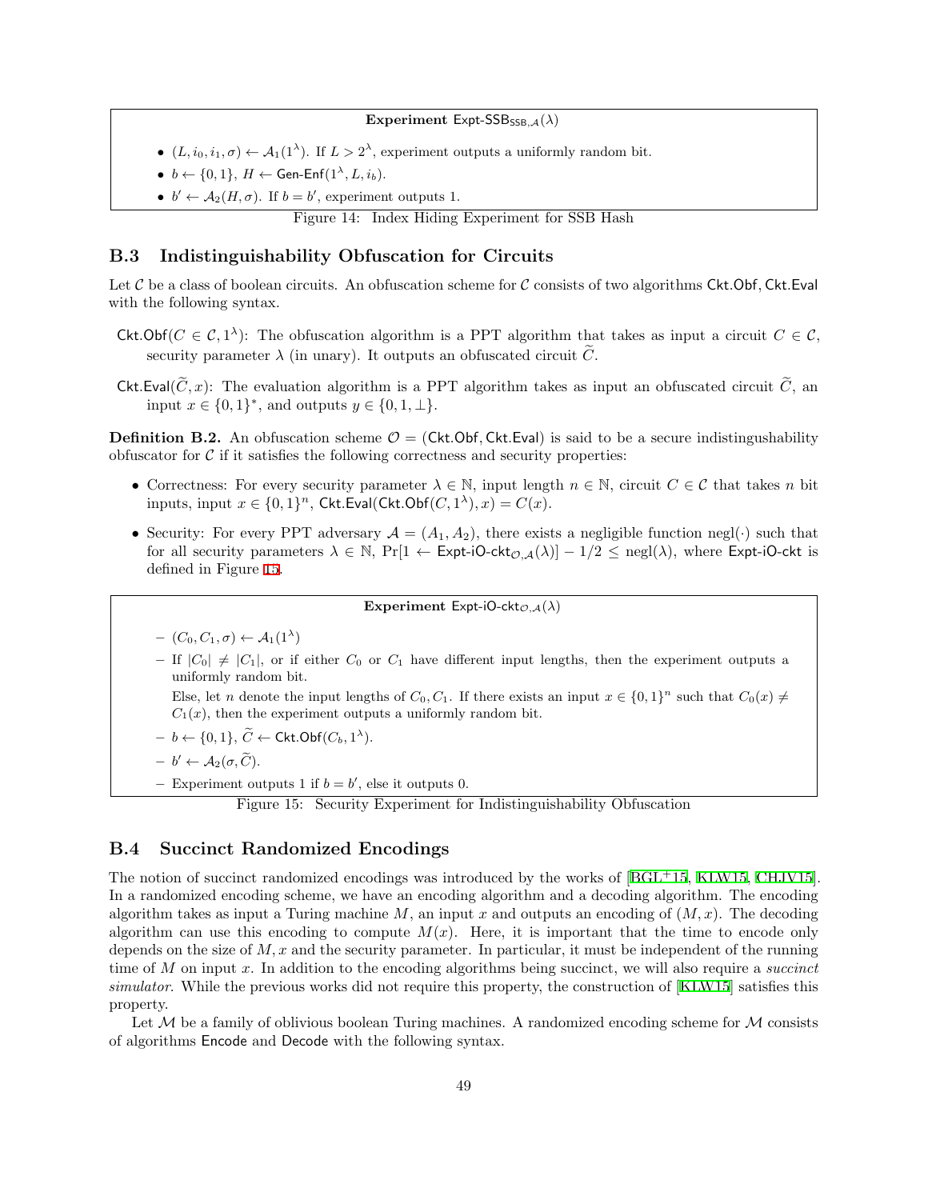**Experiment** $\mathsf{Expt\text{-}SSB}_{\mathsf{SSB},\mathcal{A}}(\lambda)$

- $(L, i_0, i_1, \sigma) \leftarrow \mathcal{A}_1(1^\lambda)$. If $L > 2^\lambda$, experiment outputs a uniformly random bit.
- $b \leftarrow \{0,1\}$, $H \leftarrow \mathsf{Gen\text{-}Enf}(1^\lambda, L, i_b)$.
- $b' \leftarrow \mathcal{A}_2(H, \sigma)$. If $b = b'$, experiment outputs 1.

Figure 14: Index Hiding Experiment for SSB Hash

## B.3 Indistinguishability Obfuscation for Circuits

Let $\mathcal{C}$ be a class of boolean circuits. An obfuscation scheme for $\mathcal{C}$ consists of two algorithms $\mathsf{Ckt.Obf}, \mathsf{Ckt.Eval}$ with the following syntax.

$\mathsf{Ckt.Obf}(C \in \mathcal{C}, 1^\lambda)$: The obfuscation algorithm is a PPT algorithm that takes as input a circuit $C \in \mathcal{C}$, security parameter $\lambda$ (in unary). It outputs an obfuscated circuit $\widetilde{C}$.

$\mathsf{Ckt.Eval}(\widetilde{C}, x)$: The evaluation algorithm is a PPT algorithm takes as input an obfuscated circuit $\widetilde{C}$, an input $x \in \{0,1\}^*$, and outputs $y \in \{0, 1, \perp\}$.

**Definition B.2.** An obfuscation scheme $\mathcal{O} = (\mathsf{Ckt.Obf}, \mathsf{Ckt.Eval})$ is said to be a secure indistingushability obfuscator for $\mathcal{C}$ if it satisfies the following correctness and security properties:

- Correctness: For every security parameter $\lambda \in \mathbb{N}$, input length $n \in \mathbb{N}$, circuit $C \in \mathcal{C}$ that takes $n$ bit inputs, input $x \in \{0,1\}^n$, $\mathsf{Ckt.Eval}(\mathsf{Ckt.Obf}(C, 1^\lambda), x) = C(x)$.
- Security: For every PPT adversary $\mathcal{A} = (A_1, A_2)$, there exists a negligible function $\text{negl}(\cdot)$ such that for all security parameters $\lambda \in \mathbb{N}$, $\Pr[1 \leftarrow \mathsf{Expt\text{-}iO\text{-}ckt}_{\mathcal{O},\mathcal{A}}(\lambda)] - 1/2 \leq \text{negl}(\lambda)$, where $\mathsf{Expt\text{-}iO\text{-}ckt}$ is defined in Figure 15.

**Experiment** $\mathsf{Expt\text{-}iO\text{-}ckt}_{\mathcal{O},\mathcal{A}}(\lambda)$

- $(C_0, C_1, \sigma) \leftarrow \mathcal{A}_1(1^\lambda)$
- If $|C_0| \neq |C_1|$, or if either $C_0$ or $C_1$ have different input lengths, then the experiment outputs a uniformly random bit.
  Else, let $n$ denote the input lengths of $C_0, C_1$. If there exists an input $x \in \{0,1\}^n$ such that $C_0(x) \neq C_1(x)$, then the experiment outputs a uniformly random bit.
- $b \leftarrow \{0,1\}$, $\widetilde{C} \leftarrow \mathsf{Ckt.Obf}(C_b, 1^\lambda)$.
- $b' \leftarrow \mathcal{A}_2(\sigma, \widetilde{C})$.
- Experiment outputs 1 if $b = b'$, else it outputs 0.

Figure 15: Security Experiment for Indistinguishability Obfuscation

## B.4 Succinct Randomized Encodings

The notion of succinct randomized encodings was introduced by the works of [BGL+15, KLW15, CHJV15]. In a randomized encoding scheme, we have an encoding algorithm and a decoding algorithm. The encoding algorithm takes as input a Turing machine $M$, an input $x$ and outputs an encoding of $(M, x)$. The decoding algorithm can use this encoding to compute $M(x)$. Here, it is important that the time to encode only depends on the size of $M, x$ and the security parameter. In particular, it must be independent of the running time of $M$ on input $x$. In addition to the encoding algorithms being succinct, we will also require a *succinct simulator*. While the previous works did not require this property, the construction of [KLW15] satisfies this property.

Let $\mathcal{M}$ be a family of oblivious boolean Turing machines. A randomized encoding scheme for $\mathcal{M}$ consists of algorithms $\mathsf{Encode}$ and $\mathsf{Decode}$ with the following syntax.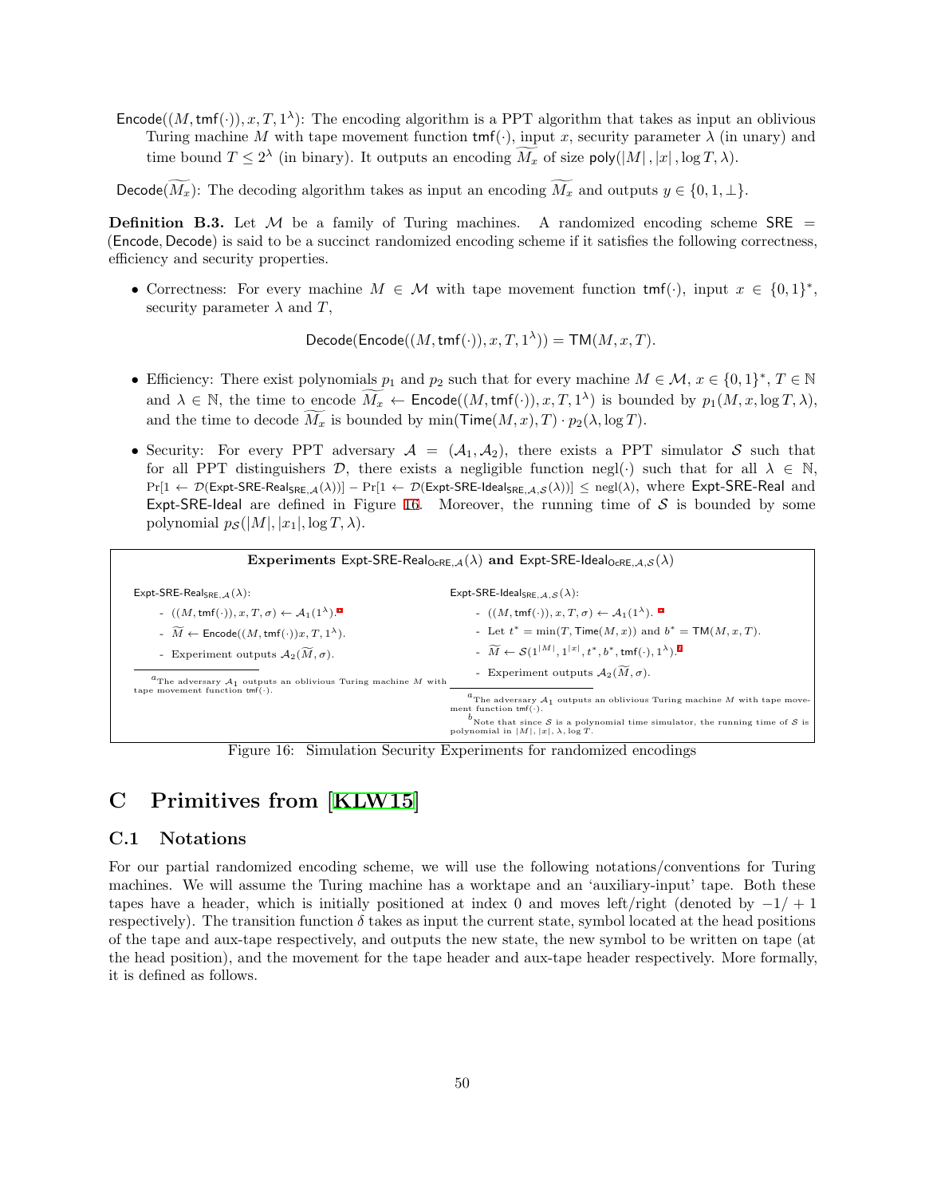$\mathsf{Encode}((M, \mathsf{tmf}(\cdot)), x, T, 1^\lambda)$: The encoding algorithm is a PPT algorithm that takes as input an oblivious Turing machine $M$ with tape movement function $\mathsf{tmf}(\cdot)$, input $x$, security parameter $\lambda$ (in unary) and time bound $T \leq 2^\lambda$ (in binary). It outputs an encoding $\widetilde{M_x}$ of size $\mathsf{poly}(|M|, |x|, \log T, \lambda)$.

$\mathsf{Decode}(\widetilde{M_x})$: The decoding algorithm takes as input an encoding $\widetilde{M_x}$ and outputs $y \in \{0, 1, \perp\}$.

**Definition B.3.** Let $\mathcal{M}$ be a family of Turing machines. A randomized encoding scheme $\mathsf{SRE} = (\mathsf{Encode}, \mathsf{Decode})$ is said to be a succinct randomized encoding scheme if it satisfies the following correctness, efficiency and security properties.

- Correctness: For every machine $M \in \mathcal{M}$ with tape movement function $\mathsf{tmf}(\cdot)$, input $x \in \{0,1\}^*$, security parameter $\lambda$ and $T$,

$$\mathsf{Decode}(\mathsf{Encode}((M, \mathsf{tmf}(\cdot)), x, T, 1^\lambda)) = \mathsf{TM}(M, x, T).$$

- Efficiency: There exist polynomials $p_1$ and $p_2$ such that for every machine $M \in \mathcal{M}$, $x \in \{0,1\}^*$, $T \in \mathbb{N}$ and $\lambda \in \mathbb{N}$, the time to encode $\widetilde{M_x} \leftarrow \mathsf{Encode}((M, \mathsf{tmf}(\cdot)), x, T, 1^\lambda)$ is bounded by $p_1(M, x, \log T, \lambda)$, and the time to decode $\widetilde{M_x}$ is bounded by $\min(\mathsf{Time}(M, x), T) \cdot p_2(\lambda, \log T)$.

- Security: For every PPT adversary $\mathcal{A} = (\mathcal{A}_1, \mathcal{A}_2)$, there exists a PPT simulator $\mathcal{S}$ such that for all PPT distinguishers $\mathcal{D}$, there exists a negligible function $\mathrm{negl}(\cdot)$ such that for all $\lambda \in \mathbb{N}$, $\Pr[1 \leftarrow \mathcal{D}(\mathsf{Expt\text{-}SRE\text{-}Real}_{\mathsf{SRE},\mathcal{A}}(\lambda))] - \Pr[1 \leftarrow \mathcal{D}(\mathsf{Expt\text{-}SRE\text{-}Ideal}_{\mathsf{SRE},\mathcal{A},\mathcal{S}}(\lambda))] \leq \mathrm{negl}(\lambda)$, where $\mathsf{Expt\text{-}SRE\text{-}Real}$ and $\mathsf{Expt\text{-}SRE\text{-}Ideal}$ are defined in Figure 16. Moreover, the running time of $\mathcal{S}$ is bounded by some polynomial $p_{\mathcal{S}}(|M|, |x_1|, \log T, \lambda)$.

**Experiments** $\mathsf{Expt\text{-}SRE\text{-}Real}_{\mathsf{OcRE},\mathcal{A}}(\lambda)$ **and** $\mathsf{Expt\text{-}SRE\text{-}Ideal}_{\mathsf{OcRE},\mathcal{A},\mathcal{S}}(\lambda)$

$\mathsf{Expt\text{-}SRE\text{-}Real}_{\mathsf{SRE},\mathcal{A}}(\lambda)$:

- $((M, \mathsf{tmf}(\cdot)), x, T, \sigma) \leftarrow \mathcal{A}_1(1^\lambda)$.[a]
- $\widetilde{M} \leftarrow \mathsf{Encode}((M, \mathsf{tmf}(\cdot))x, T, 1^\lambda)$.
- Experiment outputs $\mathcal{A}_2(\widetilde{M}, \sigma)$.

[a] The adversary $\mathcal{A}_1$ outputs an oblivious Turing machine $M$ with tape movement function $\mathsf{tmf}(\cdot)$.

$\mathsf{Expt\text{-}SRE\text{-}Ideal}_{\mathsf{SRE},\mathcal{A},\mathcal{S}}(\lambda)$:

- $((M, \mathsf{tmf}(\cdot)), x, T, \sigma) \leftarrow \mathcal{A}_1(1^\lambda)$.[a]
- Let $t^* = \min(T, \mathsf{Time}(M, x))$ and $b^* = \mathsf{TM}(M, x, T)$.
- $\widetilde{M} \leftarrow \mathcal{S}(1^{|M|}, 1^{|x|}, t^*, b^*, \mathsf{tmf}(\cdot), 1^\lambda)$.[b]
- Experiment outputs $\mathcal{A}_2(\widetilde{M}, \sigma)$.

[a] The adversary $\mathcal{A}_1$ outputs an oblivious Turing machine $M$ with tape movement function $\mathsf{tmf}(\cdot)$.
[b] Note that since $\mathcal{S}$ is a polynomial time simulator, the running time of $\mathcal{S}$ is polynomial in $|M|$, $|x|$, $\lambda$, $\log T$.

Figure 16: Simulation Security Experiments for randomized encodings

# C Primitives from [KLW15]

## C.1 Notations

For our partial randomized encoding scheme, we will use the following notations/conventions for Turing machines. We will assume the Turing machine has a worktape and an 'auxiliary-input' tape. Both these tapes have a header, which is initially positioned at index 0 and moves left/right (denoted by $-1/+1$ respectively). The transition function $\delta$ takes as input the current state, symbol located at the head positions of the tape and aux-tape respectively, and outputs the new state, the new symbol to be written on tape (at the head position), and the movement for the tape header and aux-tape header respectively. More formally, it is defined as follows.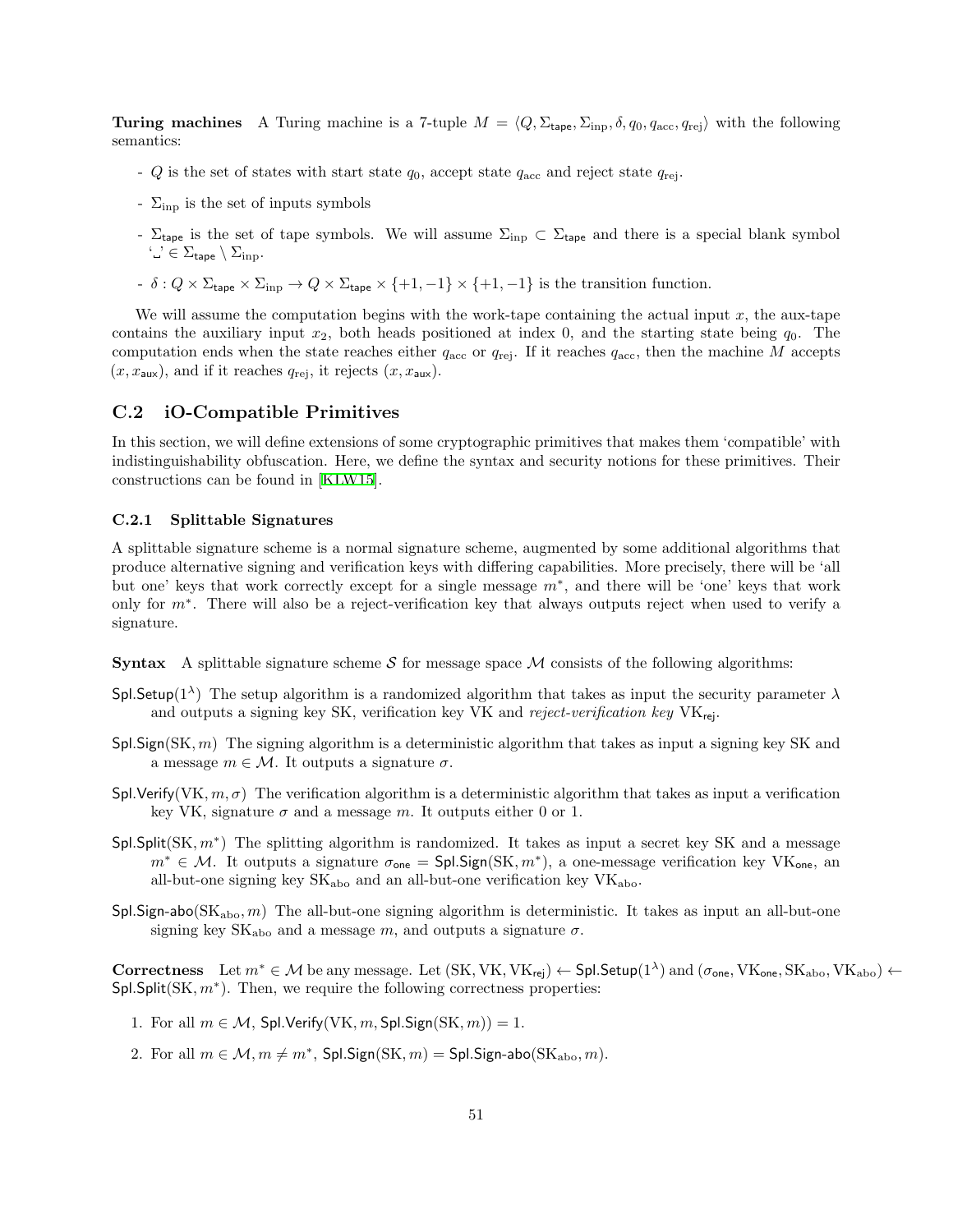**Turing machines** A Turing machine is a 7-tuple $M = \langle Q, \Sigma_{\mathsf{tape}}, \Sigma_{\mathrm{inp}}, \delta, q_0, q_{\mathrm{acc}}, q_{\mathrm{rej}} \rangle$ with the following semantics:

- $Q$ is the set of states with start state $q_0$, accept state $q_{\mathrm{acc}}$ and reject state $q_{\mathrm{rej}}$.
- $\Sigma_{\mathrm{inp}}$ is the set of inputs symbols
- $\Sigma_{\mathsf{tape}}$ is the set of tape symbols. We will assume $\Sigma_{\mathrm{inp}} \subset \Sigma_{\mathsf{tape}}$ and there is a special blank symbol '␣' $\in \Sigma_{\mathsf{tape}} \setminus \Sigma_{\mathrm{inp}}$.
- $\delta : Q \times \Sigma_{\mathsf{tape}} \times \Sigma_{\mathrm{inp}} \to Q \times \Sigma_{\mathsf{tape}} \times \{+1, -1\} \times \{+1, -1\}$ is the transition function.

We will assume the computation begins with the work-tape containing the actual input $x$, the aux-tape contains the auxiliary input $x_2$, both heads positioned at index 0, and the starting state being $q_0$. The computation ends when the state reaches either $q_{\mathrm{acc}}$ or $q_{\mathrm{rej}}$. If it reaches $q_{\mathrm{acc}}$, then the machine $M$ accepts $(x, x_{\mathsf{aux}})$, and if it reaches $q_{\mathrm{rej}}$, it rejects $(x, x_{\mathsf{aux}})$.

## C.2 iO-Compatible Primitives

In this section, we will define extensions of some cryptographic primitives that makes them 'compatible' with indistinguishability obfuscation. Here, we define the syntax and security notions for these primitives. Their constructions can be found in [KLW15].

### C.2.1 Splittable Signatures

A splittable signature scheme is a normal signature scheme, augmented by some additional algorithms that produce alternative signing and verification keys with differing capabilities. More precisely, there will be 'all but one' keys that work correctly except for a single message $m^*$, and there will be 'one' keys that work only for $m^*$. There will also be a reject-verification key that always outputs reject when used to verify a signature.

**Syntax** A splittable signature scheme $\mathcal{S}$ for message space $\mathcal{M}$ consists of the following algorithms:

$\mathsf{Spl.Setup}(1^\lambda)$ The setup algorithm is a randomized algorithm that takes as input the security parameter $\lambda$ and outputs a signing key SK, verification key VK and *reject-verification key* $\mathrm{VK}_{\mathsf{rej}}$.

$\mathsf{Spl.Sign}(\mathrm{SK}, m)$ The signing algorithm is a deterministic algorithm that takes as input a signing key SK and a message $m \in \mathcal{M}$. It outputs a signature $\sigma$.

$\mathsf{Spl.Verify}(\mathrm{VK}, m, \sigma)$ The verification algorithm is a deterministic algorithm that takes as input a verification key VK, signature $\sigma$ and a message $m$. It outputs either 0 or 1.

$\mathsf{Spl.Split}(\mathrm{SK}, m^*)$ The splitting algorithm is randomized. It takes as input a secret key SK and a message $m^* \in \mathcal{M}$. It outputs a signature $\sigma_{\mathsf{one}} = \mathsf{Spl.Sign}(\mathrm{SK}, m^*)$, a one-message verification key $\mathrm{VK}_{\mathsf{one}}$, an all-but-one signing key $\mathrm{SK}_{\mathrm{abo}}$ and an all-but-one verification key $\mathrm{VK}_{\mathrm{abo}}$.

$\mathsf{Spl.Sign\text{-}abo}(\mathrm{SK}_{\mathrm{abo}}, m)$ The all-but-one signing algorithm is deterministic. It takes as input an all-but-one signing key $\mathrm{SK}_{\mathrm{abo}}$ and a message $m$, and outputs a signature $\sigma$.

**Correctness** Let $m^* \in \mathcal{M}$ be any message. Let $(\mathrm{SK}, \mathrm{VK}, \mathrm{VK}_{\mathsf{rej}}) \leftarrow \mathsf{Spl.Setup}(1^\lambda)$ and $(\sigma_{\mathsf{one}}, \mathrm{VK}_{\mathsf{one}}, \mathrm{SK}_{\mathrm{abo}}, \mathrm{VK}_{\mathrm{abo}}) \leftarrow \mathsf{Spl.Split}(\mathrm{SK}, m^*)$. Then, we require the following correctness properties:

1. For all $m \in \mathcal{M}$, $\mathsf{Spl.Verify}(\mathrm{VK}, m, \mathsf{Spl.Sign}(\mathrm{SK}, m)) = 1$.
2. For all $m \in \mathcal{M}, m \neq m^*$, $\mathsf{Spl.Sign}(\mathrm{SK}, m) = \mathsf{Spl.Sign\text{-}abo}(\mathrm{SK}_{\mathrm{abo}}, m)$.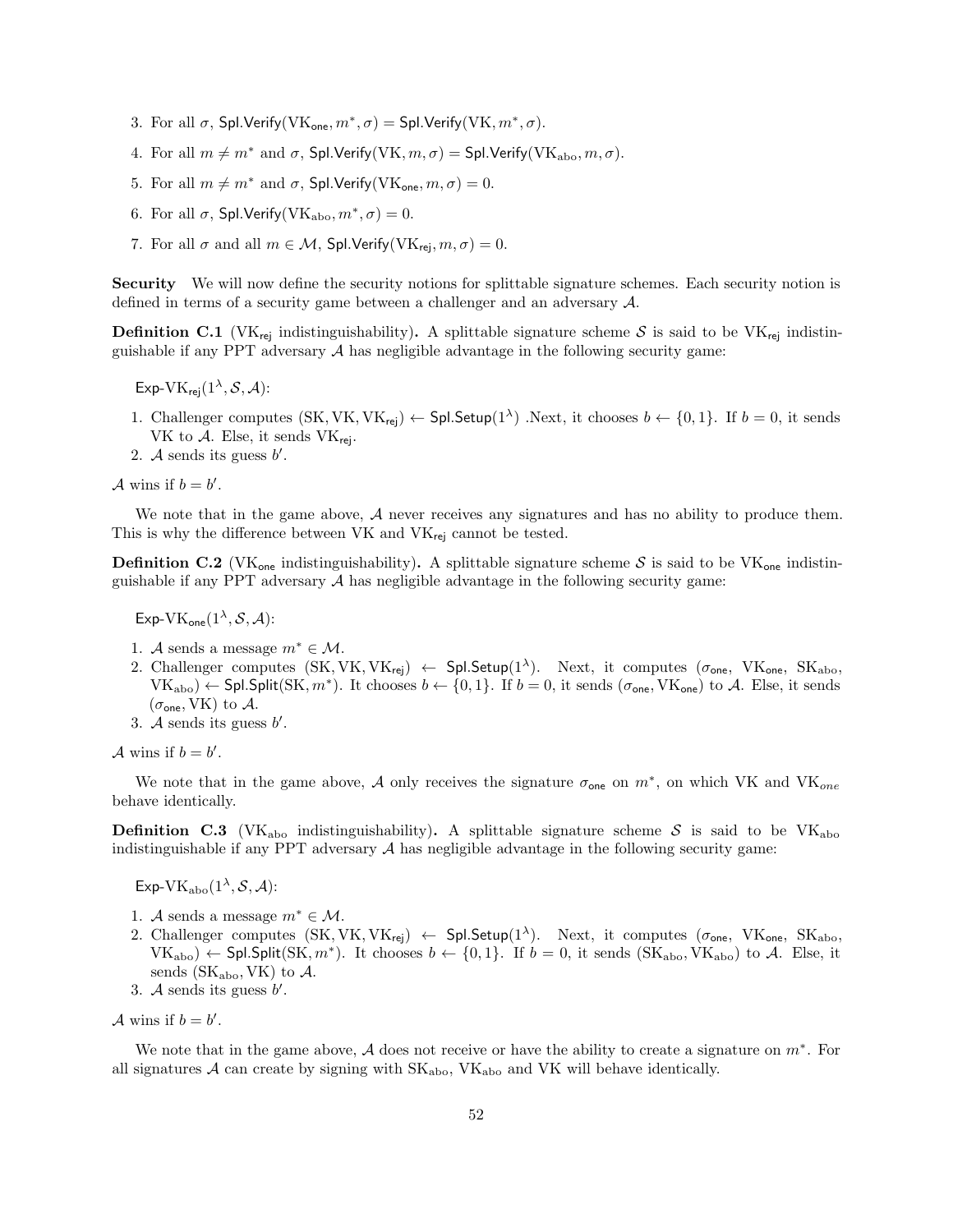3. For all $\sigma$, $\mathsf{Spl.Verify}(\mathrm{VK}_{\mathsf{one}}, m^*, \sigma) = \mathsf{Spl.Verify}(\mathrm{VK}, m^*, \sigma)$.
4. For all $m \neq m^*$ and $\sigma$, $\mathsf{Spl.Verify}(\mathrm{VK}, m, \sigma) = \mathsf{Spl.Verify}(\mathrm{VK}_{\mathrm{abo}}, m, \sigma)$.
5. For all $m \neq m^*$ and $\sigma$, $\mathsf{Spl.Verify}(\mathrm{VK}_{\mathsf{one}}, m, \sigma) = 0$.
6. For all $\sigma$, $\mathsf{Spl.Verify}(\mathrm{VK}_{\mathrm{abo}}, m^*, \sigma) = 0$.
7. For all $\sigma$ and all $m \in \mathcal{M}$, $\mathsf{Spl.Verify}(\mathrm{VK}_{\mathsf{rej}}, m, \sigma) = 0$.

**Security** We will now define the security notions for splittable signature schemes. Each security notion is defined in terms of a security game between a challenger and an adversary $\mathcal{A}$.

**Definition C.1** ($\mathrm{VK}_{\mathsf{rej}}$ indistinguishability)**.** A splittable signature scheme $\mathcal{S}$ is said to be $\mathrm{VK}_{\mathsf{rej}}$ indistinguishable if any PPT adversary $\mathcal{A}$ has negligible advantage in the following security game:

$\mathsf{Exp}\text{-}\mathrm{VK}_{\mathsf{rej}}(1^\lambda, \mathcal{S}, \mathcal{A})$:

1. Challenger computes $(\mathrm{SK}, \mathrm{VK}, \mathrm{VK}_{\mathsf{rej}}) \leftarrow \mathsf{Spl.Setup}(1^\lambda)$ .Next, it chooses $b \leftarrow \{0,1\}$. If $b = 0$, it sends VK to $\mathcal{A}$. Else, it sends $\mathrm{VK}_{\mathsf{rej}}$.
2. $\mathcal{A}$ sends its guess $b'$.

$\mathcal{A}$ wins if $b = b'$.

We note that in the game above, $\mathcal{A}$ never receives any signatures and has no ability to produce them. This is why the difference between VK and $\mathrm{VK}_{\mathsf{rej}}$ cannot be tested.

**Definition C.2** ($\mathrm{VK}_{\mathsf{one}}$ indistinguishability)**.** A splittable signature scheme $\mathcal{S}$ is said to be $\mathrm{VK}_{\mathsf{one}}$ indistinguishable if any PPT adversary $\mathcal{A}$ has negligible advantage in the following security game:

$\mathsf{Exp}\text{-}\mathrm{VK}_{\mathsf{one}}(1^\lambda, \mathcal{S}, \mathcal{A})$:

1. $\mathcal{A}$ sends a message $m^* \in \mathcal{M}$.
2. Challenger computes $(\mathrm{SK}, \mathrm{VK}, \mathrm{VK}_{\mathsf{rej}}) \leftarrow \mathsf{Spl.Setup}(1^\lambda)$. Next, it computes $(\sigma_{\mathsf{one}}, \mathrm{VK}_{\mathsf{one}}, \mathrm{SK}_{\mathrm{abo}}, \mathrm{VK}_{\mathrm{abo}}) \leftarrow \mathsf{Spl.Split}(\mathrm{SK}, m^*)$. It chooses $b \leftarrow \{0,1\}$. If $b = 0$, it sends $(\sigma_{\mathsf{one}}, \mathrm{VK}_{\mathsf{one}})$ to $\mathcal{A}$. Else, it sends $(\sigma_{\mathsf{one}}, \mathrm{VK})$ to $\mathcal{A}$.
3. $\mathcal{A}$ sends its guess $b'$.

$\mathcal{A}$ wins if $b = b'$.

We note that in the game above, $\mathcal{A}$ only receives the signature $\sigma_{\mathsf{one}}$ on $m^*$, on which VK and $\mathrm{VK}_{one}$ behave identically.

**Definition C.3** ($\mathrm{VK}_{\mathrm{abo}}$ indistinguishability)**.** A splittable signature scheme $\mathcal{S}$ is said to be $\mathrm{VK}_{\mathrm{abo}}$ indistinguishable if any PPT adversary $\mathcal{A}$ has negligible advantage in the following security game:

$\mathsf{Exp}\text{-}\mathrm{VK}_{\mathrm{abo}}(1^\lambda, \mathcal{S}, \mathcal{A})$:

1. $\mathcal{A}$ sends a message $m^* \in \mathcal{M}$.
2. Challenger computes $(\mathrm{SK}, \mathrm{VK}, \mathrm{VK}_{\mathsf{rej}}) \leftarrow \mathsf{Spl.Setup}(1^\lambda)$. Next, it computes $(\sigma_{\mathsf{one}}, \mathrm{VK}_{\mathsf{one}}, \mathrm{SK}_{\mathrm{abo}}, \mathrm{VK}_{\mathrm{abo}}) \leftarrow \mathsf{Spl.Split}(\mathrm{SK}, m^*)$. It chooses $b \leftarrow \{0,1\}$. If $b = 0$, it sends $(\mathrm{SK}_{\mathrm{abo}}, \mathrm{VK}_{\mathrm{abo}})$ to $\mathcal{A}$. Else, it sends $(\mathrm{SK}_{\mathrm{abo}}, \mathrm{VK})$ to $\mathcal{A}$.
3. $\mathcal{A}$ sends its guess $b'$.

$\mathcal{A}$ wins if $b = b'$.

We note that in the game above, $\mathcal{A}$ does not receive or have the ability to create a signature on $m^*$. For all signatures $\mathcal{A}$ can create by signing with $\mathrm{SK}_{\mathrm{abo}}$, $\mathrm{VK}_{\mathrm{abo}}$ and VK will behave identically.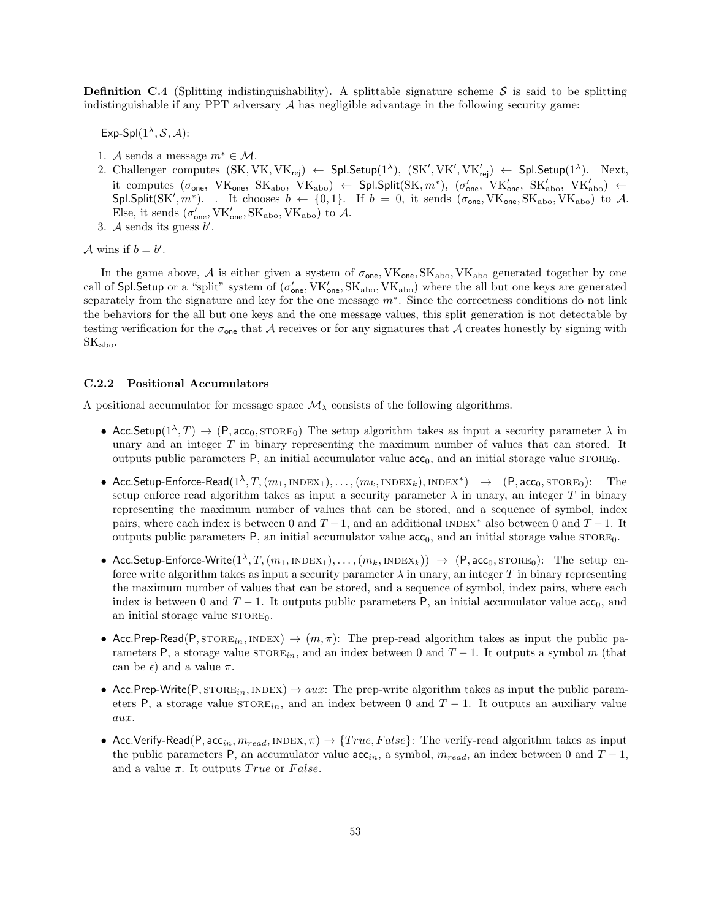**Definition C.4** (Splitting indistinguishability)**.** A splittable signature scheme $\mathcal{S}$ is said to be splitting indistinguishable if any PPT adversary $\mathcal{A}$ has negligible advantage in the following security game:

$\mathsf{Exp\text{-}Spl}(1^\lambda, \mathcal{S}, \mathcal{A})$:

1. $\mathcal{A}$ sends a message $m^* \in \mathcal{M}$.
2. Challenger computes $(\mathrm{SK}, \mathrm{VK}, \mathrm{VK}_{\mathsf{rej}}) \leftarrow \mathsf{Spl.Setup}(1^\lambda)$, $(\mathrm{SK}', \mathrm{VK}', \mathrm{VK}'_{\mathsf{rej}}) \leftarrow \mathsf{Spl.Setup}(1^\lambda)$. Next, it computes $(\sigma_{\mathsf{one}}, \mathrm{VK}_{\mathsf{one}}, \mathrm{SK}_{\mathrm{abo}}, \mathrm{VK}_{\mathrm{abo}}) \leftarrow \mathsf{Spl.Split}(\mathrm{SK}, m^*)$, $(\sigma'_{\mathsf{one}}, \mathrm{VK}'_{\mathsf{one}}, \mathrm{SK}'_{\mathrm{abo}}, \mathrm{VK}'_{\mathrm{abo}}) \leftarrow \mathsf{Spl.Split}(\mathrm{SK}', m^*)$. . It chooses $b \leftarrow \{0, 1\}$. If $b = 0$, it sends $(\sigma_{\mathsf{one}}, \mathrm{VK}_{\mathsf{one}}, \mathrm{SK}_{\mathrm{abo}}, \mathrm{VK}_{\mathrm{abo}})$ to $\mathcal{A}$. Else, it sends $(\sigma'_{\mathsf{one}}, \mathrm{VK}'_{\mathsf{one}}, \mathrm{SK}_{\mathrm{abo}}, \mathrm{VK}_{\mathrm{abo}})$ to $\mathcal{A}$.
3. $\mathcal{A}$ sends its guess $b'$.

$\mathcal{A}$ wins if $b = b'$.

In the game above, $\mathcal{A}$ is either given a system of $\sigma_{\mathsf{one}}, \mathrm{VK}_{\mathsf{one}}, \mathrm{SK}_{\mathrm{abo}}, \mathrm{VK}_{\mathrm{abo}}$ generated together by one call of $\mathsf{Spl.Setup}$ or a "split" system of $(\sigma'_{\mathsf{one}}, \mathrm{VK}'_{\mathsf{one}}, \mathrm{SK}_{\mathrm{abo}}, \mathrm{VK}_{\mathrm{abo}})$ where the all but one keys are generated separately from the signature and key for the one message $m^*$. Since the correctness conditions do not link the behaviors for the all but one keys and the one message values, this split generation is not detectable by testing verification for the $\sigma_{\mathsf{one}}$ that $\mathcal{A}$ receives or for any signatures that $\mathcal{A}$ creates honestly by signing with $\mathrm{SK}_{\mathrm{abo}}$.

### C.2.2 Positional Accumulators

A positional accumulator for message space $\mathcal{M}_\lambda$ consists of the following algorithms.

- $\mathsf{Acc.Setup}(1^\lambda, T) \rightarrow (\mathsf{P}, \mathsf{acc}_0, \textsc{store}_0)$ The setup algorithm takes as input a security parameter $\lambda$ in unary and an integer $T$ in binary representing the maximum number of values that can stored. It outputs public parameters $\mathsf{P}$, an initial accumulator value $\mathsf{acc}_0$, and an initial storage value $\textsc{store}_0$.
- $\mathsf{Acc.Setup\text{-}Enforce\text{-}Read}(1^\lambda, T, (m_1, \textsc{index}_1), \ldots, (m_k, \textsc{index}_k), \textsc{index}^*) \rightarrow (\mathsf{P}, \mathsf{acc}_0, \textsc{store}_0)$: The setup enforce read algorithm takes as input a security parameter $\lambda$ in unary, an integer $T$ in binary representing the maximum number of values that can be stored, and a sequence of symbol, index pairs, where each index is between 0 and $T-1$, and an additional $\textsc{index}^*$ also between 0 and $T-1$. It outputs public parameters $\mathsf{P}$, an initial accumulator value $\mathsf{acc}_0$, and an initial storage value $\textsc{store}_0$.
- $\mathsf{Acc.Setup\text{-}Enforce\text{-}Write}(1^\lambda, T, (m_1, \textsc{index}_1), \ldots, (m_k, \textsc{index}_k)) \rightarrow (\mathsf{P}, \mathsf{acc}_0, \textsc{store}_0)$: The setup enforce write algorithm takes as input a security parameter $\lambda$ in unary, an integer $T$ in binary representing the maximum number of values that can be stored, and a sequence of symbol, index pairs, where each index is between 0 and $T-1$. It outputs public parameters $\mathsf{P}$, an initial accumulator value $\mathsf{acc}_0$, and an initial storage value $\textsc{store}_0$.
- $\mathsf{Acc.Prep\text{-}Read}(\mathsf{P}, \textsc{store}_{in}, \textsc{index}) \rightarrow (m, \pi)$: The prep-read algorithm takes as input the public parameters $\mathsf{P}$, a storage value $\textsc{store}_{in}$, and an index between 0 and $T-1$. It outputs a symbol $m$ (that can be $\epsilon$) and a value $\pi$.
- $\mathsf{Acc.Prep\text{-}Write}(\mathsf{P}, \textsc{store}_{in}, \textsc{index}) \rightarrow aux$: The prep-write algorithm takes as input the public parameters $\mathsf{P}$, a storage value $\textsc{store}_{in}$, and an index between 0 and $T-1$. It outputs an auxiliary value $aux$.
- $\mathsf{Acc.Verify\text{-}Read}(\mathsf{P}, \mathsf{acc}_{in}, m_{read}, \textsc{index}, \pi) \rightarrow \{True, False\}$: The verify-read algorithm takes as input the public parameters $\mathsf{P}$, an accumulator value $\mathsf{acc}_{in}$, a symbol, $m_{read}$, an index between 0 and $T-1$, and a value $\pi$. It outputs $True$ or $False$.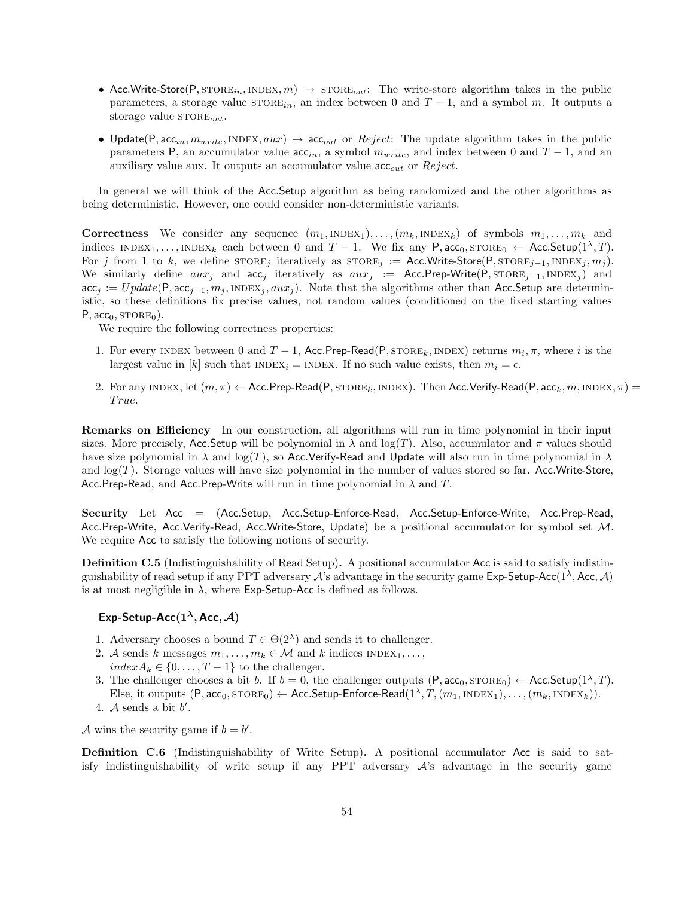- Acc.Write-Store$(\mathsf{P}, \text{STORE}_{in}, \text{INDEX}, m) \rightarrow \text{STORE}_{out}$: The write-store algorithm takes in the public parameters, a storage value $\text{STORE}_{in}$, an index between 0 and $T-1$, and a symbol $m$. It outputs a storage value $\text{STORE}_{out}$.

- Update$(\mathsf{P}, \mathsf{acc}_{in}, m_{write}, \text{INDEX}, aux) \rightarrow \mathsf{acc}_{out}$ or *Reject*: The update algorithm takes in the public parameters $\mathsf{P}$, an accumulator value $\mathsf{acc}_{in}$, a symbol $m_{write}$, and index between 0 and $T-1$, and an auxiliary value aux. It outputs an accumulator value $\mathsf{acc}_{out}$ or *Reject*.

In general we will think of the Acc.Setup algorithm as being randomized and the other algorithms as being deterministic. However, one could consider non-deterministic variants.

**Correctness** We consider any sequence $(m_1, \text{INDEX}_1), \ldots, (m_k, \text{INDEX}_k)$ of symbols $m_1, \ldots, m_k$ and indices $\text{INDEX}_1, \ldots, \text{INDEX}_k$ each between 0 and $T-1$. We fix any $\mathsf{P}, \mathsf{acc}_0, \text{STORE}_0 \leftarrow \mathsf{Acc.Setup}(1^\lambda, T)$. For $j$ from 1 to $k$, we define $\text{STORE}_j$ iteratively as $\text{STORE}_j := \mathsf{Acc.Write\text{-}Store}(\mathsf{P}, \text{STORE}_{j-1}, \text{INDEX}_j, m_j)$. We similarly define $aux_j$ and $\mathsf{acc}_j$ iteratively as $aux_j := \mathsf{Acc.Prep\text{-}Write}(\mathsf{P}, \text{STORE}_{j-1}, \text{INDEX}_j)$ and $\mathsf{acc}_j := Update(\mathsf{P}, \mathsf{acc}_{j-1}, m_j, \text{INDEX}_j, aux_j)$. Note that the algorithms other than Acc.Setup are deterministic, so these definitions fix precise values, not random values (conditioned on the fixed starting values $\mathsf{P}, \mathsf{acc}_0, \text{STORE}_0$).

We require the following correctness properties:

1. For every INDEX between 0 and $T-1$, Acc.Prep-Read$(\mathsf{P}, \text{STORE}_k, \text{INDEX})$ returns $m_i, \pi$, where $i$ is the largest value in $[k]$ such that $\text{INDEX}_i = \text{INDEX}$. If no such value exists, then $m_i = \epsilon$.

2. For any INDEX, let $(m, \pi) \leftarrow \mathsf{Acc.Prep\text{-}Read}(\mathsf{P}, \text{STORE}_k, \text{INDEX})$. Then Acc.Verify-Read$(\mathsf{P}, \mathsf{acc}_k, m, \text{INDEX}, \pi) =$ *True*.

**Remarks on Efficiency** In our construction, all algorithms will run in time polynomial in their input sizes. More precisely, Acc.Setup will be polynomial in $\lambda$ and $\log(T)$. Also, accumulator and $\pi$ values should have size polynomial in $\lambda$ and $\log(T)$, so Acc.Verify-Read and Update will also run in time polynomial in $\lambda$ and $\log(T)$. Storage values will have size polynomial in the number of values stored so far. Acc.Write-Store, Acc.Prep-Read, and Acc.Prep-Write will run in time polynomial in $\lambda$ and $T$.

**Security** Let Acc = (Acc.Setup, Acc.Setup-Enforce-Read, Acc.Setup-Enforce-Write, Acc.Prep-Read, Acc.Prep-Write, Acc.Verify-Read, Acc.Write-Store, Update) be a positional accumulator for symbol set $\mathcal{M}$. We require Acc to satisfy the following notions of security.

**Definition C.5** (Indistinguishability of Read Setup)**.** A positional accumulator Acc is said to satisfy indistinguishability of read setup if any PPT adversary $\mathcal{A}$'s advantage in the security game Exp-Setup-Acc$(1^\lambda, \mathsf{Acc}, \mathcal{A})$ is at most negligible in $\lambda$, where Exp-Setup-Acc is defined as follows.

**Exp-Setup-Acc$(1^\lambda, \mathsf{Acc}, \mathcal{A})$**

1. Adversary chooses a bound $T \in \Theta(2^\lambda)$ and sends it to challenger.
2. $\mathcal{A}$ sends $k$ messages $m_1, \ldots, m_k \in \mathcal{M}$ and $k$ indices $\text{INDEX}_1, \ldots,$ $indexA_k \in \{0, \ldots, T-1\}$ to the challenger.
3. The challenger chooses a bit $b$. If $b = 0$, the challenger outputs $(\mathsf{P}, \mathsf{acc}_0, \text{STORE}_0) \leftarrow \mathsf{Acc.Setup}(1^\lambda, T)$. Else, it outputs $(\mathsf{P}, \mathsf{acc}_0, \text{STORE}_0) \leftarrow \mathsf{Acc.Setup\text{-}Enforce\text{-}Read}(1^\lambda, T, (m_1, \text{INDEX}_1), \ldots, (m_k, \text{INDEX}_k))$.
4. $\mathcal{A}$ sends a bit $b'$.

$\mathcal{A}$ wins the security game if $b = b'$.

**Definition C.6** (Indistinguishability of Write Setup)**.** A positional accumulator Acc is said to satisfy indistinguishability of write setup if any PPT adversary $\mathcal{A}$'s advantage in the security game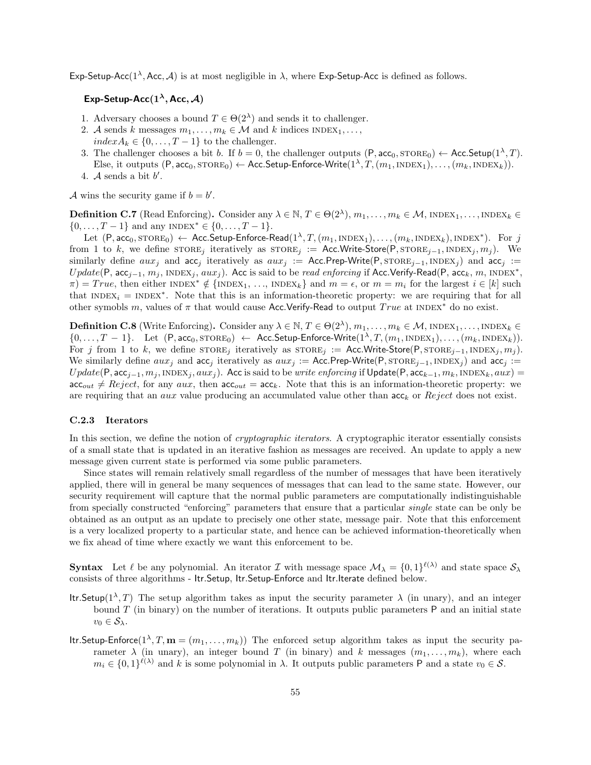Exp-Setup-Acc($1^\lambda$, Acc, $\mathcal{A}$) is at most negligible in $\lambda$, where Exp-Setup-Acc is defined as follows.

**Exp-Setup-Acc($1^\lambda$, Acc, $\mathcal{A}$)**

1. Adversary chooses a bound $T \in \Theta(2^\lambda)$ and sends it to challenger.
2. $\mathcal{A}$ sends $k$ messages $m_1, \ldots, m_k \in \mathcal{M}$ and $k$ indices $\text{INDEX}_1, \ldots,$ $indexA_k \in \{0, \ldots, T-1\}$ to the challenger.
3. The challenger chooses a bit $b$. If $b = 0$, the challenger outputs $(\mathsf{P}, \mathsf{acc}_0, \text{STORE}_0) \leftarrow \mathsf{Acc.Setup}(1^\lambda, T)$. Else, it outputs $(\mathsf{P}, \mathsf{acc}_0, \text{STORE}_0) \leftarrow \mathsf{Acc.Setup\text{-}Enforce\text{-}Write}(1^\lambda, T, (m_1, \text{INDEX}_1), \ldots, (m_k, \text{INDEX}_k))$.
4. $\mathcal{A}$ sends a bit $b'$.

$\mathcal{A}$ wins the security game if $b = b'$.

**Definition C.7** (Read Enforcing)**.** Consider any $\lambda \in \mathbb{N}$, $T \in \Theta(2^\lambda)$, $m_1, \ldots, m_k \in \mathcal{M}$, $\text{INDEX}_1, \ldots, \text{INDEX}_k \in \{0, \ldots, T-1\}$ and any $\text{INDEX}^* \in \{0, \ldots, T-1\}$.

Let $(\mathsf{P}, \mathsf{acc}_0, \text{STORE}_0) \leftarrow \mathsf{Acc.Setup\text{-}Enforce\text{-}Read}(1^\lambda, T, (m_1, \text{INDEX}_1), \ldots, (m_k, \text{INDEX}_k), \text{INDEX}^*)$. For $j$ from 1 to $k$, we define $\text{STORE}_j$ iteratively as $\text{STORE}_j := \mathsf{Acc.Write\text{-}Store}(\mathsf{P}, \text{STORE}_{j-1}, \text{INDEX}_j, m_j)$. We similarly define $aux_j$ and $\mathsf{acc}_j$ iteratively as $aux_j := \mathsf{Acc.Prep\text{-}Write}(\mathsf{P}, \text{STORE}_{j-1}, \text{INDEX}_j)$ and $\mathsf{acc}_j := Update(\mathsf{P}, \mathsf{acc}_{j-1}, m_j, \text{INDEX}_j, aux_j)$. Acc is said to be *read enforcing* if $\mathsf{Acc.Verify\text{-}Read}(\mathsf{P}, \mathsf{acc}_k, m, \text{INDEX}^*, \pi) = True$, then either $\text{INDEX}^* \notin \{\text{INDEX}_1, \ldots, \text{INDEX}_k\}$ and $m = \epsilon$, or $m = m_i$ for the largest $i \in [k]$ such that $\text{INDEX}_i = \text{INDEX}^*$. Note that this is an information-theoretic property: we are requiring that for all other symobls $m$, values of $\pi$ that would cause Acc.Verify-Read to output $True$ at $\text{INDEX}^*$ do no exist.

**Definition C.8** (Write Enforcing)**.** Consider any $\lambda \in \mathbb{N}$, $T \in \Theta(2^\lambda)$, $m_1, \ldots, m_k \in \mathcal{M}$, $\text{INDEX}_1, \ldots, \text{INDEX}_k \in \{0, \ldots, T-1\}$. Let $(\mathsf{P}, \mathsf{acc}_0, \text{STORE}_0) \leftarrow \mathsf{Acc.Setup\text{-}Enforce\text{-}Write}(1^\lambda, T, (m_1, \text{INDEX}_1), \ldots, (m_k, \text{INDEX}_k))$. For $j$ from 1 to $k$, we define $\text{STORE}_j$ iteratively as $\text{STORE}_j := \mathsf{Acc.Write\text{-}Store}(\mathsf{P}, \text{STORE}_{j-1}, \text{INDEX}_j, m_j)$. We similarly define $aux_j$ and $\mathsf{acc}_j$ iteratively as $aux_j := \mathsf{Acc.Prep\text{-}Write}(\mathsf{P}, \text{STORE}_{j-1}, \text{INDEX}_j)$ and $\mathsf{acc}_j := Update(\mathsf{P}, \mathsf{acc}_{j-1}, m_j, \text{INDEX}_j, aux_j)$. Acc is said to be *write enforcing* if $\mathsf{Update}(\mathsf{P}, \mathsf{acc}_{k-1}, m_k, \text{INDEX}_k, aux) = \mathsf{acc}_{out} \neq Reject$, for any $aux$, then $\mathsf{acc}_{out} = \mathsf{acc}_k$. Note that this is an information-theoretic property: we are requiring that an $aux$ value producing an accumulated value other than $\mathsf{acc}_k$ or $Reject$ does not exist.

### C.2.3 Iterators

In this section, we define the notion of *cryptographic iterators*. A cryptographic iterator essentially consists of a small state that is updated in an iterative fashion as messages are received. An update to apply a new message given current state is performed via some public parameters.

Since states will remain relatively small regardless of the number of messages that have been iteratively applied, there will in general be many sequences of messages that can lead to the same state. However, our security requirement will capture that the normal public parameters are computationally indistinguishable from specially constructed "enforcing" parameters that ensure that a particular *single* state can be only be obtained as an output as an update to precisely one other state, message pair. Note that this enforcement is a very localized property to a particular state, and hence can be achieved information-theoretically when we fix ahead of time where exactly we want this enforcement to be.

**Syntax** Let $\ell$ be any polynomial. An iterator $\mathcal{I}$ with message space $\mathcal{M}_\lambda = \{0,1\}^{\ell(\lambda)}$ and state space $\mathcal{S}_\lambda$ consists of three algorithms - Itr.Setup, Itr.Setup-Enforce and Itr.Iterate defined below.

Itr.Setup($1^\lambda, T$) The setup algorithm takes as input the security parameter $\lambda$ (in unary), and an integer bound $T$ (in binary) on the number of iterations. It outputs public parameters $\mathsf{P}$ and an initial state $v_0 \in \mathcal{S}_\lambda$.

Itr.Setup-Enforce($1^\lambda, T, \mathbf{m} = (m_1, \ldots, m_k)$) The enforced setup algorithm takes as input the security parameter $\lambda$ (in unary), an integer bound $T$ (in binary) and $k$ messages $(m_1, \ldots, m_k)$, where each $m_i \in \{0,1\}^{\ell(\lambda)}$ and $k$ is some polynomial in $\lambda$. It outputs public parameters $\mathsf{P}$ and a state $v_0 \in \mathcal{S}$.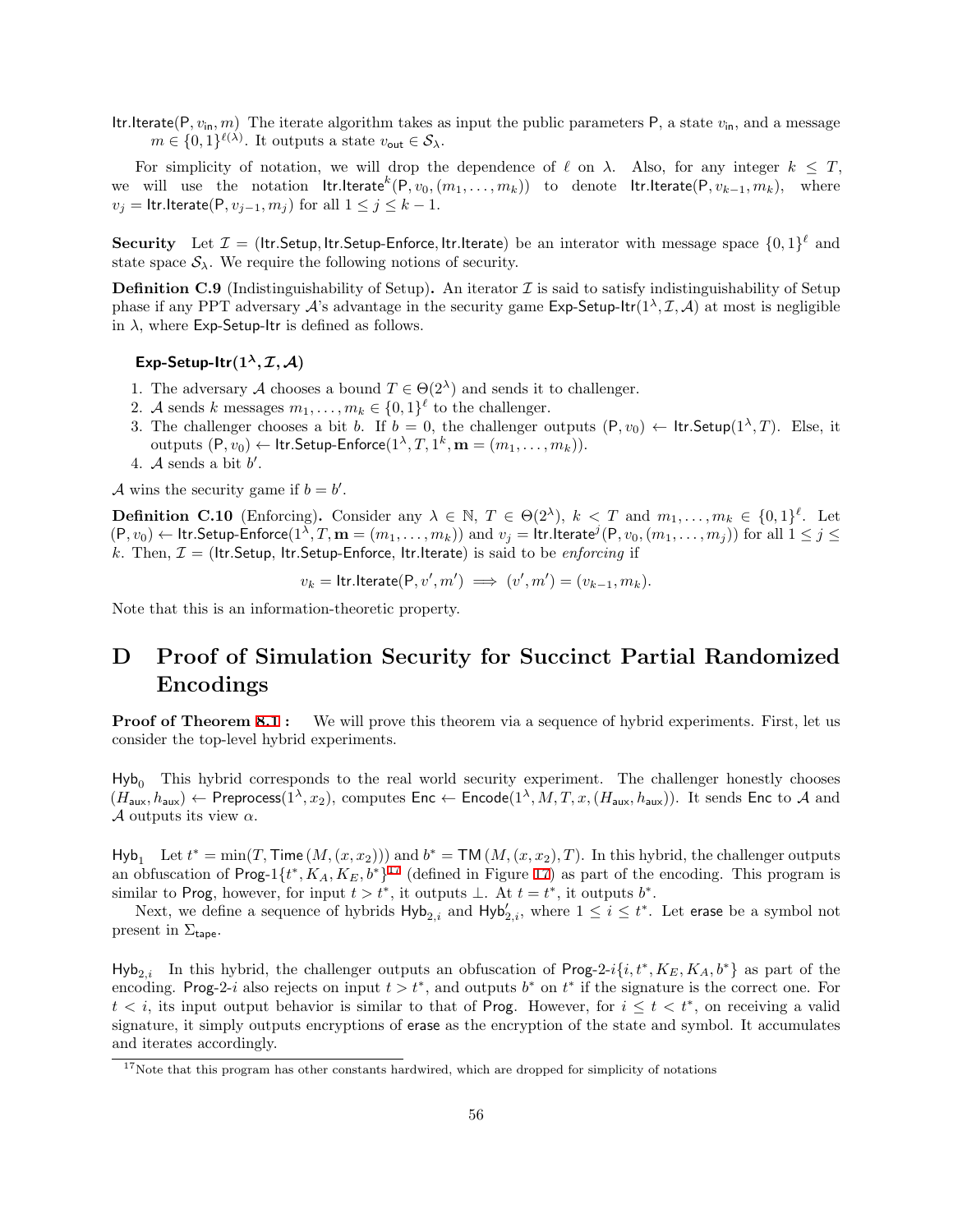$\mathsf{Itr.Iterate}(\mathsf{P}, v_{\mathsf{in}}, m)$ The iterate algorithm takes as input the public parameters $\mathsf{P}$, a state $v_{\mathsf{in}}$, and a message $m \in \{0,1\}^{\ell(\lambda)}$. It outputs a state $v_{\mathsf{out}} \in \mathcal{S}_\lambda$.

For simplicity of notation, we will drop the dependence of $\ell$ on $\lambda$. Also, for any integer $k \leq T$, we will use the notation $\mathsf{Itr.Iterate}^k(\mathsf{P}, v_0, (m_1, \ldots, m_k))$ to denote $\mathsf{Itr.Iterate}(\mathsf{P}, v_{k-1}, m_k)$, where $v_j = \mathsf{Itr.Iterate}(\mathsf{P}, v_{j-1}, m_j)$ for all $1 \leq j \leq k-1$.

**Security** Let $\mathcal{I} = (\mathsf{Itr.Setup}, \mathsf{Itr.Setup\text{-}Enforce}, \mathsf{Itr.Iterate})$ be an interator with message space $\{0,1\}^\ell$ and state space $\mathcal{S}_\lambda$. We require the following notions of security.

**Definition C.9** (Indistinguishability of Setup)**.** An iterator $\mathcal{I}$ is said to satisfy indistinguishability of Setup phase if any PPT adversary $\mathcal{A}$'s advantage in the security game $\mathsf{Exp\text{-}Setup\text{-}Itr}(1^\lambda, \mathcal{I}, \mathcal{A})$ at most is negligible in $\lambda$, where $\mathsf{Exp\text{-}Setup\text{-}Itr}$ is defined as follows.

**$\mathsf{Exp\text{-}Setup\text{-}Itr}(1^\lambda, \mathcal{I}, \mathcal{A})$**

1. The adversary $\mathcal{A}$ chooses a bound $T \in \Theta(2^\lambda)$ and sends it to challenger.
2. $\mathcal{A}$ sends $k$ messages $m_1, \ldots, m_k \in \{0,1\}^\ell$ to the challenger.
3. The challenger chooses a bit $b$. If $b = 0$, the challenger outputs $(\mathsf{P}, v_0) \leftarrow \mathsf{Itr.Setup}(1^\lambda, T)$. Else, it outputs $(\mathsf{P}, v_0) \leftarrow \mathsf{Itr.Setup\text{-}Enforce}(1^\lambda, T, 1^k, \mathbf{m} = (m_1, \ldots, m_k))$.
4. $\mathcal{A}$ sends a bit $b'$.

$\mathcal{A}$ wins the security game if $b = b'$.

**Definition C.10** (Enforcing)**.** Consider any $\lambda \in \mathbb{N}$, $T \in \Theta(2^\lambda)$, $k < T$ and $m_1, \ldots, m_k \in \{0,1\}^\ell$. Let $(\mathsf{P}, v_0) \leftarrow \mathsf{Itr.Setup\text{-}Enforce}(1^\lambda, T, \mathbf{m} = (m_1, \ldots, m_k))$ and $v_j = \mathsf{Itr.Iterate}^j(\mathsf{P}, v_0, (m_1, \ldots, m_j))$ for all $1 \leq j \leq k$. Then, $\mathcal{I} = (\mathsf{Itr.Setup}, \mathsf{Itr.Setup\text{-}Enforce}, \mathsf{Itr.Iterate})$ is said to be *enforcing* if

$$v_k = \mathsf{Itr.Iterate}(\mathsf{P}, v', m') \implies (v', m') = (v_{k-1}, m_k).$$

Note that this is an information-theoretic property.

# D Proof of Simulation Security for Succinct Partial Randomized Encodings

**Proof of Theorem 8.1 :** We will prove this theorem via a sequence of hybrid experiments. First, let us consider the top-level hybrid experiments.

$\mathsf{Hyb}_0$ This hybrid corresponds to the real world security experiment. The challenger honestly chooses $(H_{\mathsf{aux}}, h_{\mathsf{aux}}) \leftarrow \mathsf{Preprocess}(1^\lambda, x_2)$, computes $\mathsf{Enc} \leftarrow \mathsf{Encode}(1^\lambda, M, T, x, (H_{\mathsf{aux}}, h_{\mathsf{aux}}))$. It sends $\mathsf{Enc}$ to $\mathcal{A}$ and $\mathcal{A}$ outputs its view $\alpha$.

$\mathsf{Hyb}_1$ Let $t^* = \min(T, \mathsf{Time}(M, (x, x_2)))$ and $b^* = \mathsf{TM}(M, (x, x_2), T)$. In this hybrid, the challenger outputs an obfuscation of $\mathsf{Prog\text{-}1}\{t^*, K_A, K_E, b^*\}$[17] (defined in Figure 17) as part of the encoding. This program is similar to $\mathsf{Prog}$, however, for input $t > t^*$, it outputs $\perp$. At $t = t^*$, it outputs $b^*$.

Next, we define a sequence of hybrids $\mathsf{Hyb}_{2,i}$ and $\mathsf{Hyb}'_{2,i}$, where $1 \leq i \leq t^*$. Let $\mathsf{erase}$ be a symbol not present in $\Sigma_{\mathsf{tape}}$.

$\mathsf{Hyb}_{2,i}$ In this hybrid, the challenger outputs an obfuscation of $\mathsf{Prog\text{-}2\text{-}}i\{i, t^*, K_E, K_A, b^*\}$ as part of the encoding. $\mathsf{Prog\text{-}2\text{-}}i$ also rejects on input $t > t^*$, and outputs $b^*$ on $t^*$ if the signature is the correct one. For $t < i$, its input output behavior is similar to that of $\mathsf{Prog}$. However, for $i \leq t < t^*$, on receiving a valid signature, it simply outputs encryptions of $\mathsf{erase}$ as the encryption of the state and symbol. It accumulates and iterates accordingly.

[17] Note that this program has other constants hardwired, which are dropped for simplicity of notations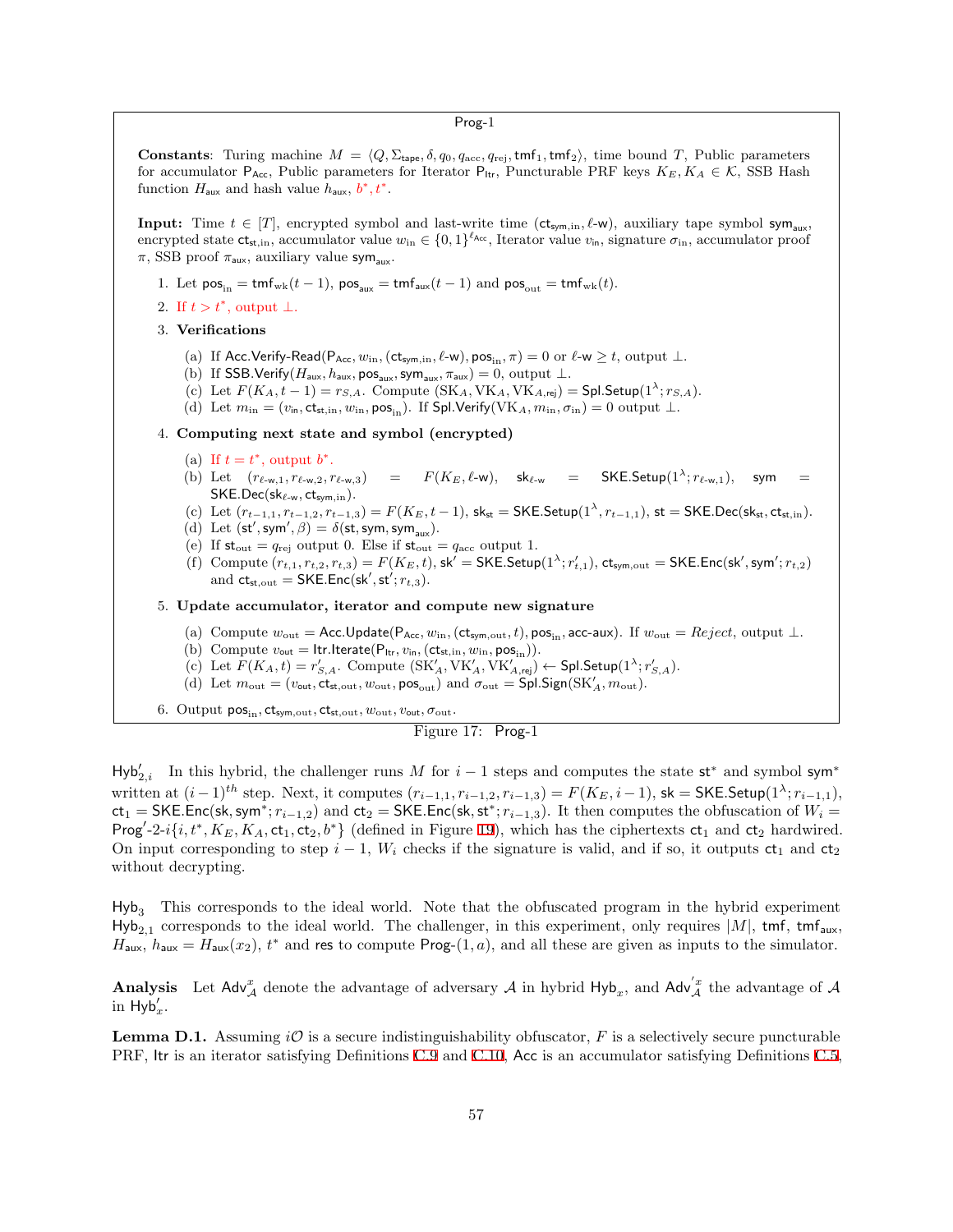**Prog-1**

**Constants**: Turing machine $M = \langle Q, \Sigma_{\mathsf{tape}}, \delta, q_0, q_{\mathrm{acc}}, q_{\mathrm{rej}}, \mathsf{tmf}_1, \mathsf{tmf}_2 \rangle$, time bound $T$, Public parameters for accumulator $\mathsf{P}_{\mathsf{Acc}}$, Public parameters for Iterator $\mathsf{P}_{\mathsf{Itr}}$, Puncturable PRF keys $K_E, K_A \in \mathcal{K}$, SSB Hash function $H_{\mathsf{aux}}$ and hash value $h_{\mathsf{aux}}$, $b^*, t^*$.

**Input:** Time $t \in [T]$, encrypted symbol and last-write time $(\mathsf{ct}_{\mathsf{sym},\mathrm{in}}, \ell\text{-}\mathsf{w})$, auxiliary tape symbol $\mathsf{sym}_{\mathsf{aux}}$, encrypted state $\mathsf{ct}_{\mathsf{st},\mathrm{in}}$, accumulator value $w_{\mathrm{in}} \in \{0,1\}^{\ell_{\mathsf{Acc}}}$, Iterator value $v_{\mathrm{in}}$, signature $\sigma_{\mathrm{in}}$, accumulator proof $\pi$, SSB proof $\pi_{\mathsf{aux}}$, auxiliary value $\mathsf{sym}_{\mathsf{aux}}$.

1. Let $\mathsf{pos}_{\mathrm{in}} = \mathsf{tmf}_{\mathrm{wk}}(t-1)$, $\mathsf{pos}_{\mathsf{aux}} = \mathsf{tmf}_{\mathsf{aux}}(t-1)$ and $\mathsf{pos}_{\mathrm{out}} = \mathsf{tmf}_{\mathrm{wk}}(t)$.
2. If $t > t^*$, output $\perp$.
3. **Verifications**
   (a) If $\mathsf{Acc.Verify\text{-}Read}(\mathsf{P}_{\mathsf{Acc}}, w_{\mathrm{in}}, (\mathsf{ct}_{\mathsf{sym},\mathrm{in}}, \ell\text{-}\mathsf{w}), \mathsf{pos}_{\mathrm{in}}, \pi) = 0$ or $\ell\text{-}\mathsf{w} \geq t$, output $\perp$.
   (b) If $\mathsf{SSB.Verify}(H_{\mathsf{aux}}, h_{\mathsf{aux}}, \mathsf{pos}_{\mathsf{aux}}, \mathsf{sym}_{\mathsf{aux}}, \pi_{\mathsf{aux}}) = 0$, output $\perp$.
   (c) Let $F(K_A, t-1) = r_{S,A}$. Compute $(\mathrm{SK}_A, \mathrm{VK}_A, \mathrm{VK}_{A,\mathsf{rej}}) = \mathsf{Spl.Setup}(1^\lambda; r_{S,A})$.
   (d) Let $m_{\mathrm{in}} = (v_{\mathsf{in}}, \mathsf{ct}_{\mathsf{st},\mathrm{in}}, w_{\mathrm{in}}, \mathsf{pos}_{\mathrm{in}})$. If $\mathsf{Spl.Verify}(\mathrm{VK}_A, m_{\mathrm{in}}, \sigma_{\mathrm{in}}) = 0$ output $\perp$.
4. **Computing next state and symbol (encrypted)**
   (a) If $t = t^*$, output $b^*$.
   (b) Let $(r_{\ell\text{-}\mathsf{w},1}, r_{\ell\text{-}\mathsf{w},2}, r_{\ell\text{-}\mathsf{w},3}) = F(K_E, \ell\text{-}\mathsf{w})$, $\mathsf{sk}_{\ell\text{-}\mathsf{w}} = \mathsf{SKE.Setup}(1^\lambda; r_{\ell\text{-}\mathsf{w},1})$, $\mathsf{sym} = \mathsf{SKE.Dec}(\mathsf{sk}_{\ell\text{-}\mathsf{w}}, \mathsf{ct}_{\mathsf{sym},\mathrm{in}})$.
   (c) Let $(r_{t-1,1}, r_{t-1,2}, r_{t-1,3}) = F(K_E, t-1)$, $\mathsf{sk}_{\mathsf{st}} = \mathsf{SKE.Setup}(1^\lambda, r_{t-1,1})$, $\mathsf{st} = \mathsf{SKE.Dec}(\mathsf{sk}_{\mathsf{st}}, \mathsf{ct}_{\mathsf{st},\mathrm{in}})$.
   (d) Let $(\mathsf{st}', \mathsf{sym}', \beta) = \delta(\mathsf{st}, \mathsf{sym}, \mathsf{sym}_{\mathsf{aux}})$.
   (e) If $\mathsf{st}_{\mathrm{out}} = q_{\mathrm{rej}}$ output 0. Else if $\mathsf{st}_{\mathrm{out}} = q_{\mathrm{acc}}$ output 1.
   (f) Compute $(r_{t,1}, r_{t,2}, r_{t,3}) = F(K_E, t)$, $\mathsf{sk}' = \mathsf{SKE.Setup}(1^\lambda; r'_{t,1})$, $\mathsf{ct}_{\mathsf{sym},\mathrm{out}} = \mathsf{SKE.Enc}(\mathsf{sk}', \mathsf{sym}'; r_{t,2})$ and $\mathsf{ct}_{\mathsf{st},\mathrm{out}} = \mathsf{SKE.Enc}(\mathsf{sk}', \mathsf{st}'; r_{t,3})$.
5. **Update accumulator, iterator and compute new signature**
   (a) Compute $w_{\mathrm{out}} = \mathsf{Acc.Update}(\mathsf{P}_{\mathsf{Acc}}, w_{\mathrm{in}}, (\mathsf{ct}_{\mathsf{sym},\mathrm{out}}, t), \mathsf{pos}_{\mathrm{in}}, \mathsf{acc\text{-}aux})$. If $w_{\mathrm{out}} = \mathit{Reject}$, output $\perp$.
   (b) Compute $v_{\mathsf{out}} = \mathsf{Itr.Iterate}(\mathsf{P}_{\mathsf{Itr}}, v_{\mathsf{in}}, (\mathsf{ct}_{\mathsf{st},\mathrm{in}}, w_{\mathrm{in}}, \mathsf{pos}_{\mathrm{in}}))$.
   (c) Let $F(K_A, t) = r'_{S,A}$. Compute $(\mathrm{SK}'_A, \mathrm{VK}'_A, \mathrm{VK}'_{A,\mathsf{rej}}) \leftarrow \mathsf{Spl.Setup}(1^\lambda; r'_{S,A})$.
   (d) Let $m_{\mathrm{out}} = (v_{\mathsf{out}}, \mathsf{ct}_{\mathsf{st},\mathrm{out}}, w_{\mathrm{out}}, \mathsf{pos}_{\mathrm{out}})$ and $\sigma_{\mathrm{out}} = \mathsf{Spl.Sign}(\mathrm{SK}'_A, m_{\mathrm{out}})$.
6. Output $\mathsf{pos}_{\mathrm{in}}, \mathsf{ct}_{\mathsf{sym},\mathrm{out}}, \mathsf{ct}_{\mathsf{st},\mathrm{out}}, w_{\mathrm{out}}, v_{\mathrm{out}}, \sigma_{\mathrm{out}}$.

Figure 17: Prog-1

$\mathsf{Hyb}'_{2,i}$ In this hybrid, the challenger runs $M$ for $i-1$ steps and computes the state $\mathsf{st}^*$ and symbol $\mathsf{sym}^*$ written at $(i-1)^{th}$ step. Next, it computes $(r_{i-1,1}, r_{i-1,2}, r_{i-1,3}) = F(K_E, i-1)$, $\mathsf{sk} = \mathsf{SKE.Setup}(1^\lambda; r_{i-1,1})$, $\mathsf{ct}_1 = \mathsf{SKE.Enc}(\mathsf{sk}, \mathsf{sym}^*; r_{i-1,2})$ and $\mathsf{ct}_2 = \mathsf{SKE.Enc}(\mathsf{sk}, \mathsf{st}^*; r_{i-1,3})$. It then computes the obfuscation of $W_i = \mathsf{Prog}'\text{-}2\text{-}i\{i, t^*, K_E, K_A, \mathsf{ct}_1, \mathsf{ct}_2, b^*\}$ (defined in Figure 19), which has the ciphertexts $\mathsf{ct}_1$ and $\mathsf{ct}_2$ hardwired. On input corresponding to step $i-1$, $W_i$ checks if the signature is valid, and if so, it outputs $\mathsf{ct}_1$ and $\mathsf{ct}_2$ without decrypting.

$\mathsf{Hyb}_3$ This corresponds to the ideal world. Note that the obfuscated program in the hybrid experiment $\mathsf{Hyb}_{2,1}$ corresponds to the ideal world. The challenger, in this experiment, only requires $|M|$, $\mathsf{tmf}$, $\mathsf{tmf}_{\mathsf{aux}}$, $H_{\mathsf{aux}}$, $h_{\mathsf{aux}} = H_{\mathsf{aux}}(x_2)$, $t^*$ and $\mathsf{res}$ to compute $\mathsf{Prog}\text{-}(1, a)$, and all these are given as inputs to the simulator.

**Analysis** Let $\mathsf{Adv}^x_{\mathcal{A}}$ denote the advantage of adversary $\mathcal{A}$ in hybrid $\mathsf{Hyb}_x$, and $\mathsf{Adv}'^x_{\mathcal{A}}$ the advantage of $\mathcal{A}$ in $\mathsf{Hyb}'_x$.

**Lemma D.1.** Assuming $i\mathcal{O}$ is a secure indistinguishability obfuscator, $F$ is a selectively secure puncturable PRF, $\mathsf{Itr}$ is an iterator satisfying Definitions C.9 and C.10, $\mathsf{Acc}$ is an accumulator satisfying Definitions C.5,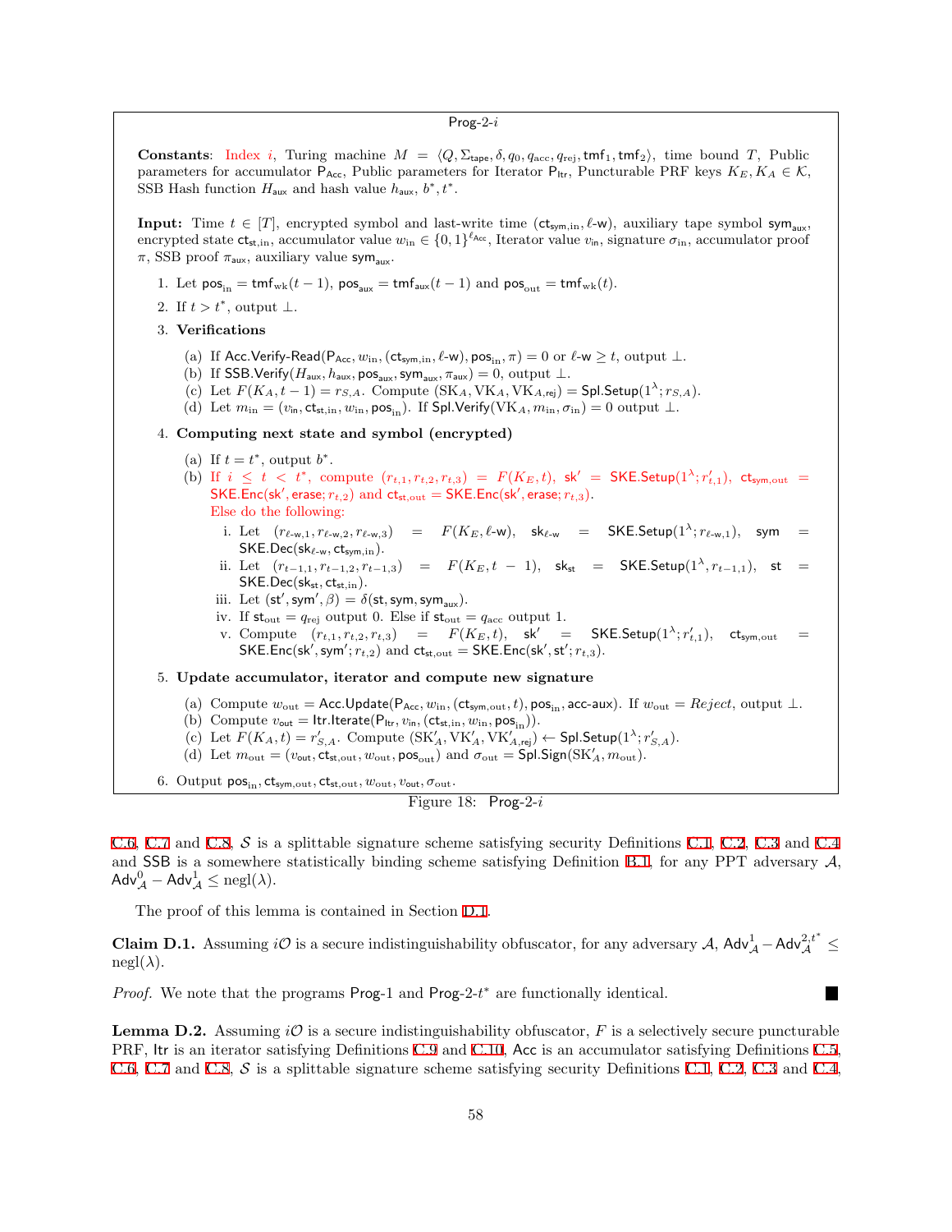**Prog-2-$i$**

**Constants**: Index $i$, Turing machine $M = \langle Q, \Sigma_{\mathsf{tape}}, \delta, q_0, q_{\mathrm{acc}}, q_{\mathrm{rej}}, \mathsf{tmf}_1, \mathsf{tmf}_2 \rangle$, time bound $T$, Public parameters for accumulator $\mathsf{P}_{\mathsf{Acc}}$, Public parameters for Iterator $\mathsf{P}_{\mathsf{Itr}}$, Puncturable PRF keys $K_E, K_A \in \mathcal{K}$, SSB Hash function $H_{\mathsf{aux}}$ and hash value $h_{\mathsf{aux}}$, $b^*, t^*$.

**Input:** Time $t \in [T]$, encrypted symbol and last-write time $(\mathsf{ct}_{\mathsf{sym},\mathrm{in}}, \ell\text{-}\mathsf{w})$, auxiliary tape symbol $\mathsf{sym}_{\mathsf{aux}}$, encrypted state $\mathsf{ct}_{\mathsf{st},\mathrm{in}}$, accumulator value $w_{\mathrm{in}} \in \{0,1\}^{\ell_{\mathsf{Acc}}}$, Iterator value $v_{\mathrm{in}}$, signature $\sigma_{\mathrm{in}}$, accumulator proof $\pi$, SSB proof $\pi_{\mathsf{aux}}$, auxiliary value $\mathsf{sym}_{\mathsf{aux}}$.

1. Let $\mathsf{pos}_{\mathrm{in}} = \mathsf{tmf}_{\mathrm{wk}}(t-1)$, $\mathsf{pos}_{\mathsf{aux}} = \mathsf{tmf}_{\mathsf{aux}}(t-1)$ and $\mathsf{pos}_{\mathrm{out}} = \mathsf{tmf}_{\mathrm{wk}}(t)$.
2. If $t > t^*$, output $\perp$.
3. **Verifications**
   (a) If $\mathsf{Acc.Verify\text{-}Read}(\mathsf{P}_{\mathsf{Acc}}, w_{\mathrm{in}}, (\mathsf{ct}_{\mathsf{sym},\mathrm{in}}, \ell\text{-}\mathsf{w}), \mathsf{pos}_{\mathrm{in}}, \pi) = 0$ or $\ell\text{-}\mathsf{w} \geq t$, output $\perp$.
   (b) If $\mathsf{SSB.Verify}(H_{\mathsf{aux}}, h_{\mathsf{aux}}, \mathsf{pos}_{\mathsf{aux}}, \mathsf{sym}_{\mathsf{aux}}, \pi_{\mathsf{aux}}) = 0$, output $\perp$.
   (c) Let $F(K_A, t-1) = r_{S,A}$. Compute $(\mathrm{SK}_A, \mathrm{VK}_A, \mathrm{VK}_{A,\mathsf{rej}}) = \mathsf{Spl.Setup}(1^\lambda; r_{S,A})$.
   (d) Let $m_{\mathrm{in}} = (v_{\mathrm{in}}, \mathsf{ct}_{\mathsf{st},\mathrm{in}}, w_{\mathrm{in}}, \mathsf{pos}_{\mathrm{in}})$. If $\mathsf{Spl.Verify}(\mathrm{VK}_A, m_{\mathrm{in}}, \sigma_{\mathrm{in}}) = 0$ output $\perp$.
4. **Computing next state and symbol (encrypted)**
   (a) If $t = t^*$, output $b^*$.
   (b) If $i \leq t < t^*$, compute $(r_{t,1}, r_{t,2}, r_{t,3}) = F(K_E, t)$, $\mathsf{sk}' = \mathsf{SKE.Setup}(1^\lambda; r'_{t,1})$, $\mathsf{ct}_{\mathsf{sym},\mathrm{out}} = \mathsf{SKE.Enc}(\mathsf{sk}', \mathsf{erase}; r_{t,2})$ and $\mathsf{ct}_{\mathsf{st},\mathrm{out}} = \mathsf{SKE.Enc}(\mathsf{sk}', \mathsf{erase}; r_{t,3})$.
   Else do the following:
      i. Let $(r_{\ell\text{-}\mathsf{w},1}, r_{\ell\text{-}\mathsf{w},2}, r_{\ell\text{-}\mathsf{w},3}) = F(K_E, \ell\text{-}\mathsf{w})$, $\mathsf{sk}_{\ell\text{-}\mathsf{w}} = \mathsf{SKE.Setup}(1^\lambda; r_{\ell\text{-}\mathsf{w},1})$, $\mathsf{sym} = \mathsf{SKE.Dec}(\mathsf{sk}_{\ell\text{-}\mathsf{w}}, \mathsf{ct}_{\mathsf{sym},\mathrm{in}})$.
      ii. Let $(r_{t-1,1}, r_{t-1,2}, r_{t-1,3}) = F(K_E, t-1)$, $\mathsf{sk}_{\mathsf{st}} = \mathsf{SKE.Setup}(1^\lambda, r_{t-1,1})$, $\mathsf{st} = \mathsf{SKE.Dec}(\mathsf{sk}_{\mathsf{st}}, \mathsf{ct}_{\mathsf{st},\mathrm{in}})$.
      iii. Let $(\mathsf{st}', \mathsf{sym}', \beta) = \delta(\mathsf{st}, \mathsf{sym}, \mathsf{sym}_{\mathsf{aux}})$.
      iv. If $\mathsf{st}_{\mathrm{out}} = q_{\mathrm{rej}}$ output 0. Else if $\mathsf{st}_{\mathrm{out}} = q_{\mathrm{acc}}$ output 1.
      v. Compute $(r_{t,1}, r_{t,2}, r_{t,3}) = F(K_E, t)$, $\mathsf{sk}' = \mathsf{SKE.Setup}(1^\lambda; r'_{t,1})$, $\mathsf{ct}_{\mathsf{sym},\mathrm{out}} = \mathsf{SKE.Enc}(\mathsf{sk}', \mathsf{sym}'; r_{t,2})$ and $\mathsf{ct}_{\mathsf{st},\mathrm{out}} = \mathsf{SKE.Enc}(\mathsf{sk}', \mathsf{st}'; r_{t,3})$.
5. **Update accumulator, iterator and compute new signature**
   (a) Compute $w_{\mathrm{out}} = \mathsf{Acc.Update}(\mathsf{P}_{\mathsf{Acc}}, w_{\mathrm{in}}, (\mathsf{ct}_{\mathsf{sym},\mathrm{out}}, t), \mathsf{pos}_{\mathrm{in}}, \mathsf{acc\text{-}aux})$. If $w_{\mathrm{out}} = \mathit{Reject}$, output $\perp$.
   (b) Compute $v_{\mathsf{out}} = \mathsf{Itr.Iterate}(\mathsf{P}_{\mathsf{Itr}}, v_{\mathrm{in}}, (\mathsf{ct}_{\mathsf{st},\mathrm{in}}, w_{\mathrm{in}}, \mathsf{pos}_{\mathrm{in}}))$.
   (c) Let $F(K_A, t) = r'_{S,A}$. Compute $(\mathrm{SK}'_A, \mathrm{VK}'_A, \mathrm{VK}'_{A,\mathsf{rej}}) \leftarrow \mathsf{Spl.Setup}(1^\lambda; r'_{S,A})$.
   (d) Let $m_{\mathrm{out}} = (v_{\mathsf{out}}, \mathsf{ct}_{\mathsf{st},\mathrm{out}}, w_{\mathrm{out}}, \mathsf{pos}_{\mathrm{out}})$ and $\sigma_{\mathrm{out}} = \mathsf{Spl.Sign}(\mathrm{SK}'_A, m_{\mathrm{out}})$.
6. Output $\mathsf{pos}_{\mathrm{in}}, \mathsf{ct}_{\mathsf{sym},\mathrm{out}}, \mathsf{ct}_{\mathsf{st},\mathrm{out}}, w_{\mathrm{out}}, v_{\mathsf{out}}, \sigma_{\mathrm{out}}$.

Figure 18: Prog-2-$i$

C.6, C.7 and C.8, $\mathcal{S}$ is a splittable signature scheme satisfying security Definitions C.1, C.2, C.3 and C.4 and SSB is a somewhere statistically binding scheme satisfying Definition B.1, for any PPT adversary $\mathcal{A}$, $\mathsf{Adv}^0_{\mathcal{A}} - \mathsf{Adv}^1_{\mathcal{A}} \leq \mathrm{negl}(\lambda)$.

The proof of this lemma is contained in Section D.1.

**Claim D.1.** Assuming $i\mathcal{O}$ is a secure indistinguishability obfuscator, for any adversary $\mathcal{A}$, $\mathsf{Adv}^1_{\mathcal{A}} - \mathsf{Adv}^{2,t^*}_{\mathcal{A}} \leq \mathrm{negl}(\lambda)$.

*Proof.* We note that the programs Prog-1 and Prog-2-$t^*$ are functionally identical. ∎

**Lemma D.2.** Assuming $i\mathcal{O}$ is a secure indistinguishability obfuscator, $F$ is a selectively secure puncturable PRF, Itr is an iterator satisfying Definitions C.9 and C.10, Acc is an accumulator satisfying Definitions C.5, C.6, C.7 and C.8, $\mathcal{S}$ is a splittable signature scheme satisfying security Definitions C.1, C.2, C.3 and C.4,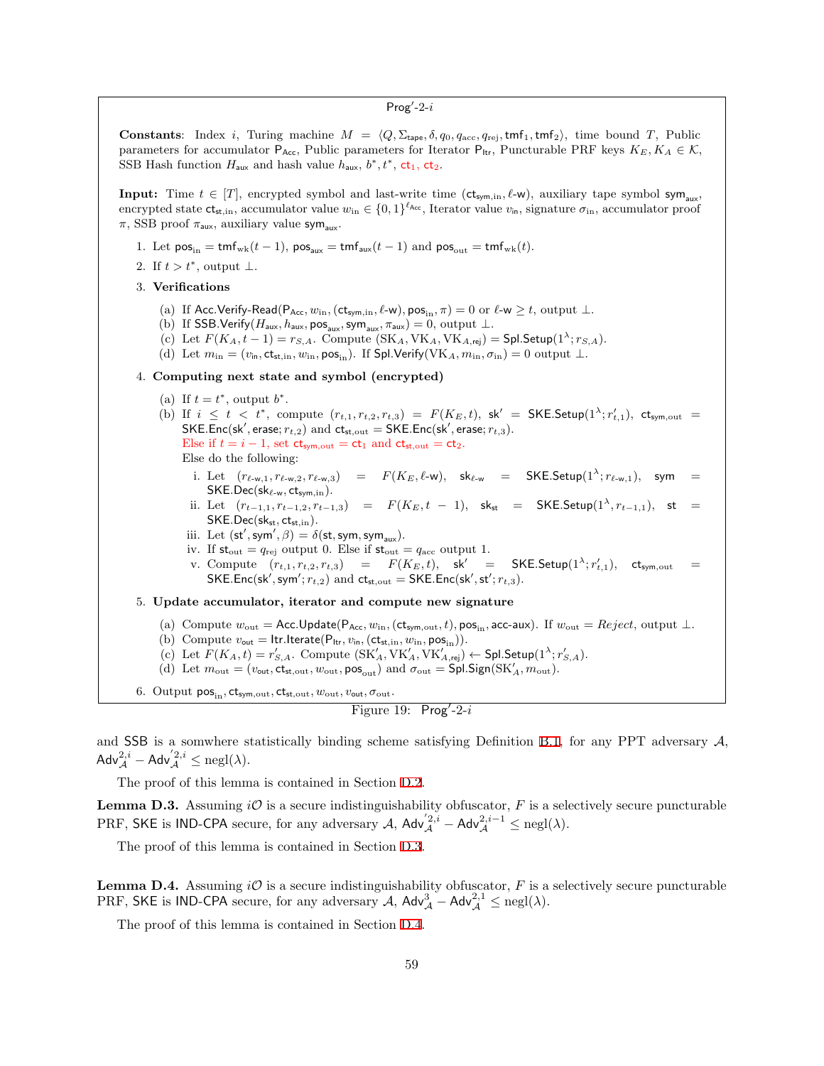**Prog′-2-$i$**

**Constants**: Index $i$, Turing machine $M = \langle Q, \Sigma_{\mathsf{tape}}, \delta, q_0, q_{\mathrm{acc}}, q_{\mathrm{rej}}, \mathsf{tmf}_1, \mathsf{tmf}_2 \rangle$, time bound $T$, Public parameters for accumulator $\mathsf{P}_{\mathsf{Acc}}$, Public parameters for Iterator $\mathsf{P}_{\mathsf{Itr}}$, Puncturable PRF keys $K_E, K_A \in \mathcal{K}$, SSB Hash function $H_{\mathsf{aux}}$ and hash value $h_{\mathsf{aux}}$, $b^*, t^*$, $\mathsf{ct}_1$, $\mathsf{ct}_2$.

**Input:** Time $t \in [T]$, encrypted symbol and last-write time ($\mathsf{ct}_{\mathsf{sym},\mathrm{in}}, \ell\text{-}\mathsf{w}$), auxiliary tape symbol $\mathsf{sym}_{\mathsf{aux}}$, encrypted state $\mathsf{ct}_{\mathsf{st},\mathrm{in}}$, accumulator value $w_{\mathrm{in}} \in \{0,1\}^{\ell_{\mathsf{Acc}}}$, Iterator value $v_{\mathrm{in}}$, signature $\sigma_{\mathrm{in}}$, accumulator proof $\pi$, SSB proof $\pi_{\mathsf{aux}}$, auxiliary value $\mathsf{sym}_{\mathsf{aux}}$.

1. Let $\mathsf{pos}_{\mathrm{in}} = \mathsf{tmf}_{\mathrm{wk}}(t-1)$, $\mathsf{pos}_{\mathsf{aux}} = \mathsf{tmf}_{\mathrm{aux}}(t-1)$ and $\mathsf{pos}_{\mathrm{out}} = \mathsf{tmf}_{\mathrm{wk}}(t)$.
2. If $t > t^*$, output $\perp$.
3. **Verifications**
   (a) If $\mathsf{Acc.Verify\text{-}Read}(\mathsf{P}_{\mathsf{Acc}}, w_{\mathrm{in}}, (\mathsf{ct}_{\mathsf{sym},\mathrm{in}}, \ell\text{-}\mathsf{w}), \mathsf{pos}_{\mathrm{in}}, \pi) = 0$ or $\ell\text{-}\mathsf{w} \geq t$, output $\perp$.
   (b) If $\mathsf{SSB.Verify}(H_{\mathsf{aux}}, h_{\mathsf{aux}}, \mathsf{pos}_{\mathsf{aux}}, \mathsf{sym}_{\mathsf{aux}}, \pi_{\mathsf{aux}}) = 0$, output $\perp$.
   (c) Let $F(K_A, t-1) = r_{S,A}$. Compute $(\mathrm{SK}_A, \mathrm{VK}_A, \mathrm{VK}_{A,\mathsf{rej}}) = \mathsf{Spl.Setup}(1^\lambda; r_{S,A})$.
   (d) Let $m_{\mathrm{in}} = (v_{\mathrm{in}}, \mathsf{ct}_{\mathsf{st},\mathrm{in}}, w_{\mathrm{in}}, \mathsf{pos}_{\mathrm{in}})$. If $\mathsf{Spl.Verify}(\mathrm{VK}_A, m_{\mathrm{in}}, \sigma_{\mathrm{in}}) = 0$ output $\perp$.
4. **Computing next state and symbol (encrypted)**
   (a) If $t = t^*$, output $b^*$.
   (b) If $i \leq t < t^*$, compute $(r_{t,1}, r_{t,2}, r_{t,3}) = F(K_E, t)$, $\mathsf{sk}' = \mathsf{SKE.Setup}(1^\lambda; r'_{t,1})$, $\mathsf{ct}_{\mathsf{sym},\mathrm{out}} = \mathsf{SKE.Enc}(\mathsf{sk}', \mathsf{erase}; r_{t,2})$ and $\mathsf{ct}_{\mathsf{st},\mathrm{out}} = \mathsf{SKE.Enc}(\mathsf{sk}', \mathsf{erase}; r_{t,3})$.
   Else if $t = i-1$, set $\mathsf{ct}_{\mathsf{sym},\mathrm{out}} = \mathsf{ct}_1$ and $\mathsf{ct}_{\mathsf{st},\mathrm{out}} = \mathsf{ct}_2$.
   Else do the following:
      i. Let $(r_{\ell\text{-}\mathsf{w},1}, r_{\ell\text{-}\mathsf{w},2}, r_{\ell\text{-}\mathsf{w},3}) = F(K_E, \ell\text{-}\mathsf{w})$, $\mathsf{sk}_{\ell\text{-}\mathsf{w}} = \mathsf{SKE.Setup}(1^\lambda; r_{\ell\text{-}\mathsf{w},1})$, $\mathsf{sym} = \mathsf{SKE.Dec}(\mathsf{sk}_{\ell\text{-}\mathsf{w}}, \mathsf{ct}_{\mathsf{sym},\mathrm{in}})$.
      ii. Let $(r_{t-1,1}, r_{t-1,2}, r_{t-1,3}) = F(K_E, t-1)$, $\mathsf{sk}_{\mathsf{st}} = \mathsf{SKE.Setup}(1^\lambda, r_{t-1,1})$, $\mathsf{st} = \mathsf{SKE.Dec}(\mathsf{sk}_{\mathsf{st}}, \mathsf{ct}_{\mathsf{st},\mathrm{in}})$.
      iii. Let $(\mathsf{st}', \mathsf{sym}', \beta) = \delta(\mathsf{st}, \mathsf{sym}, \mathsf{sym}_{\mathsf{aux}})$.
      iv. If $\mathsf{st}_{\mathrm{out}} = q_{\mathrm{rej}}$ output 0. Else if $\mathsf{st}_{\mathrm{out}} = q_{\mathrm{acc}}$ output 1.
      v. Compute $(r_{t,1}, r_{t,2}, r_{t,3}) = F(K_E, t)$, $\mathsf{sk}' = \mathsf{SKE.Setup}(1^\lambda; r'_{t,1})$, $\mathsf{ct}_{\mathsf{sym},\mathrm{out}} = \mathsf{SKE.Enc}(\mathsf{sk}', \mathsf{sym}'; r_{t,2})$ and $\mathsf{ct}_{\mathsf{st},\mathrm{out}} = \mathsf{SKE.Enc}(\mathsf{sk}', \mathsf{st}'; r_{t,3})$.
5. **Update accumulator, iterator and compute new signature**
   (a) Compute $w_{\mathrm{out}} = \mathsf{Acc.Update}(\mathsf{P}_{\mathsf{Acc}}, w_{\mathrm{in}}, (\mathsf{ct}_{\mathsf{sym},\mathrm{out}}, t), \mathsf{pos}_{\mathrm{in}}, \mathsf{acc\text{-}aux})$. If $w_{\mathrm{out}} = \mathit{Reject}$, output $\perp$.
   (b) Compute $v_{\mathrm{out}} = \mathsf{Itr.Iterate}(\mathsf{P}_{\mathsf{Itr}}, v_{\mathrm{in}}, (\mathsf{ct}_{\mathsf{st},\mathrm{in}}, w_{\mathrm{in}}, \mathsf{pos}_{\mathrm{in}}))$.
   (c) Let $F(K_A, t) = r'_{S,A}$. Compute $(\mathrm{SK}'_A, \mathrm{VK}'_A, \mathrm{VK}'_{A,\mathsf{rej}}) \leftarrow \mathsf{Spl.Setup}(1^\lambda; r'_{S,A})$.
   (d) Let $m_{\mathrm{out}} = (v_{\mathrm{out}}, \mathsf{ct}_{\mathsf{st},\mathrm{out}}, w_{\mathrm{out}}, \mathsf{pos}_{\mathrm{out}})$ and $\sigma_{\mathrm{out}} = \mathsf{Spl.Sign}(\mathrm{SK}'_A, m_{\mathrm{out}})$.
6. Output $\mathsf{pos}_{\mathrm{in}}, \mathsf{ct}_{\mathsf{sym},\mathrm{out}}, \mathsf{ct}_{\mathsf{st},\mathrm{out}}, w_{\mathrm{out}}, v_{\mathrm{out}}, \sigma_{\mathrm{out}}$.

Figure 19: Prog′-2-$i$

and SSB is a somwhere statistically binding scheme satisfying Definition B.1, for any PPT adversary $\mathcal{A}$, $\mathsf{Adv}^{2,i}_{\mathcal{A}} - \mathsf{Adv}'^{2,i}_{\mathcal{A}} \leq \mathrm{negl}(\lambda)$.

The proof of this lemma is contained in Section D.2.

**Lemma D.3.** *Assuming $i\mathcal{O}$ is a secure indistinguishability obfuscator, $F$ is a selectively secure puncturable PRF, SKE is IND-CPA secure, for any adversary $\mathcal{A}$, $\mathsf{Adv}'^{2,i}_{\mathcal{A}} - \mathsf{Adv}^{2,i-1}_{\mathcal{A}} \leq \mathrm{negl}(\lambda)$.*

The proof of this lemma is contained in Section D.3.

**Lemma D.4.** *Assuming $i\mathcal{O}$ is a secure indistinguishability obfuscator, $F$ is a selectively secure puncturable PRF, SKE is IND-CPA secure, for any adversary $\mathcal{A}$, $\mathsf{Adv}^{3}_{\mathcal{A}} - \mathsf{Adv}^{2,1}_{\mathcal{A}} \leq \mathrm{negl}(\lambda)$.*

The proof of this lemma is contained in Section D.4.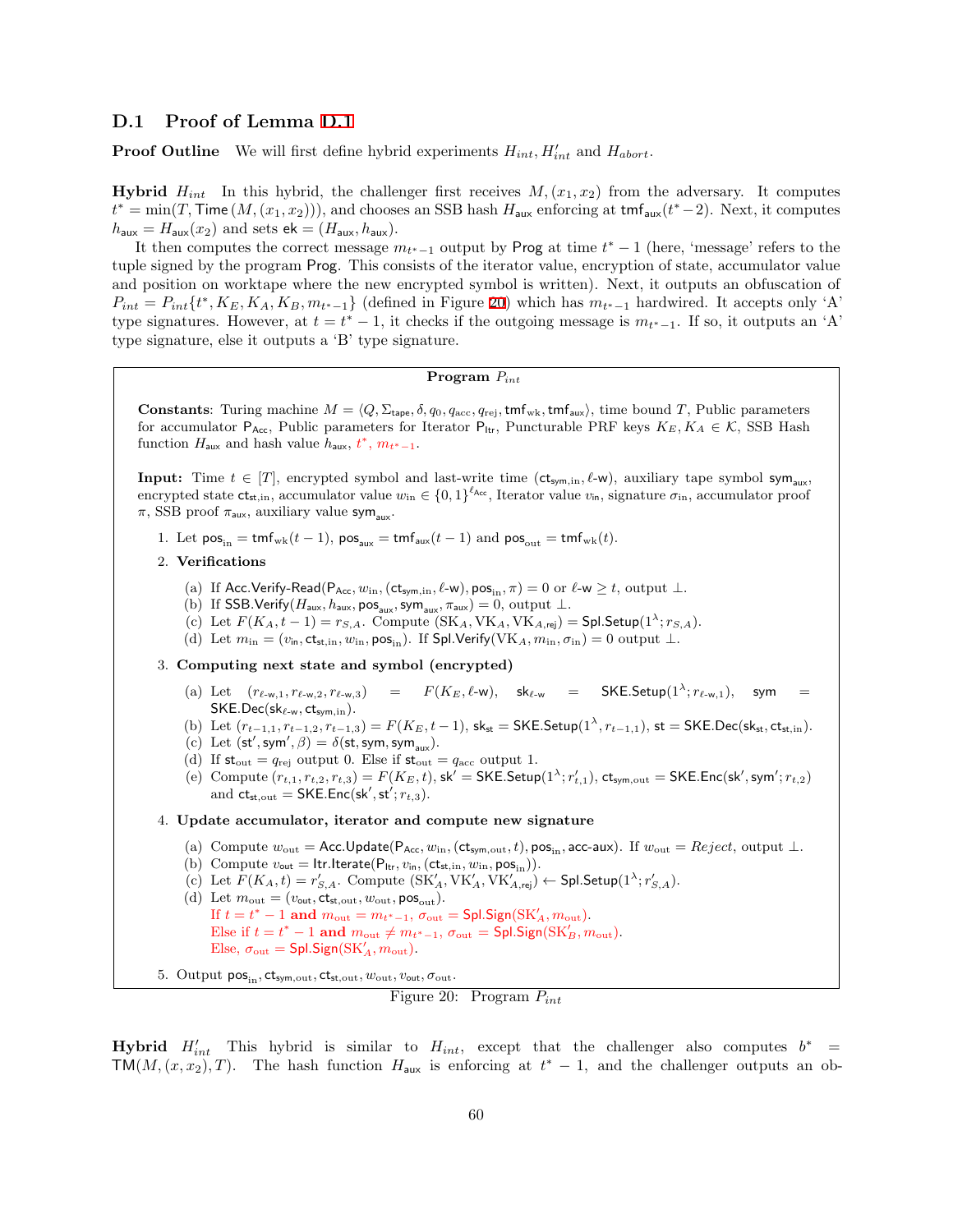### D.1 Proof of Lemma D.1

**Proof Outline** We will first define hybrid experiments $H_{int}$, $H'_{int}$ and $H_{abort}$.

**Hybrid** $H_{int}$ In this hybrid, the challenger first receives $M, (x_1, x_2)$ from the adversary. It computes $t^* = \min(T, \mathsf{Time}(M, (x_1, x_2)))$, and chooses an SSB hash $H_{\mathsf{aux}}$ enforcing at $\mathsf{tmf}_{\mathsf{aux}}(t^*-2)$. Next, it computes $h_{\mathsf{aux}} = H_{\mathsf{aux}}(x_2)$ and sets $\mathsf{ek} = (H_{\mathsf{aux}}, h_{\mathsf{aux}})$.

It then computes the correct message $m_{t^*-1}$ output by $\mathsf{Prog}$ at time $t^*-1$ (here, 'message' refers to the tuple signed by the program $\mathsf{Prog}$. This consists of the iterator value, encryption of state, accumulator value and position on worktape where the new encrypted symbol is written). Next, it outputs an obfuscation of $P_{int} = P_{int}\{t^*, K_E, K_A, K_B, m_{t^*-1}\}$ (defined in Figure 20) which has $m_{t^*-1}$ hardwired. It accepts only 'A' type signatures. However, at $t = t^*-1$, it checks if the outgoing message is $m_{t^*-1}$. If so, it outputs an 'A' type signature, else it outputs a 'B' type signature.

---

**Program $P_{int}$**

**Constants**: Turing machine $M = \langle Q, \Sigma_{\mathsf{tape}}, \delta, q_0, q_{\mathrm{acc}}, q_{\mathrm{rej}}, \mathsf{tmf}_{\mathrm{wk}}, \mathsf{tmf}_{\mathsf{aux}}\rangle$, time bound $T$, Public parameters for accumulator $\mathsf{P}_{\mathsf{Acc}}$, Public parameters for Iterator $\mathsf{P}_{\mathsf{Itr}}$, Puncturable PRF keys $K_E, K_A \in \mathcal{K}$, SSB Hash function $H_{\mathsf{aux}}$ and hash value $h_{\mathsf{aux}}$, $t^*$, $m_{t^*-1}$.

**Input:** Time $t \in [T]$, encrypted symbol and last-write time $(\mathsf{ct}_{\mathsf{sym},\mathrm{in}}, \ell\text{-w})$, auxiliary tape symbol $\mathsf{sym}_{\mathsf{aux}}$, encrypted state $\mathsf{ct}_{\mathsf{st},\mathrm{in}}$, accumulator value $w_{\mathrm{in}} \in \{0,1\}^{\ell_{\mathsf{Acc}}}$, Iterator value $v_{\mathsf{in}}$, signature $\sigma_{\mathrm{in}}$, accumulator proof $\pi$, SSB proof $\pi_{\mathsf{aux}}$, auxiliary value $\mathsf{sym}_{\mathsf{aux}}$.

1. Let $\mathsf{pos}_{\mathrm{in}} = \mathsf{tmf}_{\mathrm{wk}}(t-1)$, $\mathsf{pos}_{\mathsf{aux}} = \mathsf{tmf}_{\mathsf{aux}}(t-1)$ and $\mathsf{pos}_{\mathrm{out}} = \mathsf{tmf}_{\mathrm{wk}}(t)$.
2. **Verifications**
   (a) If $\mathsf{Acc.Verify\text{-}Read}(\mathsf{P}_{\mathsf{Acc}}, w_{\mathrm{in}}, (\mathsf{ct}_{\mathsf{sym},\mathrm{in}}, \ell\text{-w}), \mathsf{pos}_{\mathrm{in}}, \pi) = 0$ or $\ell\text{-w} \geq t$, output $\perp$.
   (b) If $\mathsf{SSB.Verify}(H_{\mathsf{aux}}, h_{\mathsf{aux}}, \mathsf{pos}_{\mathsf{aux}}, \mathsf{sym}_{\mathsf{aux}}, \pi_{\mathsf{aux}}) = 0$, output $\perp$.
   (c) Let $F(K_A, t-1) = r_{S,A}$. Compute $(\mathrm{SK}_A, \mathrm{VK}_A, \mathrm{VK}_{A,\mathsf{rej}}) = \mathsf{Spl.Setup}(1^\lambda; r_{S,A})$.
   (d) Let $m_{\mathrm{in}} = (v_{\mathsf{in}}, \mathsf{ct}_{\mathsf{st},\mathrm{in}}, w_{\mathrm{in}}, \mathsf{pos}_{\mathrm{in}})$. If $\mathsf{Spl.Verify}(\mathrm{VK}_A, m_{\mathrm{in}}, \sigma_{\mathrm{in}}) = 0$ output $\perp$.
3. **Computing next state and symbol (encrypted)**
   (a) Let $(r_{\ell\text{-w},1}, r_{\ell\text{-w},2}, r_{\ell\text{-w},3}) = F(K_E, \ell\text{-w})$, $\mathsf{sk}_{\ell\text{-w}} = \mathsf{SKE.Setup}(1^\lambda; r_{\ell\text{-w},1})$, $\mathsf{sym} = \mathsf{SKE.Dec}(\mathsf{sk}_{\ell\text{-w}}, \mathsf{ct}_{\mathsf{sym},\mathrm{in}})$.
   (b) Let $(r_{t-1,1}, r_{t-1,2}, r_{t-1,3}) = F(K_E, t-1)$, $\mathsf{sk}_{\mathsf{st}} = \mathsf{SKE.Setup}(1^\lambda, r_{t-1,1})$, $\mathsf{st} = \mathsf{SKE.Dec}(\mathsf{sk}_{\mathsf{st}}, \mathsf{ct}_{\mathsf{st},\mathrm{in}})$.
   (c) Let $(\mathsf{st}', \mathsf{sym}', \beta) = \delta(\mathsf{st}, \mathsf{sym}, \mathsf{sym}_{\mathsf{aux}})$.
   (d) If $\mathsf{st}_{\mathrm{out}} = q_{\mathrm{rej}}$ output 0. Else if $\mathsf{st}_{\mathrm{out}} = q_{\mathrm{acc}}$ output 1.
   (e) Compute $(r_{t,1}, r_{t,2}, r_{t,3}) = F(K_E, t)$, $\mathsf{sk}' = \mathsf{SKE.Setup}(1^\lambda; r'_{t,1})$, $\mathsf{ct}_{\mathsf{sym},\mathrm{out}} = \mathsf{SKE.Enc}(\mathsf{sk}', \mathsf{sym}'; r_{t,2})$ and $\mathsf{ct}_{\mathsf{st},\mathrm{out}} = \mathsf{SKE.Enc}(\mathsf{sk}', \mathsf{st}'; r_{t,3})$.
4. **Update accumulator, iterator and compute new signature**
   (a) Compute $w_{\mathrm{out}} = \mathsf{Acc.Update}(\mathsf{P}_{\mathsf{Acc}}, w_{\mathrm{in}}, (\mathsf{ct}_{\mathsf{sym},\mathrm{out}}, t), \mathsf{pos}_{\mathrm{in}}, \mathsf{acc\text{-}aux})$. If $w_{\mathrm{out}} = Reject$, output $\perp$.
   (b) Compute $v_{\mathsf{out}} = \mathsf{Itr.Iterate}(\mathsf{P}_{\mathsf{Itr}}, v_{\mathsf{in}}, (\mathsf{ct}_{\mathsf{st},\mathrm{in}}, w_{\mathrm{in}}, \mathsf{pos}_{\mathrm{in}}))$.
   (c) Let $F(K_A, t) = r'_{S,A}$. Compute $(\mathrm{SK}'_A, \mathrm{VK}'_A, \mathrm{VK}'_{A,\mathsf{rej}}) \leftarrow \mathsf{Spl.Setup}(1^\lambda; r'_{S,A})$.
   (d) Let $m_{\mathrm{out}} = (v_{\mathsf{out}}, \mathsf{ct}_{\mathsf{st},\mathrm{out}}, w_{\mathrm{out}}, \mathsf{pos}_{\mathrm{out}})$.
   If $t = t^*-1$ **and** $m_{\mathrm{out}} = m_{t^*-1}$, $\sigma_{\mathrm{out}} = \mathsf{Spl.Sign}(\mathrm{SK}'_A, m_{\mathrm{out}})$.
   Else if $t = t^*-1$ **and** $m_{\mathrm{out}} \neq m_{t^*-1}$, $\sigma_{\mathrm{out}} = \mathsf{Spl.Sign}(\mathrm{SK}'_B, m_{\mathrm{out}})$.
   Else, $\sigma_{\mathrm{out}} = \mathsf{Spl.Sign}(\mathrm{SK}'_A, m_{\mathrm{out}})$.
5. Output $\mathsf{pos}_{\mathrm{in}}, \mathsf{ct}_{\mathsf{sym},\mathrm{out}}, \mathsf{ct}_{\mathsf{st},\mathrm{out}}, w_{\mathrm{out}}, v_{\mathsf{out}}, \sigma_{\mathrm{out}}$.

---

Figure 20: Program $P_{int}$

**Hybrid** $H'_{int}$ This hybrid is similar to $H_{int}$, except that the challenger also computes $b^* = \mathsf{TM}(M, (x, x_2), T)$. The hash function $H_{\mathsf{aux}}$ is enforcing at $t^*-1$, and the challenger outputs an ob-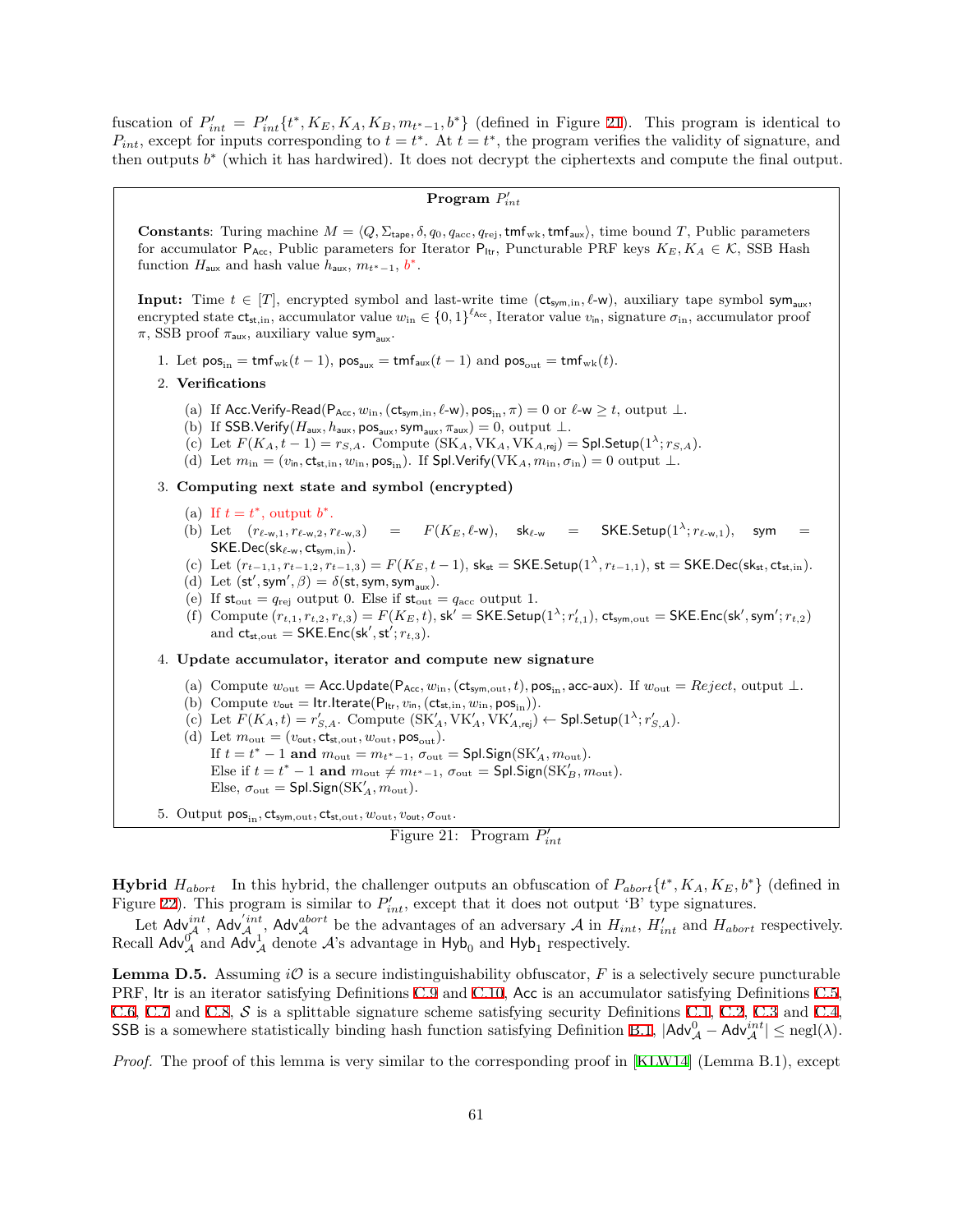fuscation of $P'_{int} = P'_{int}\{t^*, K_E, K_A, K_B, m_{t^*-1}, b^*\}$ (defined in Figure 21). This program is identical to $P_{int}$, except for inputs corresponding to $t = t^*$. At $t = t^*$, the program verifies the validity of signature, and then outputs $b^*$ (which it has hardwired). It does not decrypt the ciphertexts and compute the final output.

---

**Program $P'_{int}$**

**Constants**: Turing machine $M = \langle Q, \Sigma_{\mathsf{tape}}, \delta, q_0, q_{acc}, q_{rej}, \mathsf{tmf}_{\mathrm{wk}}, \mathsf{tmf}_{\mathsf{aux}} \rangle$, time bound $T$, Public parameters for accumulator $\mathsf{P}_{\mathsf{Acc}}$, Public parameters for Iterator $\mathsf{P}_{\mathsf{Itr}}$, Puncturable PRF keys $K_E, K_A \in \mathcal{K}$, SSB Hash function $H_{\mathsf{aux}}$ and hash value $h_{\mathsf{aux}}$, $m_{t^*-1}$, $b^*$.

**Input:** Time $t \in [T]$, encrypted symbol and last-write time $(\mathsf{ct}_{\mathsf{sym},\mathrm{in}}, \ell\text{-}\mathsf{w})$, auxiliary tape symbol $\mathsf{sym}_{\mathsf{aux}}$, encrypted state $\mathsf{ct}_{\mathsf{st},\mathrm{in}}$, accumulator value $w_{\mathrm{in}} \in \{0,1\}^{\ell_{\mathsf{Acc}}}$, Iterator value $v_{\mathsf{in}}$, signature $\sigma_{\mathrm{in}}$, accumulator proof $\pi$, SSB proof $\pi_{\mathsf{aux}}$, auxiliary value $\mathsf{sym}_{\mathsf{aux}}$.

1. Let $\mathsf{pos}_{\mathrm{in}} = \mathsf{tmf}_{\mathrm{wk}}(t-1)$, $\mathsf{pos}_{\mathsf{aux}} = \mathsf{tmf}_{\mathsf{aux}}(t-1)$ and $\mathsf{pos}_{\mathrm{out}} = \mathsf{tmf}_{\mathrm{wk}}(t)$.
2. **Verifications**
   (a) If $\mathsf{Acc.Verify\text{-}Read}(\mathsf{P}_{\mathsf{Acc}}, w_{\mathrm{in}}, (\mathsf{ct}_{\mathsf{sym},\mathrm{in}}, \ell\text{-}\mathsf{w}), \mathsf{pos}_{\mathrm{in}}, \pi) = 0$ or $\ell\text{-}\mathsf{w} \geq t$, output $\perp$.
   (b) If $\mathsf{SSB.Verify}(H_{\mathsf{aux}}, h_{\mathsf{aux}}, \mathsf{pos}_{\mathsf{aux}}, \mathsf{sym}_{\mathsf{aux}}, \pi_{\mathsf{aux}}) = 0$, output $\perp$.
   (c) Let $F(K_A, t-1) = r_{S,A}$. Compute $(\mathrm{SK}_A, \mathrm{VK}_A, \mathrm{VK}_{A,\mathsf{rej}}) = \mathsf{Spl.Setup}(1^\lambda; r_{S,A})$.
   (d) Let $m_{\mathrm{in}} = (v_{\mathrm{in}}, \mathsf{ct}_{\mathsf{st},\mathrm{in}}, w_{\mathrm{in}}, \mathsf{pos}_{\mathrm{in}})$. If $\mathsf{Spl.Verify}(\mathrm{VK}_A, m_{\mathrm{in}}, \sigma_{\mathrm{in}}) = 0$ output $\perp$.
3. **Computing next state and symbol (encrypted)**
   (a) If $t = t^*$, output $b^*$.
   (b) Let $(r_{\ell\text{-}\mathsf{w},1}, r_{\ell\text{-}\mathsf{w},2}, r_{\ell\text{-}\mathsf{w},3}) = F(K_E, \ell\text{-}\mathsf{w})$, $\mathsf{sk}_{\ell\text{-}\mathsf{w}} = \mathsf{SKE.Setup}(1^\lambda; r_{\ell\text{-}\mathsf{w},1})$, $\mathsf{sym} = \mathsf{SKE.Dec}(\mathsf{sk}_{\ell\text{-}\mathsf{w}}, \mathsf{ct}_{\mathsf{sym},\mathrm{in}})$.
   (c) Let $(r_{t-1,1}, r_{t-1,2}, r_{t-1,3}) = F(K_E, t-1)$, $\mathsf{sk}_{\mathsf{st}} = \mathsf{SKE.Setup}(1^\lambda, r_{t-1,1})$, $\mathsf{st} = \mathsf{SKE.Dec}(\mathsf{sk}_{\mathsf{st}}, \mathsf{ct}_{\mathsf{st},\mathrm{in}})$.
   (d) Let $(\mathsf{st}', \mathsf{sym}', \beta) = \delta(\mathsf{st}, \mathsf{sym}, \mathsf{sym}_{\mathsf{aux}})$.
   (e) If $\mathsf{st}_{\mathrm{out}} = q_{\mathrm{rej}}$ output 0. Else if $\mathsf{st}_{\mathrm{out}} = q_{\mathrm{acc}}$ output 1.
   (f) Compute $(r_{t,1}, r_{t,2}, r_{t,3}) = F(K_E, t)$, $\mathsf{sk}' = \mathsf{SKE.Setup}(1^\lambda; r'_{t,1})$, $\mathsf{ct}_{\mathsf{sym},\mathrm{out}} = \mathsf{SKE.Enc}(\mathsf{sk}', \mathsf{sym}'; r_{t,2})$ and $\mathsf{ct}_{\mathsf{st},\mathrm{out}} = \mathsf{SKE.Enc}(\mathsf{sk}', \mathsf{st}'; r_{t,3})$.
4. **Update accumulator, iterator and compute new signature**
   (a) Compute $w_{\mathrm{out}} = \mathsf{Acc.Update}(\mathsf{P}_{\mathsf{Acc}}, w_{\mathrm{in}}, (\mathsf{ct}_{\mathsf{sym},\mathrm{out}}, t), \mathsf{pos}_{\mathrm{in}}, \mathsf{acc\text{-}aux})$. If $w_{\mathrm{out}} = Reject$, output $\perp$.
   (b) Compute $v_{\mathsf{out}} = \mathsf{Itr.Iterate}(\mathsf{P}_{\mathsf{Itr}}, v_{\mathsf{in}}, (\mathsf{ct}_{\mathsf{st},\mathrm{in}}, w_{\mathrm{in}}, \mathsf{pos}_{\mathrm{in}}))$.
   (c) Let $F(K_A, t) = r'_{S,A}$. Compute $(\mathrm{SK}'_A, \mathrm{VK}'_A, \mathrm{VK}'_{A,\mathsf{rej}}) \leftarrow \mathsf{Spl.Setup}(1^\lambda; r'_{S,A})$.
   (d) Let $m_{\mathrm{out}} = (v_{\mathsf{out}}, \mathsf{ct}_{\mathsf{st},\mathrm{out}}, w_{\mathrm{out}}, \mathsf{pos}_{\mathrm{out}})$.
   If $t = t^* - 1$ **and** $m_{\mathrm{out}} = m_{t^*-1}$, $\sigma_{\mathrm{out}} = \mathsf{Spl.Sign}(\mathrm{SK}'_A, m_{\mathrm{out}})$.
   Else if $t = t^* - 1$ **and** $m_{\mathrm{out}} \neq m_{t^*-1}$, $\sigma_{\mathrm{out}} = \mathsf{Spl.Sign}(\mathrm{SK}'_B, m_{\mathrm{out}})$.
   Else, $\sigma_{\mathrm{out}} = \mathsf{Spl.Sign}(\mathrm{SK}'_A, m_{\mathrm{out}})$.
5. Output $\mathsf{pos}_{\mathrm{in}}, \mathsf{ct}_{\mathsf{sym},\mathrm{out}}, \mathsf{ct}_{\mathsf{st},\mathrm{out}}, w_{\mathrm{out}}, v_{\mathrm{out}}, \sigma_{\mathrm{out}}$.

---

Figure 21: Program $P'_{int}$

**Hybrid $H_{abort}$** In this hybrid, the challenger outputs an obfuscation of $P_{abort}\{t^*, K_A, K_E, b^*\}$ (defined in Figure 22). This program is similar to $P'_{int}$, except that it does not output 'B' type signatures.

Let $\mathsf{Adv}^{int}_{\mathcal{A}}$, $\mathsf{Adv}'^{int}_{\mathcal{A}}$, $\mathsf{Adv}^{abort}_{\mathcal{A}}$ be the advantages of an adversary $\mathcal{A}$ in $H_{int}$, $H'_{int}$ and $H_{abort}$ respectively. Recall $\mathsf{Adv}^0_{\mathcal{A}}$ and $\mathsf{Adv}^1_{\mathcal{A}}$ denote $\mathcal{A}$'s advantage in $\mathsf{Hyb}_0$ and $\mathsf{Hyb}_1$ respectively.

**Lemma D.5.** *Assuming $i\mathcal{O}$ is a secure indistinguishability obfuscator, $F$ is a selectively secure puncturable PRF, $\mathsf{Itr}$ is an iterator satisfying Definitions C.9 and C.10, $\mathsf{Acc}$ is an accumulator satisfying Definitions C.5, C.6, C.7 and C.8, $\mathcal{S}$ is a splittable signature scheme satisfying security Definitions C.1, C.2, C.3 and C.4, $\mathsf{SSB}$ is a somewhere statistically binding hash function satisfying Definition B.1, $|\mathsf{Adv}^0_{\mathcal{A}} - \mathsf{Adv}^{int}_{\mathcal{A}}| \leq \mathrm{negl}(\lambda)$.*

*Proof.* The proof of this lemma is very similar to the corresponding proof in [KLW14] (Lemma B.1), except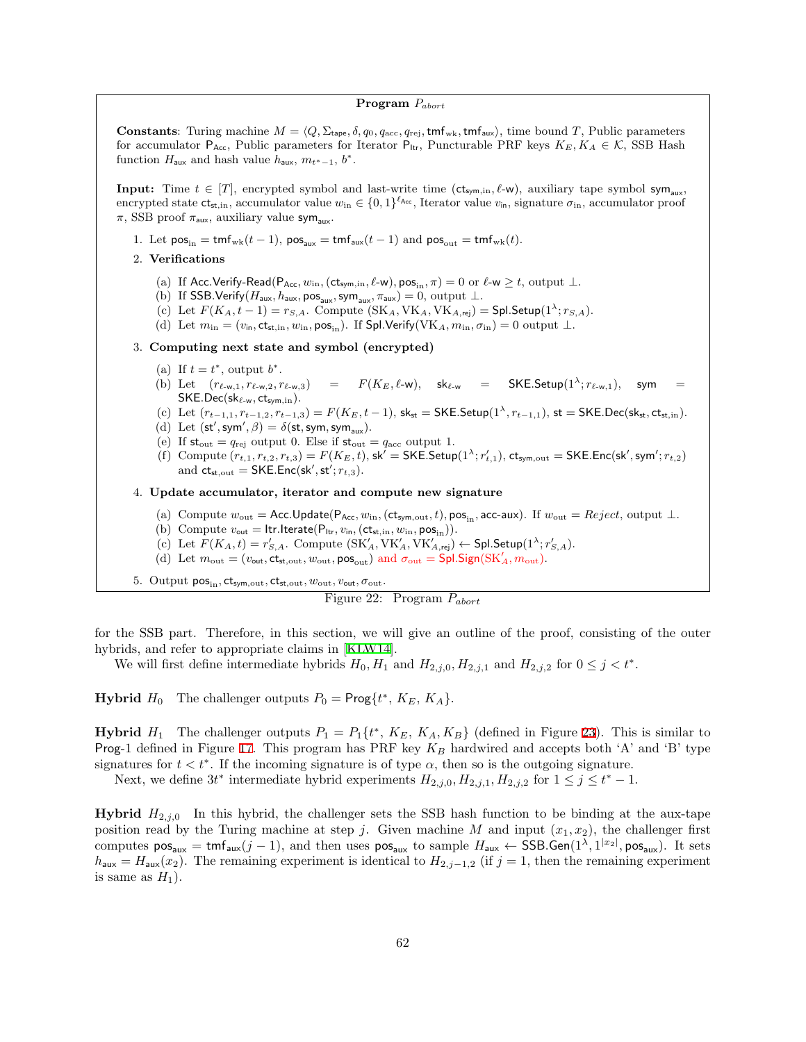**Program $P_{abort}$**

**Constants**: Turing machine $M = \langle Q, \Sigma_{\mathsf{tape}}, \delta, q_0, q_{\mathrm{acc}}, q_{\mathrm{rej}}, \mathsf{tmf}_{\mathrm{wk}}, \mathsf{tmf}_{\mathsf{aux}} \rangle$, time bound $T$, Public parameters for accumulator $\mathsf{P}_{\mathsf{Acc}}$, Public parameters for Iterator $\mathsf{P}_{\mathsf{Itr}}$, Puncturable PRF keys $K_E, K_A \in \mathcal{K}$, SSB Hash function $H_{\mathsf{aux}}$ and hash value $h_{\mathsf{aux}}$, $m_{t^*-1}$, $b^*$.

**Input:** Time $t \in [T]$, encrypted symbol and last-write time $(\mathsf{ct}_{\mathsf{sym},\mathrm{in}}, \ell\text{-}\mathsf{w})$, auxiliary tape symbol $\mathsf{sym}_{\mathsf{aux}}$, encrypted state $\mathsf{ct}_{\mathsf{st},\mathrm{in}}$, accumulator value $w_{\mathrm{in}} \in \{0,1\}^{\ell_{\mathsf{Acc}}}$, Iterator value $v_{\mathrm{in}}$, signature $\sigma_{\mathrm{in}}$, accumulator proof $\pi$, SSB proof $\pi_{\mathsf{aux}}$, auxiliary value $\mathsf{sym}_{\mathsf{aux}}$.

1. Let $\mathsf{pos}_{\mathrm{in}} = \mathsf{tmf}_{\mathrm{wk}}(t-1)$, $\mathsf{pos}_{\mathsf{aux}} = \mathsf{tmf}_{\mathsf{aux}}(t-1)$ and $\mathsf{pos}_{\mathrm{out}} = \mathsf{tmf}_{\mathrm{wk}}(t)$.
2. **Verifications**
   (a) If $\mathsf{Acc.Verify\text{-}Read}(\mathsf{P}_{\mathsf{Acc}}, w_{\mathrm{in}}, (\mathsf{ct}_{\mathsf{sym},\mathrm{in}}, \ell\text{-}\mathsf{w}), \mathsf{pos}_{\mathrm{in}}, \pi) = 0$ or $\ell\text{-}\mathsf{w} \geq t$, output $\perp$.
   (b) If $\mathsf{SSB.Verify}(H_{\mathsf{aux}}, h_{\mathsf{aux}}, \mathsf{pos}_{\mathsf{aux}}, \mathsf{sym}_{\mathsf{aux}}, \pi_{\mathsf{aux}}) = 0$, output $\perp$.
   (c) Let $F(K_A, t-1) = r_{S,A}$. Compute $(\mathrm{SK}_A, \mathrm{VK}_A, \mathrm{VK}_{A,\mathsf{rej}}) = \mathsf{Spl.Setup}(1^\lambda; r_{S,A})$.
   (d) Let $m_{\mathrm{in}} = (v_{\mathsf{in}}, \mathsf{ct}_{\mathsf{st},\mathrm{in}}, w_{\mathrm{in}}, \mathsf{pos}_{\mathrm{in}})$. If $\mathsf{Spl.Verify}(\mathrm{VK}_A, m_{\mathrm{in}}, \sigma_{\mathrm{in}}) = 0$ output $\perp$.
3. **Computing next state and symbol (encrypted)**
   (a) If $t = t^*$, output $b^*$.
   (b) Let $(r_{\ell\text{-}\mathsf{w},1}, r_{\ell\text{-}\mathsf{w},2}, r_{\ell\text{-}\mathsf{w},3}) = F(K_E, \ell\text{-}\mathsf{w})$, $\mathsf{sk}_{\ell\text{-}\mathsf{w}} = \mathsf{SKE.Setup}(1^\lambda; r_{\ell\text{-}\mathsf{w},1})$, $\mathsf{sym} = \mathsf{SKE.Dec}(\mathsf{sk}_{\ell\text{-}\mathsf{w}}, \mathsf{ct}_{\mathsf{sym},\mathrm{in}})$.
   (c) Let $(r_{t-1,1}, r_{t-1,2}, r_{t-1,3}) = F(K_E, t-1)$, $\mathsf{sk}_{\mathsf{st}} = \mathsf{SKE.Setup}(1^\lambda, r_{t-1,1})$, $\mathsf{st} = \mathsf{SKE.Dec}(\mathsf{sk}_{\mathsf{st}}, \mathsf{ct}_{\mathsf{st},\mathrm{in}})$.
   (d) Let $(\mathsf{st}', \mathsf{sym}', \beta) = \delta(\mathsf{st}, \mathsf{sym}, \mathsf{sym}_{\mathsf{aux}})$.
   (e) If $\mathsf{st}_{\mathrm{out}} = q_{\mathrm{rej}}$ output 0. Else if $\mathsf{st}_{\mathrm{out}} = q_{\mathrm{acc}}$ output 1.
   (f) Compute $(r_{t,1}, r_{t,2}, r_{t,3}) = F(K_E, t)$, $\mathsf{sk}' = \mathsf{SKE.Setup}(1^\lambda; r'_{t,1})$, $\mathsf{ct}_{\mathsf{sym},\mathrm{out}} = \mathsf{SKE.Enc}(\mathsf{sk}', \mathsf{sym}'; r_{t,2})$ and $\mathsf{ct}_{\mathsf{st},\mathrm{out}} = \mathsf{SKE.Enc}(\mathsf{sk}', \mathsf{st}'; r_{t,3})$.
4. **Update accumulator, iterator and compute new signature**
   (a) Compute $w_{\mathrm{out}} = \mathsf{Acc.Update}(\mathsf{P}_{\mathsf{Acc}}, w_{\mathrm{in}}, (\mathsf{ct}_{\mathsf{sym},\mathrm{out}}, t), \mathsf{pos}_{\mathrm{in}}, \mathsf{acc\text{-}aux})$. If $w_{\mathrm{out}} = \mathit{Reject}$, output $\perp$.
   (b) Compute $v_{\mathsf{out}} = \mathsf{Itr.Iterate}(\mathsf{P}_{\mathsf{Itr}}, v_{\mathsf{in}}, (\mathsf{ct}_{\mathsf{st},\mathrm{in}}, w_{\mathrm{in}}, \mathsf{pos}_{\mathrm{in}}))$.
   (c) Let $F(K_A, t) = r'_{S,A}$. Compute $(\mathrm{SK}'_A, \mathrm{VK}'_A, \mathrm{VK}'_{A,\mathsf{rej}}) \leftarrow \mathsf{Spl.Setup}(1^\lambda; r'_{S,A})$.
   (d) Let $m_{\mathrm{out}} = (v_{\mathsf{out}}, \mathsf{ct}_{\mathsf{st},\mathrm{out}}, w_{\mathrm{out}}, \mathsf{pos}_{\mathrm{out}})$ and $\sigma_{\mathrm{out}} = \mathsf{Spl.Sign}(\mathrm{SK}'_A, m_{\mathrm{out}})$.
5. Output $\mathsf{pos}_{\mathrm{in}}, \mathsf{ct}_{\mathsf{sym},\mathrm{out}}, \mathsf{ct}_{\mathsf{st},\mathrm{out}}, w_{\mathrm{out}}, v_{\mathsf{out}}, \sigma_{\mathrm{out}}$.

Figure 22: Program $P_{abort}$

for the SSB part. Therefore, in this section, we will give an outline of the proof, consisting of the outer hybrids, and refer to appropriate claims in [KLW14].

We will first define intermediate hybrids $H_0, H_1$ and $H_{2,j,0}, H_{2,j,1}$ and $H_{2,j,2}$ for $0 \leq j < t^*$.

**Hybrid $H_0$** The challenger outputs $P_0 = \mathsf{Prog}\{t^*, K_E, K_A\}$.

**Hybrid $H_1$** The challenger outputs $P_1 = P_1\{t^*, K_E, K_A, K_B\}$ (defined in Figure 23). This is similar to $\mathsf{Prog}$-1 defined in Figure 17. This program has PRF key $K_B$ hardwired and accepts both 'A' and 'B' type signatures for $t < t^*$. If the incoming signature is of type $\alpha$, then so is the outgoing signature.

Next, we define $3t^*$ intermediate hybrid experiments $H_{2,j,0}, H_{2,j,1}, H_{2,j,2}$ for $1 \leq j \leq t^* - 1$.

**Hybrid $H_{2,j,0}$** In this hybrid, the challenger sets the SSB hash function to be binding at the aux-tape position read by the Turing machine at step $j$. Given machine $M$ and input $(x_1, x_2)$, the challenger first computes $\mathsf{pos}_{\mathsf{aux}} = \mathsf{tmf}_{\mathsf{aux}}(j-1)$, and then uses $\mathsf{pos}_{\mathsf{aux}}$ to sample $H_{\mathsf{aux}} \leftarrow \mathsf{SSB.Gen}(1^\lambda, 1^{|x_2|}, \mathsf{pos}_{\mathsf{aux}})$. It sets $h_{\mathsf{aux}} = H_{\mathsf{aux}}(x_2)$. The remaining experiment is identical to $H_{2,j-1,2}$ (if $j = 1$, then the remaining experiment is same as $H_1$).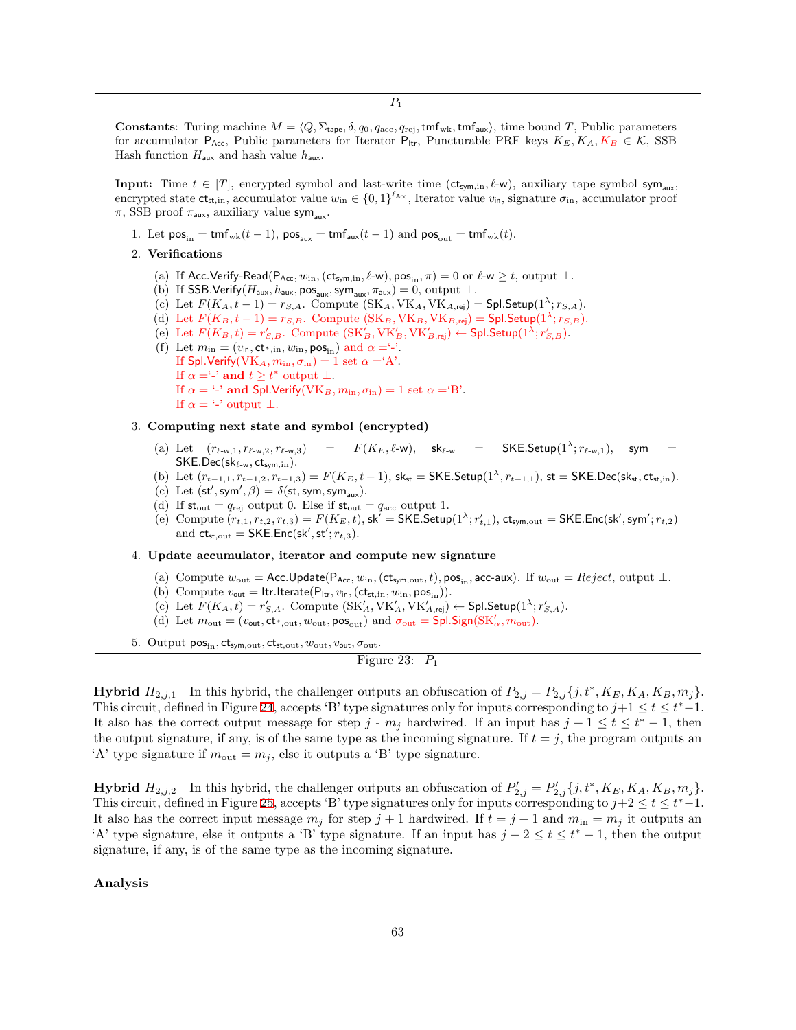$P_1$

**Constants**: Turing machine $M = \langle Q, \Sigma_{\mathsf{tape}}, \delta, q_0, q_{\mathrm{acc}}, q_{\mathrm{rej}}, \mathsf{tmf}_{\mathrm{wk}}, \mathsf{tmf}_{\mathsf{aux}} \rangle$, time bound $T$, Public parameters for accumulator $\mathsf{P}_{\mathsf{Acc}}$, Public parameters for Iterator $\mathsf{P}_{\mathsf{Itr}}$, Puncturable PRF keys $K_E, K_A, K_B \in \mathcal{K}$, SSB Hash function $H_{\mathsf{aux}}$ and hash value $h_{\mathsf{aux}}$.

**Input:** Time $t \in [T]$, encrypted symbol and last-write time $(\mathsf{ct}_{\mathsf{sym},\mathrm{in}}, \ell\text{-}\mathsf{w})$, auxiliary tape symbol $\mathsf{sym}_{\mathsf{aux}}$, encrypted state $\mathsf{ct}_{\mathsf{st},\mathrm{in}}$, accumulator value $w_{\mathrm{in}} \in \{0,1\}^{\ell_{\mathsf{Acc}}}$, Iterator value $v_{\mathrm{in}}$, signature $\sigma_{\mathrm{in}}$, accumulator proof $\pi$, SSB proof $\pi_{\mathsf{aux}}$, auxiliary value $\mathsf{sym}_{\mathsf{aux}}$.

1. Let $\mathsf{pos}_{\mathrm{in}} = \mathsf{tmf}_{\mathrm{wk}}(t-1)$, $\mathsf{pos}_{\mathsf{aux}} = \mathsf{tmf}_{\mathsf{aux}}(t-1)$ and $\mathsf{pos}_{\mathrm{out}} = \mathsf{tmf}_{\mathrm{wk}}(t)$.
2. **Verifications**
   (a) If $\mathsf{Acc.Verify\text{-}Read}(\mathsf{P}_{\mathsf{Acc}}, w_{\mathrm{in}}, (\mathsf{ct}_{\mathsf{sym},\mathrm{in}}, \ell\text{-}\mathsf{w}), \mathsf{pos}_{\mathrm{in}}, \pi) = 0$ or $\ell\text{-}\mathsf{w} \geq t$, output $\perp$.
   (b) If $\mathsf{SSB.Verify}(H_{\mathsf{aux}}, h_{\mathsf{aux}}, \mathsf{pos}_{\mathsf{aux}}, \mathsf{sym}_{\mathsf{aux}}, \pi_{\mathsf{aux}}) = 0$, output $\perp$.
   (c) Let $F(K_A, t-1) = r_{S,A}$. Compute $(\mathrm{SK}_A, \mathrm{VK}_A, \mathrm{VK}_{A,\mathsf{rej}}) = \mathsf{Spl.Setup}(1^\lambda; r_{S,A})$.
   (d) Let $F(K_B, t-1) = r_{S,B}$. Compute $(\mathrm{SK}_B, \mathrm{VK}_B, \mathrm{VK}_{B,\mathsf{rej}}) = \mathsf{Spl.Setup}(1^\lambda; r_{S,B})$.
   (e) Let $F(K_B, t) = r'_{S,B}$. Compute $(\mathrm{SK}'_B, \mathrm{VK}'_B, \mathrm{VK}'_{B,\mathsf{rej}}) \leftarrow \mathsf{Spl.Setup}(1^\lambda; r'_{S,B})$.
   (f) Let $m_{\mathrm{in}} = (v_{\mathrm{in}}, \mathsf{ct}_{*,\mathrm{in}}, w_{\mathrm{in}}, \mathsf{pos}_{\mathrm{in}})$ and $\alpha =$'-'.
   If $\mathsf{Spl.Verify}(\mathrm{VK}_A, m_{\mathrm{in}}, \sigma_{\mathrm{in}}) = 1$ set $\alpha =$'A'.
   If $\alpha =$'-' **and** $t \geq t^*$ output $\perp$.
   If $\alpha =$ '-' **and** $\mathsf{Spl.Verify}(\mathrm{VK}_B, m_{\mathrm{in}}, \sigma_{\mathrm{in}}) = 1$ set $\alpha =$'B'.
   If $\alpha =$ '-' output $\perp$.
3. **Computing next state and symbol (encrypted)**
   (a) Let $(r_{\ell\text{-}\mathsf{w},1}, r_{\ell\text{-}\mathsf{w},2}, r_{\ell\text{-}\mathsf{w},3}) = F(K_E, \ell\text{-}\mathsf{w})$, $\mathsf{sk}_{\ell\text{-}\mathsf{w}} = \mathsf{SKE.Setup}(1^\lambda; r_{\ell\text{-}\mathsf{w},1})$, $\mathsf{sym} = \mathsf{SKE.Dec}(\mathsf{sk}_{\ell\text{-}\mathsf{w}}, \mathsf{ct}_{\mathsf{sym},\mathrm{in}})$.
   (b) Let $(r_{t-1,1}, r_{t-1,2}, r_{t-1,3}) = F(K_E, t-1)$, $\mathsf{sk}_{\mathsf{st}} = \mathsf{SKE.Setup}(1^\lambda, r_{t-1,1})$, $\mathsf{st} = \mathsf{SKE.Dec}(\mathsf{sk}_{\mathsf{st}}, \mathsf{ct}_{\mathsf{st},\mathrm{in}})$.
   (c) Let $(\mathsf{st}', \mathsf{sym}', \beta) = \delta(\mathsf{st}, \mathsf{sym}, \mathsf{sym}_{\mathsf{aux}})$.
   (d) If $\mathsf{st}_{\mathrm{out}} = q_{\mathrm{rej}}$ output 0. Else if $\mathsf{st}_{\mathrm{out}} = q_{\mathrm{acc}}$ output 1.
   (e) Compute $(r_{t,1}, r_{t,2}, r_{t,3}) = F(K_E, t)$, $\mathsf{sk}' = \mathsf{SKE.Setup}(1^\lambda; r'_{t,1})$, $\mathsf{ct}_{\mathsf{sym},\mathrm{out}} = \mathsf{SKE.Enc}(\mathsf{sk}', \mathsf{sym}'; r_{t,2})$ and $\mathsf{ct}_{\mathsf{st},\mathrm{out}} = \mathsf{SKE.Enc}(\mathsf{sk}', \mathsf{st}'; r_{t,3})$.
4. **Update accumulator, iterator and compute new signature**
   (a) Compute $w_{\mathrm{out}} = \mathsf{Acc.Update}(\mathsf{P}_{\mathsf{Acc}}, w_{\mathrm{in}}, (\mathsf{ct}_{\mathsf{sym},\mathrm{out}}, t), \mathsf{pos}_{\mathrm{in}}, \mathsf{acc\text{-}aux})$. If $w_{\mathrm{out}} = \mathit{Reject}$, output $\perp$.
   (b) Compute $v_{\mathsf{out}} = \mathsf{Itr.Iterate}(\mathsf{P}_{\mathsf{Itr}}, v_{\mathrm{in}}, (\mathsf{ct}_{\mathsf{st},\mathrm{in}}, w_{\mathrm{in}}, \mathsf{pos}_{\mathrm{in}}))$.
   (c) Let $F(K_A, t) = r'_{S,A}$. Compute $(\mathrm{SK}'_A, \mathrm{VK}'_A, \mathrm{VK}'_{A,\mathsf{rej}}) \leftarrow \mathsf{Spl.Setup}(1^\lambda; r'_{S,A})$.
   (d) Let $m_{\mathrm{out}} = (v_{\mathsf{out}}, \mathsf{ct}_{*,\mathrm{out}}, w_{\mathrm{out}}, \mathsf{pos}_{\mathrm{out}})$ and $\sigma_{\mathrm{out}} = \mathsf{Spl.Sign}(\mathrm{SK}'_\alpha, m_{\mathrm{out}})$.
5. Output $\mathsf{pos}_{\mathrm{in}}, \mathsf{ct}_{\mathsf{sym},\mathrm{out}}, \mathsf{ct}_{\mathsf{st},\mathrm{out}}, w_{\mathrm{out}}, v_{\mathsf{out}}, \sigma_{\mathrm{out}}$.

Figure 23: $P_1$

**Hybrid** $H_{2,j,1}$ In this hybrid, the challenger outputs an obfuscation of $P_{2,j} = P_{2,j}\{j, t^*, K_E, K_A, K_B, m_j\}$. This circuit, defined in Figure 24, accepts 'B' type signatures only for inputs corresponding to $j+1 \leq t \leq t^*-1$. It also has the correct output message for step $j$ - $m_j$ hardwired. If an input has $j+1 \leq t \leq t^*-1$, then the output signature, if any, is of the same type as the incoming signature. If $t = j$, the program outputs an 'A' type signature if $m_{\mathrm{out}} = m_j$, else it outputs a 'B' type signature.

**Hybrid** $H_{2,j,2}$ In this hybrid, the challenger outputs an obfuscation of $P'_{2,j} = P'_{2,j}\{j, t^*, K_E, K_A, K_B, m_j\}$. This circuit, defined in Figure 25, accepts 'B' type signatures only for inputs corresponding to $j+2 \leq t \leq t^*-1$. It also has the correct input message $m_j$ for step $j+1$ hardwired. If $t = j+1$ and $m_{\mathrm{in}} = m_j$ it outputs an 'A' type signature, else it outputs a 'B' type signature. If an input has $j+2 \leq t \leq t^*-1$, then the output signature, if any, is of the same type as the incoming signature.

**Analysis**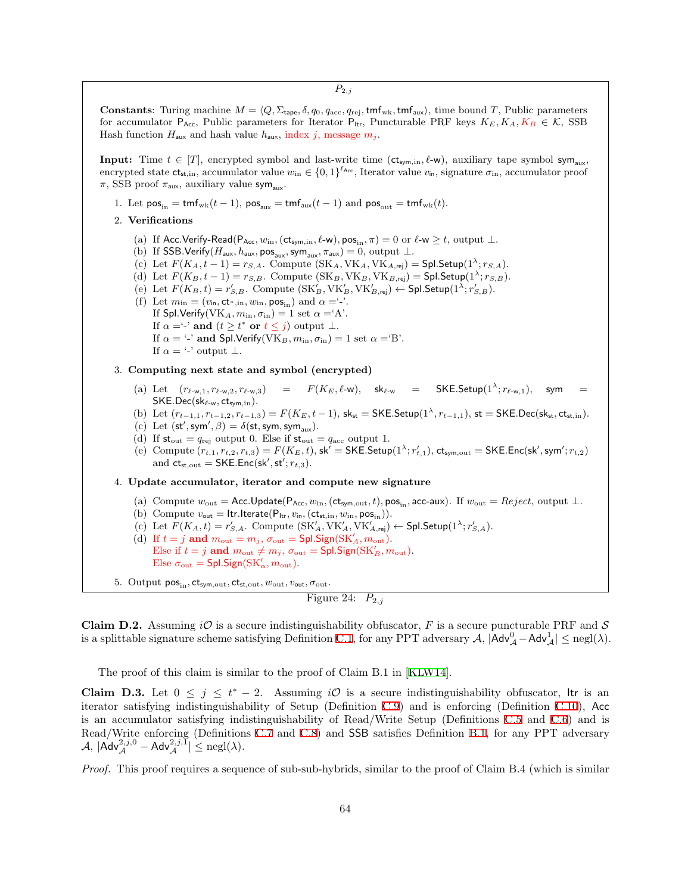$P_{2,j}$

**Constants**: Turing machine $M = \langle Q, \Sigma_{\mathsf{tape}}, \delta, q_0, q_{\mathrm{acc}}, q_{\mathrm{rej}}, \mathsf{tmf}_{\mathrm{wk}}, \mathsf{tmf}_{\mathsf{aux}} \rangle$, time bound $T$, Public parameters for accumulator $\mathsf{P}_{\mathsf{Acc}}$, Public parameters for Iterator $\mathsf{P}_{\mathsf{Itr}}$, Puncturable PRF keys $K_E, K_A, K_B \in \mathcal{K}$, SSB Hash function $H_{\mathsf{aux}}$ and hash value $h_{\mathsf{aux}}$, index $j$, message $m_j$.

**Input:** Time $t \in [T]$, encrypted symbol and last-write time $(\mathsf{ct}_{\mathsf{sym},\mathrm{in}}, \ell\text{-}\mathsf{w})$, auxiliary tape symbol $\mathsf{sym}_{\mathsf{aux}}$, encrypted state $\mathsf{ct}_{\mathsf{st},\mathrm{in}}$, accumulator value $w_{\mathrm{in}} \in \{0,1\}^{\ell_{\mathsf{Acc}}}$, Iterator value $v_{\mathrm{in}}$, signature $\sigma_{\mathrm{in}}$, accumulator proof $\pi$, SSB proof $\pi_{\mathsf{aux}}$, auxiliary value $\mathsf{sym}_{\mathsf{aux}}$.

1. Let $\mathsf{pos}_{\mathrm{in}} = \mathsf{tmf}_{\mathrm{wk}}(t-1)$, $\mathsf{pos}_{\mathsf{aux}} = \mathsf{tmf}_{\mathsf{aux}}(t-1)$ and $\mathsf{pos}_{\mathrm{out}} = \mathsf{tmf}_{\mathrm{wk}}(t)$.
2. **Verifications**
   (a) If $\mathsf{Acc.Verify\text{-}Read}(\mathsf{P}_{\mathsf{Acc}}, w_{\mathrm{in}}, (\mathsf{ct}_{\mathsf{sym},\mathrm{in}}, \ell\text{-}\mathsf{w}), \mathsf{pos}_{\mathrm{in}}, \pi) = 0$ or $\ell\text{-}\mathsf{w} \geq t$, output $\perp$.
   (b) If $\mathsf{SSB.Verify}(H_{\mathsf{aux}}, h_{\mathsf{aux}}, \mathsf{pos}_{\mathsf{aux}}, \mathsf{sym}_{\mathsf{aux}}, \pi_{\mathsf{aux}}) = 0$, output $\perp$.
   (c) Let $F(K_A, t-1) = r_{S,A}$. Compute $(\mathrm{SK}_A, \mathrm{VK}_A, \mathrm{VK}_{A,\mathsf{rej}}) = \mathsf{Spl.Setup}(1^\lambda; r_{S,A})$.
   (d) Let $F(K_B, t-1) = r_{S,B}$. Compute $(\mathrm{SK}_B, \mathrm{VK}_B, \mathrm{VK}_{B,\mathsf{rej}}) = \mathsf{Spl.Setup}(1^\lambda; r_{S,B})$.
   (e) Let $F(K_B, t) = r'_{S,B}$. Compute $(\mathrm{SK}'_B, \mathrm{VK}'_B, \mathrm{VK}'_{B,\mathsf{rej}}) \leftarrow \mathsf{Spl.Setup}(1^\lambda; r'_{S,B})$.
   (f) Let $m_{\mathrm{in}} = (v_{\mathrm{in}}, \mathsf{ct}_{*,\mathrm{in}}, w_{\mathrm{in}}, \mathsf{pos}_{\mathrm{in}})$ and $\alpha =$'-'.
   If $\mathsf{Spl.Verify}(\mathrm{VK}_A, m_{\mathrm{in}}, \sigma_{\mathrm{in}}) = 1$ set $\alpha =$'A'.
   If $\alpha =$'-' **and** ($t \geq t^*$ **or** $t \leq j$) output $\perp$.
   If $\alpha =$ '-' **and** $\mathsf{Spl.Verify}(\mathrm{VK}_B, m_{\mathrm{in}}, \sigma_{\mathrm{in}}) = 1$ set $\alpha =$'B'.
   If $\alpha =$ '-' output $\perp$.
3. **Computing next state and symbol (encrypted)**
   (a) Let $(r_{\ell\text{-}\mathsf{w},1}, r_{\ell\text{-}\mathsf{w},2}, r_{\ell\text{-}\mathsf{w},3}) = F(K_E, \ell\text{-}\mathsf{w})$, $\mathsf{sk}_{\ell\text{-}\mathsf{w}} = \mathsf{SKE.Setup}(1^\lambda; r_{\ell\text{-}\mathsf{w},1})$, $\mathsf{sym} = \mathsf{SKE.Dec}(\mathsf{sk}_{\ell\text{-}\mathsf{w}}, \mathsf{ct}_{\mathsf{sym},\mathrm{in}})$.
   (b) Let $(r_{t-1,1}, r_{t-1,2}, r_{t-1,3}) = F(K_E, t-1)$, $\mathsf{sk}_{\mathsf{st}} = \mathsf{SKE.Setup}(1^\lambda, r_{t-1,1})$, $\mathsf{st} = \mathsf{SKE.Dec}(\mathsf{sk}_{\mathsf{st}}, \mathsf{ct}_{\mathsf{st},\mathrm{in}})$.
   (c) Let $(\mathsf{st}', \mathsf{sym}', \beta) = \delta(\mathsf{st}, \mathsf{sym}, \mathsf{sym}_{\mathsf{aux}})$.
   (d) If $\mathsf{st}_{\mathrm{out}} = q_{\mathrm{rej}}$ output 0. Else if $\mathsf{st}_{\mathrm{out}} = q_{\mathrm{acc}}$ output 1.
   (e) Compute $(r_{t,1}, r_{t,2}, r_{t,3}) = F(K_E, t)$, $\mathsf{sk}' = \mathsf{SKE.Setup}(1^\lambda; r'_{t,1})$, $\mathsf{ct}_{\mathsf{sym},\mathrm{out}} = \mathsf{SKE.Enc}(\mathsf{sk}', \mathsf{sym}'; r_{t,2})$ and $\mathsf{ct}_{\mathsf{st},\mathrm{out}} = \mathsf{SKE.Enc}(\mathsf{sk}', \mathsf{st}'; r_{t,3})$.
4. **Update accumulator, iterator and compute new signature**
   (a) Compute $w_{\mathrm{out}} = \mathsf{Acc.Update}(\mathsf{P}_{\mathsf{Acc}}, w_{\mathrm{in}}, (\mathsf{ct}_{\mathsf{sym},\mathrm{out}}, t), \mathsf{pos}_{\mathrm{in}}, \mathsf{acc\text{-}aux})$. If $w_{\mathrm{out}} = Reject$, output $\perp$.
   (b) Compute $v_{\mathsf{out}} = \mathsf{Itr.Iterate}(\mathsf{P}_{\mathsf{Itr}}, v_{\mathrm{in}}, (\mathsf{ct}_{\mathsf{st},\mathrm{in}}, w_{\mathrm{in}}, \mathsf{pos}_{\mathrm{in}}))$.
   (c) Let $F(K_A, t) = r'_{S,A}$. Compute $(\mathrm{SK}'_A, \mathrm{VK}'_A, \mathrm{VK}'_{A,\mathsf{rej}}) \leftarrow \mathsf{Spl.Setup}(1^\lambda; r'_{S,A})$.
   (d) If $t = j$ **and** $m_{\mathrm{out}} = m_j$, $\sigma_{\mathrm{out}} = \mathsf{Spl.Sign}(\mathrm{SK}'_A, m_{\mathrm{out}})$.
   Else if $t = j$ **and** $m_{\mathrm{out}} \neq m_j$, $\sigma_{\mathrm{out}} = \mathsf{Spl.Sign}(\mathrm{SK}'_B, m_{\mathrm{out}})$.
   Else $\sigma_{\mathrm{out}} = \mathsf{Spl.Sign}(\mathrm{SK}'_\alpha, m_{\mathrm{out}})$.
5. Output $\mathsf{pos}_{\mathrm{in}}, \mathsf{ct}_{\mathsf{sym},\mathrm{out}}, \mathsf{ct}_{\mathsf{st},\mathrm{out}}, w_{\mathrm{out}}, v_{\mathsf{out}}, \sigma_{\mathrm{out}}$.

Figure 24: $P_{2,j}$

**Claim D.2.** Assuming $i\mathcal{O}$ is a secure indistinguishability obfuscator, $F$ is a secure puncturable PRF and $\mathcal{S}$ is a splittable signature scheme satisfying Definition C.1, for any PPT adversary $\mathcal{A}$, $|\mathsf{Adv}^0_{\mathcal{A}} - \mathsf{Adv}^1_{\mathcal{A}}| \leq \mathrm{negl}(\lambda)$.

The proof of this claim is similar to the proof of Claim B.1 in [KLW14].

**Claim D.3.** Let $0 \leq j \leq t^* - 2$. Assuming $i\mathcal{O}$ is a secure indistinguishability obfuscator, $\mathsf{Itr}$ is an iterator satisfying indistinguishability of Setup (Definition C.9) and is enforcing (Definition C.10), $\mathsf{Acc}$ is an accumulator satisfying indistinguishability of Read/Write Setup (Definitions C.5 and C.6) and is Read/Write enforcing (Definitions C.7 and C.8) and $\mathsf{SSB}$ satisfies Definition B.1, for any PPT adversary $\mathcal{A}$, $|\mathsf{Adv}^{2,j,0}_{\mathcal{A}} - \mathsf{Adv}^{2,j,1}_{\mathcal{A}}| \leq \mathrm{negl}(\lambda)$.

*Proof.* This proof requires a sequence of sub-sub-hybrids, similar to the proof of Claim B.4 (which is similar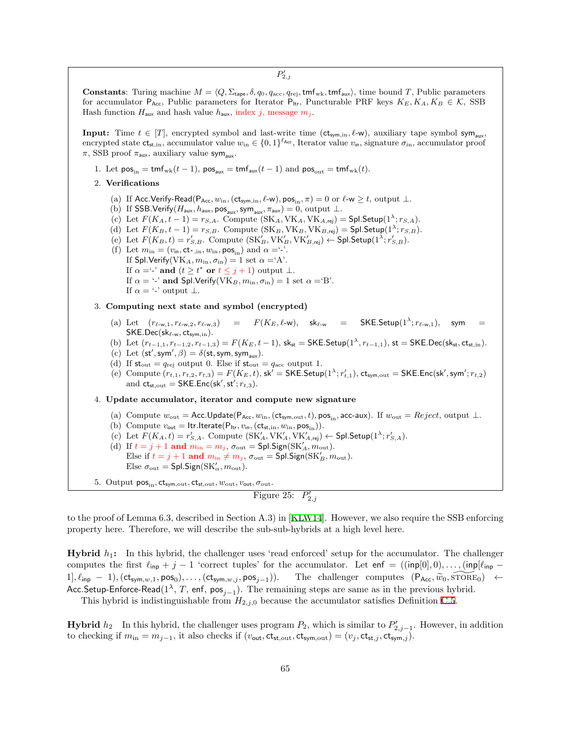$P'_{2,j}$

**Constants**: Turing machine $M = \langle Q, \Sigma_{\mathsf{tape}}, \delta, q_0, q_{\mathrm{acc}}, q_{\mathrm{rej}}, \mathsf{tmf}_{\mathrm{wk}}, \mathsf{tmf}_{\mathsf{aux}} \rangle$, time bound $T$, Public parameters for accumulator $\mathsf{P}_{\mathsf{Acc}}$, Public parameters for Iterator $\mathsf{P}_{\mathsf{Itr}}$, Puncturable PRF keys $K_E, K_A, K_B \in \mathcal{K}$, SSB Hash function $H_{\mathsf{aux}}$ and hash value $h_{\mathsf{aux}}$, index $j$, message $m_j$.

**Input:** Time $t \in [T]$, encrypted symbol and last-write time $(\mathsf{ct}_{\mathsf{sym,in}}, \ell\text{-}\mathsf{w})$, auxiliary tape symbol $\mathsf{sym}_{\mathsf{aux}}$, encrypted state $\mathsf{ct}_{\mathsf{st,in}}$, accumulator value $w_{\mathrm{in}} \in \{0,1\}^{\ell_{\mathsf{Acc}}}$, Iterator value $v_{\mathsf{in}}$, signature $\sigma_{\mathrm{in}}$, accumulator proof $\pi$, SSB proof $\pi_{\mathsf{aux}}$, auxiliary value $\mathsf{sym}_{\mathsf{aux}}$.

1. Let $\mathsf{pos}_{\mathsf{in}} = \mathsf{tmf}_{\mathrm{wk}}(t-1)$, $\mathsf{pos}_{\mathsf{aux}} = \mathsf{tmf}_{\mathsf{aux}}(t-1)$ and $\mathsf{pos}_{\mathsf{out}} = \mathsf{tmf}_{\mathrm{wk}}(t)$.
2. **Verifications**
   (a) If $\mathsf{Acc.Verify\text{-}Read}(\mathsf{P}_{\mathsf{Acc}}, w_{\mathrm{in}}, (\mathsf{ct}_{\mathsf{sym,in}}, \ell\text{-}\mathsf{w}), \mathsf{pos}_{\mathsf{in}}, \pi) = 0$ or $\ell\text{-}\mathsf{w} \geq t$, output $\perp$.
   (b) If $\mathsf{SSB.Verify}(H_{\mathsf{aux}}, h_{\mathsf{aux}}, \mathsf{pos}_{\mathsf{aux}}, \mathsf{sym}_{\mathsf{aux}}, \pi_{\mathsf{aux}}) = 0$, output $\perp$.
   (c) Let $F(K_A, t-1) = r_{S,A}$. Compute $(\mathrm{SK}_A, \mathrm{VK}_A, \mathrm{VK}_{A,\mathsf{rej}}) = \mathsf{Spl.Setup}(1^\lambda; r_{S,A})$.
   (d) Let $F(K_B, t-1) = r_{S,B}$. Compute $(\mathrm{SK}_B, \mathrm{VK}_B, \mathrm{VK}_{B,\mathsf{rej}}) = \mathsf{Spl.Setup}(1^\lambda; r_{S,B})$.
   (e) Let $F(K_B, t) = r'_{S,B}$. Compute $(\mathrm{SK}'_B, \mathrm{VK}'_B, \mathrm{VK}'_{B,\mathsf{rej}}) \leftarrow \mathsf{Spl.Setup}(1^\lambda; r'_{S,B})$.
   (f) Let $m_{\mathrm{in}} = (v_{\mathsf{in}}, \mathsf{ct}_{*,\mathsf{in}}, w_{\mathsf{in}}, \mathsf{pos}_{\mathsf{in}})$ and $\alpha =$ '-'.
   If $\mathsf{Spl.Verify}(\mathrm{VK}_A, m_{\mathrm{in}}, \sigma_{\mathrm{in}}) = 1$ set $\alpha =$ 'A'.
   If $\alpha =$ '-' **and** $(t \geq t^*$ **or** $t \leq j+1)$ output $\perp$.
   If $\alpha =$ '-' **and** $\mathsf{Spl.Verify}(\mathrm{VK}_B, m_{\mathrm{in}}, \sigma_{\mathrm{in}}) = 1$ set $\alpha =$ 'B'.
   If $\alpha =$ '-' output $\perp$.
3. **Computing next state and symbol (encrypted)**
   (a) Let $(r_{\ell\text{-}\mathsf{w},1}, r_{\ell\text{-}\mathsf{w},2}, r_{\ell\text{-}\mathsf{w},3}) = F(K_E, \ell\text{-}\mathsf{w})$, $\mathsf{sk}_{\ell\text{-}\mathsf{w}} = \mathsf{SKE.Setup}(1^\lambda; r_{\ell\text{-}\mathsf{w},1})$, $\mathsf{sym} = \mathsf{SKE.Dec}(\mathsf{sk}_{\ell\text{-}\mathsf{w}}, \mathsf{ct}_{\mathsf{sym,in}})$.
   (b) Let $(r_{t-1,1}, r_{t-1,2}, r_{t-1,3}) = F(K_E, t-1)$, $\mathsf{sk}_{\mathsf{st}} = \mathsf{SKE.Setup}(1^\lambda, r_{t-1,1})$, $\mathsf{st} = \mathsf{SKE.Dec}(\mathsf{sk}_{\mathsf{st}}, \mathsf{ct}_{\mathsf{st,in}})$.
   (c) Let $(\mathsf{st}', \mathsf{sym}', \beta) = \delta(\mathsf{st}, \mathsf{sym}, \mathsf{sym}_{\mathsf{aux}})$.
   (d) If $\mathsf{st}_{\mathsf{out}} = q_{\mathrm{rej}}$ output 0. Else if $\mathsf{st}_{\mathsf{out}} = q_{\mathrm{acc}}$ output 1.
   (e) Compute $(r_{t,1}, r_{t,2}, r_{t,3}) = F(K_E, t)$, $\mathsf{sk}' = \mathsf{SKE.Setup}(1^\lambda; r'_{t,1})$, $\mathsf{ct}_{\mathsf{sym,out}} = \mathsf{SKE.Enc}(\mathsf{sk}', \mathsf{sym}'; r_{t,2})$ and $\mathsf{ct}_{\mathsf{st,out}} = \mathsf{SKE.Enc}(\mathsf{sk}', \mathsf{st}'; r_{t,3})$.
4. **Update accumulator, iterator and compute new signature**
   (a) Compute $w_{\mathrm{out}} = \mathsf{Acc.Update}(\mathsf{P}_{\mathsf{Acc}}, w_{\mathrm{in}}, (\mathsf{ct}_{\mathsf{sym,out}}, t), \mathsf{pos}_{\mathsf{in}}, \mathsf{acc\text{-}aux})$. If $w_{\mathrm{out}} = \mathit{Reject}$, output $\perp$.
   (b) Compute $v_{\mathsf{out}} = \mathsf{Itr.Iterate}(\mathsf{P}_{\mathsf{Itr}}, v_{\mathsf{in}}, (\mathsf{ct}_{\mathsf{st,in}}, w_{\mathsf{in}}, \mathsf{pos}_{\mathsf{in}}))$.
   (c) Let $F(K_A, t) = r'_{S,A}$. Compute $(\mathrm{SK}'_A, \mathrm{VK}'_A, \mathrm{VK}'_{A,\mathsf{rej}}) \leftarrow \mathsf{Spl.Setup}(1^\lambda; r'_{S,A})$.
   (d) If $t = j+1$ **and** $m_{\mathrm{in}} = m_j$, $\sigma_{\mathrm{out}} = \mathsf{Spl.Sign}(\mathrm{SK}'_A, m_{\mathrm{out}})$.
   Else if $t = j+1$ **and** $m_{\mathrm{in}} \neq m_j$, $\sigma_{\mathrm{out}} = \mathsf{Spl.Sign}(\mathrm{SK}'_B, m_{\mathrm{out}})$.
   Else $\sigma_{\mathrm{out}} = \mathsf{Spl.Sign}(\mathrm{SK}'_\alpha, m_{\mathrm{out}})$.
5. Output $\mathsf{pos}_{\mathsf{in}}, \mathsf{ct}_{\mathsf{sym,out}}, \mathsf{ct}_{\mathsf{st,out}}, w_{\mathsf{out}}, v_{\mathsf{out}}, \sigma_{\mathrm{out}}$.

Figure 25: $P'_{2,j}$

to the proof of Lemma 6.3, described in Section A.3) in [KLW14]. However, we also require the SSB enforcing property here. Therefore, we will describe the sub-sub-hybrids at a high level here.

**Hybrid $h_1$:** In this hybrid, the challenger uses 'read enforced' setup for the accumulator. The challenger computes the first $\ell_{\mathsf{inp}} + j - 1$ 'correct tuples' for the accumulator. Let $\mathsf{enf} = ((\mathsf{inp}[0], 0), \ldots, (\mathsf{inp}[\ell_{\mathsf{inp}} - 1], \ell_{\mathsf{inp}} - 1), (\mathsf{ct}_{\mathsf{sym},w,1}, \mathsf{pos}_0), \ldots, (\mathsf{ct}_{\mathsf{sym},w,j}, \mathsf{pos}_{j-1}))$. The challenger computes $(\mathsf{P}_{\mathsf{Acc}}, \widetilde{w}_0, \widetilde{\mathrm{STORE}}_0) \leftarrow \mathsf{Acc.Setup\text{-}Enforce\text{-}Read}(1^\lambda, T, \mathsf{enf}, \mathsf{pos}_{j-1})$. The remaining steps are same as in the previous hybrid.

This hybrid is indistinguishable from $H_{2,j,0}$ because the accumulator satisfies Definition C.5.

**Hybrid $h_2$** In this hybrid, the challenger uses program $P_2$, which is similar to $P'_{2,j-1}$. However, in addition to checking if $m_{\mathrm{in}} = m_{j-1}$, it also checks if $(v_{\mathsf{out}}, \mathsf{ct}_{\mathsf{st,out}}, \mathsf{ct}_{\mathsf{sym,out}}) = (v_j, \mathsf{ct}_{\mathsf{st},j}, \mathsf{ct}_{\mathsf{sym},j})$.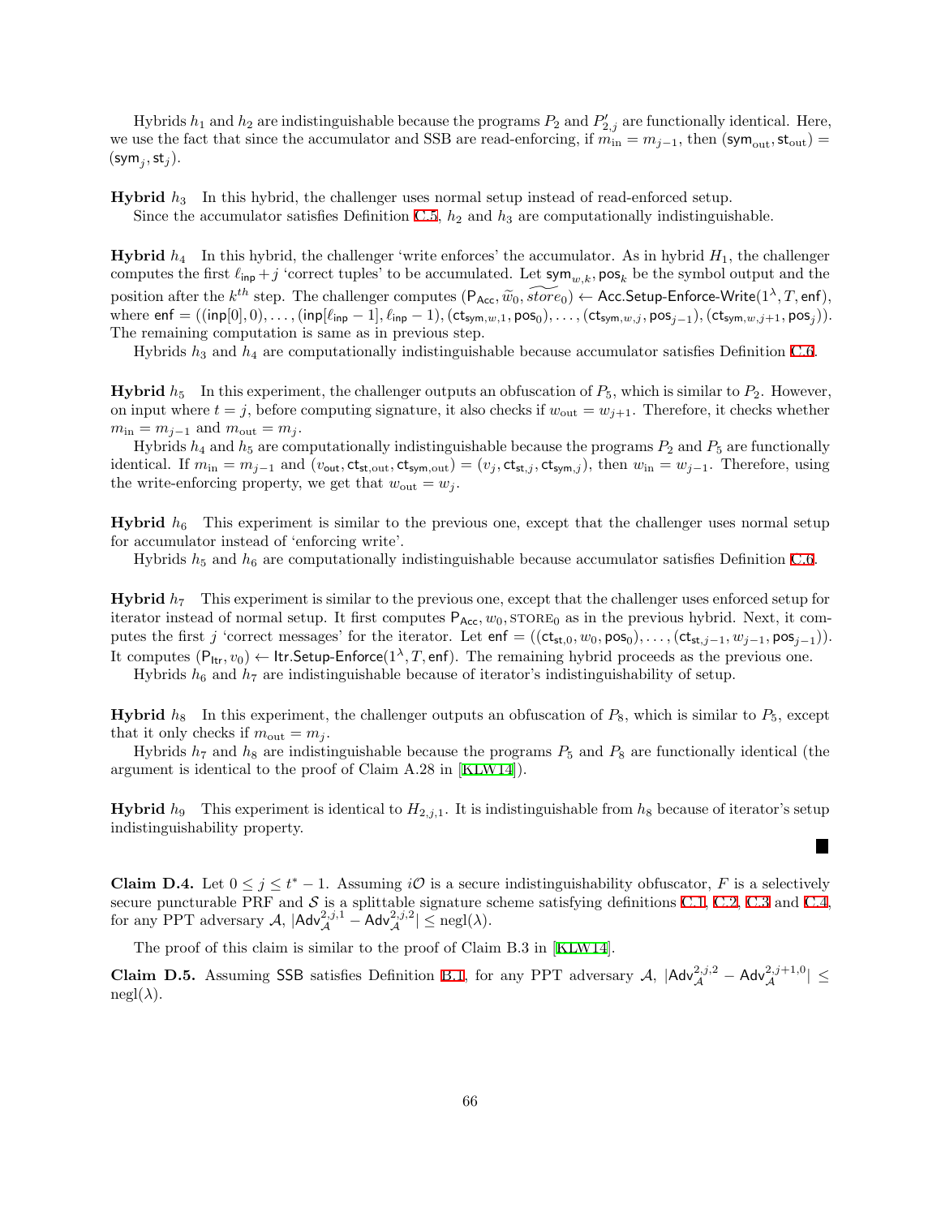Hybrids $h_1$ and $h_2$ are indistinguishable because the programs $P_2$ and $P'_{2,j}$ are functionally identical. Here, we use the fact that since the accumulator and SSB are read-enforcing, if $m_{\text{in}} = m_{j-1}$, then $(\mathsf{sym}_{\text{out}}, \mathsf{st}_{\text{out}}) = (\mathsf{sym}_j, \mathsf{st}_j)$.

**Hybrid** $h_3$ In this hybrid, the challenger uses normal setup instead of read-enforced setup.

Since the accumulator satisfies Definition C.5, $h_2$ and $h_3$ are computationally indistinguishable.

**Hybrid** $h_4$ In this hybrid, the challenger 'write enforces' the accumulator. As in hybrid $H_1$, the challenger computes the first $\ell_{\mathsf{inp}} + j$ 'correct tuples' to be accumulated. Let $\mathsf{sym}_{w,k}, \mathsf{pos}_k$ be the symbol output and the position after the $k^{th}$ step. The challenger computes $(\mathsf{P}_{\mathsf{Acc}}, \widetilde{w}_0, \widetilde{store}_0) \leftarrow \mathsf{Acc.Setup\text{-}Enforce\text{-}Write}(1^\lambda, T, \mathsf{enf})$, where $\mathsf{enf} = ((\mathsf{inp}[0], 0), \ldots, (\mathsf{inp}[\ell_{\mathsf{inp}} - 1], \ell_{\mathsf{inp}} - 1), (\mathsf{ct}_{\mathsf{sym},w,1}, \mathsf{pos}_0), \ldots, (\mathsf{ct}_{\mathsf{sym},w,j}, \mathsf{pos}_{j-1}), (\mathsf{ct}_{\mathsf{sym},w,j+1}, \mathsf{pos}_j))$. The remaining computation is same as in previous step.

Hybrids $h_3$ and $h_4$ are computationally indistinguishable because accumulator satisfies Definition C.6.

**Hybrid** $h_5$ In this experiment, the challenger outputs an obfuscation of $P_5$, which is similar to $P_2$. However, on input where $t = j$, before computing signature, it also checks if $w_{\text{out}} = w_{j+1}$. Therefore, it checks whether $m_{\text{in}} = m_{j-1}$ and $m_{\text{out}} = m_j$.

Hybrids $h_4$ and $h_5$ are computationally indistinguishable because the programs $P_2$ and $P_5$ are functionally identical. If $m_{\text{in}} = m_{j-1}$ and $(v_{\text{out}}, \mathsf{ct}_{\mathsf{st},\text{out}}, \mathsf{ct}_{\mathsf{sym},\text{out}}) = (v_j, \mathsf{ct}_{\mathsf{st},j}, \mathsf{ct}_{\mathsf{sym},j})$, then $w_{\text{in}} = w_{j-1}$. Therefore, using the write-enforcing property, we get that $w_{\text{out}} = w_j$.

**Hybrid** $h_6$ This experiment is similar to the previous one, except that the challenger uses normal setup for accumulator instead of 'enforcing write'.

Hybrids $h_5$ and $h_6$ are computationally indistinguishable because accumulator satisfies Definition C.6.

**Hybrid** $h_7$ This experiment is similar to the previous one, except that the challenger uses enforced setup for iterator instead of normal setup. It first computes $\mathsf{P}_{\mathsf{Acc}}, w_0, \textsc{store}_0$ as in the previous hybrid. Next, it computes the first $j$ 'correct messages' for the iterator. Let $\mathsf{enf} = ((\mathsf{ct}_{\mathsf{st},0}, w_0, \mathsf{pos}_0), \ldots, (\mathsf{ct}_{\mathsf{st},j-1}, w_{j-1}, \mathsf{pos}_{j-1}))$. It computes $(\mathsf{P}_{\mathsf{Itr}}, v_0) \leftarrow \mathsf{Itr.Setup\text{-}Enforce}(1^\lambda, T, \mathsf{enf})$. The remaining hybrid proceeds as the previous one.

Hybrids $h_6$ and $h_7$ are indistinguishable because of iterator's indistinguishability of setup.

**Hybrid** $h_8$ In this experiment, the challenger outputs an obfuscation of $P_8$, which is similar to $P_5$, except that it only checks if $m_{\text{out}} = m_j$.

Hybrids $h_7$ and $h_8$ are indistinguishable because the programs $P_5$ and $P_8$ are functionally identical (the argument is identical to the proof of Claim A.28 in [KLW14]).

**Hybrid** $h_9$ This experiment is identical to $H_{2,j,1}$. It is indistinguishable from $h_8$ because of iterator's setup indistinguishability property.

■

**Claim D.4.** Let $0 \le j \le t^* - 1$. Assuming $i\mathcal{O}$ is a secure indistinguishability obfuscator, $F$ is a selectively secure puncturable PRF and $\mathcal{S}$ is a splittable signature scheme satisfying definitions C.1, C.2, C.3 and C.4, for any PPT adversary $\mathcal{A}$, $|\mathsf{Adv}^{2,j,1}_{\mathcal{A}} - \mathsf{Adv}^{2,j,2}_{\mathcal{A}}| \le \text{negl}(\lambda)$.

The proof of this claim is similar to the proof of Claim B.3 in [KLW14].

**Claim D.5.** Assuming SSB satisfies Definition B.1, for any PPT adversary $\mathcal{A}$, $|\mathsf{Adv}^{2,j,2}_{\mathcal{A}} - \mathsf{Adv}^{2,j+1,0}_{\mathcal{A}}| \le \text{negl}(\lambda)$.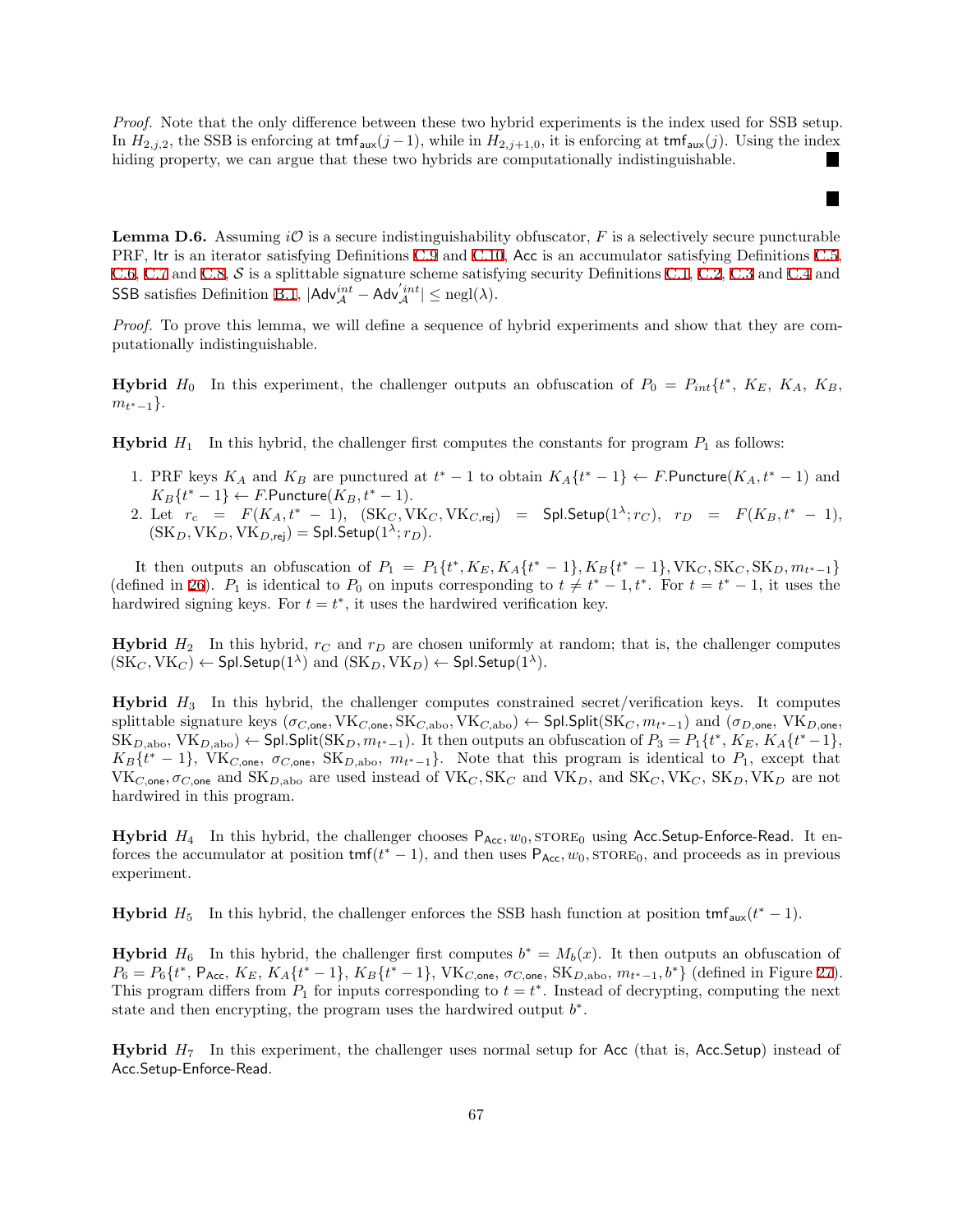*Proof.* Note that the only difference between these two hybrid experiments is the index used for SSB setup. In $H_{2,j,2}$, the SSB is enforcing at $\mathsf{tmf}_{\mathsf{aux}}(j-1)$, while in $H_{2,j+1,0}$, it is enforcing at $\mathsf{tmf}_{\mathsf{aux}}(j)$. Using the index hiding property, we can argue that these two hybrids are computationally indistinguishable. ∎

∎

**Lemma D.6.** Assuming $i\mathcal{O}$ is a secure indistinguishability obfuscator, $F$ is a selectively secure puncturable PRF, $\mathsf{Itr}$ is an iterator satisfying Definitions C.9 and C.10, $\mathsf{Acc}$ is an accumulator satisfying Definitions C.5, C.6, C.7 and C.8, $\mathcal{S}$ is a splittable signature scheme satisfying security Definitions C.1, C.2, C.3 and C.4 and SSB satisfies Definition B.1, $|\mathsf{Adv}^{int}_{\mathcal{A}} - \mathsf{Adv}'^{int}_{\mathcal{A}}| \leq \text{negl}(\lambda)$.

*Proof.* To prove this lemma, we will define a sequence of hybrid experiments and show that they are computationally indistinguishable.

**Hybrid $H_0$** In this experiment, the challenger outputs an obfuscation of $P_0 = P_{int}\{t^*, K_E, K_A, K_B, m_{t^*-1}\}$.

**Hybrid $H_1$** In this hybrid, the challenger first computes the constants for program $P_1$ as follows:

1. PRF keys $K_A$ and $K_B$ are punctured at $t^*-1$ to obtain $K_A\{t^*-1\} \leftarrow F.\mathsf{Puncture}(K_A, t^*-1)$ and $K_B\{t^*-1\} \leftarrow F.\mathsf{Puncture}(K_B, t^*-1)$.
2. Let $r_c = F(K_A, t^*-1)$, $(\mathrm{SK}_C, \mathrm{VK}_C, \mathrm{VK}_{C,\mathsf{rej}}) = \mathsf{Spl.Setup}(1^\lambda; r_C)$, $r_D = F(K_B, t^*-1)$, $(\mathrm{SK}_D, \mathrm{VK}_D, \mathrm{VK}_{D,\mathsf{rej}}) = \mathsf{Spl.Setup}(1^\lambda; r_D)$.

It then outputs an obfuscation of $P_1 = P_1\{t^*, K_E, K_A\{t^*-1\}, K_B\{t^*-1\}, \mathrm{VK}_C, \mathrm{SK}_C, \mathrm{SK}_D, m_{t^*-1}\}$ (defined in 26). $P_1$ is identical to $P_0$ on inputs corresponding to $t \neq t^*-1, t^*$. For $t = t^*-1$, it uses the hardwired signing keys. For $t = t^*$, it uses the hardwired verification key.

**Hybrid $H_2$** In this hybrid, $r_C$ and $r_D$ are chosen uniformly at random; that is, the challenger computes $(\mathrm{SK}_C, \mathrm{VK}_C) \leftarrow \mathsf{Spl.Setup}(1^\lambda)$ and $(\mathrm{SK}_D, \mathrm{VK}_D) \leftarrow \mathsf{Spl.Setup}(1^\lambda)$.

**Hybrid $H_3$** In this hybrid, the challenger computes constrained secret/verification keys. It computes splittable signature keys $(\sigma_{C,\mathsf{one}}, \mathrm{VK}_{C,\mathsf{one}}, \mathrm{SK}_{C,\mathrm{abo}}, \mathrm{VK}_{C,\mathrm{abo}}) \leftarrow \mathsf{Spl.Split}(\mathrm{SK}_C, m_{t^*-1})$ and $(\sigma_{D,\mathsf{one}}, \mathrm{VK}_{D,\mathsf{one}}, \mathrm{SK}_{D,\mathrm{abo}}, \mathrm{VK}_{D,\mathrm{abo}}) \leftarrow \mathsf{Spl.Split}(\mathrm{SK}_D, m_{t^*-1})$. It then outputs an obfuscation of $P_3 = P_1\{t^*, K_E, K_A\{t^*-1\}, K_B\{t^*-1\}, \mathrm{VK}_{C,\mathsf{one}}, \sigma_{C,\mathsf{one}}, \mathrm{SK}_{D,\mathrm{abo}}, m_{t^*-1}\}$. Note that this program is identical to $P_1$, except that $\mathrm{VK}_{C,\mathsf{one}}, \sigma_{C,\mathsf{one}}$ and $\mathrm{SK}_{D,\mathrm{abo}}$ are used instead of $\mathrm{VK}_C, \mathrm{SK}_C$ and $\mathrm{VK}_D$, and $\mathrm{SK}_C, \mathrm{VK}_C, \mathrm{SK}_D, \mathrm{VK}_D$ are not hardwired in this program.

**Hybrid $H_4$** In this hybrid, the challenger chooses $\mathsf{P}_{\mathsf{Acc}}, w_0, \mathrm{STORE}_0$ using $\mathsf{Acc.Setup\text{-}Enforce\text{-}Read}$. It enforces the accumulator at position $\mathsf{tmf}(t^*-1)$, and then uses $\mathsf{P}_{\mathsf{Acc}}, w_0, \mathrm{STORE}_0$, and proceeds as in previous experiment.

**Hybrid $H_5$** In this hybrid, the challenger enforces the SSB hash function at position $\mathsf{tmf}_{\mathsf{aux}}(t^*-1)$.

**Hybrid $H_6$** In this hybrid, the challenger first computes $b^* = M_b(x)$. It then outputs an obfuscation of $P_6 = P_6\{t^*, \mathsf{P}_{\mathsf{Acc}}, K_E, K_A\{t^*-1\}, K_B\{t^*-1\}, \mathrm{VK}_{C,\mathsf{one}}, \sigma_{C,\mathsf{one}}, \mathrm{SK}_{D,\mathrm{abo}}, m_{t^*-1}, b^*\}$ (defined in Figure 27). This program differs from $P_1$ for inputs corresponding to $t = t^*$. Instead of decrypting, computing the next state and then encrypting, the program uses the hardwired output $b^*$.

**Hybrid $H_7$** In this experiment, the challenger uses normal setup for $\mathsf{Acc}$ (that is, $\mathsf{Acc.Setup}$) instead of $\mathsf{Acc.Setup\text{-}Enforce\text{-}Read}$.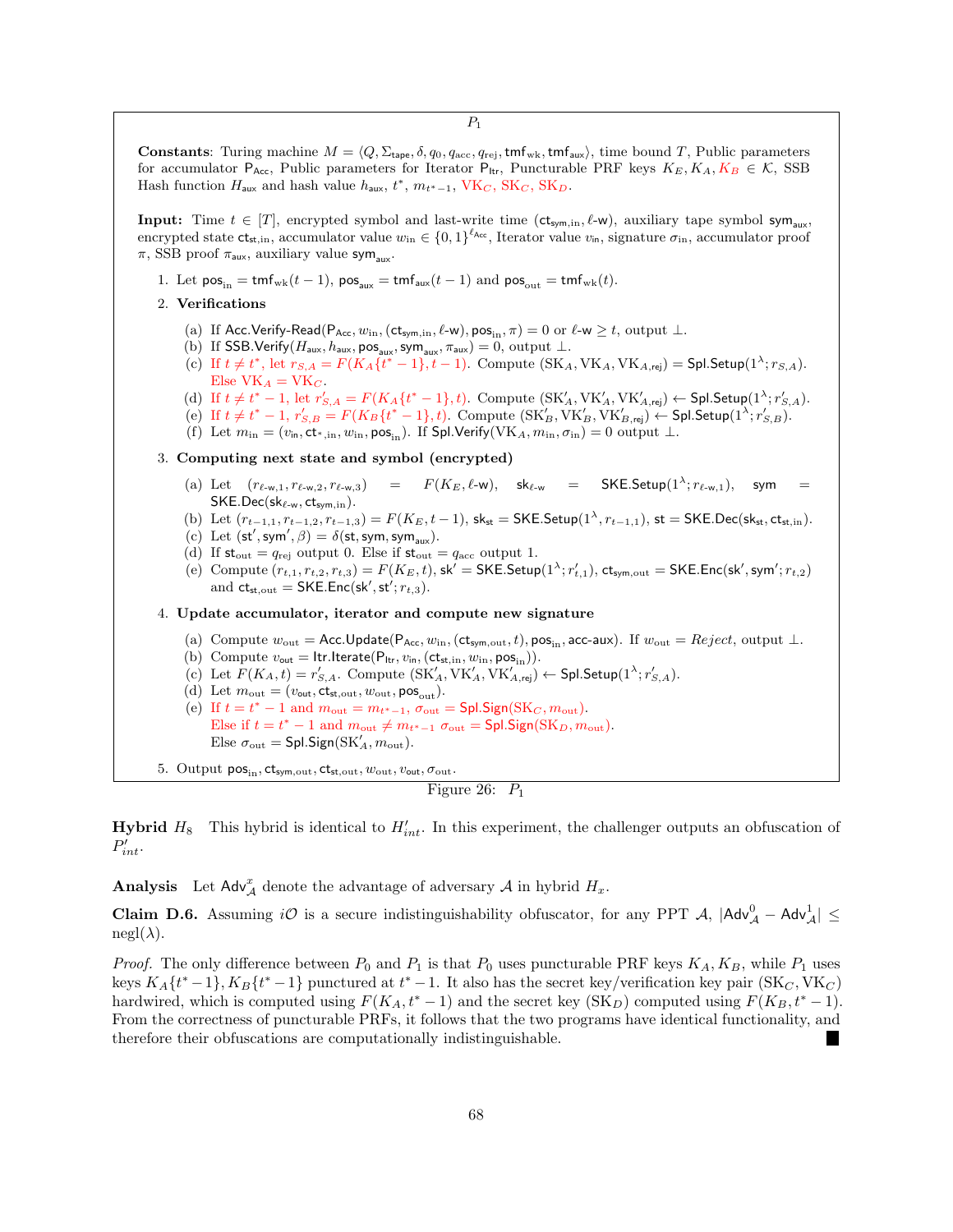$P_1$

**Constants**: Turing machine $M = \langle Q, \Sigma_{\mathsf{tape}}, \delta, q_0, q_{\mathrm{acc}}, q_{\mathrm{rej}}, \mathsf{tmf}_{\mathrm{wk}}, \mathsf{tmf}_{\mathsf{aux}} \rangle$, time bound $T$, Public parameters for accumulator $\mathsf{P}_{\mathsf{Acc}}$, Public parameters for Iterator $\mathsf{P}_{\mathsf{Itr}}$, Puncturable PRF keys $K_E, K_A, K_B \in \mathcal{K}$, SSB Hash function $H_{\mathsf{aux}}$ and hash value $h_{\mathsf{aux}}$, $t^*$, $m_{t^*-1}$, $\mathrm{VK}_C$, $\mathrm{SK}_C$, $\mathrm{SK}_D$.

**Input:** Time $t \in [T]$, encrypted symbol and last-write time $(\mathsf{ct}_{\mathsf{sym},\mathrm{in}}, \ell\text{-}\mathsf{w})$, auxiliary tape symbol $\mathsf{sym}_{\mathsf{aux}}$, encrypted state $\mathsf{ct}_{\mathsf{st},\mathrm{in}}$, accumulator value $w_{\mathrm{in}} \in \{0,1\}^{\ell_{\mathsf{Acc}}}$, Iterator value $v_{\mathrm{in}}$, signature $\sigma_{\mathrm{in}}$, accumulator proof $\pi$, SSB proof $\pi_{\mathsf{aux}}$, auxiliary value $\mathsf{sym}_{\mathsf{aux}}$.

1. Let $\mathsf{pos}_{\mathrm{in}} = \mathsf{tmf}_{\mathrm{wk}}(t-1)$, $\mathsf{pos}_{\mathsf{aux}} = \mathsf{tmf}_{\mathsf{aux}}(t-1)$ and $\mathsf{pos}_{\mathrm{out}} = \mathsf{tmf}_{\mathrm{wk}}(t)$.
2. **Verifications**
   (a) If $\mathsf{Acc.Verify\text{-}Read}(\mathsf{P}_{\mathsf{Acc}}, w_{\mathrm{in}}, (\mathsf{ct}_{\mathsf{sym},\mathrm{in}}, \ell\text{-}\mathsf{w}), \mathsf{pos}_{\mathrm{in}}, \pi) = 0$ or $\ell\text{-}\mathsf{w} \geq t$, output $\perp$.
   (b) If $\mathsf{SSB.Verify}(H_{\mathsf{aux}}, h_{\mathsf{aux}}, \mathsf{pos}_{\mathsf{aux}}, \mathsf{sym}_{\mathsf{aux}}, \pi_{\mathsf{aux}}) = 0$, output $\perp$.
   (c) If $t \neq t^*$, let $r_{S,A} = F(K_A\{t^*-1\}, t-1)$. Compute $(\mathrm{SK}_A, \mathrm{VK}_A, \mathrm{VK}_{A,\mathsf{rej}}) = \mathsf{Spl.Setup}(1^\lambda; r_{S,A})$. Else $\mathrm{VK}_A = \mathrm{VK}_C$.
   (d) If $t \neq t^*-1$, let $r'_{S,A} = F(K_A\{t^*-1\}, t)$. Compute $(\mathrm{SK}'_A, \mathrm{VK}'_A, \mathrm{VK}'_{A,\mathsf{rej}}) \leftarrow \mathsf{Spl.Setup}(1^\lambda; r'_{S,A})$.
   (e) If $t \neq t^*-1$, $r'_{S,B} = F(K_B\{t^*-1\}, t)$. Compute $(\mathrm{SK}'_B, \mathrm{VK}'_B, \mathrm{VK}'_{B,\mathsf{rej}}) \leftarrow \mathsf{Spl.Setup}(1^\lambda; r'_{S,B})$.
   (f) Let $m_{\mathrm{in}} = (v_{\mathrm{in}}, \mathsf{ct}_{*,\mathrm{in}}, w_{\mathrm{in}}, \mathsf{pos}_{\mathrm{in}})$. If $\mathsf{Spl.Verify}(\mathrm{VK}_A, m_{\mathrm{in}}, \sigma_{\mathrm{in}}) = 0$ output $\perp$.
3. **Computing next state and symbol (encrypted)**
   (a) Let $(r_{\ell\text{-}\mathsf{w},1}, r_{\ell\text{-}\mathsf{w},2}, r_{\ell\text{-}\mathsf{w},3}) = F(K_E, \ell\text{-}\mathsf{w})$, $\mathsf{sk}_{\ell\text{-}\mathsf{w}} = \mathsf{SKE.Setup}(1^\lambda; r_{\ell\text{-}\mathsf{w},1})$, $\mathsf{sym} = \mathsf{SKE.Dec}(\mathsf{sk}_{\ell\text{-}\mathsf{w}}, \mathsf{ct}_{\mathsf{sym},\mathrm{in}})$.
   (b) Let $(r_{t-1,1}, r_{t-1,2}, r_{t-1,3}) = F(K_E, t-1)$, $\mathsf{sk}_{\mathsf{st}} = \mathsf{SKE.Setup}(1^\lambda, r_{t-1,1})$, $\mathsf{st} = \mathsf{SKE.Dec}(\mathsf{sk}_{\mathsf{st}}, \mathsf{ct}_{\mathsf{st},\mathrm{in}})$.
   (c) Let $(\mathsf{st}', \mathsf{sym}', \beta) = \delta(\mathsf{st}, \mathsf{sym}, \mathsf{sym}_{\mathsf{aux}})$.
   (d) If $\mathsf{st}_{\mathrm{out}} = q_{\mathrm{rej}}$ output 0. Else if $\mathsf{st}_{\mathrm{out}} = q_{\mathrm{acc}}$ output 1.
   (e) Compute $(r_{t,1}, r_{t,2}, r_{t,3}) = F(K_E, t)$, $\mathsf{sk}' = \mathsf{SKE.Setup}(1^\lambda; r'_{t,1})$, $\mathsf{ct}_{\mathsf{sym},\mathrm{out}} = \mathsf{SKE.Enc}(\mathsf{sk}', \mathsf{sym}'; r_{t,2})$ and $\mathsf{ct}_{\mathsf{st},\mathrm{out}} = \mathsf{SKE.Enc}(\mathsf{sk}', \mathsf{st}'; r_{t,3})$.
4. **Update accumulator, iterator and compute new signature**
   (a) Compute $w_{\mathrm{out}} = \mathsf{Acc.Update}(\mathsf{P}_{\mathsf{Acc}}, w_{\mathrm{in}}, (\mathsf{ct}_{\mathsf{sym},\mathrm{out}}, t), \mathsf{pos}_{\mathrm{in}}, \mathsf{acc\text{-}aux})$. If $w_{\mathrm{out}} = \mathit{Reject}$, output $\perp$.
   (b) Compute $v_{\mathrm{out}} = \mathsf{Itr.Iterate}(\mathsf{P}_{\mathsf{Itr}}, v_{\mathrm{in}}, (\mathsf{ct}_{\mathsf{st},\mathrm{in}}, w_{\mathrm{in}}, \mathsf{pos}_{\mathrm{in}}))$.
   (c) Let $F(K_A, t) = r'_{S,A}$. Compute $(\mathrm{SK}'_A, \mathrm{VK}'_A, \mathrm{VK}'_{A,\mathsf{rej}}) \leftarrow \mathsf{Spl.Setup}(1^\lambda; r'_{S,A})$.
   (d) Let $m_{\mathrm{out}} = (v_{\mathrm{out}}, \mathsf{ct}_{\mathsf{st},\mathrm{out}}, w_{\mathrm{out}}, \mathsf{pos}_{\mathrm{out}})$.
   (e) If $t = t^*-1$ and $m_{\mathrm{out}} = m_{t^*-1}$, $\sigma_{\mathrm{out}} = \mathsf{Spl.Sign}(\mathrm{SK}_C, m_{\mathrm{out}})$.
   Else if $t = t^*-1$ and $m_{\mathrm{out}} \neq m_{t^*-1}$ $\sigma_{\mathrm{out}} = \mathsf{Spl.Sign}(\mathrm{SK}_D, m_{\mathrm{out}})$.
   Else $\sigma_{\mathrm{out}} = \mathsf{Spl.Sign}(\mathrm{SK}'_A, m_{\mathrm{out}})$.
5. Output $\mathsf{pos}_{\mathrm{in}}, \mathsf{ct}_{\mathsf{sym},\mathrm{out}}, \mathsf{ct}_{\mathsf{st},\mathrm{out}}, w_{\mathrm{out}}, v_{\mathrm{out}}, \sigma_{\mathrm{out}}$.

Figure 26: $P_1$

**Hybrid $H_8$** This hybrid is identical to $H'_{int}$. In this experiment, the challenger outputs an obfuscation of $P'_{int}$.

**Analysis** Let $\mathsf{Adv}^x_{\mathcal{A}}$ denote the advantage of adversary $\mathcal{A}$ in hybrid $H_x$.

**Claim D.6.** Assuming $i\mathcal{O}$ is a secure indistinguishability obfuscator, for any PPT $\mathcal{A}$, $|\mathsf{Adv}^0_{\mathcal{A}} - \mathsf{Adv}^1_{\mathcal{A}}| \leq \mathrm{negl}(\lambda)$.

*Proof.* The only difference between $P_0$ and $P_1$ is that $P_0$ uses puncturable PRF keys $K_A, K_B$, while $P_1$ uses keys $K_A\{t^*-1\}, K_B\{t^*-1\}$ punctured at $t^*-1$. It also has the secret key/verification key pair $(\mathrm{SK}_C, \mathrm{VK}_C)$ hardwired, which is computed using $F(K_A, t^*-1)$ and the secret key $(\mathrm{SK}_D)$ computed using $F(K_B, t^*-1)$. From the correctness of puncturable PRFs, it follows that the two programs have identical functionality, and therefore their obfuscations are computationally indistinguishable. ∎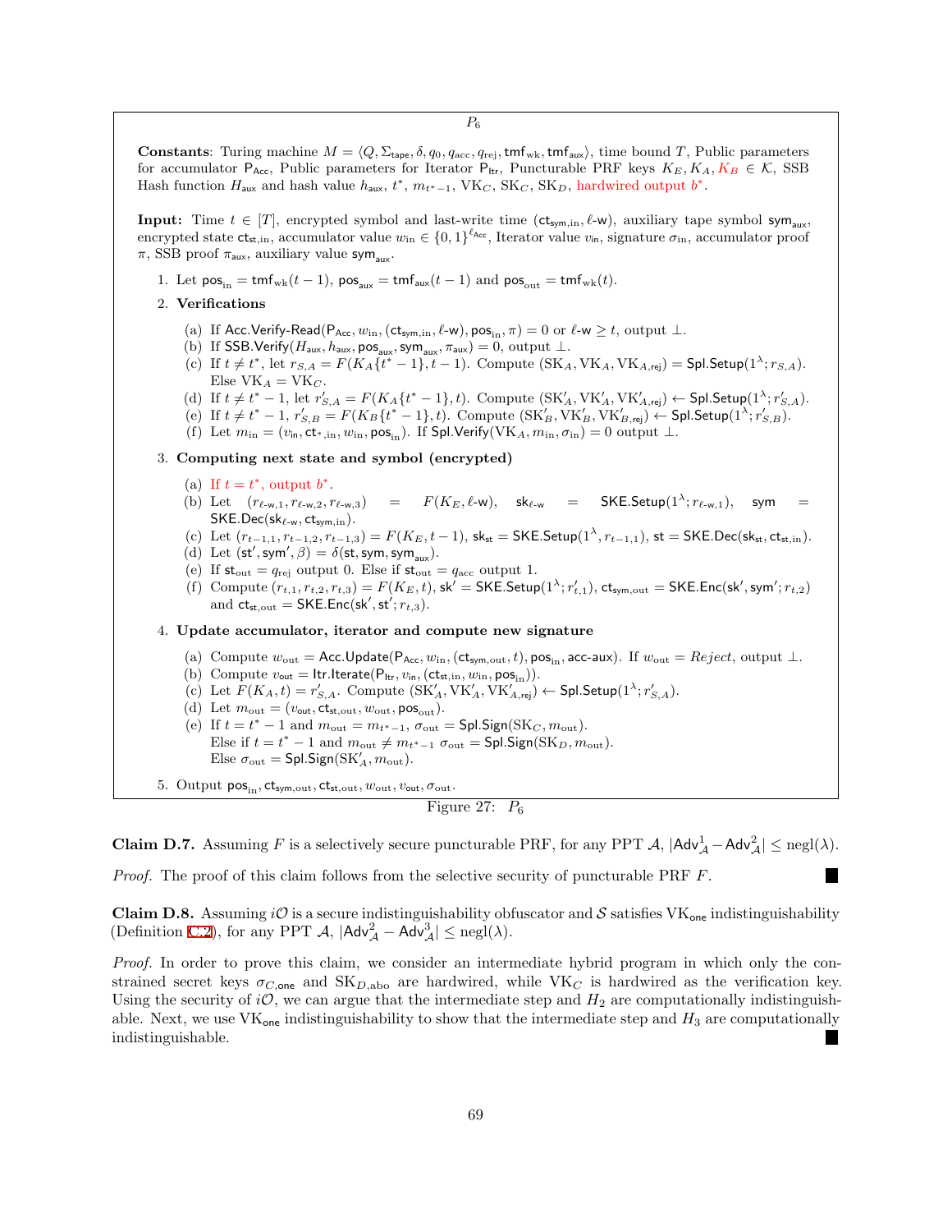$P_6$

**Constants**: Turing machine $M = \langle Q, \Sigma_{\mathsf{tape}}, \delta, q_0, q_{\mathrm{acc}}, q_{\mathrm{rej}}, \mathsf{tmf}_{\mathrm{wk}}, \mathsf{tmf}_{\mathsf{aux}}\rangle$, time bound $T$, Public parameters for accumulator $\mathsf{P}_{\mathsf{Acc}}$, Public parameters for Iterator $\mathsf{P}_{\mathsf{Itr}}$, Puncturable PRF keys $K_E, K_A, K_B \in \mathcal{K}$, SSB Hash function $H_{\mathsf{aux}}$ and hash value $h_{\mathsf{aux}}$, $t^*$, $m_{t^*-1}$, $\mathrm{VK}_C$, $\mathrm{SK}_C$, $\mathrm{SK}_D$, hardwired output $b^*$.

**Input:** Time $t \in [T]$, encrypted symbol and last-write time $(\mathsf{ct}_{\mathsf{sym},\mathrm{in}}, \ell\text{-}\mathsf{w})$, auxiliary tape symbol $\mathsf{sym}_{\mathsf{aux}}$, encrypted state $\mathsf{ct}_{\mathsf{st},\mathrm{in}}$, accumulator value $w_{\mathrm{in}} \in \{0,1\}^{\ell_{\mathsf{Acc}}}$, Iterator value $v_{\mathsf{in}}$, signature $\sigma_{\mathrm{in}}$, accumulator proof $\pi$, SSB proof $\pi_{\mathsf{aux}}$, auxiliary value $\mathsf{sym}_{\mathsf{aux}}$.

1. Let $\mathsf{pos}_{\mathrm{in}} = \mathsf{tmf}_{\mathrm{wk}}(t-1)$, $\mathsf{pos}_{\mathsf{aux}} = \mathsf{tmf}_{\mathsf{aux}}(t-1)$ and $\mathsf{pos}_{\mathrm{out}} = \mathsf{tmf}_{\mathrm{wk}}(t)$.
2. **Verifications**
   (a) If $\mathsf{Acc.Verify\text{-}Read}(\mathsf{P}_{\mathsf{Acc}}, w_{\mathrm{in}}, (\mathsf{ct}_{\mathsf{sym},\mathrm{in}}, \ell\text{-}\mathsf{w}), \mathsf{pos}_{\mathrm{in}}, \pi) = 0$ or $\ell\text{-}\mathsf{w} \geq t$, output $\perp$.
   (b) If $\mathsf{SSB.Verify}(H_{\mathsf{aux}}, h_{\mathsf{aux}}, \mathsf{pos}_{\mathsf{aux}}, \mathsf{sym}_{\mathsf{aux}}, \pi_{\mathsf{aux}}) = 0$, output $\perp$.
   (c) If $t \neq t^*$, let $r_{S,A} = F(K_A\{t^*-1\}, t-1)$. Compute $(\mathrm{SK}_A, \mathrm{VK}_A, \mathrm{VK}_{A,\mathsf{rej}}) = \mathsf{Spl.Setup}(1^\lambda; r_{S,A})$. Else $\mathrm{VK}_A = \mathrm{VK}_C$.
   (d) If $t \neq t^*-1$, let $r'_{S,A} = F(K_A\{t^*-1\}, t)$. Compute $(\mathrm{SK}'_A, \mathrm{VK}'_A, \mathrm{VK}'_{A,\mathsf{rej}}) \leftarrow \mathsf{Spl.Setup}(1^\lambda; r'_{S,A})$.
   (e) If $t \neq t^*-1$, $r'_{S,B} = F(K_B\{t^*-1\}, t)$. Compute $(\mathrm{SK}'_B, \mathrm{VK}'_B, \mathrm{VK}'_{B,\mathsf{rej}}) \leftarrow \mathsf{Spl.Setup}(1^\lambda; r'_{S,B})$.
   (f) Let $m_{\mathrm{in}} = (v_{\mathsf{in}}, \mathsf{ct}_{*,\mathrm{in}}, w_{\mathrm{in}}, \mathsf{pos}_{\mathrm{in}})$. If $\mathsf{Spl.Verify}(\mathrm{VK}_A, m_{\mathrm{in}}, \sigma_{\mathrm{in}}) = 0$ output $\perp$.
3. **Computing next state and symbol (encrypted)**
   (a) If $t = t^*$, output $b^*$.
   (b) Let $(r_{\ell\text{-}\mathsf{w},1}, r_{\ell\text{-}\mathsf{w},2}, r_{\ell\text{-}\mathsf{w},3}) = F(K_E, \ell\text{-}\mathsf{w})$, $\mathsf{sk}_{\ell\text{-}\mathsf{w}} = \mathsf{SKE.Setup}(1^\lambda; r_{\ell\text{-}\mathsf{w},1})$, $\mathsf{sym} = \mathsf{SKE.Dec}(\mathsf{sk}_{\ell\text{-}\mathsf{w}}, \mathsf{ct}_{\mathsf{sym},\mathrm{in}})$.
   (c) Let $(r_{t-1,1}, r_{t-1,2}, r_{t-1,3}) = F(K_E, t-1)$, $\mathsf{sk}_{\mathsf{st}} = \mathsf{SKE.Setup}(1^\lambda, r_{t-1,1})$, $\mathsf{st} = \mathsf{SKE.Dec}(\mathsf{sk}_{\mathsf{st}}, \mathsf{ct}_{\mathsf{st},\mathrm{in}})$.
   (d) Let $(\mathsf{st}', \mathsf{sym}', \beta) = \delta(\mathsf{st}, \mathsf{sym}, \mathsf{sym}_{\mathsf{aux}})$.
   (e) If $\mathsf{st}_{\mathrm{out}} = q_{\mathrm{rej}}$ output 0. Else if $\mathsf{st}_{\mathrm{out}} = q_{\mathrm{acc}}$ output 1.
   (f) Compute $(r_{t,1}, r_{t,2}, r_{t,3}) = F(K_E, t)$, $\mathsf{sk}' = \mathsf{SKE.Setup}(1^\lambda; r'_{t,1})$, $\mathsf{ct}_{\mathsf{sym},\mathrm{out}} = \mathsf{SKE.Enc}(\mathsf{sk}', \mathsf{sym}'; r_{t,2})$ and $\mathsf{ct}_{\mathsf{st},\mathrm{out}} = \mathsf{SKE.Enc}(\mathsf{sk}', \mathsf{st}'; r_{t,3})$.
4. **Update accumulator, iterator and compute new signature**
   (a) Compute $w_{\mathrm{out}} = \mathsf{Acc.Update}(\mathsf{P}_{\mathsf{Acc}}, w_{\mathrm{in}}, (\mathsf{ct}_{\mathsf{sym},\mathrm{out}}, t), \mathsf{pos}_{\mathrm{in}}, \mathsf{acc\text{-}aux})$. If $w_{\mathrm{out}} = \mathit{Reject}$, output $\perp$.
   (b) Compute $v_{\mathsf{out}} = \mathsf{Itr.Iterate}(\mathsf{P}_{\mathsf{Itr}}, v_{\mathsf{in}}, (\mathsf{ct}_{\mathsf{st},\mathrm{in}}, w_{\mathrm{in}}, \mathsf{pos}_{\mathrm{in}}))$.
   (c) Let $F(K_A, t) = r'_{S,A}$. Compute $(\mathrm{SK}'_A, \mathrm{VK}'_A, \mathrm{VK}'_{A,\mathsf{rej}}) \leftarrow \mathsf{Spl.Setup}(1^\lambda; r'_{S,A})$.
   (d) Let $m_{\mathrm{out}} = (v_{\mathsf{out}}, \mathsf{ct}_{\mathsf{st},\mathrm{out}}, w_{\mathrm{out}}, \mathsf{pos}_{\mathrm{out}})$.
   (e) If $t = t^*-1$ and $m_{\mathrm{out}} = m_{t^*-1}$, $\sigma_{\mathrm{out}} = \mathsf{Spl.Sign}(\mathrm{SK}_C, m_{\mathrm{out}})$.
   Else if $t = t^*-1$ and $m_{\mathrm{out}} \neq m_{t^*-1}$ $\sigma_{\mathrm{out}} = \mathsf{Spl.Sign}(\mathrm{SK}_D, m_{\mathrm{out}})$.
   Else $\sigma_{\mathrm{out}} = \mathsf{Spl.Sign}(\mathrm{SK}'_A, m_{\mathrm{out}})$.
5. Output $\mathsf{pos}_{\mathrm{in}}, \mathsf{ct}_{\mathsf{sym},\mathrm{out}}, \mathsf{ct}_{\mathsf{st},\mathrm{out}}, w_{\mathrm{out}}, v_{\mathsf{out}}, \sigma_{\mathrm{out}}$.

Figure 27: $P_6$

**Claim D.7.** Assuming $F$ is a selectively secure puncturable PRF, for any PPT $\mathcal{A}$, $|\mathsf{Adv}^1_{\mathcal{A}} - \mathsf{Adv}^2_{\mathcal{A}}| \leq \mathrm{negl}(\lambda)$.

*Proof.* The proof of this claim follows from the selective security of puncturable PRF $F$. ∎

**Claim D.8.** Assuming $i\mathcal{O}$ is a secure indistinguishability obfuscator and $\mathcal{S}$ satisfies $\mathrm{VK}_{\mathsf{one}}$ indistinguishability (Definition C.2), for any PPT $\mathcal{A}$, $|\mathsf{Adv}^2_{\mathcal{A}} - \mathsf{Adv}^3_{\mathcal{A}}| \leq \mathrm{negl}(\lambda)$.

*Proof.* In order to prove this claim, we consider an intermediate hybrid program in which only the constrained secret keys $\sigma_{C,\mathsf{one}}$ and $\mathrm{SK}_{D,\mathrm{abo}}$ are hardwired, while $\mathrm{VK}_C$ is hardwired as the verification key. Using the security of $i\mathcal{O}$, we can argue that the intermediate step and $H_2$ are computationally indistinguishable. Next, we use $\mathrm{VK}_{\mathsf{one}}$ indistinguishability to show that the intermediate step and $H_3$ are computationally indistinguishable. ∎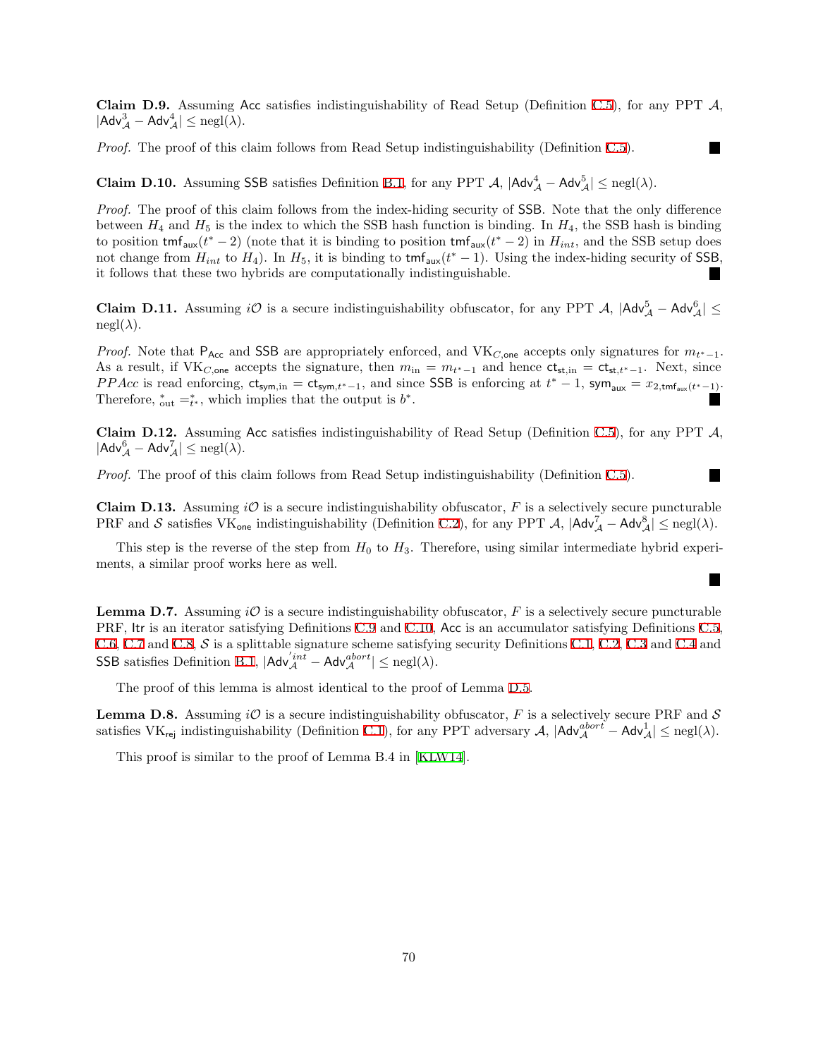**Claim D.9.** Assuming $\mathsf{Acc}$ satisfies indistinguishability of Read Setup (Definition C.5), for any PPT $\mathcal{A}$, $|\mathsf{Adv}^3_{\mathcal{A}} - \mathsf{Adv}^4_{\mathcal{A}}| \leq \text{negl}(\lambda)$.

*Proof.* The proof of this claim follows from Read Setup indistinguishability (Definition C.5). ∎

**Claim D.10.** Assuming $\mathsf{SSB}$ satisfies Definition B.1, for any PPT $\mathcal{A}$, $|\mathsf{Adv}^4_{\mathcal{A}} - \mathsf{Adv}^5_{\mathcal{A}}| \leq \text{negl}(\lambda)$.

*Proof.* The proof of this claim follows from the index-hiding security of $\mathsf{SSB}$. Note that the only difference between $H_4$ and $H_5$ is the index to which the SSB hash function is binding. In $H_4$, the SSB hash is binding to position $\mathsf{tmf}_{\mathsf{aux}}(t^*-2)$ (note that it is binding to position $\mathsf{tmf}_{\mathsf{aux}}(t^*-2)$ in $H_{int}$, and the SSB setup does not change from $H_{int}$ to $H_4$). In $H_5$, it is binding to $\mathsf{tmf}_{\mathsf{aux}}(t^*-1)$. Using the index-hiding security of $\mathsf{SSB}$, it follows that these two hybrids are computationally indistinguishable. ∎

**Claim D.11.** Assuming $i\mathcal{O}$ is a secure indistinguishability obfuscator, for any PPT $\mathcal{A}$, $|\mathsf{Adv}^5_{\mathcal{A}} - \mathsf{Adv}^6_{\mathcal{A}}| \leq \text{negl}(\lambda)$.

*Proof.* Note that $\mathsf{P}_{\mathsf{Acc}}$ and $\mathsf{SSB}$ are appropriately enforced, and $\mathrm{VK}_{C,\mathsf{one}}$ accepts only signatures for $m_{t^*-1}$. As a result, if $\mathrm{VK}_{C,\mathsf{one}}$ accepts the signature, then $m_{\text{in}} = m_{t^*-1}$ and hence $\mathsf{ct}_{\mathsf{st},\text{in}} = \mathsf{ct}_{\mathsf{st},t^*-1}$. Next, since $PPAcc$ is read enforcing, $\mathsf{ct}_{\mathsf{sym},\text{in}} = \mathsf{ct}_{\mathsf{sym},t^*-1}$, and since $\mathsf{SSB}$ is enforcing at $t^*-1$, $\mathsf{sym}_{\mathsf{aux}} = x_{2,\mathsf{tmf}_{\mathsf{aux}}(t^*-1)}$. Therefore, $^*_{\text{out}} =^*_{t^*}$, which implies that the output is $b^*$. ∎

**Claim D.12.** Assuming $\mathsf{Acc}$ satisfies indistinguishability of Read Setup (Definition C.5), for any PPT $\mathcal{A}$, $|\mathsf{Adv}^6_{\mathcal{A}} - \mathsf{Adv}^7_{\mathcal{A}}| \leq \text{negl}(\lambda)$.

*Proof.* The proof of this claim follows from Read Setup indistinguishability (Definition C.5). ∎

**Claim D.13.** Assuming $i\mathcal{O}$ is a secure indistinguishability obfuscator, $F$ is a selectively secure puncturable PRF and $\mathcal{S}$ satisfies $\mathrm{VK}_{\mathsf{one}}$ indistinguishability (Definition C.2), for any PPT $\mathcal{A}$, $|\mathsf{Adv}^7_{\mathcal{A}} - \mathsf{Adv}^8_{\mathcal{A}}| \leq \text{negl}(\lambda)$.

This step is the reverse of the step from $H_0$ to $H_3$. Therefore, using similar intermediate hybrid experiments, a similar proof works here as well. ∎

**Lemma D.7.** Assuming $i\mathcal{O}$ is a secure indistinguishability obfuscator, $F$ is a selectively secure puncturable PRF, $\mathsf{Itr}$ is an iterator satisfying Definitions C.9 and C.10, $\mathsf{Acc}$ is an accumulator satisfying Definitions C.5, C.6, C.7 and C.8, $\mathcal{S}$ is a splittable signature scheme satisfying security Definitions C.1, C.2, C.3 and C.4 and $\mathsf{SSB}$ satisfies Definition B.1, $|\mathsf{Adv}'^{int}_{\mathcal{A}} - \mathsf{Adv}^{abort}_{\mathcal{A}}| \leq \text{negl}(\lambda)$.

The proof of this lemma is almost identical to the proof of Lemma D.5.

**Lemma D.8.** Assuming $i\mathcal{O}$ is a secure indistinguishability obfuscator, $F$ is a selectively secure PRF and $\mathcal{S}$ satisfies $\mathrm{VK}_{\mathsf{rej}}$ indistinguishability (Definition C.1), for any PPT adversary $\mathcal{A}$, $|\mathsf{Adv}^{abort}_{\mathcal{A}} - \mathsf{Adv}^1_{\mathcal{A}}| \leq \text{negl}(\lambda)$.

This proof is similar to the proof of Lemma B.4 in [KLW14].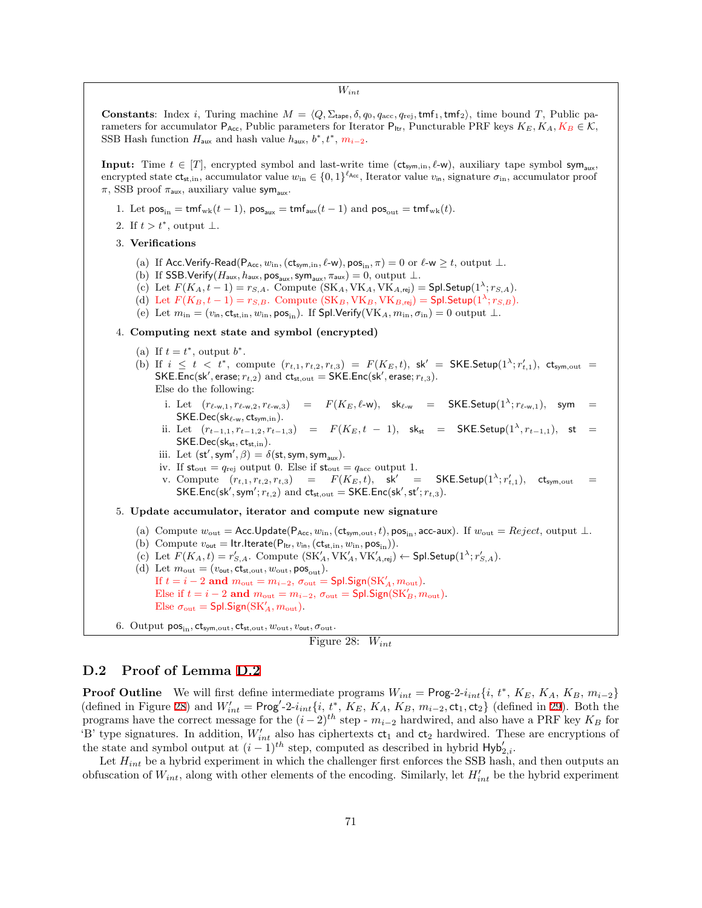$W_{int}$

**Constants**: Index $i$, Turing machine $M = \langle Q, \Sigma_{\mathsf{tape}}, \delta, q_0, q_{\mathrm{acc}}, q_{\mathrm{rej}}, \mathsf{tmf}_1, \mathsf{tmf}_2 \rangle$, time bound $T$, Public parameters for accumulator $\mathsf{P}_{\mathsf{Acc}}$, Public parameters for Iterator $\mathsf{P}_{\mathsf{Itr}}$, Puncturable PRF keys $K_E, K_A, K_B \in \mathcal{K}$, SSB Hash function $H_{\mathsf{aux}}$ and hash value $h_{\mathsf{aux}}$, $b^*, t^*$, $m_{i-2}$.

**Input:** Time $t \in [T]$, encrypted symbol and last-write time $(\mathsf{ct}_{\mathsf{sym,in}}, \ell\text{-}\mathsf{w})$, auxiliary tape symbol $\mathsf{sym}_{\mathsf{aux}}$, encrypted state $\mathsf{ct}_{\mathsf{st,in}}$, accumulator value $w_{\mathrm{in}} \in \{0,1\}^{\ell_{\mathsf{Acc}}}$, Iterator value $v_{\mathsf{in}}$, signature $\sigma_{\mathrm{in}}$, accumulator proof $\pi$, SSB proof $\pi_{\mathsf{aux}}$, auxiliary value $\mathsf{sym}_{\mathsf{aux}}$.

1. Let $\mathsf{pos}_{\mathrm{in}} = \mathsf{tmf}_{\mathrm{wk}}(t-1)$, $\mathsf{pos}_{\mathsf{aux}} = \mathsf{tmf}_{\mathrm{aux}}(t-1)$ and $\mathsf{pos}_{\mathrm{out}} = \mathsf{tmf}_{\mathrm{wk}}(t)$.
2. If $t > t^*$, output $\perp$.
3. **Verifications**
   (a) If $\mathsf{Acc.Verify\text{-}Read}(\mathsf{P}_{\mathsf{Acc}}, w_{\mathrm{in}}, (\mathsf{ct}_{\mathsf{sym,in}}, \ell\text{-}\mathsf{w}), \mathsf{pos}_{\mathrm{in}}, \pi) = 0$ or $\ell\text{-}\mathsf{w} \geq t$, output $\perp$.
   (b) If $\mathsf{SSB.Verify}(H_{\mathsf{aux}}, h_{\mathsf{aux}}, \mathsf{pos}_{\mathsf{aux}}, \mathsf{sym}_{\mathsf{aux}}, \pi_{\mathsf{aux}}) = 0$, output $\perp$.
   (c) Let $F(K_A, t-1) = r_{S,A}$. Compute $(\mathrm{SK}_A, \mathrm{VK}_A, \mathrm{VK}_{A,\mathsf{rej}}) = \mathsf{Spl.Setup}(1^\lambda; r_{S,A})$.
   (d) Let $F(K_B, t-1) = r_{S,B}$. Compute $(\mathrm{SK}_B, \mathrm{VK}_B, \mathrm{VK}_{B,\mathsf{rej}}) = \mathsf{Spl.Setup}(1^\lambda; r_{S,B})$.
   (e) Let $m_{\mathrm{in}} = (v_{\mathsf{in}}, \mathsf{ct}_{\mathsf{st,in}}, w_{\mathrm{in}}, \mathsf{pos}_{\mathrm{in}})$. If $\mathsf{Spl.Verify}(\mathrm{VK}_A, m_{\mathrm{in}}, \sigma_{\mathrm{in}}) = 0$ output $\perp$.
4. **Computing next state and symbol (encrypted)**
   (a) If $t = t^*$, output $b^*$.
   (b) If $i \leq t < t^*$, compute $(r_{t,1}, r_{t,2}, r_{t,3}) = F(K_E, t)$, $\mathsf{sk}' = \mathsf{SKE.Setup}(1^\lambda; r'_{t,1})$, $\mathsf{ct}_{\mathsf{sym,out}} = \mathsf{SKE.Enc}(\mathsf{sk}', \mathsf{erase}; r_{t,2})$ and $\mathsf{ct}_{\mathsf{st,out}} = \mathsf{SKE.Enc}(\mathsf{sk}', \mathsf{erase}; r_{t,3})$.
   Else do the following:
      i. Let $(r_{\ell\text{-}\mathsf{w},1}, r_{\ell\text{-}\mathsf{w},2}, r_{\ell\text{-}\mathsf{w},3}) = F(K_E, \ell\text{-}\mathsf{w})$, $\mathsf{sk}_{\ell\text{-}\mathsf{w}} = \mathsf{SKE.Setup}(1^\lambda; r_{\ell\text{-}\mathsf{w},1})$, $\mathsf{sym} = \mathsf{SKE.Dec}(\mathsf{sk}_{\ell\text{-}\mathsf{w}}, \mathsf{ct}_{\mathsf{sym,in}})$.
      ii. Let $(r_{t-1,1}, r_{t-1,2}, r_{t-1,3}) = F(K_E, t-1)$, $\mathsf{sk}_{\mathsf{st}} = \mathsf{SKE.Setup}(1^\lambda, r_{t-1,1})$, $\mathsf{st} = \mathsf{SKE.Dec}(\mathsf{sk}_{\mathsf{st}}, \mathsf{ct}_{\mathsf{st,in}})$.
      iii. Let $(\mathsf{st}', \mathsf{sym}', \beta) = \delta(\mathsf{st}, \mathsf{sym}, \mathsf{sym}_{\mathsf{aux}})$.
      iv. If $\mathsf{st}_{\mathrm{out}} = q_{\mathrm{rej}}$ output 0. Else if $\mathsf{st}_{\mathrm{out}} = q_{\mathrm{acc}}$ output 1.
      v. Compute $(r_{t,1}, r_{t,2}, r_{t,3}) = F(K_E, t)$, $\mathsf{sk}' = \mathsf{SKE.Setup}(1^\lambda; r'_{t,1})$, $\mathsf{ct}_{\mathsf{sym,out}} = \mathsf{SKE.Enc}(\mathsf{sk}', \mathsf{sym}'; r_{t,2})$ and $\mathsf{ct}_{\mathsf{st,out}} = \mathsf{SKE.Enc}(\mathsf{sk}', \mathsf{st}'; r_{t,3})$.
5. **Update accumulator, iterator and compute new signature**
   (a) Compute $w_{\mathrm{out}} = \mathsf{Acc.Update}(\mathsf{P}_{\mathsf{Acc}}, w_{\mathrm{in}}, (\mathsf{ct}_{\mathsf{sym,out}}, t), \mathsf{pos}_{\mathrm{in}}, \mathsf{acc\text{-}aux})$. If $w_{\mathrm{out}} = \mathit{Reject}$, output $\perp$.
   (b) Compute $v_{\mathsf{out}} = \mathsf{Itr.Iterate}(\mathsf{P}_{\mathsf{Itr}}, v_{\mathsf{in}}, (\mathsf{ct}_{\mathsf{st,in}}, w_{\mathrm{in}}, \mathsf{pos}_{\mathrm{in}}))$.
   (c) Let $F(K_A, t) = r'_{S,A}$. Compute $(\mathrm{SK}'_A, \mathrm{VK}'_A, \mathrm{VK}'_{A,\mathsf{rej}}) \leftarrow \mathsf{Spl.Setup}(1^\lambda; r'_{S,A})$.
   (d) Let $m_{\mathrm{out}} = (v_{\mathsf{out}}, \mathsf{ct}_{\mathsf{st,out}}, w_{\mathrm{out}}, \mathsf{pos}_{\mathrm{out}})$.
   If $t = i-2$ **and** $m_{\mathrm{out}} = m_{i-2}$, $\sigma_{\mathrm{out}} = \mathsf{Spl.Sign}(\mathrm{SK}'_A, m_{\mathrm{out}})$.
   Else if $t = i-2$ **and** $m_{\mathrm{out}} = m_{i-2}$, $\sigma_{\mathrm{out}} = \mathsf{Spl.Sign}(\mathrm{SK}'_B, m_{\mathrm{out}})$.
   Else $\sigma_{\mathrm{out}} = \mathsf{Spl.Sign}(\mathrm{SK}'_A, m_{\mathrm{out}})$.
6. Output $\mathsf{pos}_{\mathrm{in}}, \mathsf{ct}_{\mathsf{sym,out}}, \mathsf{ct}_{\mathsf{st,out}}, w_{\mathrm{out}}, v_{\mathsf{out}}, \sigma_{\mathrm{out}}$.

Figure 28: $W_{int}$

## D.2 Proof of Lemma D.2

**Proof Outline** We will first define intermediate programs $W_{int} = \mathsf{Prog\text{-}2\text{-}}i_{int}\{i,\, t^*,\, K_E,\, K_A,\, K_B,\, m_{i-2}\}$ (defined in Figure 28) and $W'_{int} = \mathsf{Prog'\text{-}2\text{-}}i_{int}\{i,\, t^*,\, K_E,\, K_A,\, K_B,\, m_{i-2}, \mathsf{ct}_1, \mathsf{ct}_2\}$ (defined in 29). Both the programs have the correct message for the $(i-2)^{th}$ step - $m_{i-2}$ hardwired, and also have a PRF key $K_B$ for 'B' type signatures. In addition, $W'_{int}$ also has ciphertexts $\mathsf{ct}_1$ and $\mathsf{ct}_2$ hardwired. These are encryptions of the state and symbol output at $(i-1)^{th}$ step, computed as described in hybrid $\mathsf{Hyb}'_{2,i}$.

Let $H_{int}$ be a hybrid experiment in which the challenger first enforces the SSB hash, and then outputs an obfuscation of $W_{int}$, along with other elements of the encoding. Similarly, let $H'_{int}$ be the hybrid experiment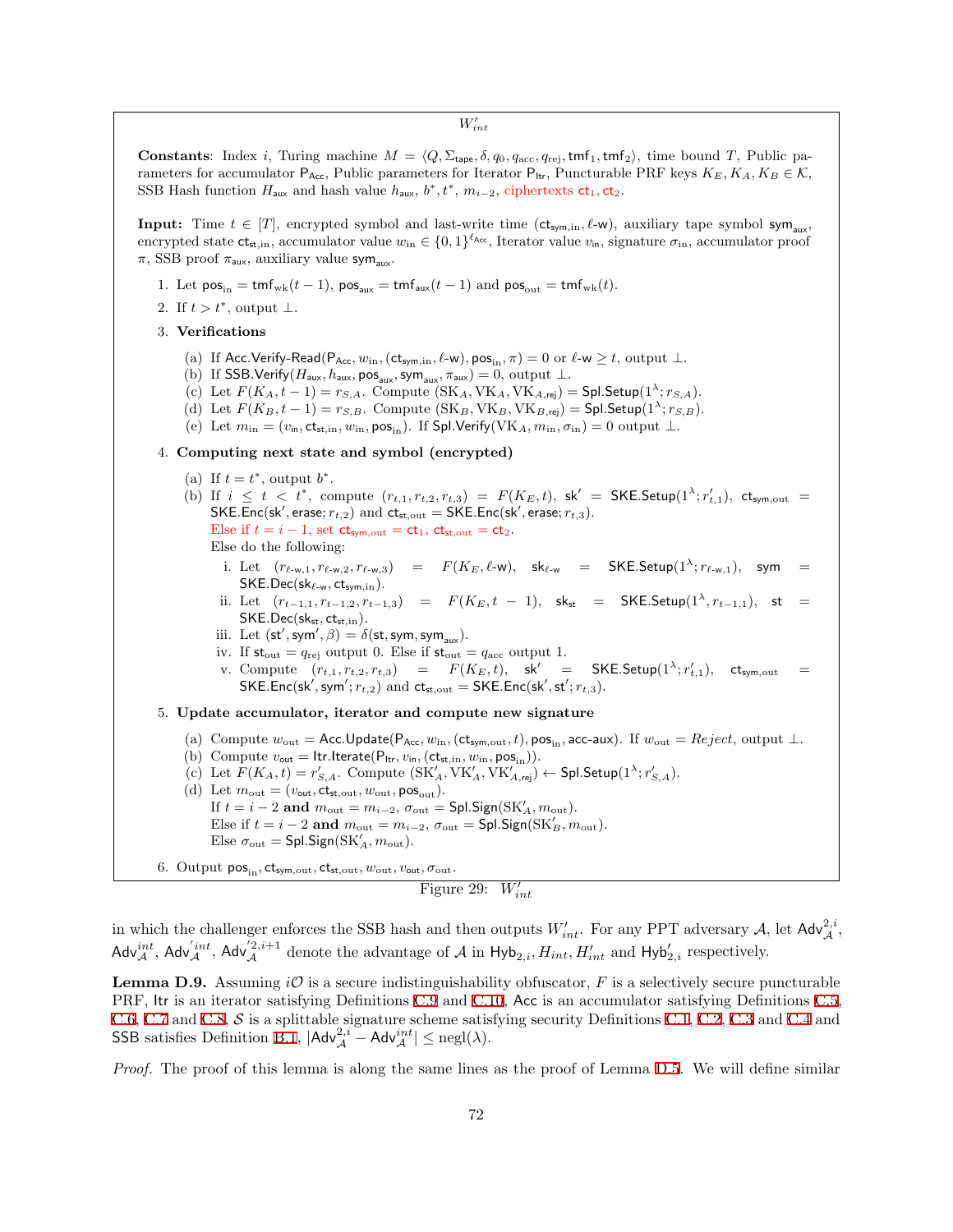**$W'_{int}$**

**Constants**: Index $i$, Turing machine $M = \langle Q, \Sigma_{\mathsf{tape}}, \delta, q_0, q_{acc}, q_{rej}, \mathsf{tmf}_1, \mathsf{tmf}_2 \rangle$, time bound $T$, Public parameters for accumulator $\mathsf{P}_{\mathsf{Acc}}$, Public parameters for Iterator $\mathsf{P}_{\mathsf{Itr}}$, Puncturable PRF keys $K_E, K_A, K_B \in \mathcal{K}$, SSB Hash function $H_{\mathsf{aux}}$ and hash value $h_{\mathsf{aux}}$, $b^*, t^*$, $m_{i-2}$, ciphertexts $\mathsf{ct}_1, \mathsf{ct}_2$.

**Input:** Time $t \in [T]$, encrypted symbol and last-write time ($\mathsf{ct}_{\mathsf{sym,in}}, \ell\text{-}\mathsf{w}$), auxiliary tape symbol $\mathsf{sym}_{\mathsf{aux}}$, encrypted state $\mathsf{ct}_{\mathsf{st,in}}$, accumulator value $w_{\mathrm{in}} \in \{0,1\}^{\ell_{\mathsf{Acc}}}$, Iterator value $v_{\mathsf{in}}$, signature $\sigma_{\mathrm{in}}$, accumulator proof $\pi$, SSB proof $\pi_{\mathsf{aux}}$, auxiliary value $\mathsf{sym}_{\mathsf{aux}}$.

1. Let $\mathsf{pos}_{\mathrm{in}} = \mathsf{tmf}_{\mathrm{wk}}(t-1)$, $\mathsf{pos}_{\mathsf{aux}} = \mathsf{tmf}_{\mathsf{aux}}(t-1)$ and $\mathsf{pos}_{\mathrm{out}} = \mathsf{tmf}_{\mathrm{wk}}(t)$.
2. If $t > t^*$, output $\perp$.
3. **Verifications**
   (a) If $\mathsf{Acc.Verify\text{-}Read}(\mathsf{P}_{\mathsf{Acc}}, w_{\mathrm{in}}, (\mathsf{ct}_{\mathsf{sym,in}}, \ell\text{-}\mathsf{w}), \mathsf{pos}_{\mathrm{in}}, \pi) = 0$ or $\ell\text{-}\mathsf{w} \geq t$, output $\perp$.
   (b) If $\mathsf{SSB.Verify}(H_{\mathsf{aux}}, h_{\mathsf{aux}}, \mathsf{pos}_{\mathsf{aux}}, \mathsf{sym}_{\mathsf{aux}}, \pi_{\mathsf{aux}}) = 0$, output $\perp$.
   (c) Let $F(K_A, t-1) = r_{S,A}$. Compute $(\mathrm{SK}_A, \mathrm{VK}_A, \mathrm{VK}_{A,\mathsf{rej}}) = \mathsf{Spl.Setup}(1^\lambda; r_{S,A})$.
   (d) Let $F(K_B, t-1) = r_{S,B}$. Compute $(\mathrm{SK}_B, \mathrm{VK}_B, \mathrm{VK}_{B,\mathsf{rej}}) = \mathsf{Spl.Setup}(1^\lambda; r_{S,B})$.
   (e) Let $m_{\mathrm{in}} = (v_{\mathsf{in}}, \mathsf{ct}_{\mathsf{st,in}}, w_{\mathrm{in}}, \mathsf{pos}_{\mathrm{in}})$. If $\mathsf{Spl.Verify}(\mathrm{VK}_A, m_{\mathrm{in}}, \sigma_{\mathrm{in}}) = 0$ output $\perp$.
4. **Computing next state and symbol (encrypted)**
   (a) If $t = t^*$, output $b^*$.
   (b) If $i \leq t < t^*$, compute $(r_{t,1}, r_{t,2}, r_{t,3}) = F(K_E, t)$, $\mathsf{sk}' = \mathsf{SKE.Setup}(1^\lambda; r'_{t,1})$, $\mathsf{ct}_{\mathsf{sym,out}} = \mathsf{SKE.Enc}(\mathsf{sk}', \mathsf{erase}; r_{t,2})$ and $\mathsf{ct}_{\mathsf{st,out}} = \mathsf{SKE.Enc}(\mathsf{sk}', \mathsf{erase}; r_{t,3})$.
   Else if $t = i-1$, set $\mathsf{ct}_{\mathsf{sym,out}} = \mathsf{ct}_1$, $\mathsf{ct}_{\mathsf{st,out}} = \mathsf{ct}_2$.
   Else do the following:
      i. Let $(r_{\ell\text{-}\mathsf{w},1}, r_{\ell\text{-}\mathsf{w},2}, r_{\ell\text{-}\mathsf{w},3}) = F(K_E, \ell\text{-}\mathsf{w})$, $\mathsf{sk}_{\ell\text{-}\mathsf{w}} = \mathsf{SKE.Setup}(1^\lambda; r_{\ell\text{-}\mathsf{w},1})$, $\mathsf{sym} = \mathsf{SKE.Dec}(\mathsf{sk}_{\ell\text{-}\mathsf{w}}, \mathsf{ct}_{\mathsf{sym,in}})$.
      ii. Let $(r_{t-1,1}, r_{t-1,2}, r_{t-1,3}) = F(K_E, t-1)$, $\mathsf{sk}_{\mathsf{st}} = \mathsf{SKE.Setup}(1^\lambda, r_{t-1,1})$, $\mathsf{st} = \mathsf{SKE.Dec}(\mathsf{sk}_{\mathsf{st}}, \mathsf{ct}_{\mathsf{st,in}})$.
      iii. Let $(\mathsf{st}', \mathsf{sym}', \beta) = \delta(\mathsf{st}, \mathsf{sym}, \mathsf{sym}_{\mathsf{aux}})$.
      iv. If $\mathsf{st}_{\mathrm{out}} = q_{\mathrm{rej}}$ output 0. Else if $\mathsf{st}_{\mathrm{out}} = q_{\mathrm{acc}}$ output 1.
      v. Compute $(r_{t,1}, r_{t,2}, r_{t,3}) = F(K_E, t)$, $\mathsf{sk}' = \mathsf{SKE.Setup}(1^\lambda; r'_{t,1})$, $\mathsf{ct}_{\mathsf{sym,out}} = \mathsf{SKE.Enc}(\mathsf{sk}', \mathsf{sym}'; r_{t,2})$ and $\mathsf{ct}_{\mathsf{st,out}} = \mathsf{SKE.Enc}(\mathsf{sk}', \mathsf{st}'; r_{t,3})$.
5. **Update accumulator, iterator and compute new signature**
   (a) Compute $w_{\mathrm{out}} = \mathsf{Acc.Update}(\mathsf{P}_{\mathsf{Acc}}, w_{\mathrm{in}}, (\mathsf{ct}_{\mathsf{sym,out}}, t), \mathsf{pos}_{\mathrm{in}}, \mathsf{acc\text{-}aux})$. If $w_{\mathrm{out}} = \mathit{Reject}$, output $\perp$.
   (b) Compute $v_{\mathsf{out}} = \mathsf{Itr.Iterate}(\mathsf{P}_{\mathsf{Itr}}, v_{\mathsf{in}}, (\mathsf{ct}_{\mathsf{st,in}}, w_{\mathrm{in}}, \mathsf{pos}_{\mathrm{in}}))$.
   (c) Let $F(K_A, t) = r'_{S,A}$. Compute $(\mathrm{SK}'_A, \mathrm{VK}'_A, \mathrm{VK}'_{A,\mathsf{rej}}) \leftarrow \mathsf{Spl.Setup}(1^\lambda; r'_{S,A})$.
   (d) Let $m_{\mathrm{out}} = (v_{\mathsf{out}}, \mathsf{ct}_{\mathsf{st,out}}, w_{\mathrm{out}}, \mathsf{pos}_{\mathrm{out}})$.
   If $t = i-2$ **and** $m_{\mathrm{out}} = m_{i-2}$, $\sigma_{\mathrm{out}} = \mathsf{Spl.Sign}(\mathrm{SK}'_A, m_{\mathrm{out}})$.
   Else if $t = i-2$ **and** $m_{\mathrm{out}} = m_{i-2}$, $\sigma_{\mathrm{out}} = \mathsf{Spl.Sign}(\mathrm{SK}'_B, m_{\mathrm{out}})$.
   Else $\sigma_{\mathrm{out}} = \mathsf{Spl.Sign}(\mathrm{SK}'_A, m_{\mathrm{out}})$.
6. Output $\mathsf{pos}_{\mathrm{in}}, \mathsf{ct}_{\mathsf{sym,out}}, \mathsf{ct}_{\mathsf{st,out}}, w_{\mathrm{out}}, v_{\mathsf{out}}, \sigma_{\mathrm{out}}$.

Figure 29: $W'_{int}$

in which the challenger enforces the SSB hash and then outputs $W'_{int}$. For any PPT adversary $\mathcal{A}$, let $\mathsf{Adv}^{2,i}_{\mathcal{A}}$, $\mathsf{Adv}^{int}_{\mathcal{A}}$, $\mathsf{Adv}'^{int}_{\mathcal{A}}$, $\mathsf{Adv}'^{2,i+1}_{\mathcal{A}}$ denote the advantage of $\mathcal{A}$ in $\mathsf{Hyb}_{2,i}, H_{int}, H'_{int}$ and $\mathsf{Hyb}'_{2,i}$ respectively.

**Lemma D.9.** Assuming $i\mathcal{O}$ is a secure indistinguishability obfuscator, $F$ is a selectively secure puncturable PRF, $\mathsf{Itr}$ is an iterator satisfying Definitions C.9 and C.10, $\mathsf{Acc}$ is an accumulator satisfying Definitions C.5, C.6, C.7 and C.8, $\mathcal{S}$ is a splittable signature scheme satisfying security Definitions C.1, C.2, C.3 and C.4 and SSB satisfies Definition B.1, $|\mathsf{Adv}^{2,i}_{\mathcal{A}} - \mathsf{Adv}^{int}_{\mathcal{A}}| \leq \mathrm{negl}(\lambda)$.

*Proof.* The proof of this lemma is along the same lines as the proof of Lemma D.5. We will define similar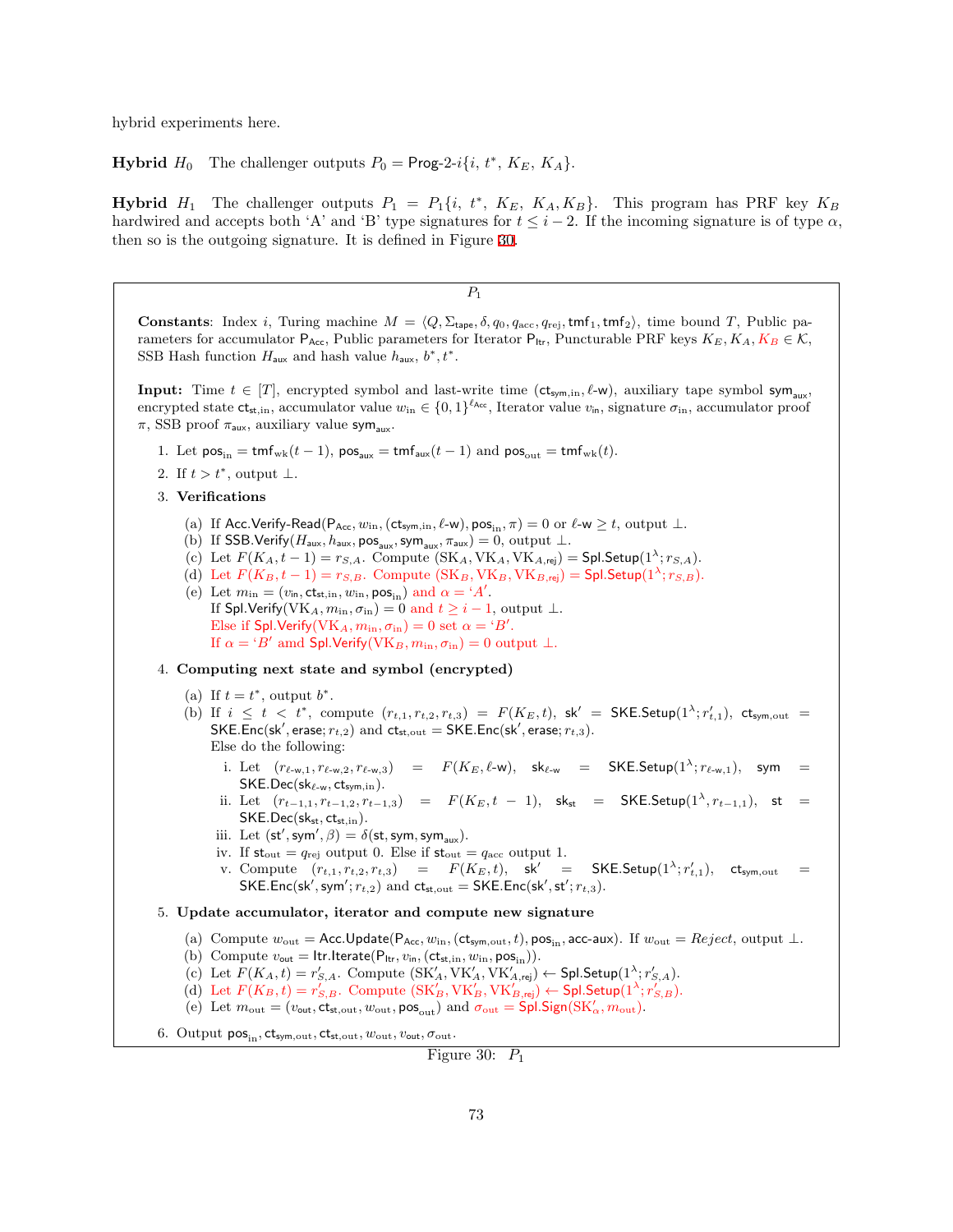hybrid experiments here.

**Hybrid $H_0$** The challenger outputs $P_0 = \mathsf{Prog\text{-}2\text{-}}i\{i,\, t^*,\, K_E,\, K_A\}$.

**Hybrid $H_1$** The challenger outputs $P_1 = P_1\{i,\, t^*,\, K_E,\, K_A, K_B\}$. This program has PRF key $K_B$ hardwired and accepts both 'A' and 'B' type signatures for $t \leq i-2$. If the incoming signature is of type $\alpha$, then so is the outgoing signature. It is defined in Figure 30.

---

$P_1$

**Constants**: Index $i$, Turing machine $M = \langle Q, \Sigma_{\mathsf{tape}}, \delta, q_0, q_{\mathrm{acc}}, q_{\mathrm{rej}}, \mathsf{tmf}_1, \mathsf{tmf}_2 \rangle$, time bound $T$, Public parameters for accumulator $\mathsf{P}_{\mathsf{Acc}}$, Public parameters for Iterator $\mathsf{P}_{\mathsf{Itr}}$, Puncturable PRF keys $K_E, K_A, K_B \in \mathcal{K}$, SSB Hash function $H_{\mathsf{aux}}$ and hash value $h_{\mathsf{aux}}$, $b^*, t^*$.

**Input:** Time $t \in [T]$, encrypted symbol and last-write time $(\mathsf{ct}_{\mathsf{sym,in}}, \ell\text{-}\mathsf{w})$, auxiliary tape symbol $\mathsf{sym}_{\mathsf{aux}}$, encrypted state $\mathsf{ct}_{\mathsf{st,in}}$, accumulator value $w_{\mathrm{in}} \in \{0,1\}^{\ell_{\mathsf{Acc}}}$, Iterator value $v_{\mathsf{in}}$, signature $\sigma_{\mathrm{in}}$, accumulator proof $\pi$, SSB proof $\pi_{\mathsf{aux}}$, auxiliary value $\mathsf{sym}_{\mathsf{aux}}$.

1. Let $\mathsf{pos}_{\mathrm{in}} = \mathsf{tmf}_{\mathrm{wk}}(t-1)$, $\mathsf{pos}_{\mathsf{aux}} = \mathsf{tmf}_{\mathsf{aux}}(t-1)$ and $\mathsf{pos}_{\mathrm{out}} = \mathsf{tmf}_{\mathrm{wk}}(t)$.
2. If $t > t^*$, output $\perp$.
3. **Verifications**
   (a) If $\mathsf{Acc.Verify\text{-}Read}(\mathsf{P}_{\mathsf{Acc}}, w_{\mathrm{in}}, (\mathsf{ct}_{\mathsf{sym,in}}, \ell\text{-}\mathsf{w}), \mathsf{pos}_{\mathrm{in}}, \pi) = 0$ or $\ell\text{-}\mathsf{w} \geq t$, output $\perp$.
   (b) If $\mathsf{SSB.Verify}(H_{\mathsf{aux}}, h_{\mathsf{aux}}, \mathsf{pos}_{\mathsf{aux}}, \mathsf{sym}_{\mathsf{aux}}, \pi_{\mathsf{aux}}) = 0$, output $\perp$.
   (c) Let $F(K_A, t-1) = r_{S,A}$. Compute $(\mathrm{SK}_A, \mathrm{VK}_A, \mathrm{VK}_{A,\mathsf{rej}}) = \mathsf{Spl.Setup}(1^\lambda; r_{S,A})$.
   (d) Let $F(K_B, t-1) = r_{S,B}$. Compute $(\mathrm{SK}_B, \mathrm{VK}_B, \mathrm{VK}_{B,\mathsf{rej}}) = \mathsf{Spl.Setup}(1^\lambda; r_{S,B})$.
   (e) Let $m_{\mathrm{in}} = (v_{\mathsf{in}}, \mathsf{ct}_{\mathsf{st,in}}, w_{\mathrm{in}}, \mathsf{pos}_{\mathrm{in}})$ and $\alpha = $ '$A$'.
   If $\mathsf{Spl.Verify}(\mathrm{VK}_A, m_{\mathrm{in}}, \sigma_{\mathrm{in}}) = 0$ and $t \geq i-1$, output $\perp$.
   Else if $\mathsf{Spl.Verify}(\mathrm{VK}_A, m_{\mathrm{in}}, \sigma_{\mathrm{in}}) = 0$ set $\alpha = $ '$B$'.
   If $\alpha = $ '$B$' amd $\mathsf{Spl.Verify}(\mathrm{VK}_B, m_{\mathrm{in}}, \sigma_{\mathrm{in}}) = 0$ output $\perp$.
4. **Computing next state and symbol (encrypted)**
   (a) If $t = t^*$, output $b^*$.
   (b) If $i \leq t < t^*$, compute $(r_{t,1}, r_{t,2}, r_{t,3}) = F(K_E, t)$, $\mathsf{sk}' = \mathsf{SKE.Setup}(1^\lambda; r'_{t,1})$, $\mathsf{ct}_{\mathsf{sym,out}} = \mathsf{SKE.Enc}(\mathsf{sk}', \mathsf{erase}; r_{t,2})$ and $\mathsf{ct}_{\mathsf{st,out}} = \mathsf{SKE.Enc}(\mathsf{sk}', \mathsf{erase}; r_{t,3})$.
   Else do the following:
      i. Let $(r_{\ell\text{-}\mathsf{w},1}, r_{\ell\text{-}\mathsf{w},2}, r_{\ell\text{-}\mathsf{w},3}) = F(K_E, \ell\text{-}\mathsf{w})$, $\mathsf{sk}_{\ell\text{-}\mathsf{w}} = \mathsf{SKE.Setup}(1^\lambda; r_{\ell\text{-}\mathsf{w},1})$, $\mathsf{sym} = \mathsf{SKE.Dec}(\mathsf{sk}_{\ell\text{-}\mathsf{w}}, \mathsf{ct}_{\mathsf{sym,in}})$.
      ii. Let $(r_{t-1,1}, r_{t-1,2}, r_{t-1,3}) = F(K_E, t-1)$, $\mathsf{sk}_{\mathsf{st}} = \mathsf{SKE.Setup}(1^\lambda, r_{t-1,1})$, $\mathsf{st} = \mathsf{SKE.Dec}(\mathsf{sk}_{\mathsf{st}}, \mathsf{ct}_{\mathsf{st,in}})$.
      iii. Let $(\mathsf{st}', \mathsf{sym}', \beta) = \delta(\mathsf{st}, \mathsf{sym}, \mathsf{sym}_{\mathsf{aux}})$.
      iv. If $\mathsf{st}_{\mathrm{out}} = q_{\mathrm{rej}}$ output 0. Else if $\mathsf{st}_{\mathrm{out}} = q_{\mathrm{acc}}$ output 1.
      v. Compute $(r_{t,1}, r_{t,2}, r_{t,3}) = F(K_E, t)$, $\mathsf{sk}' = \mathsf{SKE.Setup}(1^\lambda; r'_{t,1})$, $\mathsf{ct}_{\mathsf{sym,out}} = \mathsf{SKE.Enc}(\mathsf{sk}', \mathsf{sym}'; r_{t,2})$ and $\mathsf{ct}_{\mathsf{st,out}} = \mathsf{SKE.Enc}(\mathsf{sk}', \mathsf{st}'; r_{t,3})$.
5. **Update accumulator, iterator and compute new signature**
   (a) Compute $w_{\mathrm{out}} = \mathsf{Acc.Update}(\mathsf{P}_{\mathsf{Acc}}, w_{\mathrm{in}}, (\mathsf{ct}_{\mathsf{sym,out}}, t), \mathsf{pos}_{\mathrm{in}}, \mathsf{acc\text{-}aux})$. If $w_{\mathrm{out}} = Reject$, output $\perp$.
   (b) Compute $v_{\mathsf{out}} = \mathsf{Itr.Iterate}(\mathsf{P}_{\mathsf{Itr}}, v_{\mathsf{in}}, (\mathsf{ct}_{\mathsf{st,in}}, w_{\mathrm{in}}, \mathsf{pos}_{\mathrm{in}}))$.
   (c) Let $F(K_A, t) = r'_{S,A}$. Compute $(\mathrm{SK}'_A, \mathrm{VK}'_A, \mathrm{VK}'_{A,\mathsf{rej}}) \leftarrow \mathsf{Spl.Setup}(1^\lambda; r'_{S,A})$.
   (d) Let $F(K_B, t) = r'_{S,B}$. Compute $(\mathrm{SK}'_B, \mathrm{VK}'_B, \mathrm{VK}'_{B,\mathsf{rej}}) \leftarrow \mathsf{Spl.Setup}(1^\lambda; r'_{S,B})$.
   (e) Let $m_{\mathrm{out}} = (v_{\mathsf{out}}, \mathsf{ct}_{\mathsf{st,out}}, w_{\mathrm{out}}, \mathsf{pos}_{\mathrm{out}})$ and $\sigma_{\mathrm{out}} = \mathsf{Spl.Sign}(\mathrm{SK}'_\alpha, m_{\mathrm{out}})$.
6. Output $\mathsf{pos}_{\mathrm{in}}, \mathsf{ct}_{\mathsf{sym,out}}, \mathsf{ct}_{\mathsf{st,out}}, w_{\mathrm{out}}, v_{\mathsf{out}}, \sigma_{\mathrm{out}}$.

Figure 30: $P_1$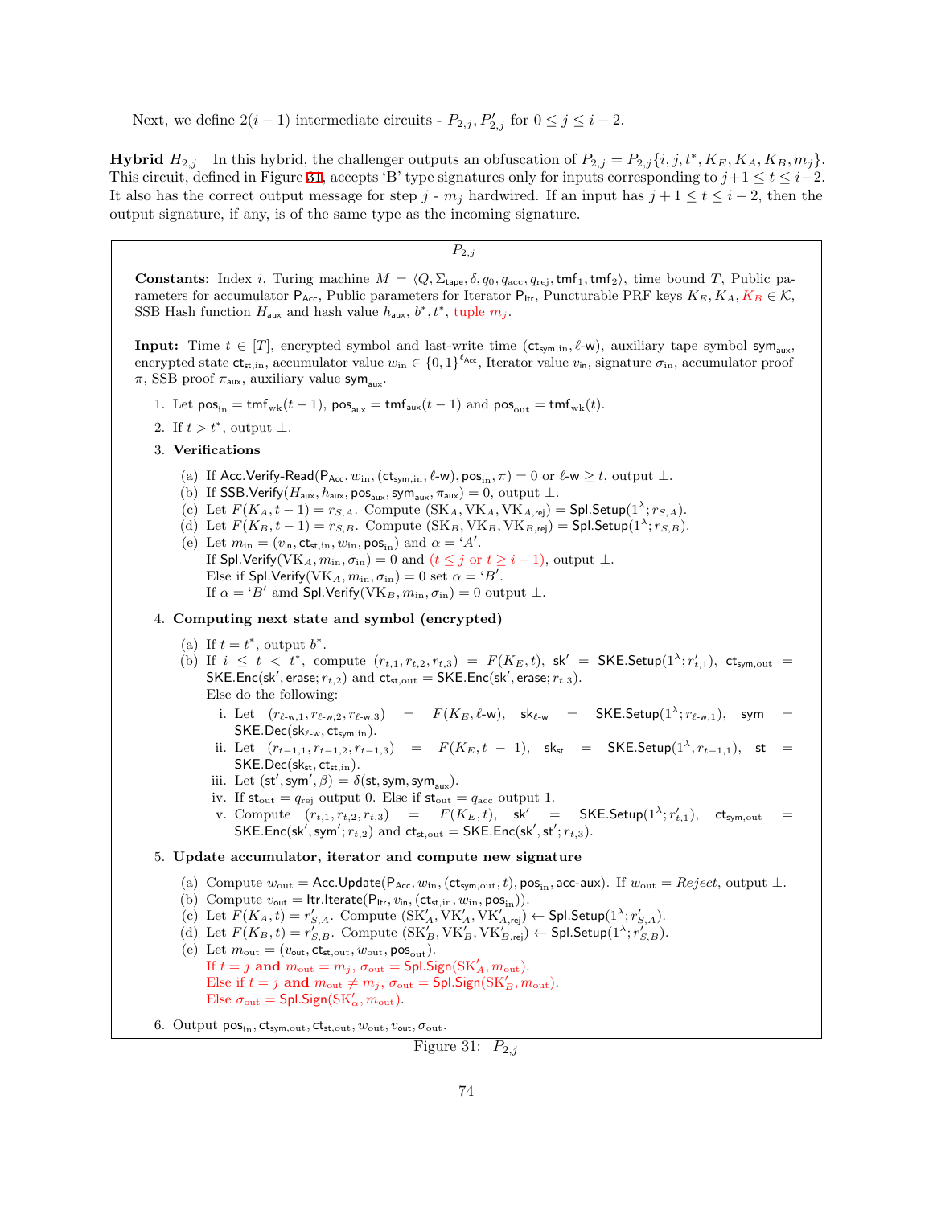Next, we define $2(i-1)$ intermediate circuits - $P_{2,j}, P'_{2,j}$ for $0 \le j \le i-2$.

**Hybrid** $H_{2,j}$ In this hybrid, the challenger outputs an obfuscation of $P_{2,j} = P_{2,j}\{i, j, t^*, K_E, K_A, K_B, m_j\}$. This circuit, defined in Figure 31, accepts 'B' type signatures only for inputs corresponding to $j+1 \le t \le i-2$. It also has the correct output message for step $j$ - $m_j$ hardwired. If an input has $j+1 \le t \le i-2$, then the output signature, if any, is of the same type as the incoming signature.

---

$P_{2,j}$

**Constants**: Index $i$, Turing machine $M = \langle Q, \Sigma_{\mathsf{tape}}, \delta, q_0, q_{\mathrm{acc}}, q_{\mathrm{rej}}, \mathsf{tmf}_1, \mathsf{tmf}_2 \rangle$, time bound $T$, Public parameters for accumulator $\mathsf{P}_{\mathsf{Acc}}$, Public parameters for Iterator $\mathsf{P}_{\mathsf{Itr}}$, Puncturable PRF keys $K_E, K_A, K_B \in \mathcal{K}$, SSB Hash function $H_{\mathsf{aux}}$ and hash value $h_{\mathsf{aux}}$, $b^*, t^*$, tuple $m_j$.

**Input:** Time $t \in [T]$, encrypted symbol and last-write time $(\mathsf{ct}_{\mathsf{sym,in}}, \ell\text{-}\mathsf{w})$, auxiliary tape symbol $\mathsf{sym}_{\mathsf{aux}}$, encrypted state $\mathsf{ct}_{\mathsf{st,in}}$, accumulator value $w_{\mathrm{in}} \in \{0,1\}^{\ell_{\mathsf{Acc}}}$, Iterator value $v_{\mathrm{in}}$, signature $\sigma_{\mathrm{in}}$, accumulator proof $\pi$, SSB proof $\pi_{\mathsf{aux}}$, auxiliary value $\mathsf{sym}_{\mathsf{aux}}$.

1. Let $\mathsf{pos}_{\mathrm{in}} = \mathsf{tmf}_{\mathsf{wk}}(t-1)$, $\mathsf{pos}_{\mathsf{aux}} = \mathsf{tmf}_{\mathsf{aux}}(t-1)$ and $\mathsf{pos}_{\mathrm{out}} = \mathsf{tmf}_{\mathsf{wk}}(t)$.
2. If $t > t^*$, output $\perp$.
3. **Verifications**
   (a) If $\mathsf{Acc.Verify\text{-}Read}(\mathsf{P}_{\mathsf{Acc}}, w_{\mathrm{in}}, (\mathsf{ct}_{\mathsf{sym,in}}, \ell\text{-}\mathsf{w}), \mathsf{pos}_{\mathrm{in}}, \pi) = 0$ or $\ell\text{-}\mathsf{w} \ge t$, output $\perp$.
   (b) If $\mathsf{SSB.Verify}(H_{\mathsf{aux}}, h_{\mathsf{aux}}, \mathsf{pos}_{\mathsf{aux}}, \mathsf{sym}_{\mathsf{aux}}, \pi_{\mathsf{aux}}) = 0$, output $\perp$.
   (c) Let $F(K_A, t-1) = r_{S,A}$. Compute $(\mathrm{SK}_A, \mathrm{VK}_A, \mathrm{VK}_{A,\mathsf{rej}}) = \mathsf{Spl.Setup}(1^\lambda; r_{S,A})$.
   (d) Let $F(K_B, t-1) = r_{S,B}$. Compute $(\mathrm{SK}_B, \mathrm{VK}_B, \mathrm{VK}_{B,\mathsf{rej}}) = \mathsf{Spl.Setup}(1^\lambda; r_{S,B})$.
   (e) Let $m_{\mathrm{in}} = (v_{\mathrm{in}}, \mathsf{ct}_{\mathsf{st,in}}, w_{\mathrm{in}}, \mathsf{pos}_{\mathrm{in}})$ and $\alpha = $ '$A$'.
   If $\mathsf{Spl.Verify}(\mathrm{VK}_A, m_{\mathrm{in}}, \sigma_{\mathrm{in}}) = 0$ and ($t \le j$ or $t \ge i-1$), output $\perp$.
   Else if $\mathsf{Spl.Verify}(\mathrm{VK}_A, m_{\mathrm{in}}, \sigma_{\mathrm{in}}) = 0$ set $\alpha = $ '$B$'.
   If $\alpha = $ '$B$' amd $\mathsf{Spl.Verify}(\mathrm{VK}_B, m_{\mathrm{in}}, \sigma_{\mathrm{in}}) = 0$ output $\perp$.
4. **Computing next state and symbol (encrypted)**
   (a) If $t = t^*$, output $b^*$.
   (b) If $i \le t < t^*$, compute $(r_{t,1}, r_{t,2}, r_{t,3}) = F(K_E, t)$, $\mathsf{sk}' = \mathsf{SKE.Setup}(1^\lambda; r'_{t,1})$, $\mathsf{ct}_{\mathsf{sym,out}} = \mathsf{SKE.Enc}(\mathsf{sk}', \mathsf{erase}; r_{t,2})$ and $\mathsf{ct}_{\mathsf{st,out}} = \mathsf{SKE.Enc}(\mathsf{sk}', \mathsf{erase}; r_{t,3})$.
   Else do the following:
      i. Let $(r_{\ell\text{-}\mathsf{w},1}, r_{\ell\text{-}\mathsf{w},2}, r_{\ell\text{-}\mathsf{w},3}) = F(K_E, \ell\text{-}\mathsf{w})$, $\mathsf{sk}_{\ell\text{-}\mathsf{w}} = \mathsf{SKE.Setup}(1^\lambda; r_{\ell\text{-}\mathsf{w},1})$, $\mathsf{sym} = \mathsf{SKE.Dec}(\mathsf{sk}_{\ell\text{-}\mathsf{w}}, \mathsf{ct}_{\mathsf{sym,in}})$.
      ii. Let $(r_{t-1,1}, r_{t-1,2}, r_{t-1,3}) = F(K_E, t-1)$, $\mathsf{sk}_{\mathsf{st}} = \mathsf{SKE.Setup}(1^\lambda, r_{t-1,1})$, $\mathsf{st} = \mathsf{SKE.Dec}(\mathsf{sk}_{\mathsf{st}}, \mathsf{ct}_{\mathsf{st,in}})$.
      iii. Let $(\mathsf{st}', \mathsf{sym}', \beta) = \delta(\mathsf{st}, \mathsf{sym}, \mathsf{sym}_{\mathsf{aux}})$.
      iv. If $\mathsf{st}_{\mathrm{out}} = q_{\mathrm{rej}}$ output 0. Else if $\mathsf{st}_{\mathrm{out}} = q_{\mathrm{acc}}$ output 1.
      v. Compute $(r_{t,1}, r_{t,2}, r_{t,3}) = F(K_E, t)$, $\mathsf{sk}' = \mathsf{SKE.Setup}(1^\lambda; r'_{t,1})$, $\mathsf{ct}_{\mathsf{sym,out}} = \mathsf{SKE.Enc}(\mathsf{sk}', \mathsf{sym}'; r_{t,2})$ and $\mathsf{ct}_{\mathsf{st,out}} = \mathsf{SKE.Enc}(\mathsf{sk}', \mathsf{st}'; r_{t,3})$.
5. **Update accumulator, iterator and compute new signature**
   (a) Compute $w_{\mathrm{out}} = \mathsf{Acc.Update}(\mathsf{P}_{\mathsf{Acc}}, w_{\mathrm{in}}, (\mathsf{ct}_{\mathsf{sym,out}}, t), \mathsf{pos}_{\mathrm{in}}, \mathsf{acc\text{-}aux})$. If $w_{\mathrm{out}} = Reject$, output $\perp$.
   (b) Compute $v_{\mathsf{out}} = \mathsf{Itr.Iterate}(\mathsf{P}_{\mathsf{Itr}}, v_{\mathrm{in}}, (\mathsf{ct}_{\mathsf{st,in}}, w_{\mathrm{in}}, \mathsf{pos}_{\mathrm{in}}))$.
   (c) Let $F(K_A, t) = r'_{S,A}$. Compute $(\mathrm{SK}'_A, \mathrm{VK}'_A, \mathrm{VK}'_{A,\mathsf{rej}}) \leftarrow \mathsf{Spl.Setup}(1^\lambda; r'_{S,A})$.
   (d) Let $F(K_B, t) = r'_{S,B}$. Compute $(\mathrm{SK}'_B, \mathrm{VK}'_B, \mathrm{VK}'_{B,\mathsf{rej}}) \leftarrow \mathsf{Spl.Setup}(1^\lambda; r'_{S,B})$.
   (e) Let $m_{\mathrm{out}} = (v_{\mathrm{out}}, \mathsf{ct}_{\mathsf{st,out}}, w_{\mathrm{out}}, \mathsf{pos}_{\mathrm{out}})$.
   If $t = j$ **and** $m_{\mathrm{out}} = m_j$, $\sigma_{\mathrm{out}} = \mathsf{Spl.Sign}(\mathrm{SK}'_A, m_{\mathrm{out}})$.
   Else if $t = j$ **and** $m_{\mathrm{out}} \ne m_j$, $\sigma_{\mathrm{out}} = \mathsf{Spl.Sign}(\mathrm{SK}'_B, m_{\mathrm{out}})$.
   Else $\sigma_{\mathrm{out}} = \mathsf{Spl.Sign}(\mathrm{SK}'_\alpha, m_{\mathrm{out}})$.
6. Output $\mathsf{pos}_{\mathrm{in}}, \mathsf{ct}_{\mathsf{sym,out}}, \mathsf{ct}_{\mathsf{st,out}}, w_{\mathrm{out}}, v_{\mathrm{out}}, \sigma_{\mathrm{out}}$.

---

Figure 31: $P_{2,j}$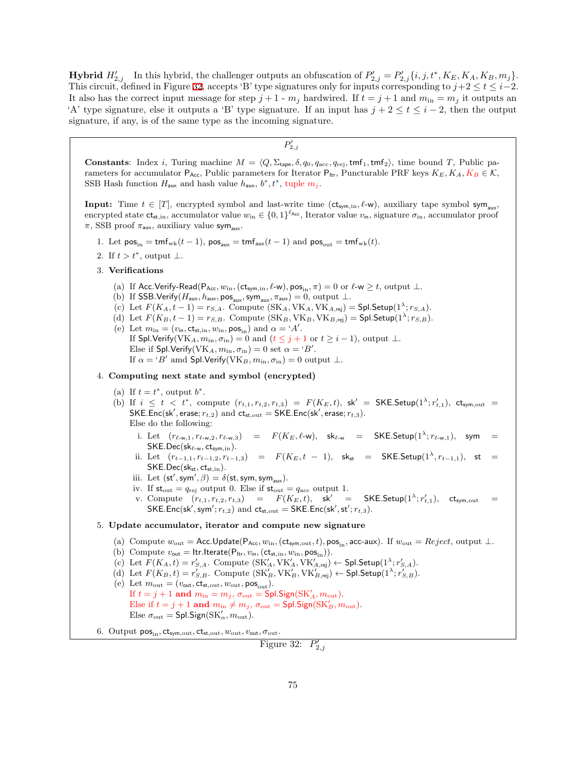**Hybrid $H'_{2,j}$** In this hybrid, the challenger outputs an obfuscation of $P'_{2,j} = P'_{2,j}\{i, j, t^*, K_E, K_A, K_B, m_j\}$. This circuit, defined in Figure 32, accepts 'B' type signatures only for inputs corresponding to $j+2 \leq t \leq i-2$. It also has the correct input message for step $j+1$ - $m_j$ hardwired. If $t = j+1$ and $m_{\text{in}} = m_j$ it outputs an 'A' type signature, else it outputs a 'B' type signature. If an input has $j+2 \leq t \leq i-2$, then the output signature, if any, is of the same type as the incoming signature.

---

$P'_{2,j}$

**Constants**: Index $i$, Turing machine $M = \langle Q, \Sigma_{\mathsf{tape}}, \delta, q_0, q_{\text{acc}}, q_{\text{rej}}, \mathsf{tmf}_1, \mathsf{tmf}_2 \rangle$, time bound $T$, Public parameters for accumulator $\mathsf{P}_{\mathsf{Acc}}$, Public parameters for Iterator $\mathsf{P}_{\mathsf{Itr}}$, Puncturable PRF keys $K_E, K_A, K_B \in \mathcal{K}$, SSB Hash function $H_{\mathsf{aux}}$ and hash value $h_{\mathsf{aux}}$, $b^*, t^*$, tuple $m_j$.

**Input:** Time $t \in [T]$, encrypted symbol and last-write time $(\mathsf{ct}_{\mathsf{sym},\text{in}}, \ell\text{-w})$, auxiliary tape symbol $\mathsf{sym}_{\mathsf{aux}}$, encrypted state $\mathsf{ct}_{\mathsf{st},\text{in}}$, accumulator value $w_{\text{in}} \in \{0,1\}^{\ell_{\mathsf{Acc}}}$, Iterator value $v_{\text{in}}$, signature $\sigma_{\text{in}}$, accumulator proof $\pi$, SSB proof $\pi_{\mathsf{aux}}$, auxiliary value $\mathsf{sym}_{\mathsf{aux}}$.

1. Let $\mathsf{pos}_{\text{in}} = \mathsf{tmf}_{\text{wk}}(t-1)$, $\mathsf{pos}_{\mathsf{aux}} = \mathsf{tmf}_{\mathsf{aux}}(t-1)$ and $\mathsf{pos}_{\text{out}} = \mathsf{tmf}_{\text{wk}}(t)$.
2. If $t > t^*$, output $\perp$.
3. **Verifications**
   (a) If $\mathsf{Acc.Verify\text{-}Read}(\mathsf{P}_{\mathsf{Acc}}, w_{\text{in}}, (\mathsf{ct}_{\mathsf{sym},\text{in}}, \ell\text{-w}), \mathsf{pos}_{\text{in}}, \pi) = 0$ or $\ell\text{-w} \geq t$, output $\perp$.
   (b) If $\mathsf{SSB.Verify}(H_{\mathsf{aux}}, h_{\mathsf{aux}}, \mathsf{pos}_{\mathsf{aux}}, \mathsf{sym}_{\mathsf{aux}}, \pi_{\mathsf{aux}}) = 0$, output $\perp$.
   (c) Let $F(K_A, t-1) = r_{S,A}$. Compute $(\mathrm{SK}_A, \mathrm{VK}_A, \mathrm{VK}_{A,\mathsf{rej}}) = \mathsf{Spl.Setup}(1^\lambda; r_{S,A})$.
   (d) Let $F(K_B, t-1) = r_{S,B}$. Compute $(\mathrm{SK}_B, \mathrm{VK}_B, \mathrm{VK}_{B,\mathsf{rej}}) = \mathsf{Spl.Setup}(1^\lambda; r_{S,B})$.
   (e) Let $m_{\text{in}} = (v_{\text{in}}, \mathsf{ct}_{\mathsf{st},\text{in}}, w_{\text{in}}, \mathsf{pos}_{\text{in}})$ and $\alpha =$ '$A$'.
   If $\mathsf{Spl.Verify}(\mathrm{VK}_A, m_{\text{in}}, \sigma_{\text{in}}) = 0$ and ($t \leq j+1$ or $t \geq i-1$), output $\perp$.
   Else if $\mathsf{Spl.Verify}(\mathrm{VK}_A, m_{\text{in}}, \sigma_{\text{in}}) = 0$ set $\alpha =$ '$B$'.
   If $\alpha =$ '$B$' amd $\mathsf{Spl.Verify}(\mathrm{VK}_B, m_{\text{in}}, \sigma_{\text{in}}) = 0$ output $\perp$.
4. **Computing next state and symbol (encrypted)**
   (a) If $t = t^*$, output $b^*$.
   (b) If $i \leq t < t^*$, compute $(r_{t,1}, r_{t,2}, r_{t,3}) = F(K_E, t)$, $\mathsf{sk}' = \mathsf{SKE.Setup}(1^\lambda; r'_{t,1})$, $\mathsf{ct}_{\mathsf{sym},\text{out}} = \mathsf{SKE.Enc}(\mathsf{sk}', \mathsf{erase}; r_{t,2})$ and $\mathsf{ct}_{\mathsf{st},\text{out}} = \mathsf{SKE.Enc}(\mathsf{sk}', \mathsf{erase}; r_{t,3})$.
   Else do the following:
      i. Let $(r_{\ell\text{-w},1}, r_{\ell\text{-w},2}, r_{\ell\text{-w},3}) = F(K_E, \ell\text{-w})$, $\mathsf{sk}_{\ell\text{-w}} = \mathsf{SKE.Setup}(1^\lambda; r_{\ell\text{-w},1})$, $\mathsf{sym} = \mathsf{SKE.Dec}(\mathsf{sk}_{\ell\text{-w}}, \mathsf{ct}_{\mathsf{sym},\text{in}})$.
      ii. Let $(r_{t-1,1}, r_{t-1,2}, r_{t-1,3}) = F(K_E, t-1)$, $\mathsf{sk}_{\mathsf{st}} = \mathsf{SKE.Setup}(1^\lambda, r_{t-1,1})$, $\mathsf{st} = \mathsf{SKE.Dec}(\mathsf{sk}_{\mathsf{st}}, \mathsf{ct}_{\mathsf{st},\text{in}})$.
      iii. Let $(\mathsf{st}', \mathsf{sym}', \beta) = \delta(\mathsf{st}, \mathsf{sym}, \mathsf{sym}_{\mathsf{aux}})$.
      iv. If $\mathsf{st}_{\text{out}} = q_{\text{rej}}$ output 0. Else if $\mathsf{st}_{\text{out}} = q_{\text{acc}}$ output 1.
      v. Compute $(r_{t,1}, r_{t,2}, r_{t,3}) = F(K_E, t)$, $\mathsf{sk}' = \mathsf{SKE.Setup}(1^\lambda; r'_{t,1})$, $\mathsf{ct}_{\mathsf{sym},\text{out}} = \mathsf{SKE.Enc}(\mathsf{sk}', \mathsf{sym}'; r_{t,2})$ and $\mathsf{ct}_{\mathsf{st},\text{out}} = \mathsf{SKE.Enc}(\mathsf{sk}', \mathsf{st}'; r_{t,3})$.
5. **Update accumulator, iterator and compute new signature**
   (a) Compute $w_{\text{out}} = \mathsf{Acc.Update}(\mathsf{P}_{\mathsf{Acc}}, w_{\text{in}}, (\mathsf{ct}_{\mathsf{sym},\text{out}}, t), \mathsf{pos}_{\text{in}}, \mathsf{acc\text{-}aux})$. If $w_{\text{out}} = \mathit{Reject}$, output $\perp$.
   (b) Compute $v_{\mathsf{out}} = \mathsf{Itr.Iterate}(\mathsf{P}_{\mathsf{Itr}}, v_{\text{in}}, (\mathsf{ct}_{\mathsf{st},\text{in}}, w_{\text{in}}, \mathsf{pos}_{\text{in}}))$.
   (c) Let $F(K_A, t) = r'_{S,A}$. Compute $(\mathrm{SK}'_A, \mathrm{VK}'_A, \mathrm{VK}'_{A,\mathsf{rej}}) \leftarrow \mathsf{Spl.Setup}(1^\lambda; r'_{S,A})$.
   (d) Let $F(K_B, t) = r'_{S,B}$. Compute $(\mathrm{SK}'_B, \mathrm{VK}'_B, \mathrm{VK}'_{B,\mathsf{rej}}) \leftarrow \mathsf{Spl.Setup}(1^\lambda; r'_{S,B})$.
   (e) Let $m_{\text{out}} = (v_{\mathsf{out}}, \mathsf{ct}_{\mathsf{st},\text{out}}, w_{\text{out}}, \mathsf{pos}_{\text{out}})$.
   If $t = j+1$ **and** $m_{\text{in}} = m_j$, $\sigma_{\text{out}} = \mathsf{Spl.Sign}(\mathrm{SK}'_A, m_{\text{out}})$.
   Else if $t = j+1$ **and** $m_{\text{in}} \neq m_j$, $\sigma_{\text{out}} = \mathsf{Spl.Sign}(\mathrm{SK}'_B, m_{\text{out}})$.
   Else $\sigma_{\text{out}} = \mathsf{Spl.Sign}(\mathrm{SK}'_\alpha, m_{\text{out}})$.
6. Output $\mathsf{pos}_{\text{in}}, \mathsf{ct}_{\mathsf{sym},\text{out}}, \mathsf{ct}_{\mathsf{st},\text{out}}, w_{\text{out}}, v_{\text{out}}, \sigma_{\text{out}}$.

---

Figure 32: $P'_{2,j}$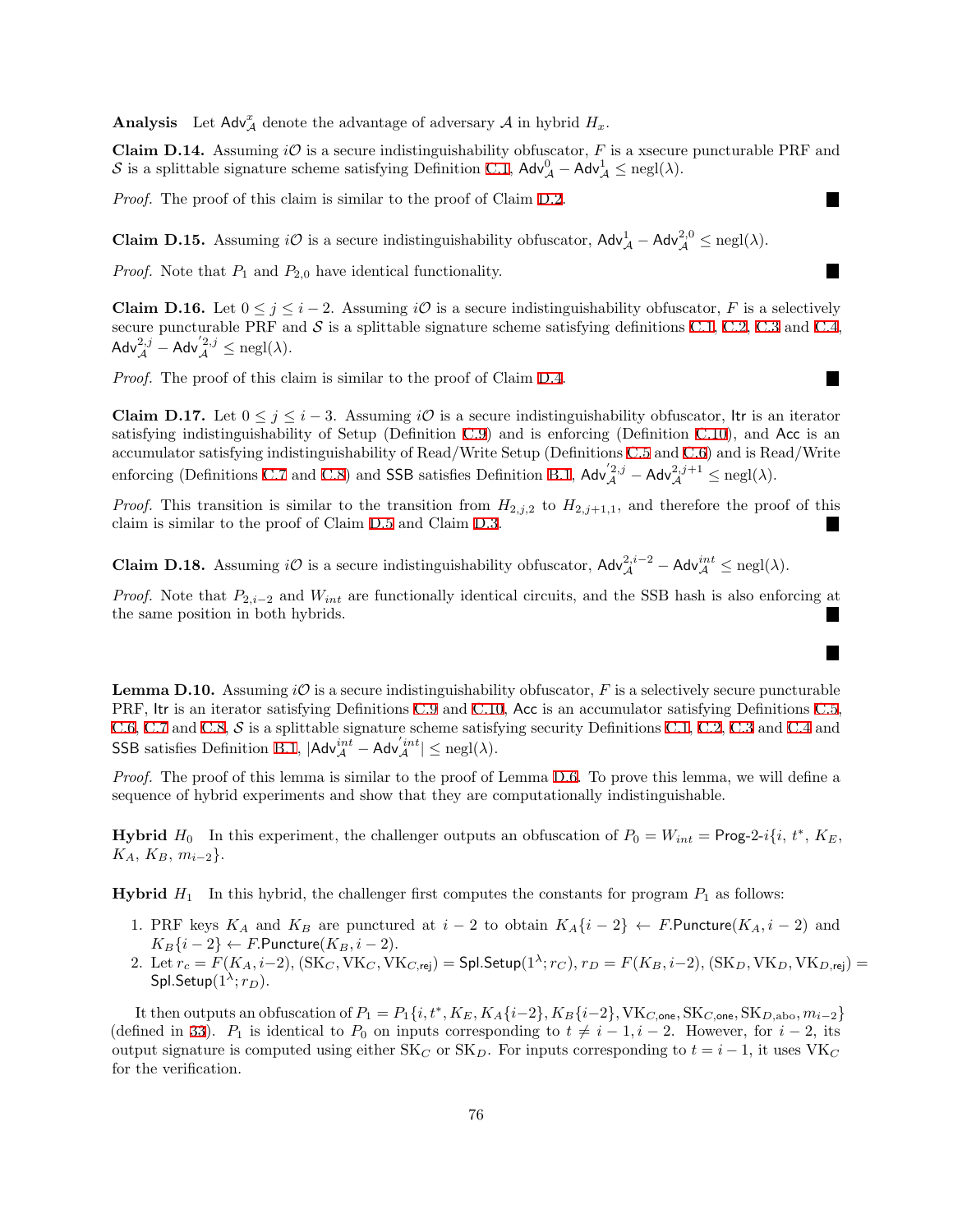**Analysis** Let $\mathsf{Adv}^x_{\mathcal{A}}$ denote the advantage of adversary $\mathcal{A}$ in hybrid $H_x$.

**Claim D.14.** Assuming $i\mathcal{O}$ is a secure indistinguishability obfuscator, $F$ is a xsecure puncturable PRF and $\mathcal{S}$ is a splittable signature scheme satisfying Definition C.1, $\mathsf{Adv}^0_{\mathcal{A}} - \mathsf{Adv}^1_{\mathcal{A}} \leq \text{negl}(\lambda)$.

*Proof.* The proof of this claim is similar to the proof of Claim D.2. ∎

**Claim D.15.** Assuming $i\mathcal{O}$ is a secure indistinguishability obfuscator, $\mathsf{Adv}^1_{\mathcal{A}} - \mathsf{Adv}^{2,0}_{\mathcal{A}} \leq \text{negl}(\lambda)$.

*Proof.* Note that $P_1$ and $P_{2,0}$ have identical functionality. ∎

**Claim D.16.** Let $0 \leq j \leq i-2$. Assuming $i\mathcal{O}$ is a secure indistinguishability obfuscator, $F$ is a selectively secure puncturable PRF and $\mathcal{S}$ is a splittable signature scheme satisfying definitions C.1, C.2, C.3 and C.4, $\mathsf{Adv}^{2,j}_{\mathcal{A}} - \mathsf{Adv}^{'2,j}_{\mathcal{A}} \leq \text{negl}(\lambda)$.

*Proof.* The proof of this claim is similar to the proof of Claim D.4. ∎

**Claim D.17.** Let $0 \leq j \leq i-3$. Assuming $i\mathcal{O}$ is a secure indistinguishability obfuscator, $\mathsf{Itr}$ is an iterator satisfying indistinguishability of Setup (Definition C.9) and is enforcing (Definition C.10), and $\mathsf{Acc}$ is an accumulator satisfying indistinguishability of Read/Write Setup (Definitions C.5 and C.6) and is Read/Write enforcing (Definitions C.7 and C.8) and $\mathsf{SSB}$ satisfies Definition B.1, $\mathsf{Adv}^{'2,j}_{\mathcal{A}} - \mathsf{Adv}^{2,j+1}_{\mathcal{A}} \leq \text{negl}(\lambda)$.

*Proof.* This transition is similar to the transition from $H_{2,j,2}$ to $H_{2,j+1,1}$, and therefore the proof of this claim is similar to the proof of Claim D.5 and Claim D.3. ∎

**Claim D.18.** Assuming $i\mathcal{O}$ is a secure indistinguishability obfuscator, $\mathsf{Adv}^{2,i-2}_{\mathcal{A}} - \mathsf{Adv}^{int}_{\mathcal{A}} \leq \text{negl}(\lambda)$.

*Proof.* Note that $P_{2,i-2}$ and $W_{int}$ are functionally identical circuits, and the SSB hash is also enforcing at the same position in both hybrids. ∎

∎

**Lemma D.10.** Assuming $i\mathcal{O}$ is a secure indistinguishability obfuscator, $F$ is a selectively secure puncturable PRF, $\mathsf{Itr}$ is an iterator satisfying Definitions C.9 and C.10, $\mathsf{Acc}$ is an accumulator satisfying Definitions C.5, C.6, C.7 and C.8, $\mathcal{S}$ is a splittable signature scheme satisfying security Definitions C.1, C.2, C.3 and C.4 and $\mathsf{SSB}$ satisfies Definition B.1, $|\mathsf{Adv}^{int}_{\mathcal{A}} - \mathsf{Adv}^{'int}_{\mathcal{A}}| \leq \text{negl}(\lambda)$.

*Proof.* The proof of this lemma is similar to the proof of Lemma D.6. To prove this lemma, we will define a sequence of hybrid experiments and show that they are computationally indistinguishable.

**Hybrid $H_0$** In this experiment, the challenger outputs an obfuscation of $P_0 = W_{int} = \mathsf{Prog\text{-}2\text{-}}i\{i, t^*, K_E, K_A, K_B, m_{i-2}\}$.

**Hybrid $H_1$** In this hybrid, the challenger first computes the constants for program $P_1$ as follows:

1. PRF keys $K_A$ and $K_B$ are punctured at $i-2$ to obtain $K_A\{i-2\} \leftarrow F.\mathsf{Puncture}(K_A, i-2)$ and $K_B\{i-2\} \leftarrow F.\mathsf{Puncture}(K_B, i-2)$.
2. Let $r_c = F(K_A, i-2)$, $(\mathrm{SK}_C, \mathrm{VK}_C, \mathrm{VK}_{C,\mathsf{rej}}) = \mathsf{Spl.Setup}(1^\lambda; r_C)$, $r_D = F(K_B, i-2)$, $(\mathrm{SK}_D, \mathrm{VK}_D, \mathrm{VK}_{D,\mathsf{rej}}) = \mathsf{Spl.Setup}(1^\lambda; r_D)$.

It then outputs an obfuscation of $P_1 = P_1\{i, t^*, K_E, K_A\{i-2\}, K_B\{i-2\}, \mathrm{VK}_{C,\mathsf{one}}, \mathrm{SK}_{C,\mathsf{one}}, \mathrm{SK}_{D,\mathrm{abo}}, m_{i-2}\}$ (defined in 33). $P_1$ is identical to $P_0$ on inputs corresponding to $t \neq i-1, i-2$. However, for $i-2$, its output signature is computed using either $\mathrm{SK}_C$ or $\mathrm{SK}_D$. For inputs corresponding to $t = i-1$, it uses $\mathrm{VK}_C$ for the verification.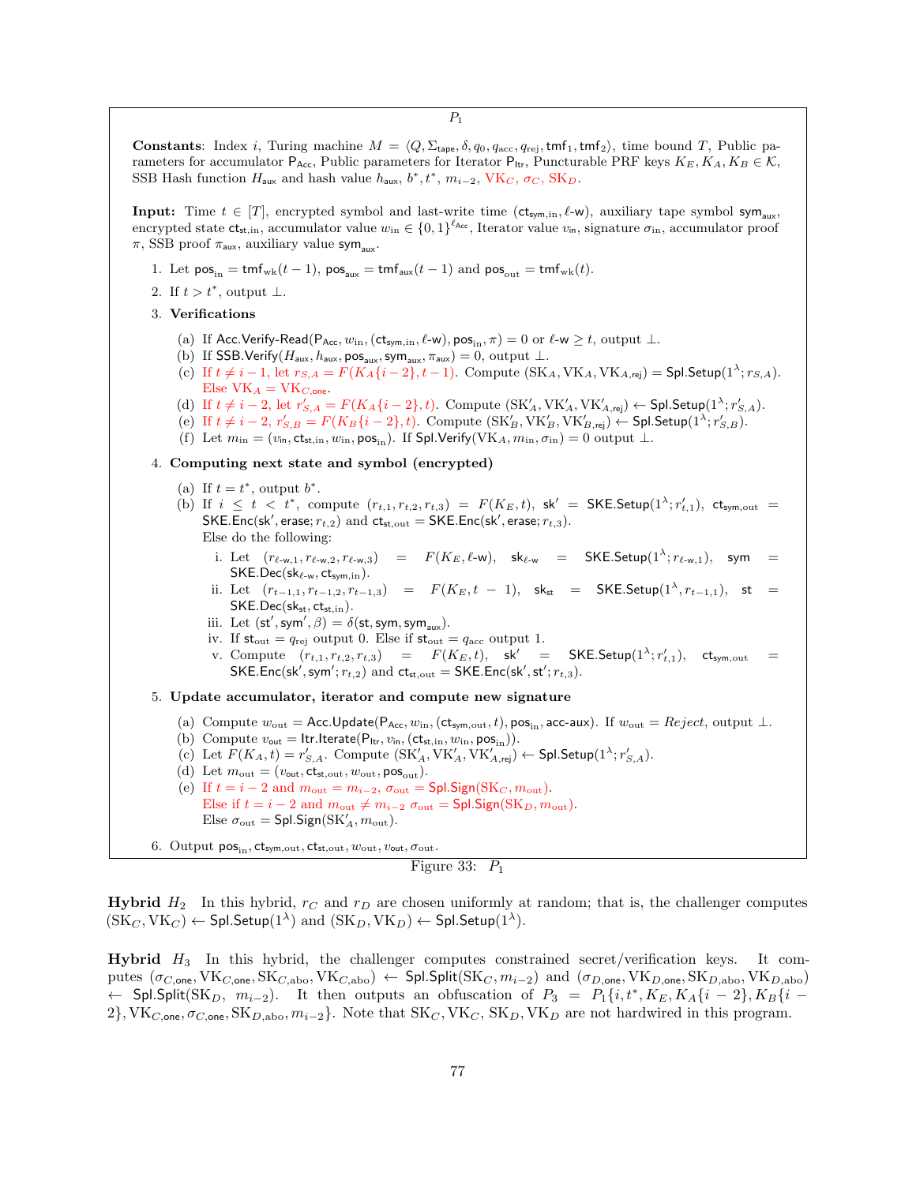$P_1$

**Constants**: Index $i$, Turing machine $M = \langle Q, \Sigma_{\mathsf{tape}}, \delta, q_0, q_{acc}, q_{rej}, \mathsf{tmf}_1, \mathsf{tmf}_2 \rangle$, time bound $T$, Public parameters for accumulator $\mathsf{P}_{\mathsf{Acc}}$, Public parameters for Iterator $\mathsf{P}_{\mathsf{Itr}}$, Puncturable PRF keys $K_E, K_A, K_B \in \mathcal{K}$, SSB Hash function $H_{\mathsf{aux}}$ and hash value $h_{\mathsf{aux}}$, $b^*, t^*$, $m_{i-2}$, $\mathrm{VK}_C$, $\sigma_C$, $\mathrm{SK}_D$.

**Input:** Time $t \in [T]$, encrypted symbol and last-write time $(\mathsf{ct}_{\mathsf{sym,in}}, \ell\text{-}\mathsf{w})$, auxiliary tape symbol $\mathsf{sym}_{\mathsf{aux}}$, encrypted state $\mathsf{ct}_{\mathsf{st,in}}$, accumulator value $w_{\mathrm{in}} \in \{0,1\}^{\ell_{\mathsf{Acc}}}$, Iterator value $v_{\mathsf{in}}$, signature $\sigma_{\mathrm{in}}$, accumulator proof $\pi$, SSB proof $\pi_{\mathsf{aux}}$, auxiliary value $\mathsf{sym}_{\mathsf{aux}}$.

1. Let $\mathsf{pos}_{\mathrm{in}} = \mathsf{tmf}_{\mathrm{wk}}(t-1)$, $\mathsf{pos}_{\mathsf{aux}} = \mathsf{tmf}_{\mathrm{aux}}(t-1)$ and $\mathsf{pos}_{\mathrm{out}} = \mathsf{tmf}_{\mathrm{wk}}(t)$.
2. If $t > t^*$, output $\perp$.
3. **Verifications**
   (a) If $\mathsf{Acc.Verify\text{-}Read}(\mathsf{P}_{\mathsf{Acc}}, w_{\mathrm{in}}, (\mathsf{ct}_{\mathsf{sym,in}}, \ell\text{-}\mathsf{w}), \mathsf{pos}_{\mathrm{in}}, \pi) = 0$ or $\ell\text{-}\mathsf{w} \geq t$, output $\perp$.
   (b) If $\mathsf{SSB.Verify}(H_{\mathsf{aux}}, h_{\mathsf{aux}}, \mathsf{pos}_{\mathsf{aux}}, \mathsf{sym}_{\mathsf{aux}}, \pi_{\mathsf{aux}}) = 0$, output $\perp$.
   (c) If $t \neq i-1$, let $r_{S,A} = F(K_A\{i-2\}, t-1)$. Compute $(\mathrm{SK}_A, \mathrm{VK}_A, \mathrm{VK}_{A,\mathsf{rej}}) = \mathsf{Spl.Setup}(1^\lambda; r_{S,A})$. Else $\mathrm{VK}_A = \mathrm{VK}_{C,\mathsf{one}}$.
   (d) If $t \neq i-2$, let $r'_{S,A} = F(K_A\{i-2\}, t)$. Compute $(\mathrm{SK}'_A, \mathrm{VK}'_A, \mathrm{VK}'_{A,\mathsf{rej}}) \leftarrow \mathsf{Spl.Setup}(1^\lambda; r'_{S,A})$.
   (e) If $t \neq i-2$, $r'_{S,B} = F(K_B\{i-2\}, t)$. Compute $(\mathrm{SK}'_B, \mathrm{VK}'_B, \mathrm{VK}'_{B,\mathsf{rej}}) \leftarrow \mathsf{Spl.Setup}(1^\lambda; r'_{S,B})$.
   (f) Let $m_{\mathrm{in}} = (v_{\mathsf{in}}, \mathsf{ct}_{\mathsf{st,in}}, w_{\mathrm{in}}, \mathsf{pos}_{\mathrm{in}})$. If $\mathsf{Spl.Verify}(\mathrm{VK}_A, m_{\mathrm{in}}, \sigma_{\mathrm{in}}) = 0$ output $\perp$.
4. **Computing next state and symbol (encrypted)**
   (a) If $t = t^*$, output $b^*$.
   (b) If $i \leq t < t^*$, compute $(r_{t,1}, r_{t,2}, r_{t,3}) = F(K_E, t)$, $\mathsf{sk}' = \mathsf{SKE.Setup}(1^\lambda; r'_{t,1})$, $\mathsf{ct}_{\mathsf{sym,out}} = \mathsf{SKE.Enc}(\mathsf{sk}', \mathsf{erase}; r_{t,2})$ and $\mathsf{ct}_{\mathsf{st,out}} = \mathsf{SKE.Enc}(\mathsf{sk}', \mathsf{erase}; r_{t,3})$.
   Else do the following:
      i. Let $(r_{\ell\text{-}\mathsf{w},1}, r_{\ell\text{-}\mathsf{w},2}, r_{\ell\text{-}\mathsf{w},3}) = F(K_E, \ell\text{-}\mathsf{w})$, $\mathsf{sk}_{\ell\text{-}\mathsf{w}} = \mathsf{SKE.Setup}(1^\lambda; r_{\ell\text{-}\mathsf{w},1})$, $\mathsf{sym} = \mathsf{SKE.Dec}(\mathsf{sk}_{\ell\text{-}\mathsf{w}}, \mathsf{ct}_{\mathsf{sym,in}})$.
      ii. Let $(r_{t-1,1}, r_{t-1,2}, r_{t-1,3}) = F(K_E, t-1)$, $\mathsf{sk}_{\mathsf{st}} = \mathsf{SKE.Setup}(1^\lambda, r_{t-1,1})$, $\mathsf{st} = \mathsf{SKE.Dec}(\mathsf{sk}_{\mathsf{st}}, \mathsf{ct}_{\mathsf{st,in}})$.
      iii. Let $(\mathsf{st}', \mathsf{sym}', \beta) = \delta(\mathsf{st}, \mathsf{sym}, \mathsf{sym}_{\mathsf{aux}})$.
      iv. If $\mathsf{st}_{\mathrm{out}} = q_{\mathrm{rej}}$ output 0. Else if $\mathsf{st}_{\mathrm{out}} = q_{\mathrm{acc}}$ output 1.
      v. Compute $(r_{t,1}, r_{t,2}, r_{t,3}) = F(K_E, t)$, $\mathsf{sk}' = \mathsf{SKE.Setup}(1^\lambda; r'_{t,1})$, $\mathsf{ct}_{\mathsf{sym,out}} = \mathsf{SKE.Enc}(\mathsf{sk}', \mathsf{sym}'; r_{t,2})$ and $\mathsf{ct}_{\mathsf{st,out}} = \mathsf{SKE.Enc}(\mathsf{sk}', \mathsf{st}'; r_{t,3})$.
5. **Update accumulator, iterator and compute new signature**
   (a) Compute $w_{\mathrm{out}} = \mathsf{Acc.Update}(\mathsf{P}_{\mathsf{Acc}}, w_{\mathrm{in}}, (\mathsf{ct}_{\mathsf{sym,out}}, t), \mathsf{pos}_{\mathrm{in}}, \mathsf{acc\text{-}aux})$. If $w_{\mathrm{out}} = \mathit{Reject}$, output $\perp$.
   (b) Compute $v_{\mathsf{out}} = \mathsf{Itr.Iterate}(\mathsf{P}_{\mathsf{Itr}}, v_{\mathsf{in}}, (\mathsf{ct}_{\mathsf{st,in}}, w_{\mathrm{in}}, \mathsf{pos}_{\mathrm{in}}))$.
   (c) Let $F(K_A, t) = r'_{S,A}$. Compute $(\mathrm{SK}'_A, \mathrm{VK}'_A, \mathrm{VK}'_{A,\mathsf{rej}}) \leftarrow \mathsf{Spl.Setup}(1^\lambda; r'_{S,A})$.
   (d) Let $m_{\mathsf{out}} = (v_{\mathsf{out}}, \mathsf{ct}_{\mathsf{st,out}}, w_{\mathrm{out}}, \mathsf{pos}_{\mathrm{out}})$.
   (e) If $t = i-2$ and $m_{\mathsf{out}} = m_{i-2}$, $\sigma_{\mathsf{out}} = \mathsf{Spl.Sign}(\mathrm{SK}_C, m_{\mathsf{out}})$.
   Else if $t = i-2$ and $m_{\mathsf{out}} \neq m_{i-2}$ $\sigma_{\mathsf{out}} = \mathsf{Spl.Sign}(\mathrm{SK}_D, m_{\mathsf{out}})$.
   Else $\sigma_{\mathsf{out}} = \mathsf{Spl.Sign}(\mathrm{SK}'_A, m_{\mathsf{out}})$.
6. Output $\mathsf{pos}_{\mathrm{in}}, \mathsf{ct}_{\mathsf{sym,out}}, \mathsf{ct}_{\mathsf{st,out}}, w_{\mathrm{out}}, v_{\mathsf{out}}, \sigma_{\mathsf{out}}$.

Figure 33: $P_1$

**Hybrid** $H_2$ In this hybrid, $r_C$ and $r_D$ are chosen uniformly at random; that is, the challenger computes $(\mathrm{SK}_C, \mathrm{VK}_C) \leftarrow \mathsf{Spl.Setup}(1^\lambda)$ and $(\mathrm{SK}_D, \mathrm{VK}_D) \leftarrow \mathsf{Spl.Setup}(1^\lambda)$.

**Hybrid** $H_3$ In this hybrid, the challenger computes constrained secret/verification keys. It computes $(\sigma_{C,\mathsf{one}}, \mathrm{VK}_{C,\mathsf{one}}, \mathrm{SK}_{C,\mathrm{abo}}, \mathrm{VK}_{C,\mathrm{abo}}) \leftarrow \mathsf{Spl.Split}(\mathrm{SK}_C, m_{i-2})$ and $(\sigma_{D,\mathsf{one}}, \mathrm{VK}_{D,\mathsf{one}}, \mathrm{SK}_{D,\mathrm{abo}}, \mathrm{VK}_{D,\mathrm{abo}}) \leftarrow \mathsf{Spl.Split}(\mathrm{SK}_D,\ m_{i-2})$. It then outputs an obfuscation of $P_3 = P_1\{i, t^*, K_E, K_A\{i-2\}, K_B\{i-2\}, \mathrm{VK}_{C,\mathsf{one}}, \sigma_{C,\mathsf{one}}, \mathrm{SK}_{D,\mathrm{abo}}, m_{i-2}\}$. Note that $\mathrm{SK}_C, \mathrm{VK}_C$, $\mathrm{SK}_D, \mathrm{VK}_D$ are not hardwired in this program.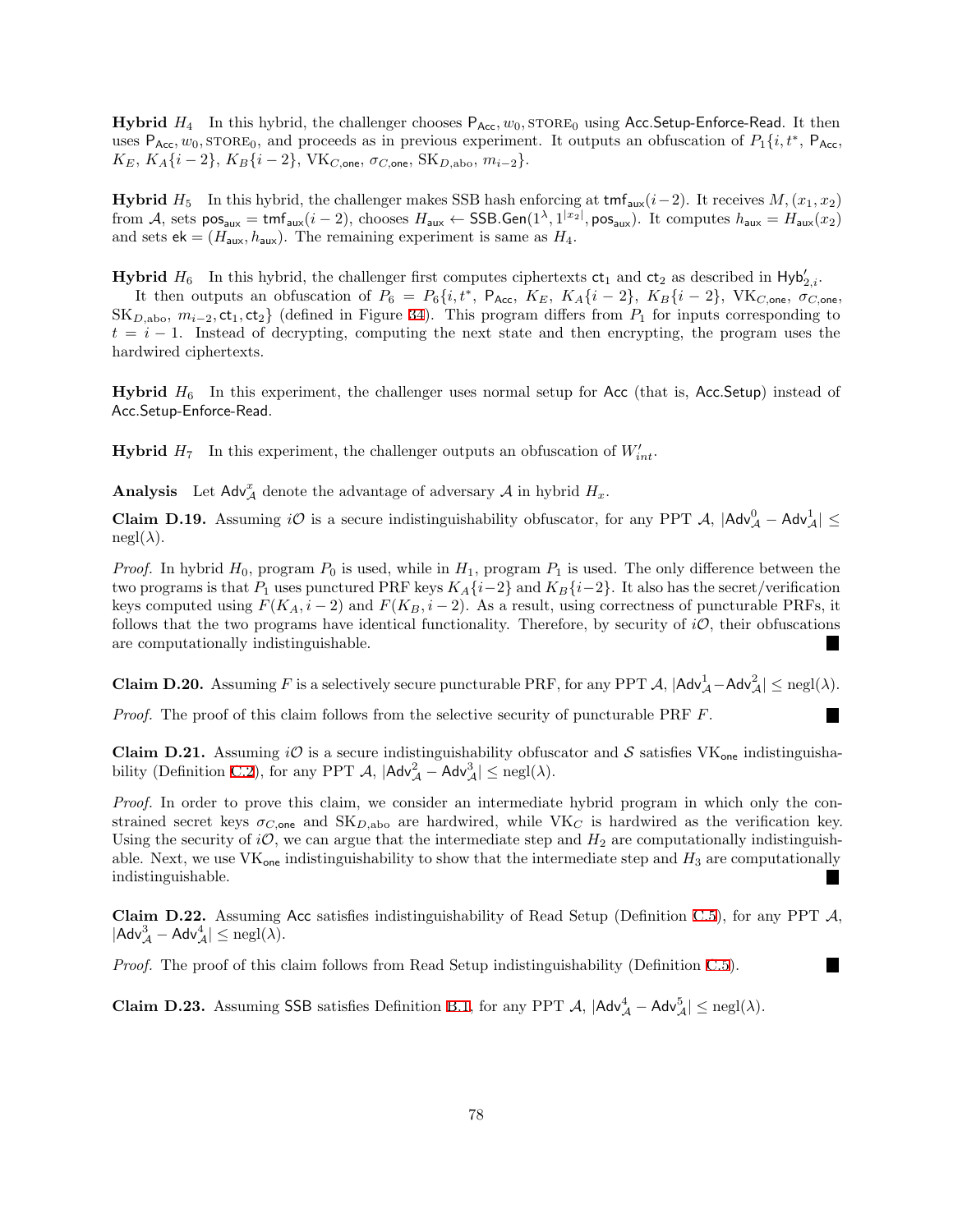**Hybrid $H_4$** In this hybrid, the challenger chooses $\mathsf{P}_{\mathsf{Acc}}, w_0, \text{STORE}_0$ using $\mathsf{Acc.Setup\text{-}Enforce\text{-}Read}$. It then uses $\mathsf{P}_{\mathsf{Acc}}, w_0, \text{STORE}_0$, and proceeds as in previous experiment. It outputs an obfuscation of $P_1\{i, t^*, \mathsf{P}_{\mathsf{Acc}}, K_E, K_A\{i-2\}, K_B\{i-2\}, \text{VK}_{C,\mathsf{one}}, \sigma_{C,\mathsf{one}}, \text{SK}_{D,\text{abo}}, m_{i-2}\}$.

**Hybrid $H_5$** In this hybrid, the challenger makes SSB hash enforcing at $\mathsf{tmf}_{\mathsf{aux}}(i-2)$. It receives $M, (x_1, x_2)$ from $\mathcal{A}$, sets $\mathsf{pos}_{\mathsf{aux}} = \mathsf{tmf}_{\mathsf{aux}}(i-2)$, chooses $H_{\mathsf{aux}} \leftarrow \mathsf{SSB.Gen}(1^\lambda, 1^{|x_2|}, \mathsf{pos}_{\mathsf{aux}})$. It computes $h_{\mathsf{aux}} = H_{\mathsf{aux}}(x_2)$ and sets $\mathsf{ek} = (H_{\mathsf{aux}}, h_{\mathsf{aux}})$. The remaining experiment is same as $H_4$.

**Hybrid $H_6$** In this hybrid, the challenger first computes ciphertexts $\mathsf{ct}_1$ and $\mathsf{ct}_2$ as described in $\mathsf{Hyb}'_{2,i}$.

It then outputs an obfuscation of $P_6 = P_6\{i, t^*, \mathsf{P}_{\mathsf{Acc}}, K_E, K_A\{i-2\}, K_B\{i-2\}, \text{VK}_{C,\mathsf{one}}, \sigma_{C,\mathsf{one}}, \text{SK}_{D,\text{abo}}, m_{i-2}, \mathsf{ct}_1, \mathsf{ct}_2\}$ (defined in Figure 34). This program differs from $P_1$ for inputs corresponding to $t = i-1$. Instead of decrypting, computing the next state and then encrypting, the program uses the hardwired ciphertexts.

**Hybrid $H_6$** In this experiment, the challenger uses normal setup for $\mathsf{Acc}$ (that is, $\mathsf{Acc.Setup}$) instead of $\mathsf{Acc.Setup\text{-}Enforce\text{-}Read}$.

**Hybrid $H_7$** In this experiment, the challenger outputs an obfuscation of $W'_{int}$.

**Analysis** Let $\mathsf{Adv}^x_{\mathcal{A}}$ denote the advantage of adversary $\mathcal{A}$ in hybrid $H_x$.

**Claim D.19.** *Assuming $i\mathcal{O}$ is a secure indistinguishability obfuscator, for any PPT $\mathcal{A}$, $|\mathsf{Adv}^0_{\mathcal{A}} - \mathsf{Adv}^1_{\mathcal{A}}| \leq \text{negl}(\lambda)$.*

*Proof.* In hybrid $H_0$, program $P_0$ is used, while in $H_1$, program $P_1$ is used. The only difference between the two programs is that $P_1$ uses punctured PRF keys $K_A\{i-2\}$ and $K_B\{i-2\}$. It also has the secret/verification keys computed using $F(K_A, i-2)$ and $F(K_B, i-2)$. As a result, using correctness of puncturable PRFs, it follows that the two programs have identical functionality. Therefore, by security of $i\mathcal{O}$, their obfuscations are computationally indistinguishable. ∎

**Claim D.20.** *Assuming $F$ is a selectively secure puncturable PRF, for any PPT $\mathcal{A}$, $|\mathsf{Adv}^1_{\mathcal{A}} - \mathsf{Adv}^2_{\mathcal{A}}| \leq \text{negl}(\lambda)$.*

*Proof.* The proof of this claim follows from the selective security of puncturable PRF $F$. ∎

**Claim D.21.** *Assuming $i\mathcal{O}$ is a secure indistinguishability obfuscator and $\mathcal{S}$ satisfies $\text{VK}_{\mathsf{one}}$ indistinguishability (Definition C.2), for any PPT $\mathcal{A}$, $|\mathsf{Adv}^2_{\mathcal{A}} - \mathsf{Adv}^3_{\mathcal{A}}| \leq \text{negl}(\lambda)$.*

*Proof.* In order to prove this claim, we consider an intermediate hybrid program in which only the constrained secret keys $\sigma_{C,\mathsf{one}}$ and $\text{SK}_{D,\text{abo}}$ are hardwired, while $\text{VK}_C$ is hardwired as the verification key. Using the security of $i\mathcal{O}$, we can argue that the intermediate step and $H_2$ are computationally indistinguishable. Next, we use $\text{VK}_{\mathsf{one}}$ indistinguishability to show that the intermediate step and $H_3$ are computationally indistinguishable. ∎

**Claim D.22.** *Assuming $\mathsf{Acc}$ satisfies indistinguishability of Read Setup (Definition C.5), for any PPT $\mathcal{A}$, $|\mathsf{Adv}^3_{\mathcal{A}} - \mathsf{Adv}^4_{\mathcal{A}}| \leq \text{negl}(\lambda)$.*

*Proof.* The proof of this claim follows from Read Setup indistinguishability (Definition C.5). ∎

**Claim D.23.** *Assuming $\mathsf{SSB}$ satisfies Definition B.1, for any PPT $\mathcal{A}$, $|\mathsf{Adv}^4_{\mathcal{A}} - \mathsf{Adv}^5_{\mathcal{A}}| \leq \text{negl}(\lambda)$.*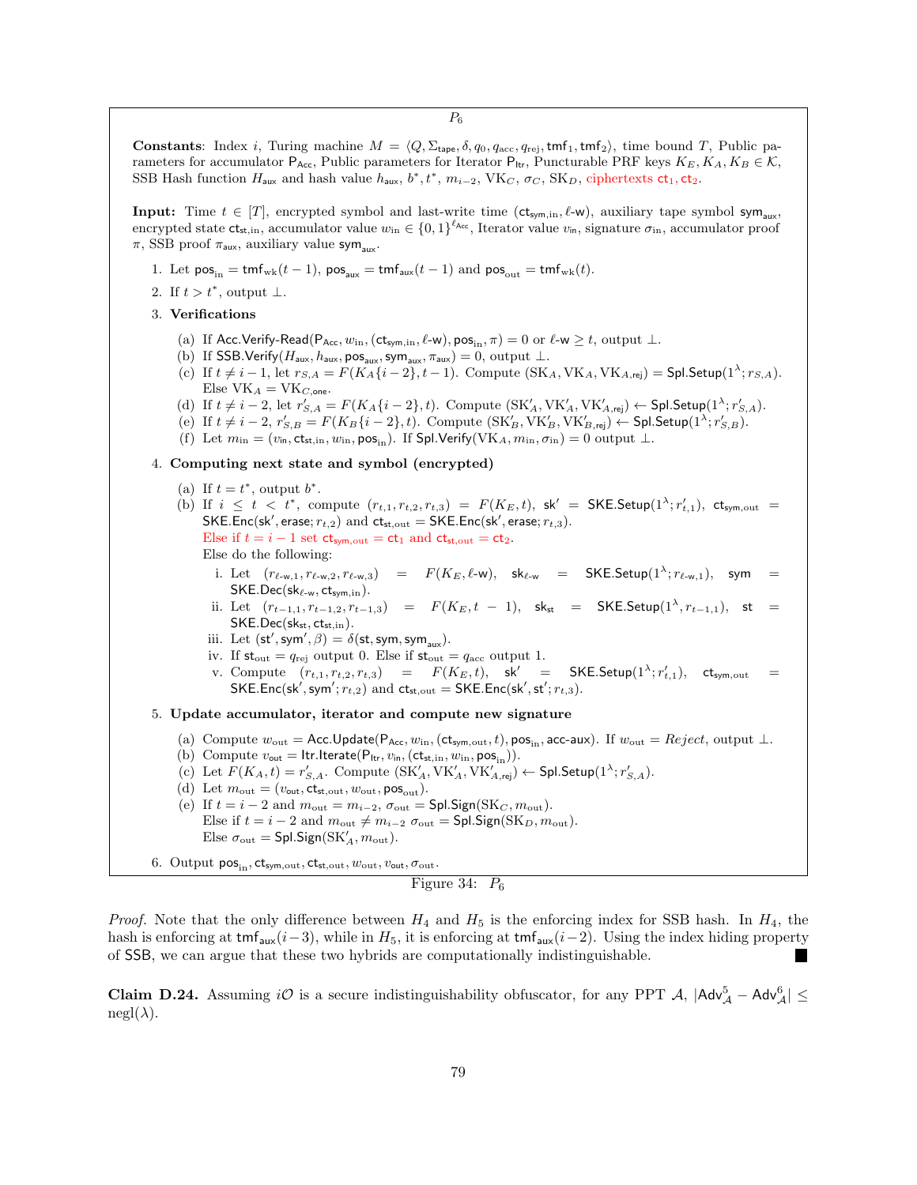**$P_6$**

**Constants**: Index $i$, Turing machine $M = \langle Q, \Sigma_{\mathsf{tape}}, \delta, q_0, q_{\mathrm{acc}}, q_{\mathrm{rej}}, \mathsf{tmf}_1, \mathsf{tmf}_2 \rangle$, time bound $T$, Public parameters for accumulator $\mathsf{P}_{\mathsf{Acc}}$, Public parameters for Iterator $\mathsf{P}_{\mathsf{Itr}}$, Puncturable PRF keys $K_E, K_A, K_B \in \mathcal{K}$, SSB Hash function $H_{\mathsf{aux}}$ and hash value $h_{\mathsf{aux}}$, $b^*, t^*$, $m_{i-2}$, $\mathrm{VK}_C$, $\sigma_C$, $\mathrm{SK}_D$, ciphertexts $\mathsf{ct}_1, \mathsf{ct}_2$.

**Input:** Time $t \in [T]$, encrypted symbol and last-write time $(\mathsf{ct}_{\mathsf{sym},\mathrm{in}}, \ell\text{-}\mathsf{w})$, auxiliary tape symbol $\mathsf{sym}_{\mathsf{aux}}$, encrypted state $\mathsf{ct}_{\mathsf{st},\mathrm{in}}$, accumulator value $w_{\mathrm{in}} \in \{0,1\}^{\ell_{\mathsf{Acc}}}$, Iterator value $v_{\mathsf{in}}$, signature $\sigma_{\mathrm{in}}$, accumulator proof $\pi$, SSB proof $\pi_{\mathsf{aux}}$, auxiliary value $\mathsf{sym}_{\mathsf{aux}}$.

1. Let $\mathsf{pos}_{\mathrm{in}} = \mathsf{tmf}_{\mathrm{wk}}(t-1)$, $\mathsf{pos}_{\mathsf{aux}} = \mathsf{tmf}_{\mathrm{aux}}(t-1)$ and $\mathsf{pos}_{\mathrm{out}} = \mathsf{tmf}_{\mathrm{wk}}(t)$.
2. If $t > t^*$, output $\perp$.
3. **Verifications**
   (a) If $\mathsf{Acc.Verify\text{-}Read}(\mathsf{P}_{\mathsf{Acc}}, w_{\mathrm{in}}, (\mathsf{ct}_{\mathsf{sym},\mathrm{in}}, \ell\text{-}\mathsf{w}), \mathsf{pos}_{\mathrm{in}}, \pi) = 0$ or $\ell\text{-}\mathsf{w} \geq t$, output $\perp$.
   (b) If $\mathsf{SSB.Verify}(H_{\mathsf{aux}}, h_{\mathsf{aux}}, \mathsf{pos}_{\mathsf{aux}}, \mathsf{sym}_{\mathsf{aux}}, \pi_{\mathsf{aux}}) = 0$, output $\perp$.
   (c) If $t \neq i-1$, let $r_{S,A} = F(K_A\{i-2\}, t-1)$. Compute $(\mathrm{SK}_A, \mathrm{VK}_A, \mathrm{VK}_{A,\mathsf{rej}}) = \mathsf{Spl.Setup}(1^\lambda; r_{S,A})$. Else $\mathrm{VK}_A = \mathrm{VK}_{C,\mathsf{one}}$.
   (d) If $t \neq i-2$, let $r'_{S,A} = F(K_A\{i-2\}, t)$. Compute $(\mathrm{SK}'_A, \mathrm{VK}'_A, \mathrm{VK}'_{A,\mathsf{rej}}) \leftarrow \mathsf{Spl.Setup}(1^\lambda; r'_{S,A})$.
   (e) If $t \neq i-2$, $r'_{S,B} = F(K_B\{i-2\}, t)$. Compute $(\mathrm{SK}'_B, \mathrm{VK}'_B, \mathrm{VK}'_{B,\mathsf{rej}}) \leftarrow \mathsf{Spl.Setup}(1^\lambda; r'_{S,B})$.
   (f) Let $m_{\mathrm{in}} = (v_{\mathrm{in}}, \mathsf{ct}_{\mathsf{st},\mathrm{in}}, w_{\mathrm{in}}, \mathsf{pos}_{\mathrm{in}})$. If $\mathsf{Spl.Verify}(\mathrm{VK}_A, m_{\mathrm{in}}, \sigma_{\mathrm{in}}) = 0$ output $\perp$.
4. **Computing next state and symbol (encrypted)**
   (a) If $t = t^*$, output $b^*$.
   (b) If $i \leq t < t^*$, compute $(r_{t,1}, r_{t,2}, r_{t,3}) = F(K_E, t)$, $\mathsf{sk}' = \mathsf{SKE.Setup}(1^\lambda; r'_{t,1})$, $\mathsf{ct}_{\mathsf{sym},\mathrm{out}} = \mathsf{SKE.Enc}(\mathsf{sk}', \mathsf{erase}; r_{t,2})$ and $\mathsf{ct}_{\mathsf{st},\mathrm{out}} = \mathsf{SKE.Enc}(\mathsf{sk}', \mathsf{erase}; r_{t,3})$.
   Else if $t = i-1$ set $\mathsf{ct}_{\mathsf{sym},\mathrm{out}} = \mathsf{ct}_1$ and $\mathsf{ct}_{\mathsf{st},\mathrm{out}} = \mathsf{ct}_2$.
   Else do the following:
      i. Let $(r_{\ell\text{-}\mathsf{w},1}, r_{\ell\text{-}\mathsf{w},2}, r_{\ell\text{-}\mathsf{w},3}) = F(K_E, \ell\text{-}\mathsf{w})$, $\mathsf{sk}_{\ell\text{-}\mathsf{w}} = \mathsf{SKE.Setup}(1^\lambda; r_{\ell\text{-}\mathsf{w},1})$, $\mathsf{sym} = \mathsf{SKE.Dec}(\mathsf{sk}_{\ell\text{-}\mathsf{w}}, \mathsf{ct}_{\mathsf{sym},\mathrm{in}})$.
      ii. Let $(r_{t-1,1}, r_{t-1,2}, r_{t-1,3}) = F(K_E, t-1)$, $\mathsf{sk}_{\mathsf{st}} = \mathsf{SKE.Setup}(1^\lambda, r_{t-1,1})$, $\mathsf{st} = \mathsf{SKE.Dec}(\mathsf{sk}_{\mathsf{st}}, \mathsf{ct}_{\mathsf{st},\mathrm{in}})$.
      iii. Let $(\mathsf{st}', \mathsf{sym}', \beta) = \delta(\mathsf{st}, \mathsf{sym}, \mathsf{sym}_{\mathsf{aux}})$.
      iv. If $\mathsf{st}_{\mathrm{out}} = q_{\mathrm{rej}}$ output 0. Else if $\mathsf{st}_{\mathrm{out}} = q_{\mathrm{acc}}$ output 1.
      v. Compute $(r_{t,1}, r_{t,2}, r_{t,3}) = F(K_E, t)$, $\mathsf{sk}' = \mathsf{SKE.Setup}(1^\lambda; r'_{t,1})$, $\mathsf{ct}_{\mathsf{sym},\mathrm{out}} = \mathsf{SKE.Enc}(\mathsf{sk}', \mathsf{sym}'; r_{t,2})$ and $\mathsf{ct}_{\mathsf{st},\mathrm{out}} = \mathsf{SKE.Enc}(\mathsf{sk}', \mathsf{st}'; r_{t,3})$.
5. **Update accumulator, iterator and compute new signature**
   (a) Compute $w_{\mathrm{out}} = \mathsf{Acc.Update}(\mathsf{P}_{\mathsf{Acc}}, w_{\mathrm{in}}, (\mathsf{ct}_{\mathsf{sym},\mathrm{out}}, t), \mathsf{pos}_{\mathrm{in}}, \mathsf{acc\text{-}aux})$. If $w_{\mathrm{out}} = \mathit{Reject}$, output $\perp$.
   (b) Compute $v_{\mathsf{out}} = \mathsf{Itr.Iterate}(\mathsf{P}_{\mathsf{Itr}}, v_{\mathsf{in}}, (\mathsf{ct}_{\mathsf{st},\mathrm{in}}, w_{\mathrm{in}}, \mathsf{pos}_{\mathrm{in}}))$.
   (c) Let $F(K_A, t) = r'_{S,A}$. Compute $(\mathrm{SK}'_A, \mathrm{VK}'_A, \mathrm{VK}'_{A,\mathsf{rej}}) \leftarrow \mathsf{Spl.Setup}(1^\lambda; r'_{S,A})$.
   (d) Let $m_{\mathrm{out}} = (v_{\mathsf{out}}, \mathsf{ct}_{\mathsf{st},\mathrm{out}}, w_{\mathrm{out}}, \mathsf{pos}_{\mathrm{out}})$.
   (e) If $t = i-2$ and $m_{\mathrm{out}} = m_{i-2}$, $\sigma_{\mathrm{out}} = \mathsf{Spl.Sign}(\mathrm{SK}_C, m_{\mathrm{out}})$.
   Else if $t = i-2$ and $m_{\mathrm{out}} \neq m_{i-2}$ $\sigma_{\mathrm{out}} = \mathsf{Spl.Sign}(\mathrm{SK}_D, m_{\mathrm{out}})$.
   Else $\sigma_{\mathrm{out}} = \mathsf{Spl.Sign}(\mathrm{SK}'_A, m_{\mathrm{out}})$.
6. Output $\mathsf{pos}_{\mathrm{in}}, \mathsf{ct}_{\mathsf{sym},\mathrm{out}}, \mathsf{ct}_{\mathsf{st},\mathrm{out}}, w_{\mathrm{out}}, v_{\mathsf{out}}, \sigma_{\mathrm{out}}$.

Figure 34: $P_6$

*Proof.* Note that the only difference between $H_4$ and $H_5$ is the enforcing index for SSB hash. In $H_4$, the hash is enforcing at $\mathsf{tmf}_{\mathsf{aux}}(i-3)$, while in $H_5$, it is enforcing at $\mathsf{tmf}_{\mathsf{aux}}(i-2)$. Using the index hiding property of SSB, we can argue that these two hybrids are computationally indistinguishable. ∎

**Claim D.24.** Assuming $i\mathcal{O}$ is a secure indistinguishability obfuscator, for any PPT $\mathcal{A}$, $|\mathsf{Adv}^5_{\mathcal{A}} - \mathsf{Adv}^6_{\mathcal{A}}| \leq \mathrm{negl}(\lambda)$.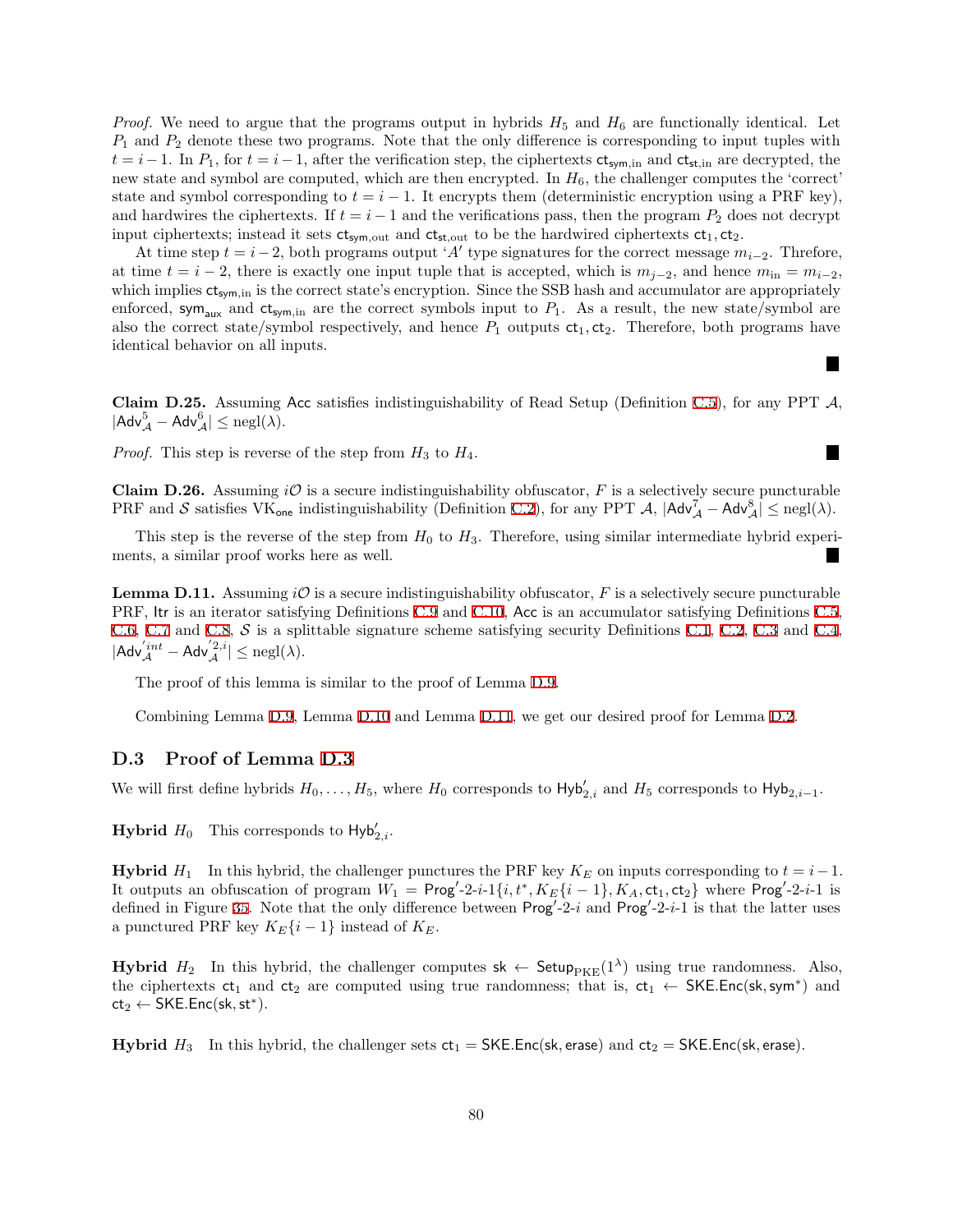*Proof.* We need to argue that the programs output in hybrids $H_5$ and $H_6$ are functionally identical. Let $P_1$ and $P_2$ denote these two programs. Note that the only difference is corresponding to input tuples with $t = i-1$. In $P_1$, for $t = i-1$, after the verification step, the ciphertexts $\mathsf{ct}_{\mathsf{sym},\text{in}}$ and $\mathsf{ct}_{\mathsf{st},\text{in}}$ are decrypted, the new state and symbol are computed, which are then encrypted. In $H_6$, the challenger computes the 'correct' state and symbol corresponding to $t = i-1$. It encrypts them (deterministic encryption using a PRF key), and hardwires the ciphertexts. If $t = i-1$ and the verifications pass, then the program $P_2$ does not decrypt input ciphertexts; instead it sets $\mathsf{ct}_{\mathsf{sym},\text{out}}$ and $\mathsf{ct}_{\mathsf{st},\text{out}}$ to be the hardwired ciphertexts $\mathsf{ct}_1, \mathsf{ct}_2$.

At time step $t = i-2$, both programs output '$A$' type signatures for the correct message $m_{i-2}$. Threfore, at time $t = i-2$, there is exactly one input tuple that is accepted, which is $m_{j-2}$, and hence $m_{\text{in}} = m_{i-2}$, which implies $\mathsf{ct}_{\mathsf{sym},\text{in}}$ is the correct state's encryption. Since the SSB hash and accumulator are appropriately enforced, $\mathsf{sym}_{\mathsf{aux}}$ and $\mathsf{ct}_{\mathsf{sym},\text{in}}$ are the correct symbols input to $P_1$. As a result, the new state/symbol are also the correct state/symbol respectively, and hence $P_1$ outputs $\mathsf{ct}_1, \mathsf{ct}_2$. Therefore, both programs have identical behavior on all inputs. ∎

**Claim D.25.** Assuming $\mathsf{Acc}$ satisfies indistinguishability of Read Setup (Definition C.5), for any PPT $\mathcal{A}$, $|\mathsf{Adv}^5_{\mathcal{A}} - \mathsf{Adv}^6_{\mathcal{A}}| \leq \text{negl}(\lambda)$.

*Proof.* This step is reverse of the step from $H_3$ to $H_4$. ∎

**Claim D.26.** Assuming $i\mathcal{O}$ is a secure indistinguishability obfuscator, $F$ is a selectively secure puncturable PRF and $\mathcal{S}$ satisfies $\text{VK}_{\mathsf{one}}$ indistinguishability (Definition C.2), for any PPT $\mathcal{A}$, $|\mathsf{Adv}^7_{\mathcal{A}} - \mathsf{Adv}^8_{\mathcal{A}}| \leq \text{negl}(\lambda)$.

This step is the reverse of the step from $H_0$ to $H_3$. Therefore, using similar intermediate hybrid experiments, a similar proof works here as well. ∎

**Lemma D.11.** Assuming $i\mathcal{O}$ is a secure indistinguishability obfuscator, $F$ is a selectively secure puncturable PRF, $\mathsf{Itr}$ is an iterator satisfying Definitions C.9 and C.10, $\mathsf{Acc}$ is an accumulator satisfying Definitions C.5, C.6, C.7 and C.8, $\mathcal{S}$ is a splittable signature scheme satisfying security Definitions C.1, C.2, C.3 and C.4, $|\mathsf{Adv}'^{int}_{\mathcal{A}} - \mathsf{Adv}'^{2,i}_{\mathcal{A}}| \leq \text{negl}(\lambda)$.

The proof of this lemma is similar to the proof of Lemma D.9.

Combining Lemma D.9, Lemma D.10 and Lemma D.11, we get our desired proof for Lemma D.2.

## D.3 Proof of Lemma D.3

We will first define hybrids $H_0, \ldots, H_5$, where $H_0$ corresponds to $\mathsf{Hyb}'_{2,i}$ and $H_5$ corresponds to $\mathsf{Hyb}_{2,i-1}$.

**Hybrid $H_0$** This corresponds to $\mathsf{Hyb}'_{2,i}$.

**Hybrid $H_1$** In this hybrid, the challenger punctures the PRF key $K_E$ on inputs corresponding to $t = i-1$. It outputs an obfuscation of program $W_1 = \mathsf{Prog}'\text{-}2\text{-}i\text{-}1\{i, t^*, K_E\{i-1\}, K_A, \mathsf{ct}_1, \mathsf{ct}_2\}$ where $\mathsf{Prog}'\text{-}2\text{-}i\text{-}1$ is defined in Figure 35. Note that the only difference between $\mathsf{Prog}'\text{-}2\text{-}i$ and $\mathsf{Prog}'\text{-}2\text{-}i\text{-}1$ is that the latter uses a punctured PRF key $K_E\{i-1\}$ instead of $K_E$.

**Hybrid $H_2$** In this hybrid, the challenger computes $\mathsf{sk} \leftarrow \mathsf{Setup}_{\text{PKE}}(1^\lambda)$ using true randomness. Also, the ciphertexts $\mathsf{ct}_1$ and $\mathsf{ct}_2$ are computed using true randomness; that is, $\mathsf{ct}_1 \leftarrow \mathsf{SKE.Enc}(\mathsf{sk}, \mathsf{sym}^*)$ and $\mathsf{ct}_2 \leftarrow \mathsf{SKE.Enc}(\mathsf{sk}, \mathsf{st}^*)$.

**Hybrid $H_3$** In this hybrid, the challenger sets $\mathsf{ct}_1 = \mathsf{SKE.Enc}(\mathsf{sk}, \mathsf{erase})$ and $\mathsf{ct}_2 = \mathsf{SKE.Enc}(\mathsf{sk}, \mathsf{erase})$.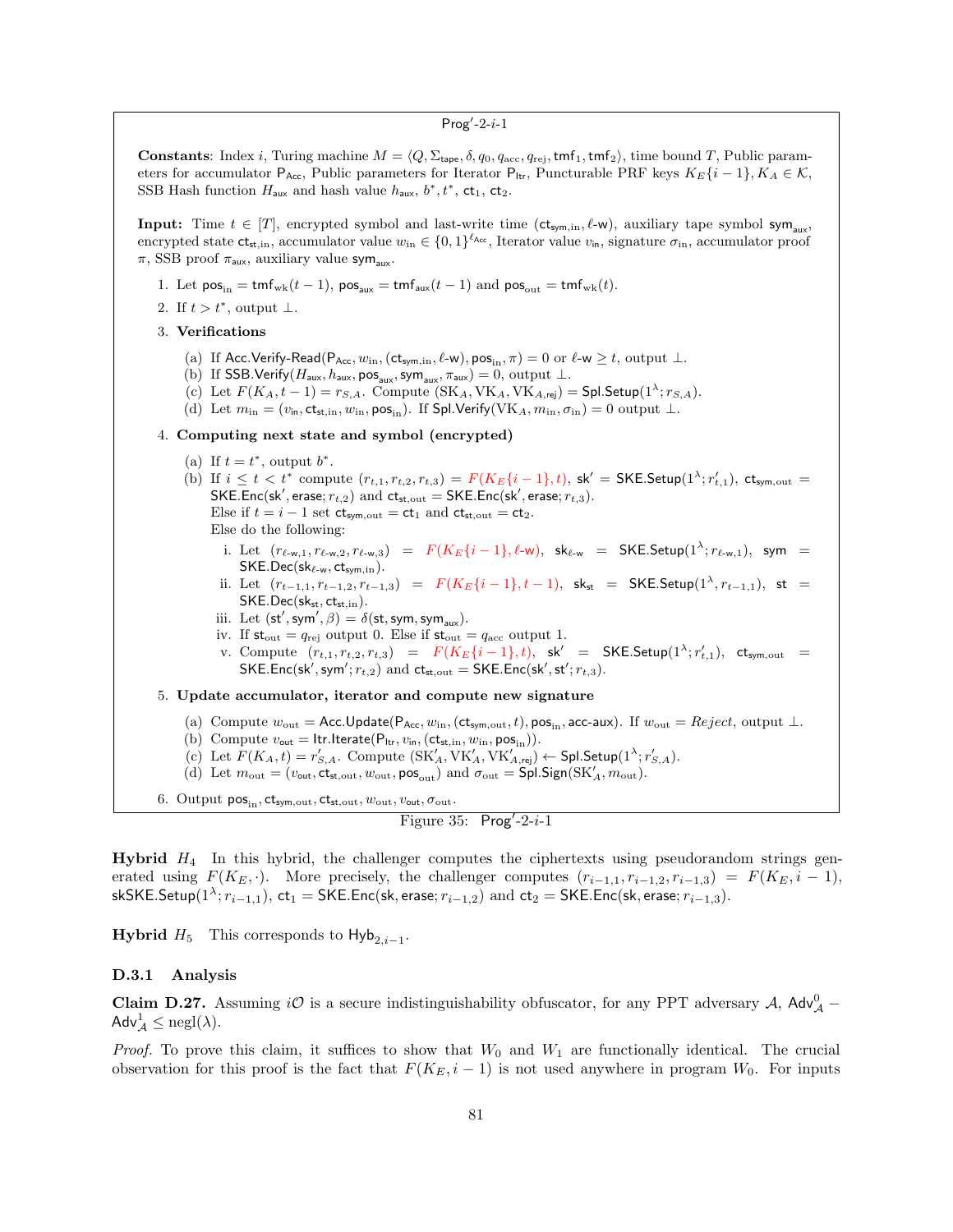**Prog′-2-$i$-1**

**Constants**: Index $i$, Turing machine $M = \langle Q, \Sigma_{\mathsf{tape}}, \delta, q_0, q_{\mathrm{acc}}, q_{\mathrm{rej}}, \mathsf{tmf}_1, \mathsf{tmf}_2 \rangle$, time bound $T$, Public parameters for accumulator $\mathsf{P}_{\mathsf{Acc}}$, Public parameters for Iterator $\mathsf{P}_{\mathsf{Itr}}$, Puncturable PRF keys $K_E\{i-1\}, K_A \in \mathcal{K}$, SSB Hash function $H_{\mathsf{aux}}$ and hash value $h_{\mathsf{aux}}$, $b^*, t^*$, $\mathsf{ct}_1$, $\mathsf{ct}_2$.

**Input:** Time $t \in [T]$, encrypted symbol and last-write time $(\mathsf{ct}_{\mathsf{sym},\mathrm{in}}, \ell\text{-}\mathsf{w})$, auxiliary tape symbol $\mathsf{sym}_{\mathsf{aux}}$, encrypted state $\mathsf{ct}_{\mathsf{st},\mathrm{in}}$, accumulator value $w_{\mathrm{in}} \in \{0,1\}^{\ell_{\mathsf{Acc}}}$, Iterator value $v_{\mathrm{in}}$, signature $\sigma_{\mathrm{in}}$, accumulator proof $\pi$, SSB proof $\pi_{\mathsf{aux}}$, auxiliary value $\mathsf{sym}_{\mathsf{aux}}$.

1. Let $\mathsf{pos}_{\mathrm{in}} = \mathsf{tmf}_{\mathrm{wk}}(t-1)$, $\mathsf{pos}_{\mathsf{aux}} = \mathsf{tmf}_{\mathsf{aux}}(t-1)$ and $\mathsf{pos}_{\mathrm{out}} = \mathsf{tmf}_{\mathrm{wk}}(t)$.
2. If $t > t^*$, output $\perp$.
3. **Verifications**
   (a) If $\mathsf{Acc.Verify\text{-}Read}(\mathsf{P}_{\mathsf{Acc}}, w_{\mathrm{in}}, (\mathsf{ct}_{\mathsf{sym},\mathrm{in}}, \ell\text{-}\mathsf{w}), \mathsf{pos}_{\mathrm{in}}, \pi) = 0$ or $\ell\text{-}\mathsf{w} \geq t$, output $\perp$.
   (b) If $\mathsf{SSB.Verify}(H_{\mathsf{aux}}, h_{\mathsf{aux}}, \mathsf{pos}_{\mathsf{aux}}, \mathsf{sym}_{\mathsf{aux}}, \pi_{\mathsf{aux}}) = 0$, output $\perp$.
   (c) Let $F(K_A, t-1) = r_{S,A}$. Compute $(\mathrm{SK}_A, \mathrm{VK}_A, \mathrm{VK}_{A,\mathsf{rej}}) = \mathsf{Spl.Setup}(1^\lambda; r_{S,A})$.
   (d) Let $m_{\mathrm{in}} = (v_{\mathrm{in}}, \mathsf{ct}_{\mathsf{st},\mathrm{in}}, w_{\mathrm{in}}, \mathsf{pos}_{\mathrm{in}})$. If $\mathsf{Spl.Verify}(\mathrm{VK}_A, m_{\mathrm{in}}, \sigma_{\mathrm{in}}) = 0$ output $\perp$.
4. **Computing next state and symbol (encrypted)**
   (a) If $t = t^*$, output $b^*$.
   (b) If $i \leq t < t^*$ compute $(r_{t,1}, r_{t,2}, r_{t,3}) = F(K_E\{i-1\}, t)$, $\mathsf{sk}' = \mathsf{SKE.Setup}(1^\lambda; r'_{t,1})$, $\mathsf{ct}_{\mathsf{sym},\mathrm{out}} = \mathsf{SKE.Enc}(\mathsf{sk}', \mathsf{erase}; r_{t,2})$ and $\mathsf{ct}_{\mathsf{st},\mathrm{out}} = \mathsf{SKE.Enc}(\mathsf{sk}', \mathsf{erase}; r_{t,3})$.
   Else if $t = i-1$ set $\mathsf{ct}_{\mathsf{sym},\mathrm{out}} = \mathsf{ct}_1$ and $\mathsf{ct}_{\mathsf{st},\mathrm{out}} = \mathsf{ct}_2$.
   Else do the following:
      i. Let $(r_{\ell\text{-}\mathsf{w},1}, r_{\ell\text{-}\mathsf{w},2}, r_{\ell\text{-}\mathsf{w},3}) = F(K_E\{i-1\}, \ell\text{-}\mathsf{w})$, $\mathsf{sk}_{\ell\text{-}\mathsf{w}} = \mathsf{SKE.Setup}(1^\lambda; r_{\ell\text{-}\mathsf{w},1})$, $\mathsf{sym} = \mathsf{SKE.Dec}(\mathsf{sk}_{\ell\text{-}\mathsf{w}}, \mathsf{ct}_{\mathsf{sym},\mathrm{in}})$.
      ii. Let $(r_{t-1,1}, r_{t-1,2}, r_{t-1,3}) = F(K_E\{i-1\}, t-1)$, $\mathsf{sk}_{\mathsf{st}} = \mathsf{SKE.Setup}(1^\lambda, r_{t-1,1})$, $\mathsf{st} = \mathsf{SKE.Dec}(\mathsf{sk}_{\mathsf{st}}, \mathsf{ct}_{\mathsf{st},\mathrm{in}})$.
      iii. Let $(\mathsf{st}', \mathsf{sym}', \beta) = \delta(\mathsf{st}, \mathsf{sym}, \mathsf{sym}_{\mathsf{aux}})$.
      iv. If $\mathsf{st}_{\mathrm{out}} = q_{\mathrm{rej}}$ output 0. Else if $\mathsf{st}_{\mathrm{out}} = q_{\mathrm{acc}}$ output 1.
      v. Compute $(r_{t,1}, r_{t,2}, r_{t,3}) = F(K_E\{i-1\}, t)$, $\mathsf{sk}' = \mathsf{SKE.Setup}(1^\lambda; r'_{t,1})$, $\mathsf{ct}_{\mathsf{sym},\mathrm{out}} = \mathsf{SKE.Enc}(\mathsf{sk}', \mathsf{sym}'; r_{t,2})$ and $\mathsf{ct}_{\mathsf{st},\mathrm{out}} = \mathsf{SKE.Enc}(\mathsf{sk}', \mathsf{st}'; r_{t,3})$.
5. **Update accumulator, iterator and compute new signature**
   (a) Compute $w_{\mathrm{out}} = \mathsf{Acc.Update}(\mathsf{P}_{\mathsf{Acc}}, w_{\mathrm{in}}, (\mathsf{ct}_{\mathsf{sym},\mathrm{out}}, t), \mathsf{pos}_{\mathrm{in}}, \mathsf{acc\text{-}aux})$. If $w_{\mathrm{out}} = \mathit{Reject}$, output $\perp$.
   (b) Compute $v_{\mathrm{out}} = \mathsf{Itr.Iterate}(\mathsf{P}_{\mathsf{Itr}}, v_{\mathrm{in}}, (\mathsf{ct}_{\mathsf{st},\mathrm{in}}, w_{\mathrm{in}}, \mathsf{pos}_{\mathrm{in}}))$.
   (c) Let $F(K_A, t) = r'_{S,A}$. Compute $(\mathrm{SK}'_A, \mathrm{VK}'_A, \mathrm{VK}'_{A,\mathsf{rej}}) \leftarrow \mathsf{Spl.Setup}(1^\lambda; r'_{S,A})$.
   (d) Let $m_{\mathrm{out}} = (v_{\mathrm{out}}, \mathsf{ct}_{\mathsf{st},\mathrm{out}}, w_{\mathrm{out}}, \mathsf{pos}_{\mathrm{out}})$ and $\sigma_{\mathrm{out}} = \mathsf{Spl.Sign}(\mathrm{SK}'_A, m_{\mathrm{out}})$.
6. Output $\mathsf{pos}_{\mathrm{in}}, \mathsf{ct}_{\mathsf{sym},\mathrm{out}}, \mathsf{ct}_{\mathsf{st},\mathrm{out}}, w_{\mathrm{out}}, v_{\mathrm{out}}, \sigma_{\mathrm{out}}$.

Figure 35: Prog′-2-$i$-1

**Hybrid $H_4$** In this hybrid, the challenger computes the ciphertexts using pseudorandom strings generated using $F(K_E, \cdot)$. More precisely, the challenger computes $(r_{i-1,1}, r_{i-1,2}, r_{i-1,3}) = F(K_E, i-1)$, $\mathsf{sk}\mathsf{SKE.Setup}(1^\lambda; r_{i-1,1})$, $\mathsf{ct}_1 = \mathsf{SKE.Enc}(\mathsf{sk}, \mathsf{erase}; r_{i-1,2})$ and $\mathsf{ct}_2 = \mathsf{SKE.Enc}(\mathsf{sk}, \mathsf{erase}; r_{i-1,3})$.

**Hybrid $H_5$** This corresponds to $\mathsf{Hyb}_{2,i-1}$.

### D.3.1 Analysis

**Claim D.27.** Assuming $i\mathcal{O}$ is a secure indistinguishability obfuscator, for any PPT adversary $\mathcal{A}$, $\mathsf{Adv}^0_{\mathcal{A}} - \mathsf{Adv}^1_{\mathcal{A}} \leq \mathrm{negl}(\lambda)$.

*Proof.* To prove this claim, it suffices to show that $W_0$ and $W_1$ are functionally identical. The crucial observation for this proof is the fact that $F(K_E, i-1)$ is not used anywhere in program $W_0$. For inputs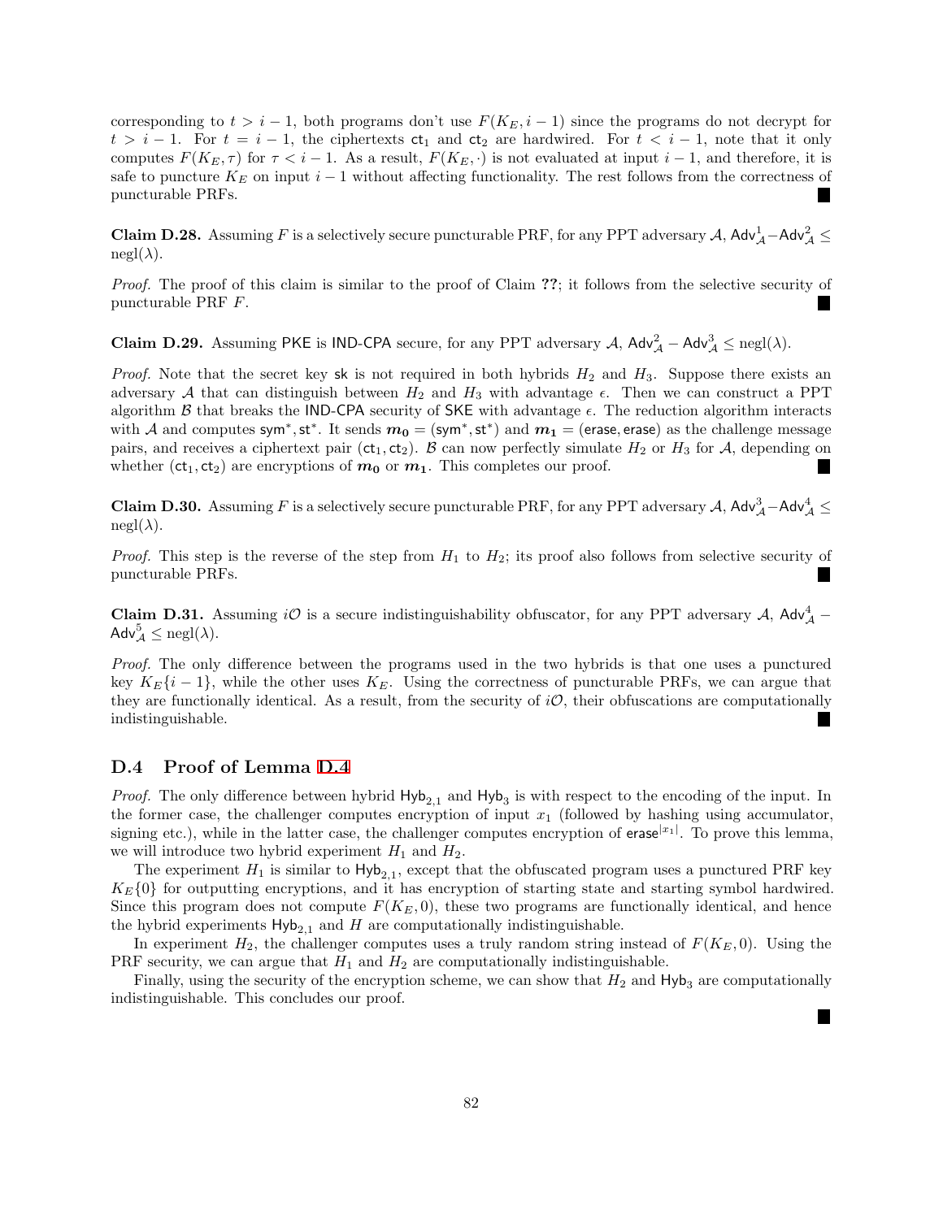corresponding to $t > i-1$, both programs don't use $F(K_E, i-1)$ since the programs do not decrypt for $t > i-1$. For $t = i-1$, the ciphertexts $\mathsf{ct}_1$ and $\mathsf{ct}_2$ are hardwired. For $t < i-1$, note that it only computes $F(K_E, \tau)$ for $\tau < i-1$. As a result, $F(K_E, \cdot)$ is not evaluated at input $i-1$, and therefore, it is safe to puncture $K_E$ on input $i-1$ without affecting functionality. The rest follows from the correctness of puncturable PRFs. ■

**Claim D.28.** Assuming $F$ is a selectively secure puncturable PRF, for any PPT adversary $\mathcal{A}$, $\mathsf{Adv}^1_{\mathcal{A}} - \mathsf{Adv}^2_{\mathcal{A}} \leq \text{negl}(\lambda)$.

*Proof.* The proof of this claim is similar to the proof of Claim **??**; it follows from the selective security of puncturable PRF $F$. ■

**Claim D.29.** Assuming $\mathsf{PKE}$ is $\mathsf{IND\text{-}CPA}$ secure, for any PPT adversary $\mathcal{A}$, $\mathsf{Adv}^2_{\mathcal{A}} - \mathsf{Adv}^3_{\mathcal{A}} \leq \text{negl}(\lambda)$.

*Proof.* Note that the secret key $\mathsf{sk}$ is not required in both hybrids $H_2$ and $H_3$. Suppose there exists an adversary $\mathcal{A}$ that can distinguish between $H_2$ and $H_3$ with advantage $\epsilon$. Then we can construct a PPT algorithm $\mathcal{B}$ that breaks the $\mathsf{IND\text{-}CPA}$ security of $\mathsf{SKE}$ with advantage $\epsilon$. The reduction algorithm interacts with $\mathcal{A}$ and computes $\mathsf{sym}^*, \mathsf{st}^*$. It sends $\boldsymbol{m_0} = (\mathsf{sym}^*, \mathsf{st}^*)$ and $\boldsymbol{m_1} = (\mathsf{erase}, \mathsf{erase})$ as the challenge message pairs, and receives a ciphertext pair $(\mathsf{ct}_1, \mathsf{ct}_2)$. $\mathcal{B}$ can now perfectly simulate $H_2$ or $H_3$ for $\mathcal{A}$, depending on whether $(\mathsf{ct}_1, \mathsf{ct}_2)$ are encryptions of $\boldsymbol{m_0}$ or $\boldsymbol{m_1}$. This completes our proof. ■

**Claim D.30.** Assuming $F$ is a selectively secure puncturable PRF, for any PPT adversary $\mathcal{A}$, $\mathsf{Adv}^3_{\mathcal{A}} - \mathsf{Adv}^4_{\mathcal{A}} \leq \text{negl}(\lambda)$.

*Proof.* This step is the reverse of the step from $H_1$ to $H_2$; its proof also follows from selective security of puncturable PRFs. ■

**Claim D.31.** Assuming $i\mathcal{O}$ is a secure indistinguishability obfuscator, for any PPT adversary $\mathcal{A}$, $\mathsf{Adv}^4_{\mathcal{A}} - \mathsf{Adv}^5_{\mathcal{A}} \leq \text{negl}(\lambda)$.

*Proof.* The only difference between the programs used in the two hybrids is that one uses a punctured key $K_E\{i-1\}$, while the other uses $K_E$. Using the correctness of puncturable PRFs, we can argue that they are functionally identical. As a result, from the security of $i\mathcal{O}$, their obfuscations are computationally indistinguishable. ■

## D.4 Proof of Lemma D.4

*Proof.* The only difference between hybrid $\mathsf{Hyb}_{2,1}$ and $\mathsf{Hyb}_3$ is with respect to the encoding of the input. In the former case, the challenger computes encryption of input $x_1$ (followed by hashing using accumulator, signing etc.), while in the latter case, the challenger computes encryption of $\mathsf{erase}^{|x_1|}$. To prove this lemma, we will introduce two hybrid experiment $H_1$ and $H_2$.

The experiment $H_1$ is similar to $\mathsf{Hyb}_{2,1}$, except that the obfuscated program uses a punctured PRF key $K_E\{0\}$ for outputting encryptions, and it has encryption of starting state and starting symbol hardwired. Since this program does not compute $F(K_E, 0)$, these two programs are functionally identical, and hence the hybrid experiments $\mathsf{Hyb}_{2,1}$ and $H$ are computationally indistinguishable.

In experiment $H_2$, the challenger computes uses a truly random string instead of $F(K_E, 0)$. Using the PRF security, we can argue that $H_1$ and $H_2$ are computationally indistinguishable.

Finally, using the security of the encryption scheme, we can show that $H_2$ and $\mathsf{Hyb}_3$ are computationally indistinguishable. This concludes our proof. ■